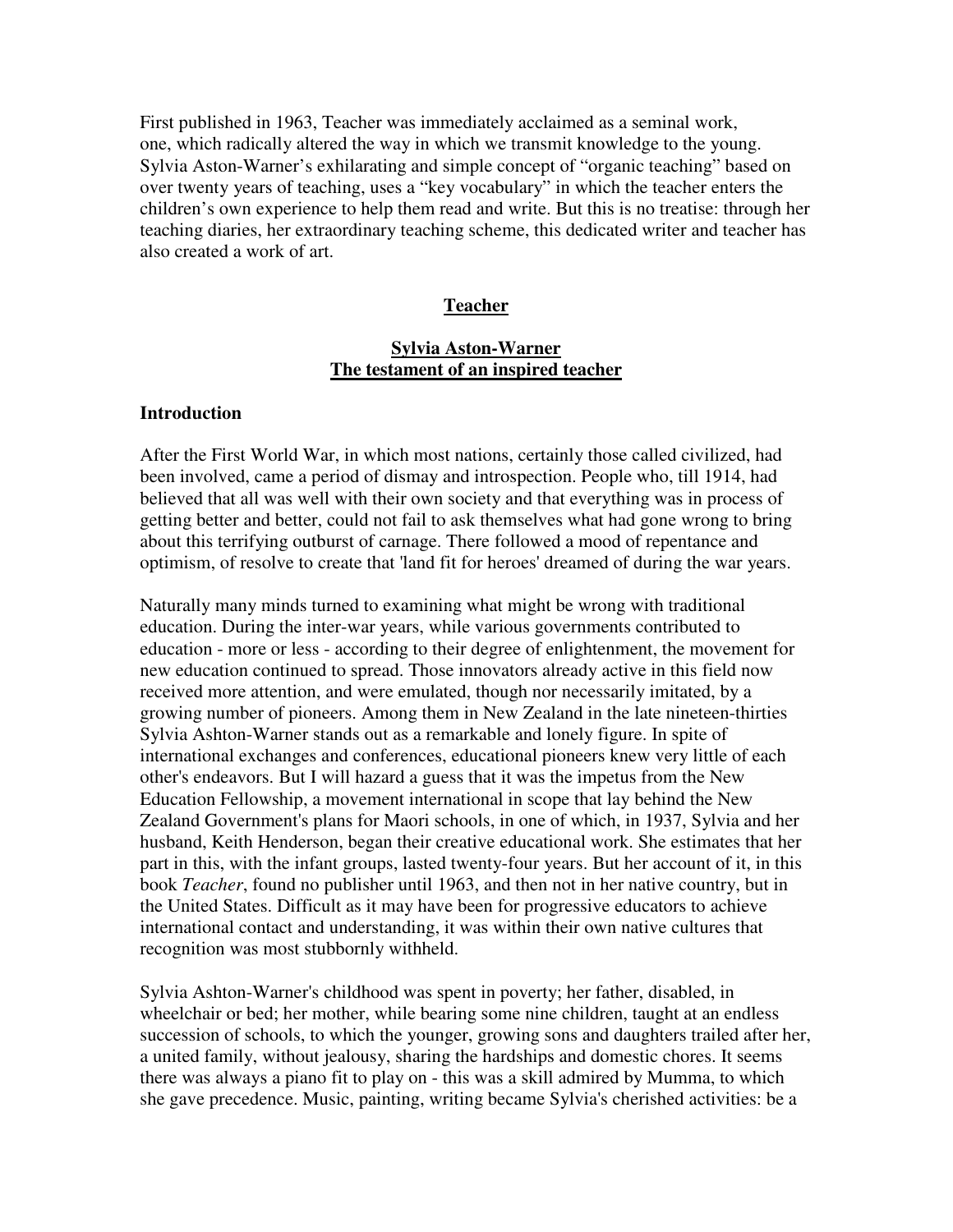First published in 1963, Teacher was immediately acclaimed as a seminal work, one, which radically altered the way in which we transmit knowledge to the young. Sylvia Aston-Warner's exhilarating and simple concept of "organic teaching" based on over twenty years of teaching, uses a "key vocabulary" in which the teacher enters the children's own experience to help them read and write. But this is no treatise: through her teaching diaries, her extraordinary teaching scheme, this dedicated writer and teacher has also created a work of art.

# Teacher

## Sylvia Aston-Warner
## The testament of an inspired teacher

### Introduction

After the First World War, in which most nations, certainly those called civilized, had been involved, came a period of dismay and introspection. People who, till 1914, had believed that all was well with their own society and that everything was in process of getting better and better, could not fail to ask themselves what had gone wrong to bring about this terrifying outburst of carnage. There followed a mood of repentance and optimism, of resolve to create that 'land fit for heroes' dreamed of during the war years.

Naturally many minds turned to examining what might be wrong with traditional education. During the inter-war years, while various governments contributed to education - more or less - according to their degree of enlightenment, the movement for new education continued to spread. Those innovators already active in this field now received more attention, and were emulated, though nor necessarily imitated, by a growing number of pioneers. Among them in New Zealand in the late nineteen-thirties Sylvia Ashton-Warner stands out as a remarkable and lonely figure. In spite of international exchanges and conferences, educational pioneers knew very little of each other's endeavors. But I will hazard a guess that it was the impetus from the New Education Fellowship, a movement international in scope that lay behind the New Zealand Government's plans for Maori schools, in one of which, in 1937, Sylvia and her husband, Keith Henderson, began their creative educational work. She estimates that her part in this, with the infant groups, lasted twenty-four years. But her account of it, in this book *Teacher*, found no publisher until 1963, and then not in her native country, but in the United States. Difficult as it may have been for progressive educators to achieve international contact and understanding, it was within their own native cultures that recognition was most stubbornly withheld.

Sylvia Ashton-Warner's childhood was spent in poverty; her father, disabled, in wheelchair or bed; her mother, while bearing some nine children, taught at an endless succession of schools, to which the younger, growing sons and daughters trailed after her, a united family, without jealousy, sharing the hardships and domestic chores. It seems there was always a piano fit to play on - this was a skill admired by Mumma, to which she gave precedence. Music, painting, writing became Sylvia's cherished activities: be a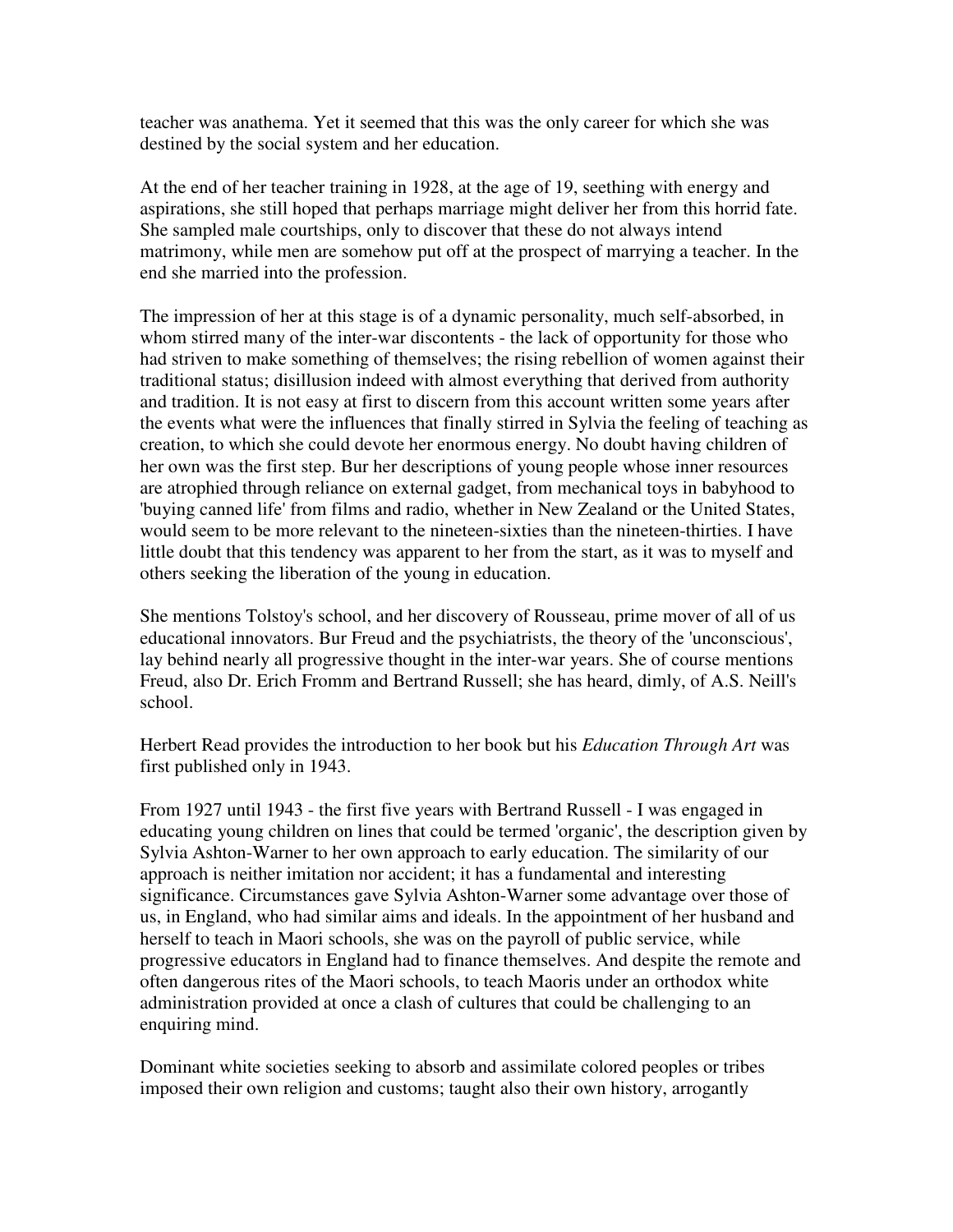teacher was anathema. Yet it seemed that this was the only career for which she was destined by the social system and her education.

At the end of her teacher training in 1928, at the age of 19, seething with energy and aspirations, she still hoped that perhaps marriage might deliver her from this horrid fate. She sampled male courtships, only to discover that these do not always intend matrimony, while men are somehow put off at the prospect of marrying a teacher. In the end she married into the profession.

The impression of her at this stage is of a dynamic personality, much self-absorbed, in whom stirred many of the inter-war discontents - the lack of opportunity for those who had striven to make something of themselves; the rising rebellion of women against their traditional status; disillusion indeed with almost everything that derived from authority and tradition. It is not easy at first to discern from this account written some years after the events what were the influences that finally stirred in Sylvia the feeling of teaching as creation, to which she could devote her enormous energy. No doubt having children of her own was the first step. Bur her descriptions of young people whose inner resources are atrophied through reliance on external gadget, from mechanical toys in babyhood to 'buying canned life' from films and radio, whether in New Zealand or the United States, would seem to be more relevant to the nineteen-sixties than the nineteen-thirties. I have little doubt that this tendency was apparent to her from the start, as it was to myself and others seeking the liberation of the young in education.

She mentions Tolstoy's school, and her discovery of Rousseau, prime mover of all of us educational innovators. Bur Freud and the psychiatrists, the theory of the 'unconscious', lay behind nearly all progressive thought in the inter-war years. She of course mentions Freud, also Dr. Erich Fromm and Bertrand Russell; she has heard, dimly, of A.S. Neill's school.

Herbert Read provides the introduction to her book but his *Education Through Art* was first published only in 1943.

From 1927 until 1943 - the first five years with Bertrand Russell - I was engaged in educating young children on lines that could be termed 'organic', the description given by Sylvia Ashton-Warner to her own approach to early education. The similarity of our approach is neither imitation nor accident; it has a fundamental and interesting significance. Circumstances gave Sylvia Ashton-Warner some advantage over those of us, in England, who had similar aims and ideals. In the appointment of her husband and herself to teach in Maori schools, she was on the payroll of public service, while progressive educators in England had to finance themselves. And despite the remote and often dangerous rites of the Maori schools, to teach Maoris under an orthodox white administration provided at once a clash of cultures that could be challenging to an enquiring mind.

Dominant white societies seeking to absorb and assimilate colored peoples or tribes imposed their own religion and customs; taught also their own history, arrogantly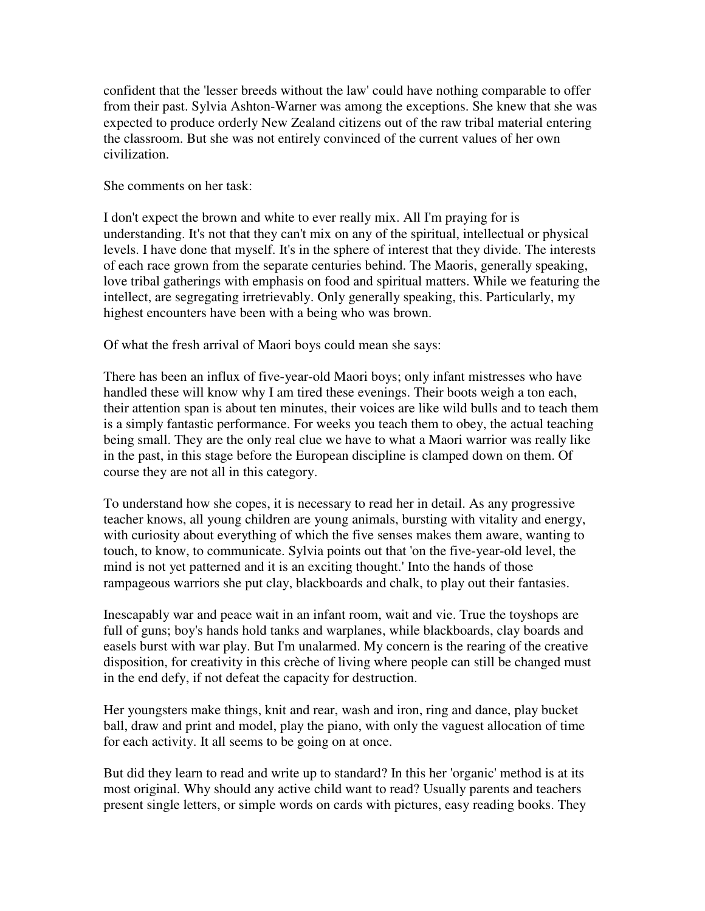confident that the 'lesser breeds without the law' could have nothing comparable to offer from their past. Sylvia Ashton-Warner was among the exceptions. She knew that she was expected to produce orderly New Zealand citizens out of the raw tribal material entering the classroom. But she was not entirely convinced of the current values of her own civilization.

She comments on her task:

I don't expect the brown and white to ever really mix. All I'm praying for is understanding. It's not that they can't mix on any of the spiritual, intellectual or physical levels. I have done that myself. It's in the sphere of interest that they divide. The interests of each race grown from the separate centuries behind. The Maoris, generally speaking, love tribal gatherings with emphasis on food and spiritual matters. While we featuring the intellect, are segregating irretrievably. Only generally speaking, this. Particularly, my highest encounters have been with a being who was brown.

Of what the fresh arrival of Maori boys could mean she says:

There has been an influx of five-year-old Maori boys; only infant mistresses who have handled these will know why I am tired these evenings. Their boots weigh a ton each, their attention span is about ten minutes, their voices are like wild bulls and to teach them is a simply fantastic performance. For weeks you teach them to obey, the actual teaching being small. They are the only real clue we have to what a Maori warrior was really like in the past, in this stage before the European discipline is clamped down on them. Of course they are not all in this category.

To understand how she copes, it is necessary to read her in detail. As any progressive teacher knows, all young children are young animals, bursting with vitality and energy, with curiosity about everything of which the five senses makes them aware, wanting to touch, to know, to communicate. Sylvia points out that 'on the five-year-old level, the mind is not yet patterned and it is an exciting thought.' Into the hands of those rampageous warriors she put clay, blackboards and chalk, to play out their fantasies.

Inescapably war and peace wait in an infant room, wait and vie. True the toyshops are full of guns; boy's hands hold tanks and warplanes, while blackboards, clay boards and easels burst with war play. But I'm unalarmed. My concern is the rearing of the creative disposition, for creativity in this crèche of living where people can still be changed must in the end defy, if not defeat the capacity for destruction.

Her youngsters make things, knit and rear, wash and iron, ring and dance, play bucket ball, draw and print and model, play the piano, with only the vaguest allocation of time for each activity. It all seems to be going on at once.

But did they learn to read and write up to standard? In this her 'organic' method is at its most original. Why should any active child want to read? Usually parents and teachers present single letters, or simple words on cards with pictures, easy reading books. They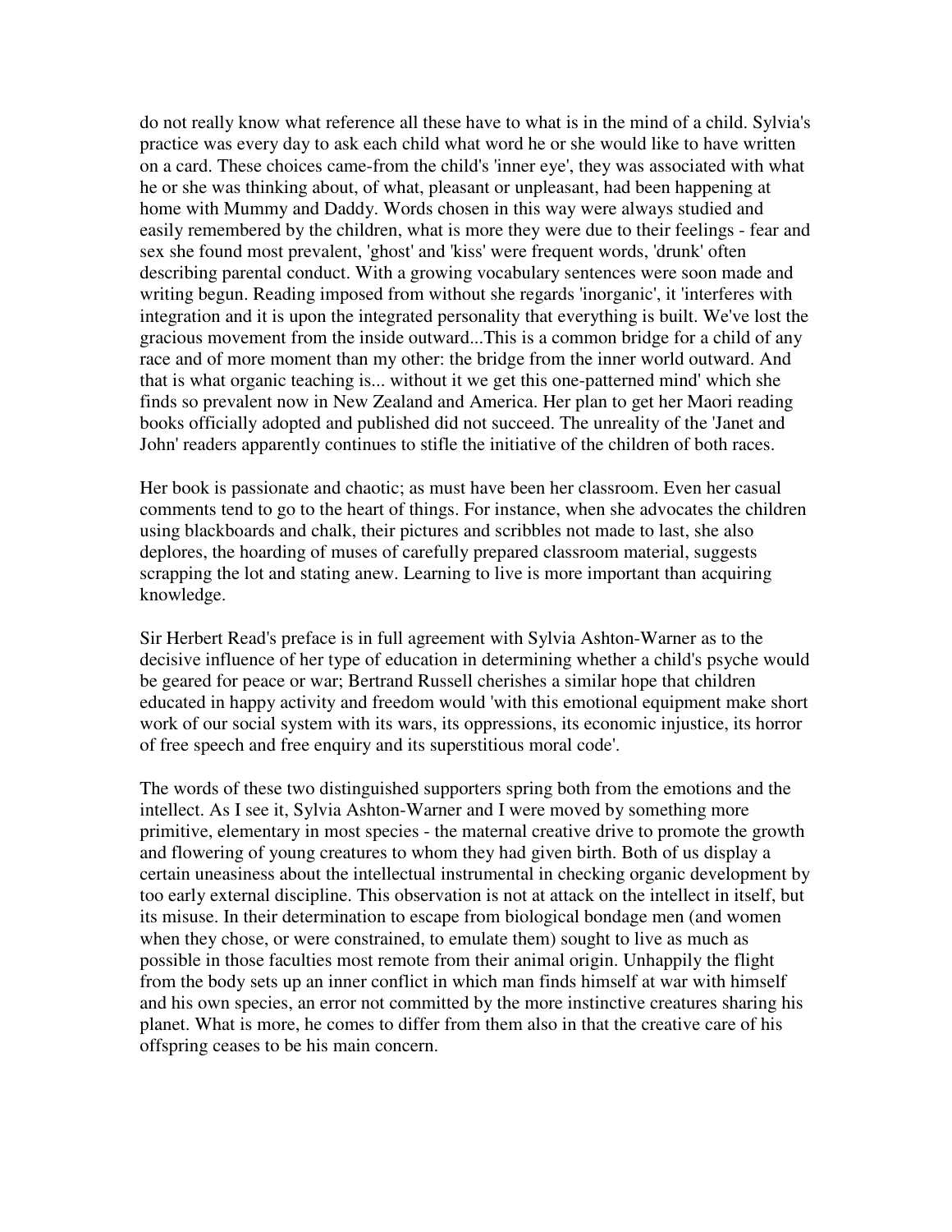do not really know what reference all these have to what is in the mind of a child. Sylvia's practice was every day to ask each child what word he or she would like to have written on a card. These choices came-from the child's 'inner eye', they was associated with what he or she was thinking about, of what, pleasant or unpleasant, had been happening at home with Mummy and Daddy. Words chosen in this way were always studied and easily remembered by the children, what is more they were due to their feelings - fear and sex she found most prevalent, 'ghost' and 'kiss' were frequent words, 'drunk' often describing parental conduct. With a growing vocabulary sentences were soon made and writing begun. Reading imposed from without she regards 'inorganic', it 'interferes with integration and it is upon the integrated personality that everything is built. We've lost the gracious movement from the inside outward...This is a common bridge for a child of any race and of more moment than my other: the bridge from the inner world outward. And that is what organic teaching is... without it we get this one-patterned mind' which she finds so prevalent now in New Zealand and America. Her plan to get her Maori reading books officially adopted and published did not succeed. The unreality of the 'Janet and John' readers apparently continues to stifle the initiative of the children of both races.

Her book is passionate and chaotic; as must have been her classroom. Even her casual comments tend to go to the heart of things. For instance, when she advocates the children using blackboards and chalk, their pictures and scribbles not made to last, she also deplores, the hoarding of muses of carefully prepared classroom material, suggests scrapping the lot and stating anew. Learning to live is more important than acquiring knowledge.

Sir Herbert Read's preface is in full agreement with Sylvia Ashton-Warner as to the decisive influence of her type of education in determining whether a child's psyche would be geared for peace or war; Bertrand Russell cherishes a similar hope that children educated in happy activity and freedom would 'with this emotional equipment make short work of our social system with its wars, its oppressions, its economic injustice, its horror of free speech and free enquiry and its superstitious moral code'.

The words of these two distinguished supporters spring both from the emotions and the intellect. As I see it, Sylvia Ashton-Warner and I were moved by something more primitive, elementary in most species - the maternal creative drive to promote the growth and flowering of young creatures to whom they had given birth. Both of us display a certain uneasiness about the intellectual instrumental in checking organic development by too early external discipline. This observation is not at attack on the intellect in itself, but its misuse. In their determination to escape from biological bondage men (and women when they chose, or were constrained, to emulate them) sought to live as much as possible in those faculties most remote from their animal origin. Unhappily the flight from the body sets up an inner conflict in which man finds himself at war with himself and his own species, an error not committed by the more instinctive creatures sharing his planet. What is more, he comes to differ from them also in that the creative care of his offspring ceases to be his main concern.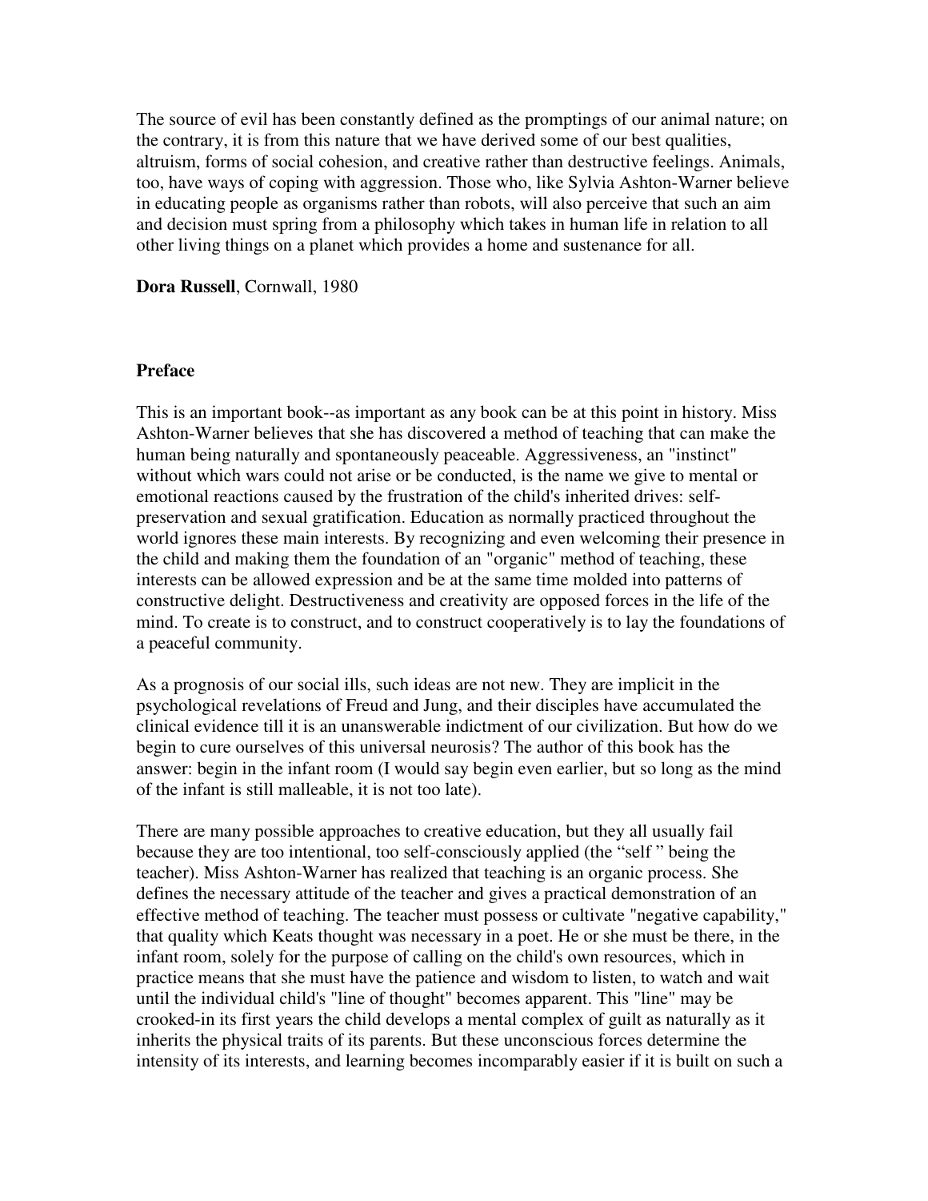The source of evil has been constantly defined as the promptings of our animal nature; on the contrary, it is from this nature that we have derived some of our best qualities, altruism, forms of social cohesion, and creative rather than destructive feelings. Animals, too, have ways of coping with aggression. Those who, like Sylvia Ashton-Warner believe in educating people as organisms rather than robots, will also perceive that such an aim and decision must spring from a philosophy which takes in human life in relation to all other living things on a planet which provides a home and sustenance for all.

**Dora Russell**, Cornwall, 1980

## Preface

This is an important book--as important as any book can be at this point in history. Miss Ashton-Warner believes that she has discovered a method of teaching that can make the human being naturally and spontaneously peaceable. Aggressiveness, an "instinct" without which wars could not arise or be conducted, is the name we give to mental or emotional reactions caused by the frustration of the child's inherited drives: self-preservation and sexual gratification. Education as normally practiced throughout the world ignores these main interests. By recognizing and even welcoming their presence in the child and making them the foundation of an "organic" method of teaching, these interests can be allowed expression and be at the same time molded into patterns of constructive delight. Destructiveness and creativity are opposed forces in the life of the mind. To create is to construct, and to construct cooperatively is to lay the foundations of a peaceful community.

As a prognosis of our social ills, such ideas are not new. They are implicit in the psychological revelations of Freud and Jung, and their disciples have accumulated the clinical evidence till it is an unanswerable indictment of our civilization. But how do we begin to cure ourselves of this universal neurosis? The author of this book has the answer: begin in the infant room (I would say begin even earlier, but so long as the mind of the infant is still malleable, it is not too late).

There are many possible approaches to creative education, but they all usually fail because they are too intentional, too self-consciously applied (the "self " being the teacher). Miss Ashton-Warner has realized that teaching is an organic process. She defines the necessary attitude of the teacher and gives a practical demonstration of an effective method of teaching. The teacher must possess or cultivate "negative capability," that quality which Keats thought was necessary in a poet. He or she must be there, in the infant room, solely for the purpose of calling on the child's own resources, which in practice means that she must have the patience and wisdom to listen, to watch and wait until the individual child's "line of thought" becomes apparent. This "line" may be crooked-in its first years the child develops a mental complex of guilt as naturally as it inherits the physical traits of its parents. But these unconscious forces determine the intensity of its interests, and learning becomes incomparably easier if it is built on such a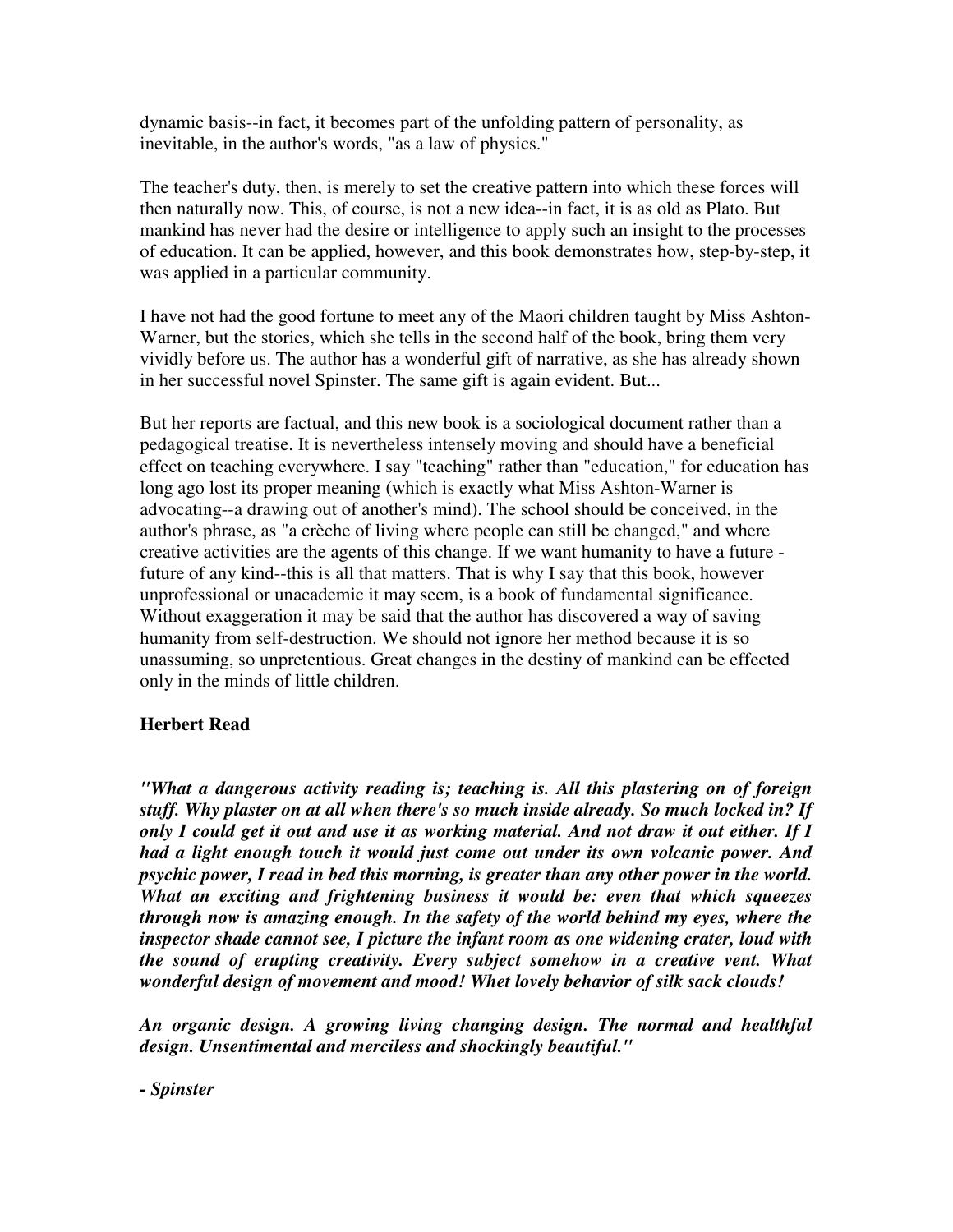dynamic basis--in fact, it becomes part of the unfolding pattern of personality, as inevitable, in the author's words, "as a law of physics."

The teacher's duty, then, is merely to set the creative pattern into which these forces will then naturally now. This, of course, is not a new idea--in fact, it is as old as Plato. But mankind has never had the desire or intelligence to apply such an insight to the processes of education. It can be applied, however, and this book demonstrates how, step-by-step, it was applied in a particular community.

I have not had the good fortune to meet any of the Maori children taught by Miss Ashton-Warner, but the stories, which she tells in the second half of the book, bring them very vividly before us. The author has a wonderful gift of narrative, as she has already shown in her successful novel Spinster. The same gift is again evident. But...

But her reports are factual, and this new book is a sociological document rather than a pedagogical treatise. It is nevertheless intensely moving and should have a beneficial effect on teaching everywhere. I say "teaching" rather than "education," for education has long ago lost its proper meaning (which is exactly what Miss Ashton-Warner is advocating--a drawing out of another's mind). The school should be conceived, in the author's phrase, as "a crèche of living where people can still be changed," and where creative activities are the agents of this change. If we want humanity to have a future - future of any kind--this is all that matters. That is why I say that this book, however unprofessional or unacademic it may seem, is a book of fundamental significance. Without exaggeration it may be said that the author has discovered a way of saving humanity from self-destruction. We should not ignore her method because it is so unassuming, so unpretentious. Great changes in the destiny of mankind can be effected only in the minds of little children.

**Herbert Read**

***"What a dangerous activity reading is; teaching is. All this plastering on of foreign stuff. Why plaster on at all when there's so much inside already. So much locked in? If only I could get it out and use it as working material. And not draw it out either. If I had a light enough touch it would just come out under its own volcanic power. And psychic power, I read in bed this morning, is greater than any other power in the world. What an exciting and frightening business it would be: even that which squeezes through now is amazing enough. In the safety of the world behind my eyes, where the inspector shade cannot see, I picture the infant room as one widening crater, loud with the sound of erupting creativity. Every subject somehow in a creative vent. What wonderful design of movement and mood! Whet lovely behavior of silk sack clouds!***

***An organic design. A growing living changing design. The normal and healthful design. Unsentimental and merciless and shockingly beautiful."***

***- Spinster***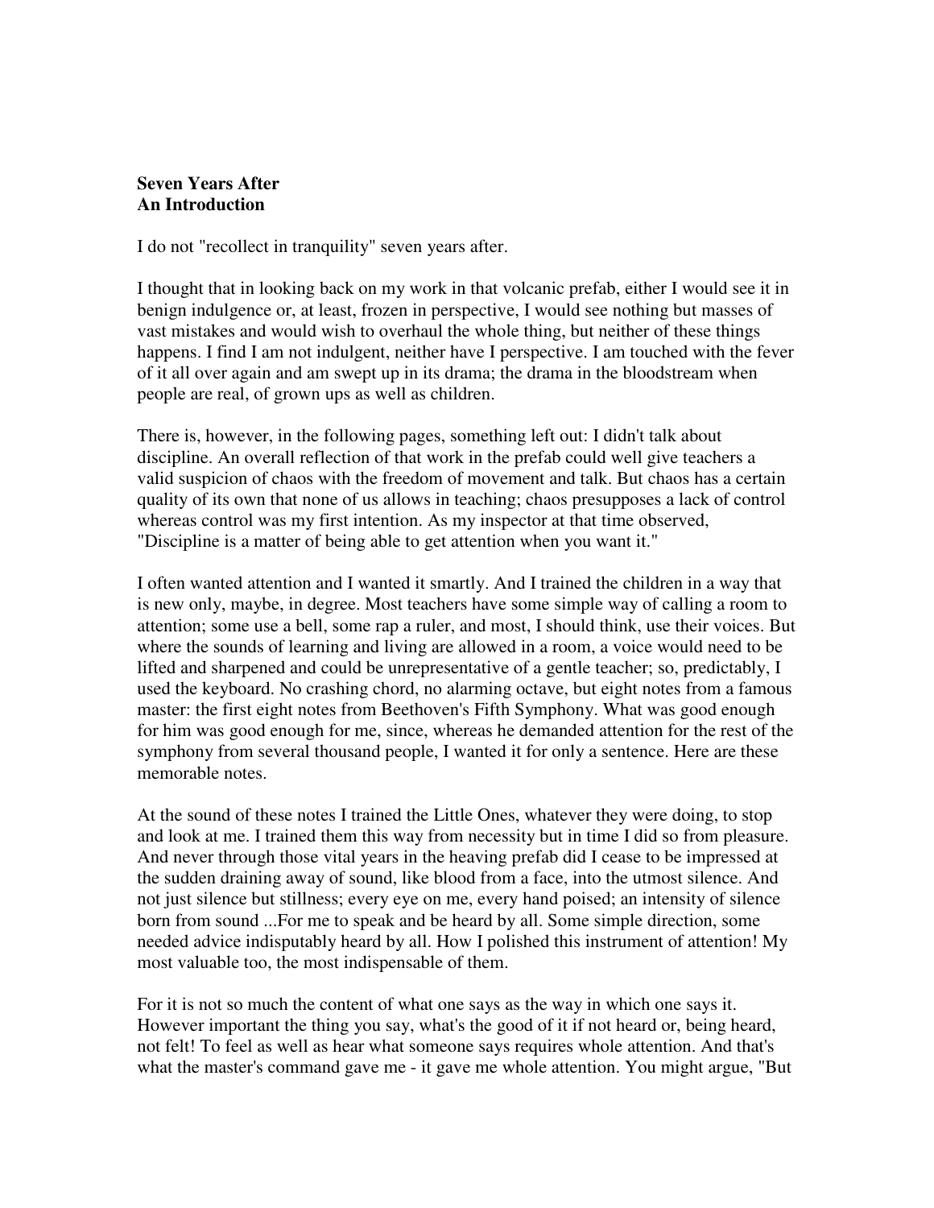# Seven Years After
## An Introduction

I do not "recollect in tranquility" seven years after.

I thought that in looking back on my work in that volcanic prefab, either I would see it in benign indulgence or, at least, frozen in perspective, I would see nothing but masses of vast mistakes and would wish to overhaul the whole thing, but neither of these things happens. I find I am not indulgent, neither have I perspective. I am touched with the fever of it all over again and am swept up in its drama; the drama in the bloodstream when people are real, of grown ups as well as children.

There is, however, in the following pages, something left out: I didn't talk about discipline. An overall reflection of that work in the prefab could well give teachers a valid suspicion of chaos with the freedom of movement and talk. But chaos has a certain quality of its own that none of us allows in teaching; chaos presupposes a lack of control whereas control was my first intention. As my inspector at that time observed, "Discipline is a matter of being able to get attention when you want it."

I often wanted attention and I wanted it smartly. And I trained the children in a way that is new only, maybe, in degree. Most teachers have some simple way of calling a room to attention; some use a bell, some rap a ruler, and most, I should think, use their voices. But where the sounds of learning and living are allowed in a room, a voice would need to be lifted and sharpened and could be unrepresentative of a gentle teacher; so, predictably, I used the keyboard. No crashing chord, no alarming octave, but eight notes from a famous master: the first eight notes from Beethoven's Fifth Symphony. What was good enough for him was good enough for me, since, whereas he demanded attention for the rest of the symphony from several thousand people, I wanted it for only a sentence. Here are these memorable notes.

At the sound of these notes I trained the Little Ones, whatever they were doing, to stop and look at me. I trained them this way from necessity but in time I did so from pleasure. And never through those vital years in the heaving prefab did I cease to be impressed at the sudden draining away of sound, like blood from a face, into the utmost silence. And not just silence but stillness; every eye on me, every hand poised; an intensity of silence born from sound ...For me to speak and be heard by all. Some simple direction, some needed advice indisputably heard by all. How I polished this instrument of attention! My most valuable too, the most indispensable of them.

For it is not so much the content of what one says as the way in which one says it. However important the thing you say, what's the good of it if not heard or, being heard, not felt! To feel as well as hear what someone says requires whole attention. And that's what the master's command gave me - it gave me whole attention. You might argue, "But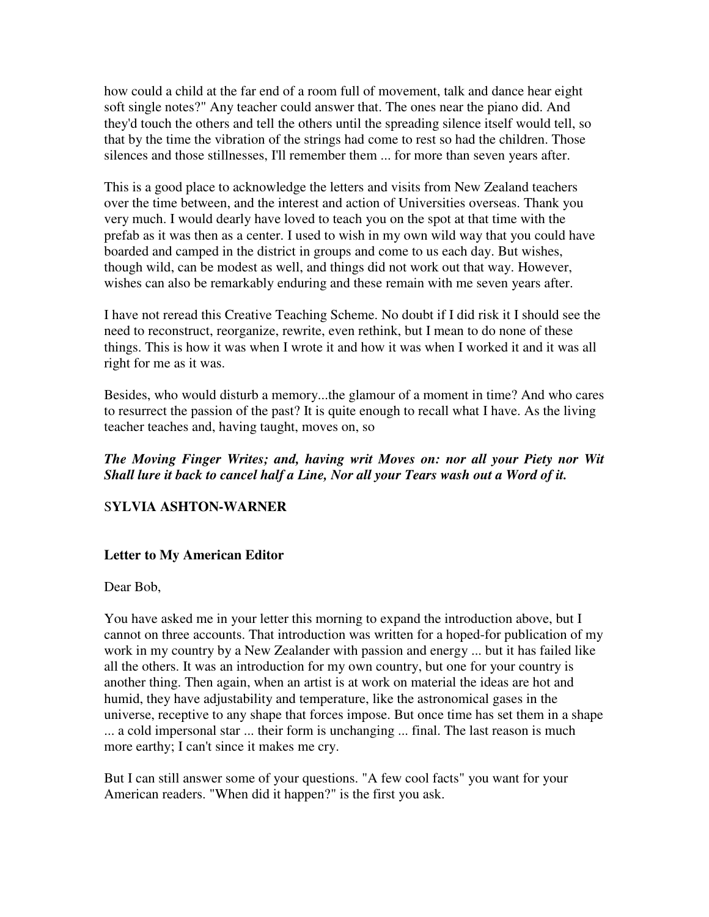how could a child at the far end of a room full of movement, talk and dance hear eight soft single notes?" Any teacher could answer that. The ones near the piano did. And they'd touch the others and tell the others until the spreading silence itself would tell, so that by the time the vibration of the strings had come to rest so had the children. Those silences and those stillnesses, I'll remember them ... for more than seven years after.

This is a good place to acknowledge the letters and visits from New Zealand teachers over the time between, and the interest and action of Universities overseas. Thank you very much. I would dearly have loved to teach you on the spot at that time with the prefab as it was then as a center. I used to wish in my own wild way that you could have boarded and camped in the district in groups and come to us each day. But wishes, though wild, can be modest as well, and things did not work out that way. However, wishes can also be remarkably enduring and these remain with me seven years after.

I have not reread this Creative Teaching Scheme. No doubt if I did risk it I should see the need to reconstruct, reorganize, rewrite, even rethink, but I mean to do none of these things. This is how it was when I wrote it and how it was when I worked it and it was all right for me as it was.

Besides, who would disturb a memory...the glamour of a moment in time? And who cares to resurrect the passion of the past? It is quite enough to recall what I have. As the living teacher teaches and, having taught, moves on, so

***The Moving Finger Writes; and, having writ Moves on: nor all your Piety nor Wit Shall lure it back to cancel half a Line, Nor all your Tears wash out a Word of it.***

**SYLVIA ASHTON-WARNER**

**Letter to My American Editor**

Dear Bob,

You have asked me in your letter this morning to expand the introduction above, but I cannot on three accounts. That introduction was written for a hoped-for publication of my work in my country by a New Zealander with passion and energy ... but it has failed like all the others. It was an introduction for my own country, but one for your country is another thing. Then again, when an artist is at work on material the ideas are hot and humid, they have adjustability and temperature, like the astronomical gases in the universe, receptive to any shape that forces impose. But once time has set them in a shape ... a cold impersonal star ... their form is unchanging ... final. The last reason is much more earthy; I can't since it makes me cry.

But I can still answer some of your questions. "A few cool facts" you want for your American readers. "When did it happen?" is the first you ask.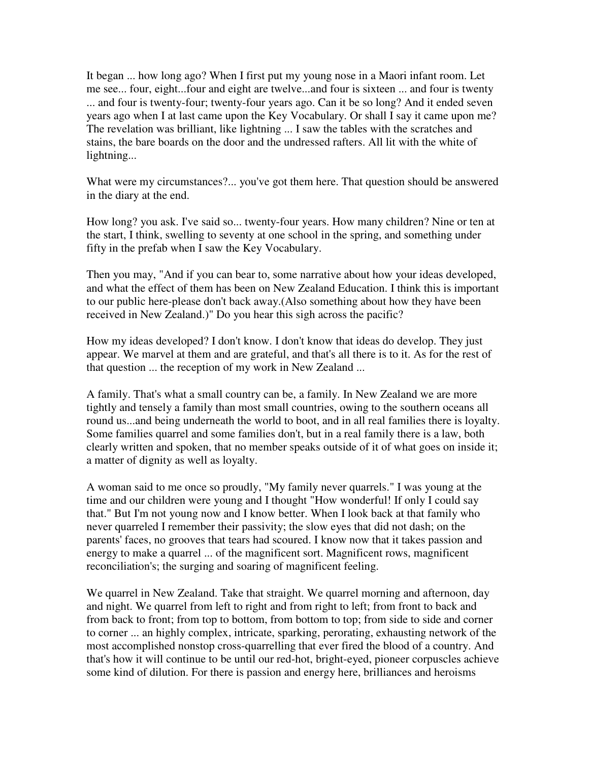It began ... how long ago? When I first put my young nose in a Maori infant room. Let me see... four, eight...four and eight are twelve...and four is sixteen ... and four is twenty ... and four is twenty-four; twenty-four years ago. Can it be so long? And it ended seven years ago when I at last came upon the Key Vocabulary. Or shall I say it came upon me? The revelation was brilliant, like lightning ... I saw the tables with the scratches and stains, the bare boards on the door and the undressed rafters. All lit with the white of lightning...

What were my circumstances?... you've got them here. That question should be answered in the diary at the end.

How long? you ask. I've said so... twenty-four years. How many children? Nine or ten at the start, I think, swelling to seventy at one school in the spring, and something under fifty in the prefab when I saw the Key Vocabulary.

Then you may, "And if you can bear to, some narrative about how your ideas developed, and what the effect of them has been on New Zealand Education. I think this is important to our public here-please don't back away.(Also something about how they have been received in New Zealand.)" Do you hear this sigh across the pacific?

How my ideas developed? I don't know. I don't know that ideas do develop. They just appear. We marvel at them and are grateful, and that's all there is to it. As for the rest of that question ... the reception of my work in New Zealand ...

A family. That's what a small country can be, a family. In New Zealand we are more tightly and tensely a family than most small countries, owing to the southern oceans all round us...and being underneath the world to boot, and in all real families there is loyalty. Some families quarrel and some families don't, but in a real family there is a law, both clearly written and spoken, that no member speaks outside of it of what goes on inside it; a matter of dignity as well as loyalty.

A woman said to me once so proudly, "My family never quarrels." I was young at the time and our children were young and I thought "How wonderful! If only I could say that." But I'm not young now and I know better. When I look back at that family who never quarreled I remember their passivity; the slow eyes that did not dash; on the parents' faces, no grooves that tears had scoured. I know now that it takes passion and energy to make a quarrel ... of the magnificent sort. Magnificent rows, magnificent reconciliation's; the surging and soaring of magnificent feeling.

We quarrel in New Zealand. Take that straight. We quarrel morning and afternoon, day and night. We quarrel from left to right and from right to left; from front to back and from back to front; from top to bottom, from bottom to top; from side to side and corner to corner ... an highly complex, intricate, sparking, perorating, exhausting network of the most accomplished nonstop cross-quarrelling that ever fired the blood of a country. And that's how it will continue to be until our red-hot, bright-eyed, pioneer corpuscles achieve some kind of dilution. For there is passion and energy here, brilliances and heroisms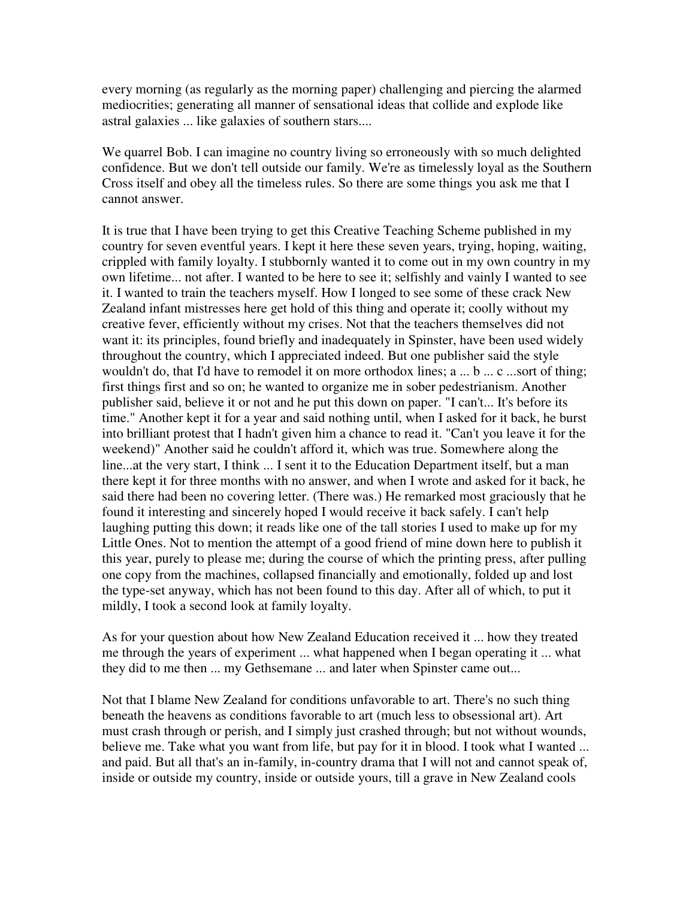every morning (as regularly as the morning paper) challenging and piercing the alarmed mediocrities; generating all manner of sensational ideas that collide and explode like astral galaxies ... like galaxies of southern stars....

We quarrel Bob. I can imagine no country living so erroneously with so much delighted confidence. But we don't tell outside our family. We're as timelessly loyal as the Southern Cross itself and obey all the timeless rules. So there are some things you ask me that I cannot answer.

It is true that I have been trying to get this Creative Teaching Scheme published in my country for seven eventful years. I kept it here these seven years, trying, hoping, waiting, crippled with family loyalty. I stubbornly wanted it to come out in my own country in my own lifetime... not after. I wanted to be here to see it; selfishly and vainly I wanted to see it. I wanted to train the teachers myself. How I longed to see some of these crack New Zealand infant mistresses here get hold of this thing and operate it; coolly without my creative fever, efficiently without my crises. Not that the teachers themselves did not want it: its principles, found briefly and inadequately in Spinster, have been used widely throughout the country, which I appreciated indeed. But one publisher said the style wouldn't do, that I'd have to remodel it on more orthodox lines; a ... b ... c ...sort of thing; first things first and so on; he wanted to organize me in sober pedestrianism. Another publisher said, believe it or not and he put this down on paper. "I can't... It's before its time." Another kept it for a year and said nothing until, when I asked for it back, he burst into brilliant protest that I hadn't given him a chance to read it. "Can't you leave it for the weekend)" Another said he couldn't afford it, which was true. Somewhere along the line...at the very start, I think ... I sent it to the Education Department itself, but a man there kept it for three months with no answer, and when I wrote and asked for it back, he said there had been no covering letter. (There was.) He remarked most graciously that he found it interesting and sincerely hoped I would receive it back safely. I can't help laughing putting this down; it reads like one of the tall stories I used to make up for my Little Ones. Not to mention the attempt of a good friend of mine down here to publish it this year, purely to please me; during the course of which the printing press, after pulling one copy from the machines, collapsed financially and emotionally, folded up and lost the type-set anyway, which has not been found to this day. After all of which, to put it mildly, I took a second look at family loyalty.

As for your question about how New Zealand Education received it ... how they treated me through the years of experiment ... what happened when I began operating it ... what they did to me then ... my Gethsemane ... and later when Spinster came out...

Not that I blame New Zealand for conditions unfavorable to art. There's no such thing beneath the heavens as conditions favorable to art (much less to obsessional art). Art must crash through or perish, and I simply just crashed through; but not without wounds, believe me. Take what you want from life, but pay for it in blood. I took what I wanted ... and paid. But all that's an in-family, in-country drama that I will not and cannot speak of, inside or outside my country, inside or outside yours, till a grave in New Zealand cools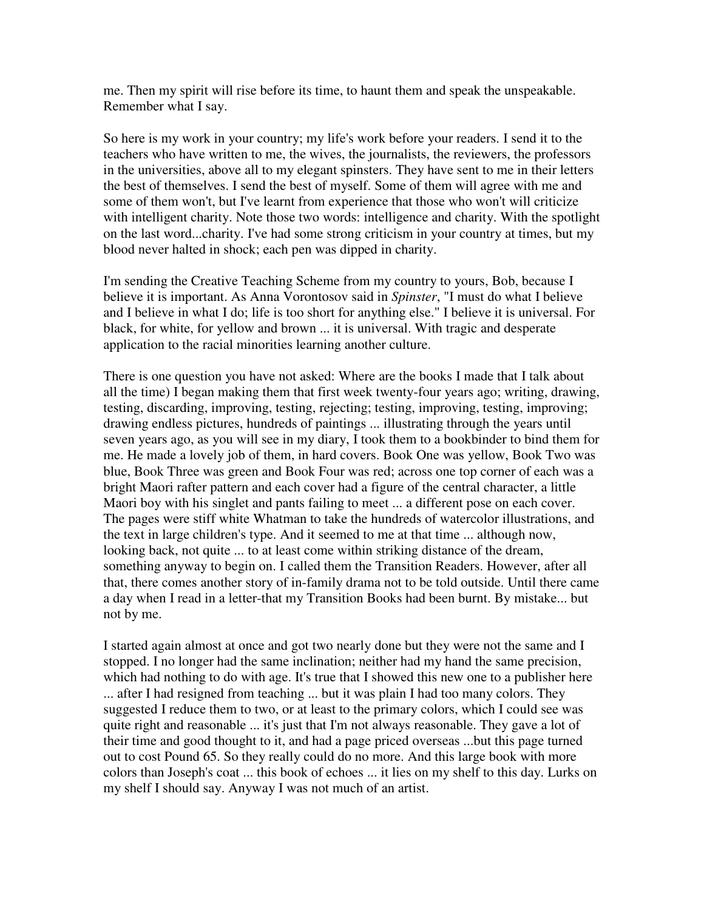me. Then my spirit will rise before its time, to haunt them and speak the unspeakable. Remember what I say.

So here is my work in your country; my life's work before your readers. I send it to the teachers who have written to me, the wives, the journalists, the reviewers, the professors in the universities, above all to my elegant spinsters. They have sent to me in their letters the best of themselves. I send the best of myself. Some of them will agree with me and some of them won't, but I've learnt from experience that those who won't will criticize with intelligent charity. Note those two words: intelligence and charity. With the spotlight on the last word...charity. I've had some strong criticism in your country at times, but my blood never halted in shock; each pen was dipped in charity.

I'm sending the Creative Teaching Scheme from my country to yours, Bob, because I believe it is important. As Anna Vorontosov said in *Spinster*, "I must do what I believe and I believe in what I do; life is too short for anything else." I believe it is universal. For black, for white, for yellow and brown ... it is universal. With tragic and desperate application to the racial minorities learning another culture.

There is one question you have not asked: Where are the books I made that I talk about all the time) I began making them that first week twenty-four years ago; writing, drawing, testing, discarding, improving, testing, rejecting; testing, improving, testing, improving; drawing endless pictures, hundreds of paintings ... illustrating through the years until seven years ago, as you will see in my diary, I took them to a bookbinder to bind them for me. He made a lovely job of them, in hard covers. Book One was yellow, Book Two was blue, Book Three was green and Book Four was red; across one top corner of each was a bright Maori rafter pattern and each cover had a figure of the central character, a little Maori boy with his singlet and pants failing to meet ... a different pose on each cover. The pages were stiff white Whatman to take the hundreds of watercolor illustrations, and the text in large children's type. And it seemed to me at that time ... although now, looking back, not quite ... to at least come within striking distance of the dream, something anyway to begin on. I called them the Transition Readers. However, after all that, there comes another story of in-family drama not to be told outside. Until there came a day when I read in a letter-that my Transition Books had been burnt. By mistake... but not by me.

I started again almost at once and got two nearly done but they were not the same and I stopped. I no longer had the same inclination; neither had my hand the same precision, which had nothing to do with age. It's true that I showed this new one to a publisher here ... after I had resigned from teaching ... but it was plain I had too many colors. They suggested I reduce them to two, or at least to the primary colors, which I could see was quite right and reasonable ... it's just that I'm not always reasonable. They gave a lot of their time and good thought to it, and had a page priced overseas ...but this page turned out to cost Pound 65. So they really could do no more. And this large book with more colors than Joseph's coat ... this book of echoes ... it lies on my shelf to this day. Lurks on my shelf I should say. Anyway I was not much of an artist.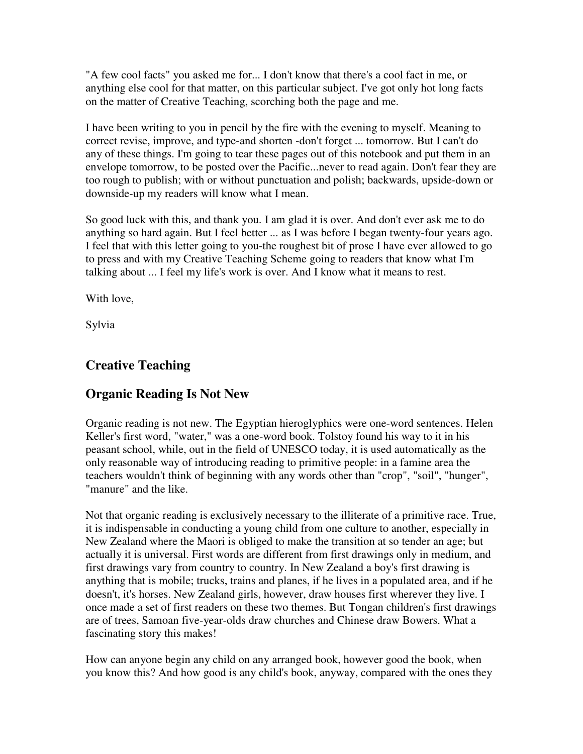"A few cool facts" you asked me for... I don't know that there's a cool fact in me, or anything else cool for that matter, on this particular subject. I've got only hot long facts on the matter of Creative Teaching, scorching both the page and me.

I have been writing to you in pencil by the fire with the evening to myself. Meaning to correct revise, improve, and type-and shorten -don't forget ... tomorrow. But I can't do any of these things. I'm going to tear these pages out of this notebook and put them in an envelope tomorrow, to be posted over the Pacific...never to read again. Don't fear they are too rough to publish; with or without punctuation and polish; backwards, upside-down or downside-up my readers will know what I mean.

So good luck with this, and thank you. I am glad it is over. And don't ever ask me to do anything so hard again. But I feel better ... as I was before I began twenty-four years ago. I feel that with this letter going to you-the roughest bit of prose I have ever allowed to go to press and with my Creative Teaching Scheme going to readers that know what I'm talking about ... I feel my life's work is over. And I know what it means to rest.

With love,

Sylvia

## Creative Teaching

## Organic Reading Is Not New

Organic reading is not new. The Egyptian hieroglyphics were one-word sentences. Helen Keller's first word, "water," was a one-word book. Tolstoy found his way to it in his peasant school, while, out in the field of UNESCO today, it is used automatically as the only reasonable way of introducing reading to primitive people: in a famine area the teachers wouldn't think of beginning with any words other than "crop", "soil", "hunger", "manure" and the like.

Not that organic reading is exclusively necessary to the illiterate of a primitive race. True, it is indispensable in conducting a young child from one culture to another, especially in New Zealand where the Maori is obliged to make the transition at so tender an age; but actually it is universal. First words are different from first drawings only in medium, and first drawings vary from country to country. In New Zealand a boy's first drawing is anything that is mobile; trucks, trains and planes, if he lives in a populated area, and if he doesn't, it's horses. New Zealand girls, however, draw houses first wherever they live. I once made a set of first readers on these two themes. But Tongan children's first drawings are of trees, Samoan five-year-olds draw churches and Chinese draw Bowers. What a fascinating story this makes!

How can anyone begin any child on any arranged book, however good the book, when you know this? And how good is any child's book, anyway, compared with the ones they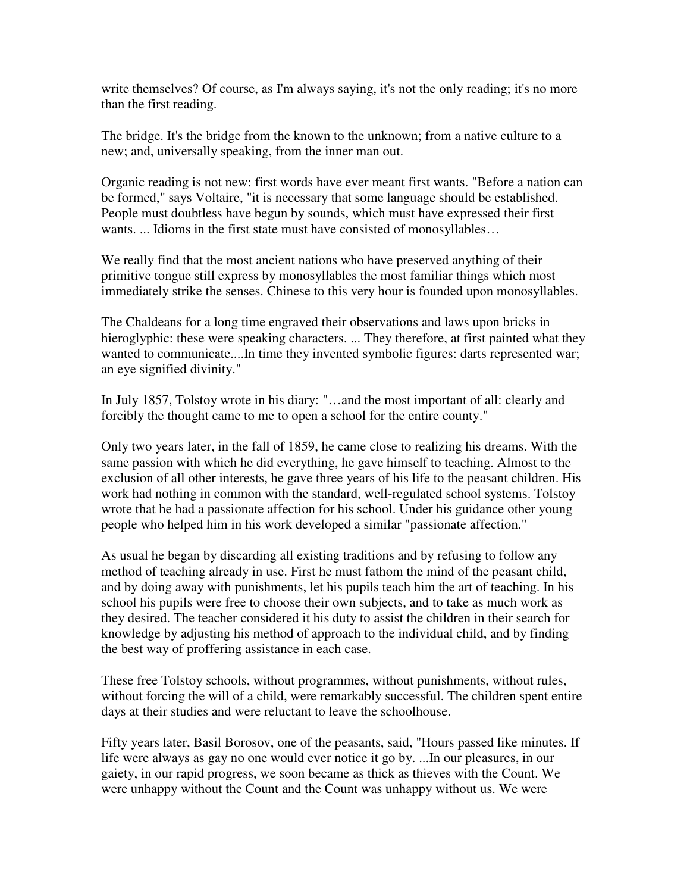write themselves? Of course, as I'm always saying, it's not the only reading; it's no more than the first reading.

The bridge. It's the bridge from the known to the unknown; from a native culture to a new; and, universally speaking, from the inner man out.

Organic reading is not new: first words have ever meant first wants. "Before a nation can be formed," says Voltaire, "it is necessary that some language should be established. People must doubtless have begun by sounds, which must have expressed their first wants. ... Idioms in the first state must have consisted of monosyllables…

We really find that the most ancient nations who have preserved anything of their primitive tongue still express by monosyllables the most familiar things which most immediately strike the senses. Chinese to this very hour is founded upon monosyllables.

The Chaldeans for a long time engraved their observations and laws upon bricks in hieroglyphic: these were speaking characters. ... They therefore, at first painted what they wanted to communicate....In time they invented symbolic figures: darts represented war; an eye signified divinity."

In July 1857, Tolstoy wrote in his diary: "…and the most important of all: clearly and forcibly the thought came to me to open a school for the entire county."

Only two years later, in the fall of 1859, he came close to realizing his dreams. With the same passion with which he did everything, he gave himself to teaching. Almost to the exclusion of all other interests, he gave three years of his life to the peasant children. His work had nothing in common with the standard, well-regulated school systems. Tolstoy wrote that he had a passionate affection for his school. Under his guidance other young people who helped him in his work developed a similar "passionate affection."

As usual he began by discarding all existing traditions and by refusing to follow any method of teaching already in use. First he must fathom the mind of the peasant child, and by doing away with punishments, let his pupils teach him the art of teaching. In his school his pupils were free to choose their own subjects, and to take as much work as they desired. The teacher considered it his duty to assist the children in their search for knowledge by adjusting his method of approach to the individual child, and by finding the best way of proffering assistance in each case.

These free Tolstoy schools, without programmes, without punishments, without rules, without forcing the will of a child, were remarkably successful. The children spent entire days at their studies and were reluctant to leave the schoolhouse.

Fifty years later, Basil Borosov, one of the peasants, said, "Hours passed like minutes. If life were always as gay no one would ever notice it go by. ...In our pleasures, in our gaiety, in our rapid progress, we soon became as thick as thieves with the Count. We were unhappy without the Count and the Count was unhappy without us. We were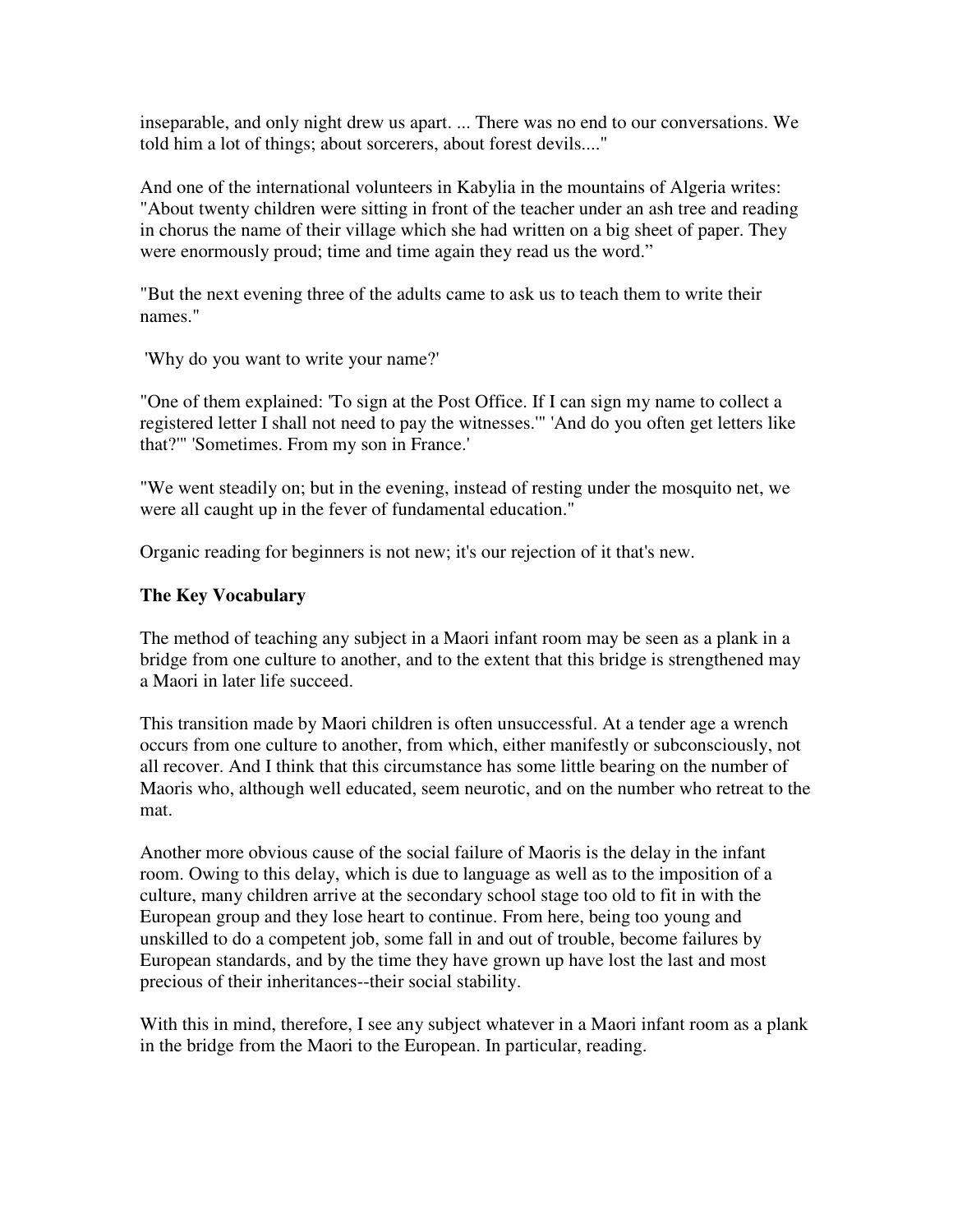inseparable, and only night drew us apart. ... There was no end to our conversations. We told him a lot of things; about sorcerers, about forest devils...."

And one of the international volunteers in Kabylia in the mountains of Algeria writes: "About twenty children were sitting in front of the teacher under an ash tree and reading in chorus the name of their village which she had written on a big sheet of paper. They were enormously proud; time and time again they read us the word."

"But the next evening three of the adults came to ask us to teach them to write their names."

'Why do you want to write your name?'

"One of them explained: 'To sign at the Post Office. If I can sign my name to collect a registered letter I shall not need to pay the witnesses.'" 'And do you often get letters like that?'" 'Sometimes. From my son in France.'

"We went steadily on; but in the evening, instead of resting under the mosquito net, we were all caught up in the fever of fundamental education."

Organic reading for beginners is not new; it's our rejection of it that's new.

**The Key Vocabulary**

The method of teaching any subject in a Maori infant room may be seen as a plank in a bridge from one culture to another, and to the extent that this bridge is strengthened may a Maori in later life succeed.

This transition made by Maori children is often unsuccessful. At a tender age a wrench occurs from one culture to another, from which, either manifestly or subconsciously, not all recover. And I think that this circumstance has some little bearing on the number of Maoris who, although well educated, seem neurotic, and on the number who retreat to the mat.

Another more obvious cause of the social failure of Maoris is the delay in the infant room. Owing to this delay, which is due to language as well as to the imposition of a culture, many children arrive at the secondary school stage too old to fit in with the European group and they lose heart to continue. From here, being too young and unskilled to do a competent job, some fall in and out of trouble, become failures by European standards, and by the time they have grown up have lost the last and most precious of their inheritances--their social stability.

With this in mind, therefore, I see any subject whatever in a Maori infant room as a plank in the bridge from the Maori to the European. In particular, reading.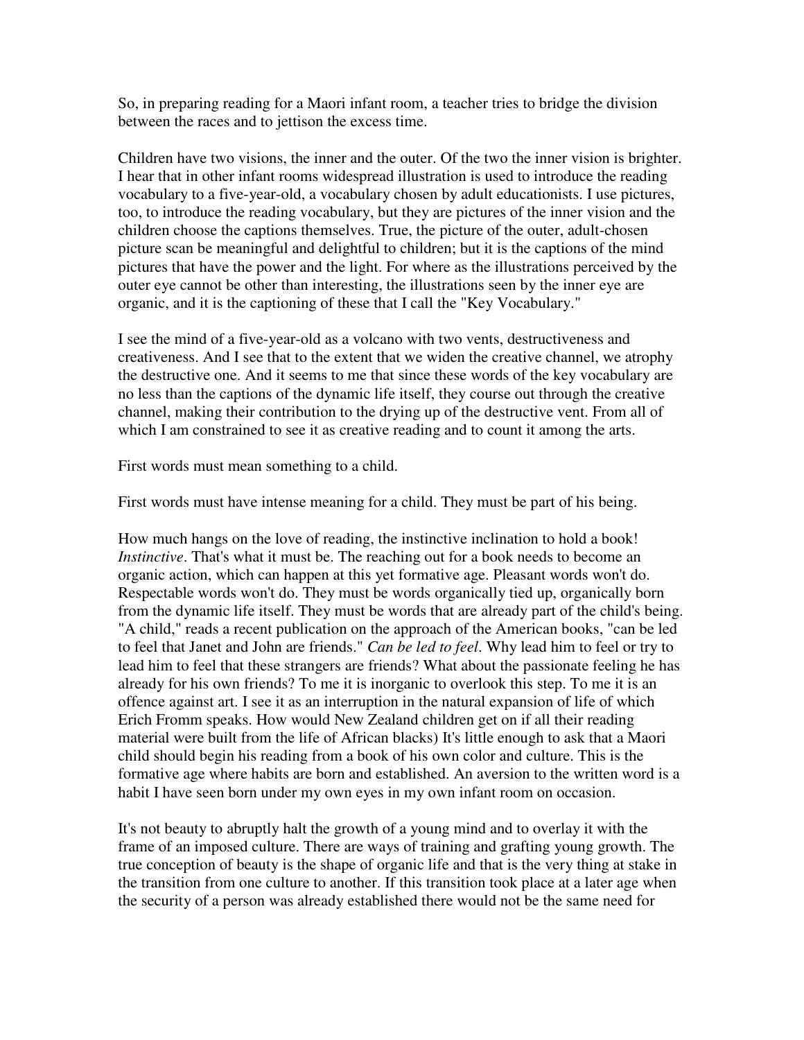So, in preparing reading for a Maori infant room, a teacher tries to bridge the division between the races and to jettison the excess time.

Children have two visions, the inner and the outer. Of the two the inner vision is brighter. I hear that in other infant rooms widespread illustration is used to introduce the reading vocabulary to a five-year-old, a vocabulary chosen by adult educationists. I use pictures, too, to introduce the reading vocabulary, but they are pictures of the inner vision and the children choose the captions themselves. True, the picture of the outer, adult-chosen picture scan be meaningful and delightful to children; but it is the captions of the mind pictures that have the power and the light. For where as the illustrations perceived by the outer eye cannot be other than interesting, the illustrations seen by the inner eye are organic, and it is the captioning of these that I call the "Key Vocabulary."

I see the mind of a five-year-old as a volcano with two vents, destructiveness and creativeness. And I see that to the extent that we widen the creative channel, we atrophy the destructive one. And it seems to me that since these words of the key vocabulary are no less than the captions of the dynamic life itself, they course out through the creative channel, making their contribution to the drying up of the destructive vent. From all of which I am constrained to see it as creative reading and to count it among the arts.

First words must mean something to a child.

First words must have intense meaning for a child. They must be part of his being.

How much hangs on the love of reading, the instinctive inclination to hold a book! *Instinctive*. That's what it must be. The reaching out for a book needs to become an organic action, which can happen at this yet formative age. Pleasant words won't do. Respectable words won't do. They must be words organically tied up, organically born from the dynamic life itself. They must be words that are already part of the child's being. "A child," reads a recent publication on the approach of the American books, "can be led to feel that Janet and John are friends." *Can be led to feel*. Why lead him to feel or try to lead him to feel that these strangers are friends? What about the passionate feeling he has already for his own friends? To me it is inorganic to overlook this step. To me it is an offence against art. I see it as an interruption in the natural expansion of life of which Erich Fromm speaks. How would New Zealand children get on if all their reading material were built from the life of African blacks) It's little enough to ask that a Maori child should begin his reading from a book of his own color and culture. This is the formative age where habits are born and established. An aversion to the written word is a habit I have seen born under my own eyes in my own infant room on occasion.

It's not beauty to abruptly halt the growth of a young mind and to overlay it with the frame of an imposed culture. There are ways of training and grafting young growth. The true conception of beauty is the shape of organic life and that is the very thing at stake in the transition from one culture to another. If this transition took place at a later age when the security of a person was already established there would not be the same need for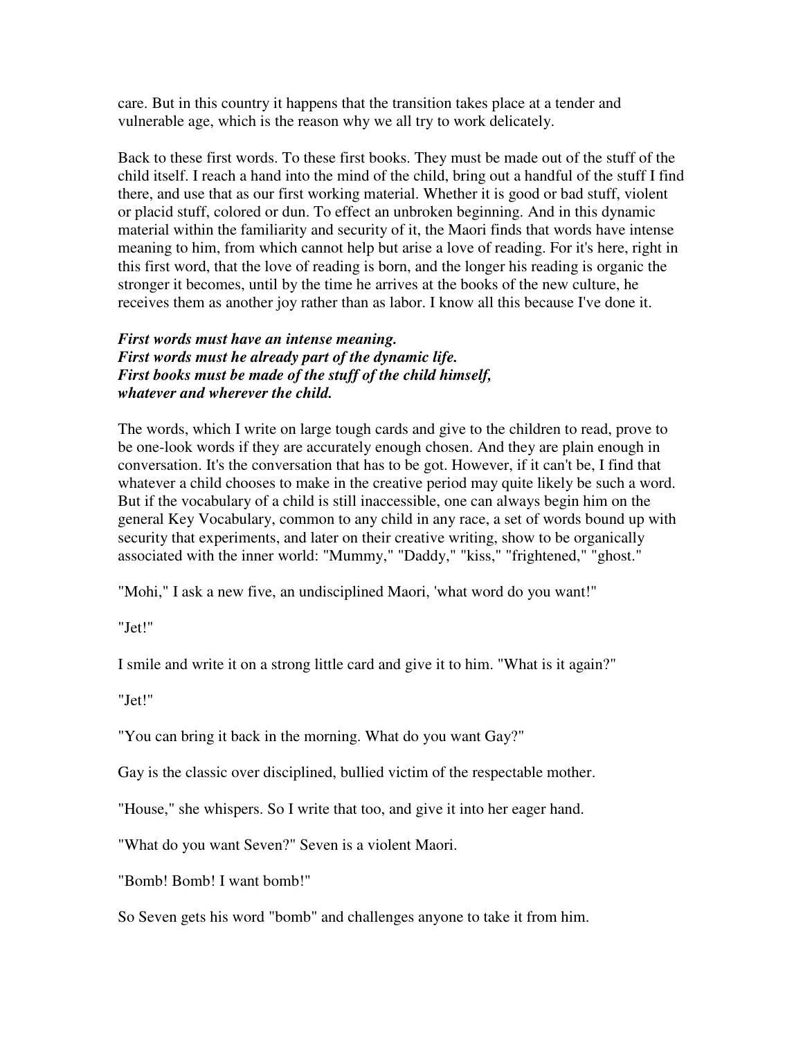care. But in this country it happens that the transition takes place at a tender and vulnerable age, which is the reason why we all try to work delicately.

Back to these first words. To these first books. They must be made out of the stuff of the child itself. I reach a hand into the mind of the child, bring out a handful of the stuff I find there, and use that as our first working material. Whether it is good or bad stuff, violent or placid stuff, colored or dun. To effect an unbroken beginning. And in this dynamic material within the familiarity and security of it, the Maori finds that words have intense meaning to him, from which cannot help but arise a love of reading. For it's here, right in this first word, that the love of reading is born, and the longer his reading is organic the stronger it becomes, until by the time he arrives at the books of the new culture, he receives them as another joy rather than as labor. I know all this because I've done it.

***First words must have an intense meaning.***
***First words must he already part of the dynamic life.***
***First books must be made of the stuff of the child himself,***
***whatever and wherever the child.***

The words, which I write on large tough cards and give to the children to read, prove to be one-look words if they are accurately enough chosen. And they are plain enough in conversation. It's the conversation that has to be got. However, if it can't be, I find that whatever a child chooses to make in the creative period may quite likely be such a word. But if the vocabulary of a child is still inaccessible, one can always begin him on the general Key Vocabulary, common to any child in any race, a set of words bound up with security that experiments, and later on their creative writing, show to be organically associated with the inner world: "Mummy," "Daddy," "kiss," "frightened," "ghost."

"Mohi," I ask a new five, an undisciplined Maori, 'what word do you want!"

"Jet!"

I smile and write it on a strong little card and give it to him. "What is it again?"

"Jet!"

"You can bring it back in the morning. What do you want Gay?"

Gay is the classic over disciplined, bullied victim of the respectable mother.

"House," she whispers. So I write that too, and give it into her eager hand.

"What do you want Seven?" Seven is a violent Maori.

"Bomb! Bomb! I want bomb!"

So Seven gets his word "bomb" and challenges anyone to take it from him.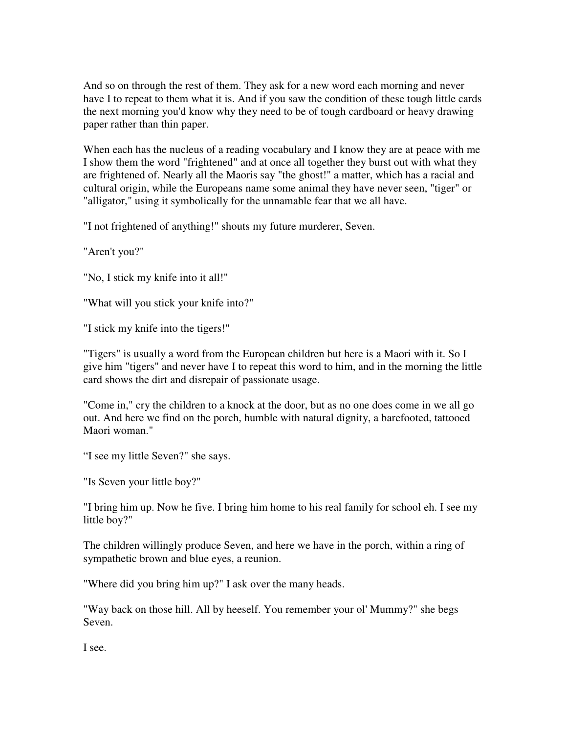And so on through the rest of them. They ask for a new word each morning and never have I to repeat to them what it is. And if you saw the condition of these tough little cards the next morning you'd know why they need to be of tough cardboard or heavy drawing paper rather than thin paper.

When each has the nucleus of a reading vocabulary and I know they are at peace with me I show them the word "frightened" and at once all together they burst out with what they are frightened of. Nearly all the Maoris say "the ghost!" a matter, which has a racial and cultural origin, while the Europeans name some animal they have never seen, "tiger" or "alligator," using it symbolically for the unnamable fear that we all have.

"I not frightened of anything!" shouts my future murderer, Seven.

"Aren't you?"

"No, I stick my knife into it all!"

"What will you stick your knife into?"

"I stick my knife into the tigers!"

"Tigers" is usually a word from the European children but here is a Maori with it. So I give him "tigers" and never have I to repeat this word to him, and in the morning the little card shows the dirt and disrepair of passionate usage.

"Come in," cry the children to a knock at the door, but as no one does come in we all go out. And here we find on the porch, humble with natural dignity, a barefooted, tattooed Maori woman."

“I see my little Seven?" she says.

"Is Seven your little boy?"

"I bring him up. Now he five. I bring him home to his real family for school eh. I see my little boy?"

The children willingly produce Seven, and here we have in the porch, within a ring of sympathetic brown and blue eyes, a reunion.

"Where did you bring him up?" I ask over the many heads.

"Way back on those hill. All by heeself. You remember your ol' Mummy?" she begs Seven.

I see.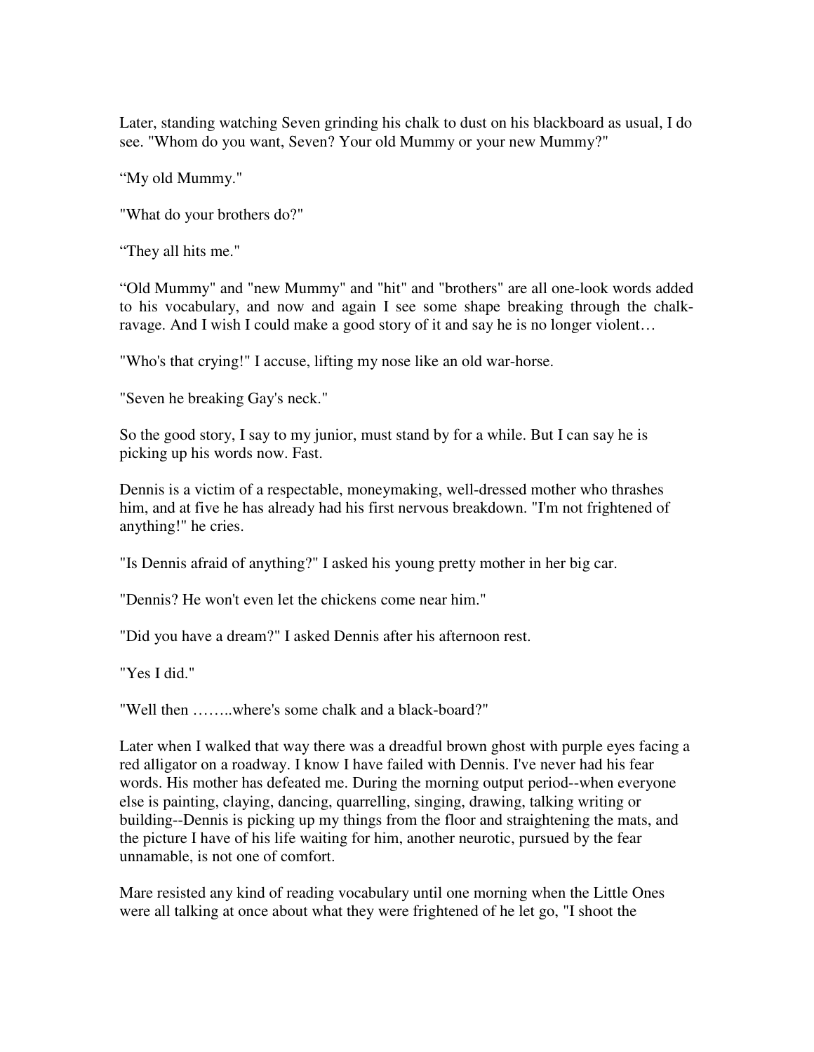Later, standing watching Seven grinding his chalk to dust on his blackboard as usual, I do see. "Whom do you want, Seven? Your old Mummy or your new Mummy?"

“My old Mummy."

"What do your brothers do?"

“They all hits me."

“Old Mummy" and "new Mummy" and "hit" and "brothers" are all one-look words added to his vocabulary, and now and again I see some shape breaking through the chalk-ravage. And I wish I could make a good story of it and say he is no longer violent…

"Who's that crying!" I accuse, lifting my nose like an old war-horse.

"Seven he breaking Gay's neck."

So the good story, I say to my junior, must stand by for a while. But I can say he is picking up his words now. Fast.

Dennis is a victim of a respectable, moneymaking, well-dressed mother who thrashes him, and at five he has already had his first nervous breakdown. "I'm not frightened of anything!" he cries.

"Is Dennis afraid of anything?" I asked his young pretty mother in her big car.

"Dennis? He won't even let the chickens come near him."

"Did you have a dream?" I asked Dennis after his afternoon rest.

"Yes I did."

"Well then ……..where's some chalk and a black-board?"

Later when I walked that way there was a dreadful brown ghost with purple eyes facing a red alligator on a roadway. I know I have failed with Dennis. I've never had his fear words. His mother has defeated me. During the morning output period--when everyone else is painting, claying, dancing, quarrelling, singing, drawing, talking writing or building--Dennis is picking up my things from the floor and straightening the mats, and the picture I have of his life waiting for him, another neurotic, pursued by the fear unnamable, is not one of comfort.

Mare resisted any kind of reading vocabulary until one morning when the Little Ones were all talking at once about what they were frightened of he let go, "I shoot the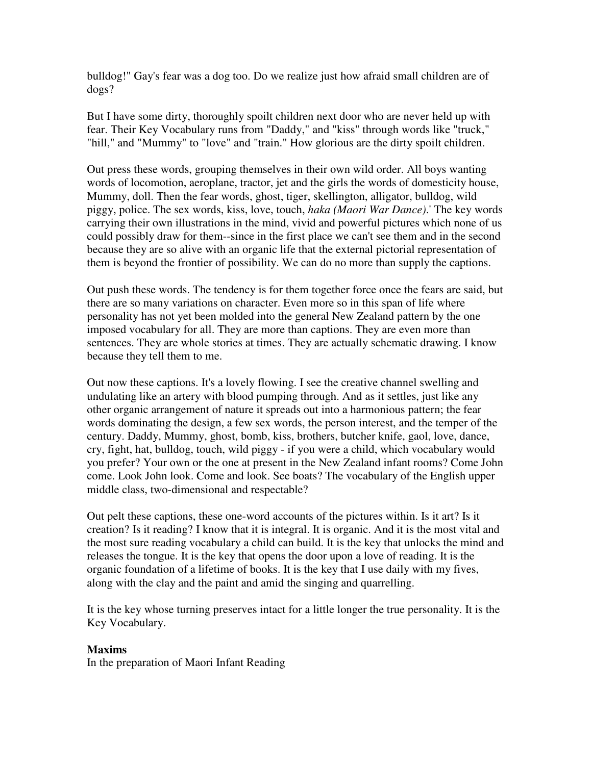bulldog!" Gay's fear was a dog too. Do we realize just how afraid small children are of dogs?

But I have some dirty, thoroughly spoilt children next door who are never held up with fear. Their Key Vocabulary runs from "Daddy," and "kiss" through words like "truck," "hill," and "Mummy" to "love" and "train." How glorious are the dirty spoilt children.

Out press these words, grouping themselves in their own wild order. All boys wanting words of locomotion, aeroplane, tractor, jet and the girls the words of domesticity house, Mummy, doll. Then the fear words, ghost, tiger, skellington, alligator, bulldog, wild piggy, police. The sex words, kiss, love, touch, *haka (Maori War Dance)*.' The key words carrying their own illustrations in the mind, vivid and powerful pictures which none of us could possibly draw for them--since in the first place we can't see them and in the second because they are so alive with an organic life that the external pictorial representation of them is beyond the frontier of possibility. We can do no more than supply the captions.

Out push these words. The tendency is for them together force once the fears are said, but there are so many variations on character. Even more so in this span of life where personality has not yet been molded into the general New Zealand pattern by the one imposed vocabulary for all. They are more than captions. They are even more than sentences. They are whole stories at times. They are actually schematic drawing. I know because they tell them to me.

Out now these captions. It's a lovely flowing. I see the creative channel swelling and undulating like an artery with blood pumping through. And as it settles, just like any other organic arrangement of nature it spreads out into a harmonious pattern; the fear words dominating the design, a few sex words, the person interest, and the temper of the century. Daddy, Mummy, ghost, bomb, kiss, brothers, butcher knife, gaol, love, dance, cry, fight, hat, bulldog, touch, wild piggy - if you were a child, which vocabulary would you prefer? Your own or the one at present in the New Zealand infant rooms? Come John come. Look John look. Come and look. See boats? The vocabulary of the English upper middle class, two-dimensional and respectable?

Out pelt these captions, these one-word accounts of the pictures within. Is it art? Is it creation? Is it reading? I know that it is integral. It is organic. And it is the most vital and the most sure reading vocabulary a child can build. It is the key that unlocks the mind and releases the tongue. It is the key that opens the door upon a love of reading. It is the organic foundation of a lifetime of books. It is the key that I use daily with my fives, along with the clay and the paint and amid the singing and quarrelling.

It is the key whose turning preserves intact for a little longer the true personality. It is the Key Vocabulary.

**Maxims**
In the preparation of Maori Infant Reading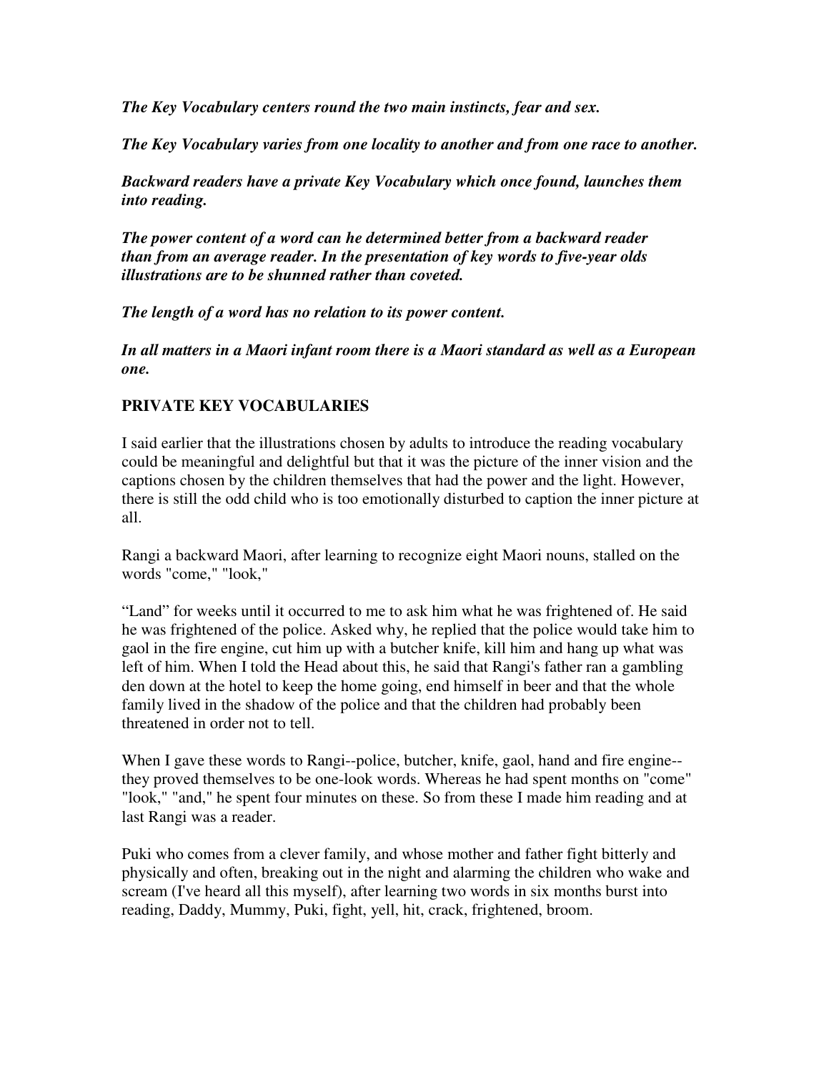*The Key Vocabulary centers round the two main instincts, fear and sex.*

*The Key Vocabulary varies from one locality to another and from one race to another.*

*Backward readers have a private Key Vocabulary which once found, launches them into reading.*

*The power content of a word can he determined better from a backward reader than from an average reader. In the presentation of key words to five-year olds illustrations are to be shunned rather than coveted.*

*The length of a word has no relation to its power content.*

*In all matters in a Maori infant room there is a Maori standard as well as a European one.*

## PRIVATE KEY VOCABULARIES

I said earlier that the illustrations chosen by adults to introduce the reading vocabulary could be meaningful and delightful but that it was the picture of the inner vision and the captions chosen by the children themselves that had the power and the light. However, there is still the odd child who is too emotionally disturbed to caption the inner picture at all.

Rangi a backward Maori, after learning to recognize eight Maori nouns, stalled on the words "come," "look,"

"Land" for weeks until it occurred to me to ask him what he was frightened of. He said he was frightened of the police. Asked why, he replied that the police would take him to gaol in the fire engine, cut him up with a butcher knife, kill him and hang up what was left of him. When I told the Head about this, he said that Rangi's father ran a gambling den down at the hotel to keep the home going, end himself in beer and that the whole family lived in the shadow of the police and that the children had probably been threatened in order not to tell.

When I gave these words to Rangi--police, butcher, knife, gaol, hand and fire engine--they proved themselves to be one-look words. Whereas he had spent months on "come" "look," "and," he spent four minutes on these. So from these I made him reading and at last Rangi was a reader.

Puki who comes from a clever family, and whose mother and father fight bitterly and physically and often, breaking out in the night and alarming the children who wake and scream (I've heard all this myself), after learning two words in six months burst into reading, Daddy, Mummy, Puki, fight, yell, hit, crack, frightened, broom.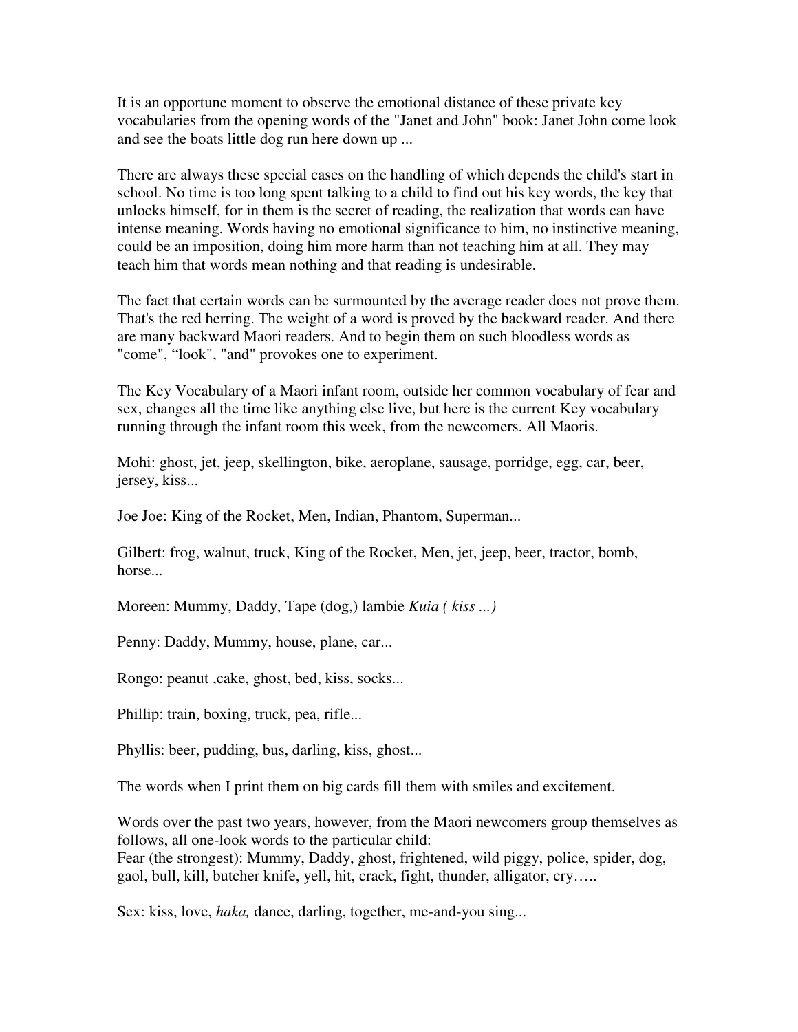It is an opportune moment to observe the emotional distance of these private key vocabularies from the opening words of the "Janet and John" book: Janet John come look and see the boats little dog run here down up ...

There are always these special cases on the handling of which depends the child's start in school. No time is too long spent talking to a child to find out his key words, the key that unlocks himself, for in them is the secret of reading, the realization that words can have intense meaning. Words having no emotional significance to him, no instinctive meaning, could be an imposition, doing him more harm than not teaching him at all. They may teach him that words mean nothing and that reading is undesirable.

The fact that certain words can be surmounted by the average reader does not prove them. That's the red herring. The weight of a word is proved by the backward reader. And there are many backward Maori readers. And to begin them on such bloodless words as "come", "look", "and" provokes one to experiment.

The Key Vocabulary of a Maori infant room, outside her common vocabulary of fear and sex, changes all the time like anything else live, but here is the current Key vocabulary running through the infant room this week, from the newcomers. All Maoris.

Mohi: ghost, jet, jeep, skellington, bike, aeroplane, sausage, porridge, egg, car, beer, jersey, kiss...

Joe Joe: King of the Rocket, Men, Indian, Phantom, Superman...

Gilbert: frog, walnut, truck, King of the Rocket, Men, jet, jeep, beer, tractor, bomb, horse...

Moreen: Mummy, Daddy, Tape (dog,) lambie *Kuia ( kiss ...)*

Penny: Daddy, Mummy, house, plane, car...

Rongo: peanut ,cake, ghost, bed, kiss, socks...

Phillip: train, boxing, truck, pea, rifle...

Phyllis: beer, pudding, bus, darling, kiss, ghost...

The words when I print them on big cards fill them with smiles and excitement.

Words over the past two years, however, from the Maori newcomers group themselves as follows, all one-look words to the particular child:
Fear (the strongest): Mummy, Daddy, ghost, frightened, wild piggy, police, spider, dog, gaol, bull, kill, butcher knife, yell, hit, crack, fight, thunder, alligator, cry…..

Sex: kiss, love, *haka,* dance, darling, together, me-and-you sing...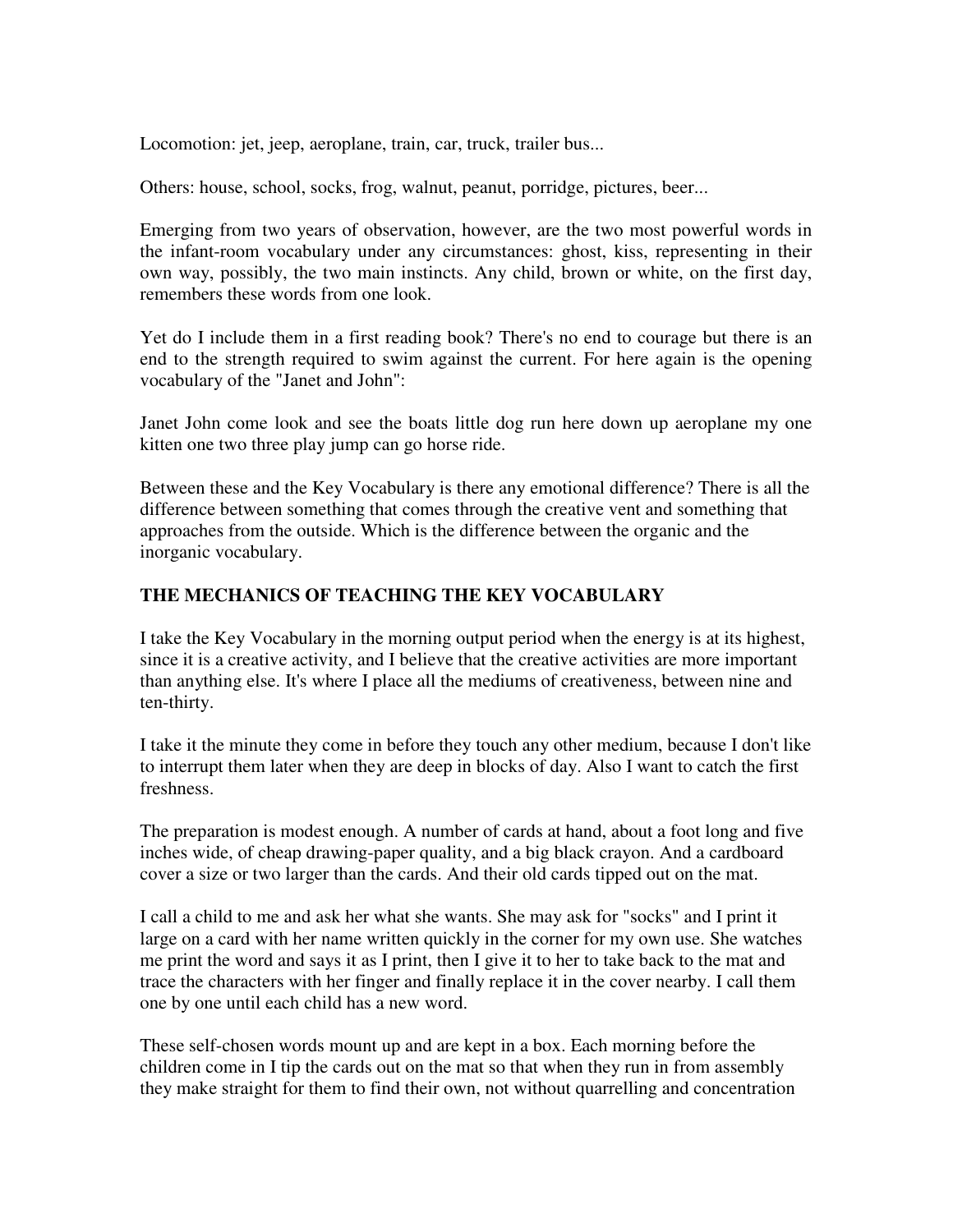Locomotion: jet, jeep, aeroplane, train, car, truck, trailer bus...

Others: house, school, socks, frog, walnut, peanut, porridge, pictures, beer...

Emerging from two years of observation, however, are the two most powerful words in the infant-room vocabulary under any circumstances: ghost, kiss, representing in their own way, possibly, the two main instincts. Any child, brown or white, on the first day, remembers these words from one look.

Yet do I include them in a first reading book? There's no end to courage but there is an end to the strength required to swim against the current. For here again is the opening vocabulary of the "Janet and John":

Janet John come look and see the boats little dog run here down up aeroplane my one kitten one two three play jump can go horse ride.

Between these and the Key Vocabulary is there any emotional difference? There is all the difference between something that comes through the creative vent and something that approaches from the outside. Which is the difference between the organic and the inorganic vocabulary.

## THE MECHANICS OF TEACHING THE KEY VOCABULARY

I take the Key Vocabulary in the morning output period when the energy is at its highest, since it is a creative activity, and I believe that the creative activities are more important than anything else. It's where I place all the mediums of creativeness, between nine and ten-thirty.

I take it the minute they come in before they touch any other medium, because I don't like to interrupt them later when they are deep in blocks of day. Also I want to catch the first freshness.

The preparation is modest enough. A number of cards at hand, about a foot long and five inches wide, of cheap drawing-paper quality, and a big black crayon. And a cardboard cover a size or two larger than the cards. And their old cards tipped out on the mat.

I call a child to me and ask her what she wants. She may ask for "socks" and I print it large on a card with her name written quickly in the corner for my own use. She watches me print the word and says it as I print, then I give it to her to take back to the mat and trace the characters with her finger and finally replace it in the cover nearby. I call them one by one until each child has a new word.

These self-chosen words mount up and are kept in a box. Each morning before the children come in I tip the cards out on the mat so that when they run in from assembly they make straight for them to find their own, not without quarrelling and concentration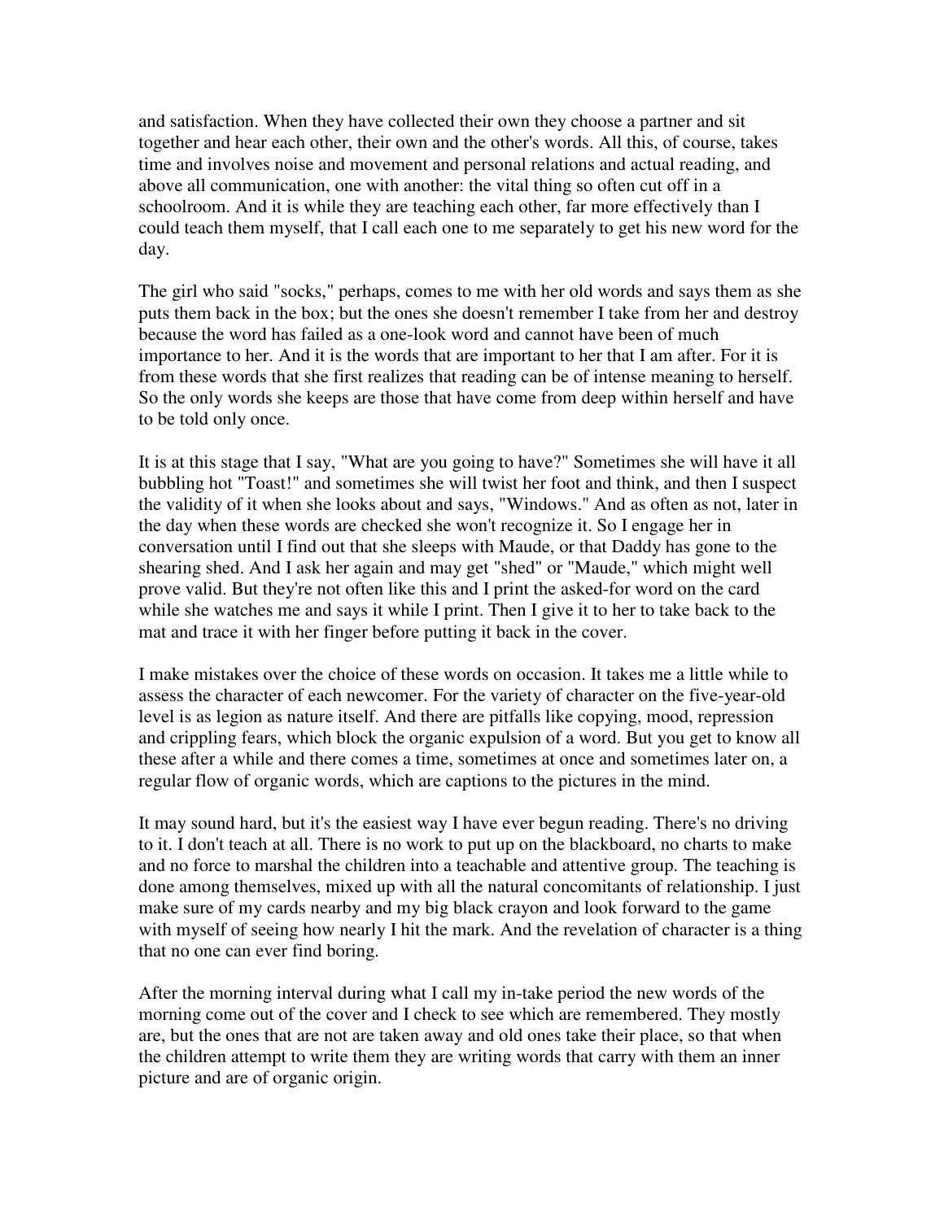and satisfaction. When they have collected their own they choose a partner and sit together and hear each other, their own and the other's words. All this, of course, takes time and involves noise and movement and personal relations and actual reading, and above all communication, one with another: the vital thing so often cut off in a schoolroom. And it is while they are teaching each other, far more effectively than I could teach them myself, that I call each one to me separately to get his new word for the day.

The girl who said "socks," perhaps, comes to me with her old words and says them as she puts them back in the box; but the ones she doesn't remember I take from her and destroy because the word has failed as a one-look word and cannot have been of much importance to her. And it is the words that are important to her that I am after. For it is from these words that she first realizes that reading can be of intense meaning to herself. So the only words she keeps are those that have come from deep within herself and have to be told only once.

It is at this stage that I say, "What are you going to have?" Sometimes she will have it all bubbling hot "Toast!" and sometimes she will twist her foot and think, and then I suspect the validity of it when she looks about and says, "Windows." And as often as not, later in the day when these words are checked she won't recognize it. So I engage her in conversation until I find out that she sleeps with Maude, or that Daddy has gone to the shearing shed. And I ask her again and may get "shed" or "Maude," which might well prove valid. But they're not often like this and I print the asked-for word on the card while she watches me and says it while I print. Then I give it to her to take back to the mat and trace it with her finger before putting it back in the cover.

I make mistakes over the choice of these words on occasion. It takes me a little while to assess the character of each newcomer. For the variety of character on the five-year-old level is as legion as nature itself. And there are pitfalls like copying, mood, repression and crippling fears, which block the organic expulsion of a word. But you get to know all these after a while and there comes a time, sometimes at once and sometimes later on, a regular flow of organic words, which are captions to the pictures in the mind.

It may sound hard, but it's the easiest way I have ever begun reading. There's no driving to it. I don't teach at all. There is no work to put up on the blackboard, no charts to make and no force to marshal the children into a teachable and attentive group. The teaching is done among themselves, mixed up with all the natural concomitants of relationship. I just make sure of my cards nearby and my big black crayon and look forward to the game with myself of seeing how nearly I hit the mark. And the revelation of character is a thing that no one can ever find boring.

After the morning interval during what I call my in-take period the new words of the morning come out of the cover and I check to see which are remembered. They mostly are, but the ones that are not are taken away and old ones take their place, so that when the children attempt to write them they are writing words that carry with them an inner picture and are of organic origin.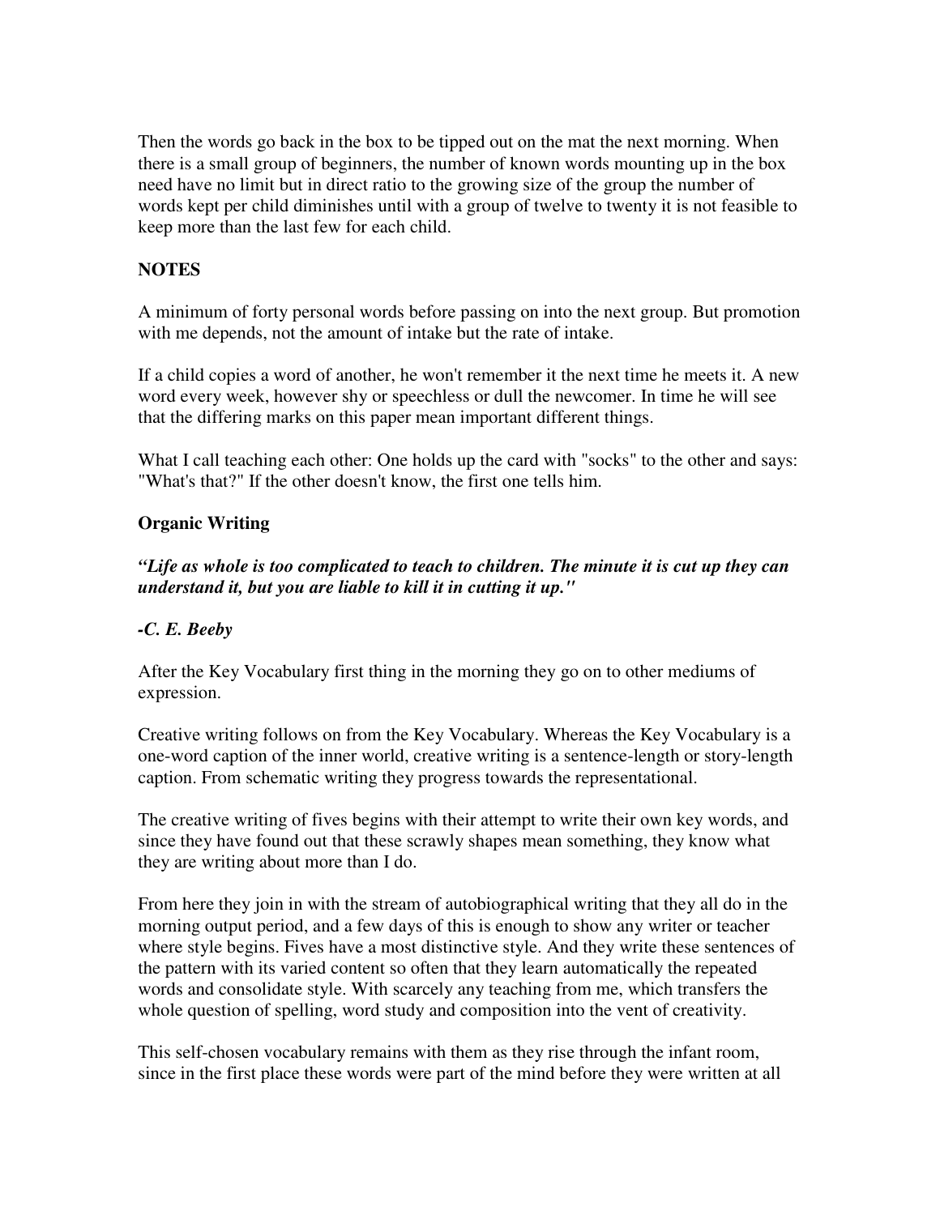Then the words go back in the box to be tipped out on the mat the next morning. When there is a small group of beginners, the number of known words mounting up in the box need have no limit but in direct ratio to the growing size of the group the number of words kept per child diminishes until with a group of twelve to twenty it is not feasible to keep more than the last few for each child.

**NOTES**

A minimum of forty personal words before passing on into the next group. But promotion with me depends, not the amount of intake but the rate of intake.

If a child copies a word of another, he won't remember it the next time he meets it. A new word every week, however shy or speechless or dull the newcomer. In time he will see that the differing marks on this paper mean important different things.

What I call teaching each other: One holds up the card with "socks" to the other and says: "What's that?" If the other doesn't know, the first one tells him.

**Organic Writing**

***"Life as whole is too complicated to teach to children. The minute it is cut up they can understand it, but you are liable to kill it in cutting it up."***

***-C. E. Beeby***

After the Key Vocabulary first thing in the morning they go on to other mediums of expression.

Creative writing follows on from the Key Vocabulary. Whereas the Key Vocabulary is a one-word caption of the inner world, creative writing is a sentence-length or story-length caption. From schematic writing they progress towards the representational.

The creative writing of fives begins with their attempt to write their own key words, and since they have found out that these scrawly shapes mean something, they know what they are writing about more than I do.

From here they join in with the stream of autobiographical writing that they all do in the morning output period, and a few days of this is enough to show any writer or teacher where style begins. Fives have a most distinctive style. And they write these sentences of the pattern with its varied content so often that they learn automatically the repeated words and consolidate style. With scarcely any teaching from me, which transfers the whole question of spelling, word study and composition into the vent of creativity.

This self-chosen vocabulary remains with them as they rise through the infant room, since in the first place these words were part of the mind before they were written at all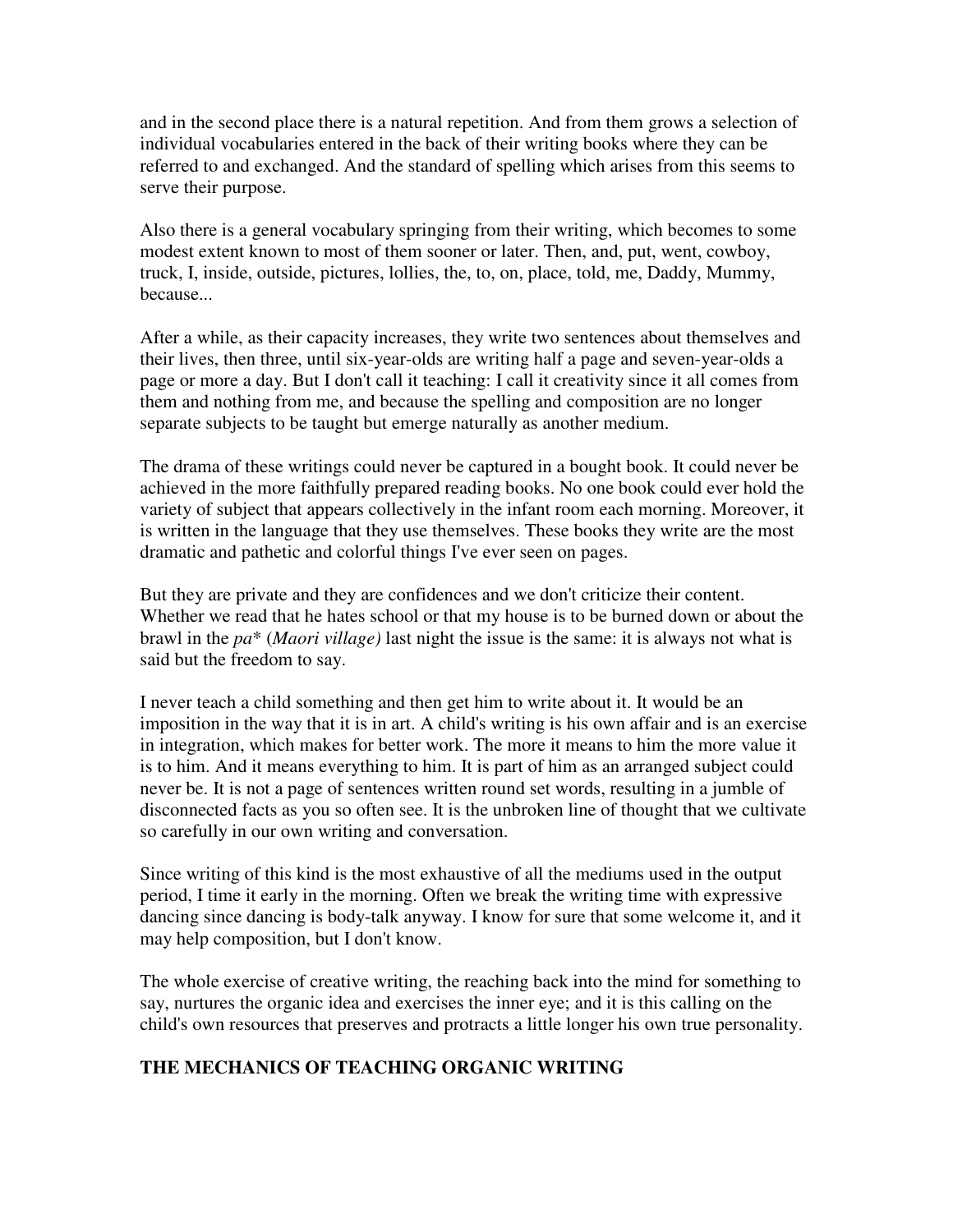and in the second place there is a natural repetition. And from them grows a selection of individual vocabularies entered in the back of their writing books where they can be referred to and exchanged. And the standard of spelling which arises from this seems to serve their purpose.

Also there is a general vocabulary springing from their writing, which becomes to some modest extent known to most of them sooner or later. Then, and, put, went, cowboy, truck, I, inside, outside, pictures, lollies, the, to, on, place, told, me, Daddy, Mummy, because...

After a while, as their capacity increases, they write two sentences about themselves and their lives, then three, until six-year-olds are writing half a page and seven-year-olds a page or more a day. But I don't call it teaching: I call it creativity since it all comes from them and nothing from me, and because the spelling and composition are no longer separate subjects to be taught but emerge naturally as another medium.

The drama of these writings could never be captured in a bought book. It could never be achieved in the more faithfully prepared reading books. No one book could ever hold the variety of subject that appears collectively in the infant room each morning. Moreover, it is written in the language that they use themselves. These books they write are the most dramatic and pathetic and colorful things I've ever seen on pages.

But they are private and they are confidences and we don't criticize their content. Whether we read that he hates school or that my house is to be burned down or about the brawl in the *pa** (*Maori village)* last night the issue is the same: it is always not what is said but the freedom to say.

I never teach a child something and then get him to write about it. It would be an imposition in the way that it is in art. A child's writing is his own affair and is an exercise in integration, which makes for better work. The more it means to him the more value it is to him. And it means everything to him. It is part of him as an arranged subject could never be. It is not a page of sentences written round set words, resulting in a jumble of disconnected facts as you so often see. It is the unbroken line of thought that we cultivate so carefully in our own writing and conversation.

Since writing of this kind is the most exhaustive of all the mediums used in the output period, I time it early in the morning. Often we break the writing time with expressive dancing since dancing is body-talk anyway. I know for sure that some welcome it, and it may help composition, but I don't know.

The whole exercise of creative writing, the reaching back into the mind for something to say, nurtures the organic idea and exercises the inner eye; and it is this calling on the child's own resources that preserves and protracts a little longer his own true personality.

## THE MECHANICS OF TEACHING ORGANIC WRITING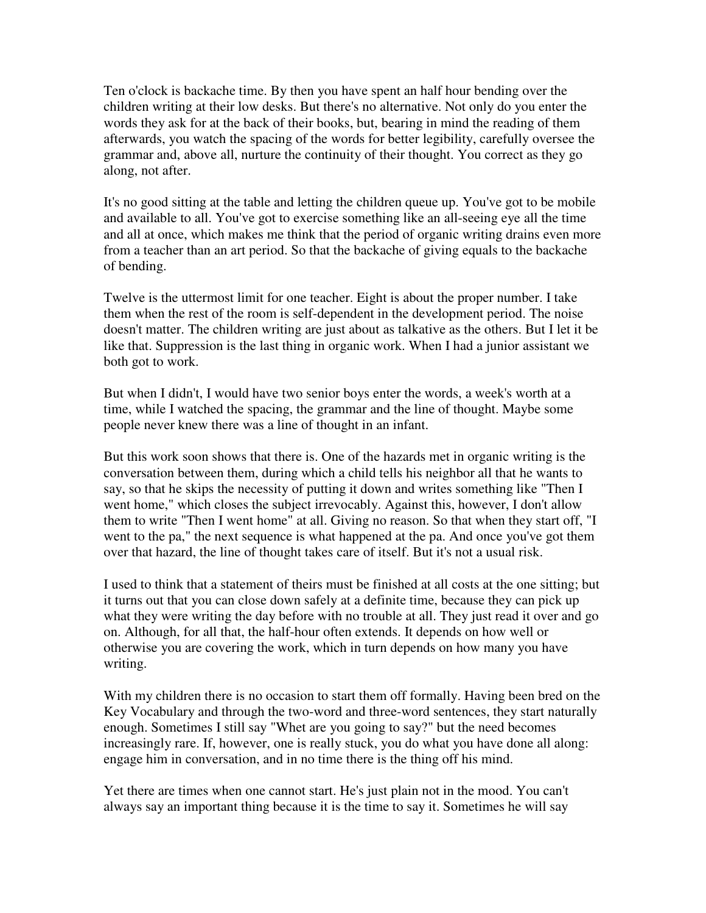Ten o'clock is backache time. By then you have spent an half hour bending over the children writing at their low desks. But there's no alternative. Not only do you enter the words they ask for at the back of their books, but, bearing in mind the reading of them afterwards, you watch the spacing of the words for better legibility, carefully oversee the grammar and, above all, nurture the continuity of their thought. You correct as they go along, not after.

It's no good sitting at the table and letting the children queue up. You've got to be mobile and available to all. You've got to exercise something like an all-seeing eye all the time and all at once, which makes me think that the period of organic writing drains even more from a teacher than an art period. So that the backache of giving equals to the backache of bending.

Twelve is the uttermost limit for one teacher. Eight is about the proper number. I take them when the rest of the room is self-dependent in the development period. The noise doesn't matter. The children writing are just about as talkative as the others. But I let it be like that. Suppression is the last thing in organic work. When I had a junior assistant we both got to work.

But when I didn't, I would have two senior boys enter the words, a week's worth at a time, while I watched the spacing, the grammar and the line of thought. Maybe some people never knew there was a line of thought in an infant.

But this work soon shows that there is. One of the hazards met in organic writing is the conversation between them, during which a child tells his neighbor all that he wants to say, so that he skips the necessity of putting it down and writes something like "Then I went home," which closes the subject irrevocably. Against this, however, I don't allow them to write "Then I went home" at all. Giving no reason. So that when they start off, "I went to the pa," the next sequence is what happened at the pa. And once you've got them over that hazard, the line of thought takes care of itself. But it's not a usual risk.

I used to think that a statement of theirs must be finished at all costs at the one sitting; but it turns out that you can close down safely at a definite time, because they can pick up what they were writing the day before with no trouble at all. They just read it over and go on. Although, for all that, the half-hour often extends. It depends on how well or otherwise you are covering the work, which in turn depends on how many you have writing.

With my children there is no occasion to start them off formally. Having been bred on the Key Vocabulary and through the two-word and three-word sentences, they start naturally enough. Sometimes I still say "Whet are you going to say?" but the need becomes increasingly rare. If, however, one is really stuck, you do what you have done all along: engage him in conversation, and in no time there is the thing off his mind.

Yet there are times when one cannot start. He's just plain not in the mood. You can't always say an important thing because it is the time to say it. Sometimes he will say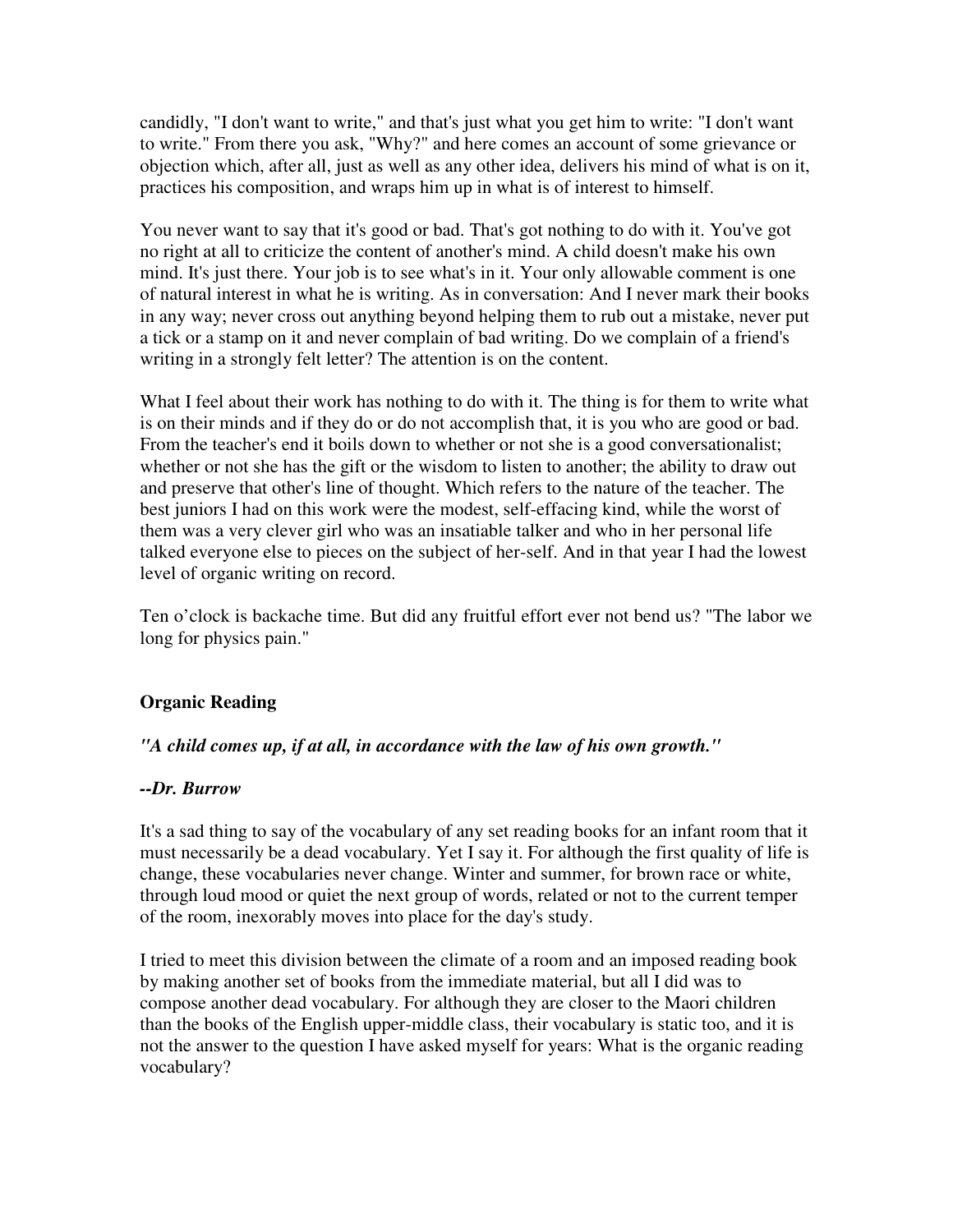candidly, "I don't want to write," and that's just what you get him to write: "I don't want to write." From there you ask, "Why?" and here comes an account of some grievance or objection which, after all, just as well as any other idea, delivers his mind of what is on it, practices his composition, and wraps him up in what is of interest to himself.

You never want to say that it's good or bad. That's got nothing to do with it. You've got no right at all to criticize the content of another's mind. A child doesn't make his own mind. It's just there. Your job is to see what's in it. Your only allowable comment is one of natural interest in what he is writing. As in conversation: And I never mark their books in any way; never cross out anything beyond helping them to rub out a mistake, never put a tick or a stamp on it and never complain of bad writing. Do we complain of a friend's writing in a strongly felt letter? The attention is on the content.

What I feel about their work has nothing to do with it. The thing is for them to write what is on their minds and if they do or do not accomplish that, it is you who are good or bad. From the teacher's end it boils down to whether or not she is a good conversationalist; whether or not she has the gift or the wisdom to listen to another; the ability to draw out and preserve that other's line of thought. Which refers to the nature of the teacher. The best juniors I had on this work were the modest, self-effacing kind, while the worst of them was a very clever girl who was an insatiable talker and who in her personal life talked everyone else to pieces on the subject of her-self. And in that year I had the lowest level of organic writing on record.

Ten o'clock is backache time. But did any fruitful effort ever not bend us? "The labor we long for physics pain."

**Organic Reading**

***"A child comes up, if at all, in accordance with the law of his own growth."***

***--Dr. Burrow***

It's a sad thing to say of the vocabulary of any set reading books for an infant room that it must necessarily be a dead vocabulary. Yet I say it. For although the first quality of life is change, these vocabularies never change. Winter and summer, for brown race or white, through loud mood or quiet the next group of words, related or not to the current temper of the room, inexorably moves into place for the day's study.

I tried to meet this division between the climate of a room and an imposed reading book by making another set of books from the immediate material, but all I did was to compose another dead vocabulary. For although they are closer to the Maori children than the books of the English upper-middle class, their vocabulary is static too, and it is not the answer to the question I have asked myself for years: What is the organic reading vocabulary?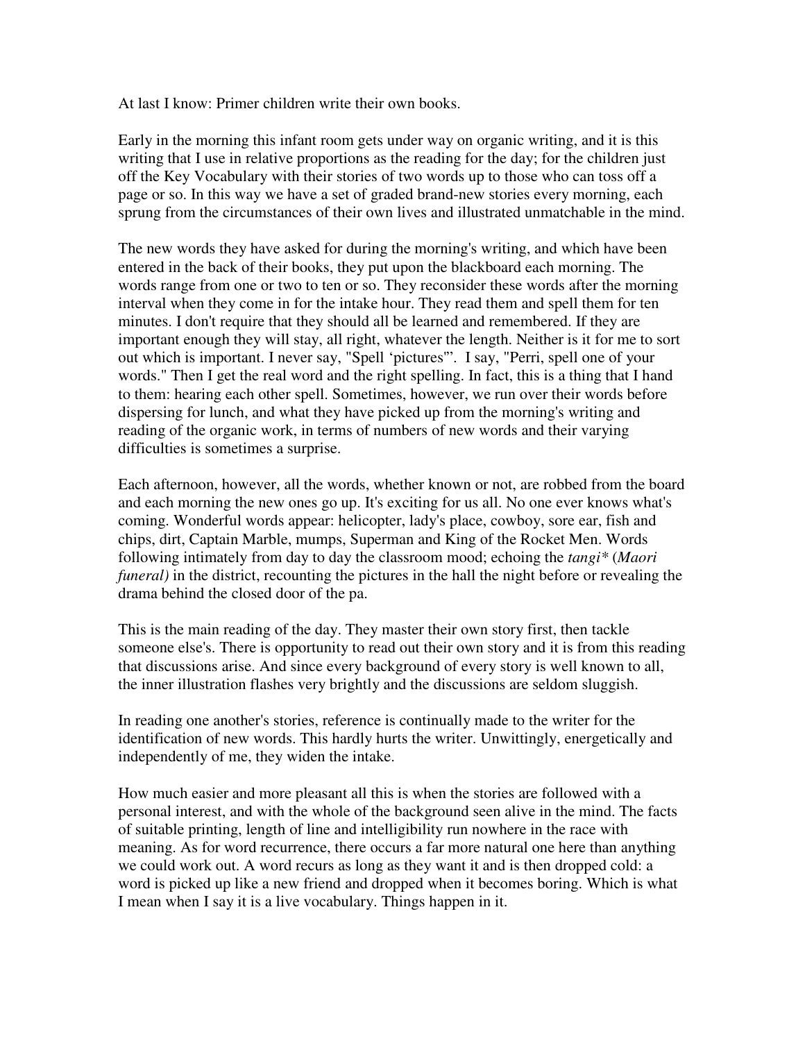At last I know: Primer children write their own books.

Early in the morning this infant room gets under way on organic writing, and it is this writing that I use in relative proportions as the reading for the day; for the children just off the Key Vocabulary with their stories of two words up to those who can toss off a page or so. In this way we have a set of graded brand-new stories every morning, each sprung from the circumstances of their own lives and illustrated unmatchable in the mind.

The new words they have asked for during the morning's writing, and which have been entered in the back of their books, they put upon the blackboard each morning. The words range from one or two to ten or so. They reconsider these words after the morning interval when they come in for the intake hour. They read them and spell them for ten minutes. I don't require that they should all be learned and remembered. If they are important enough they will stay, all right, whatever the length. Neither is it for me to sort out which is important. I never say, "Spell 'pictures'". I say, "Perri, spell one of your words." Then I get the real word and the right spelling. In fact, this is a thing that I hand to them: hearing each other spell. Sometimes, however, we run over their words before dispersing for lunch, and what they have picked up from the morning's writing and reading of the organic work, in terms of numbers of new words and their varying difficulties is sometimes a surprise.

Each afternoon, however, all the words, whether known or not, are robbed from the board and each morning the new ones go up. It's exciting for us all. No one ever knows what's coming. Wonderful words appear: helicopter, lady's place, cowboy, sore ear, fish and chips, dirt, Captain Marble, mumps, Superman and King of the Rocket Men. Words following intimately from day to day the classroom mood; echoing the *tangi** (*Maori funeral)* in the district, recounting the pictures in the hall the night before or revealing the drama behind the closed door of the pa.

This is the main reading of the day. They master their own story first, then tackle someone else's. There is opportunity to read out their own story and it is from this reading that discussions arise. And since every background of every story is well known to all, the inner illustration flashes very brightly and the discussions are seldom sluggish.

In reading one another's stories, reference is continually made to the writer for the identification of new words. This hardly hurts the writer. Unwittingly, energetically and independently of me, they widen the intake.

How much easier and more pleasant all this is when the stories are followed with a personal interest, and with the whole of the background seen alive in the mind. The facts of suitable printing, length of line and intelligibility run nowhere in the race with meaning. As for word recurrence, there occurs a far more natural one here than anything we could work out. A word recurs as long as they want it and is then dropped cold: a word is picked up like a new friend and dropped when it becomes boring. Which is what I mean when I say it is a live vocabulary. Things happen in it.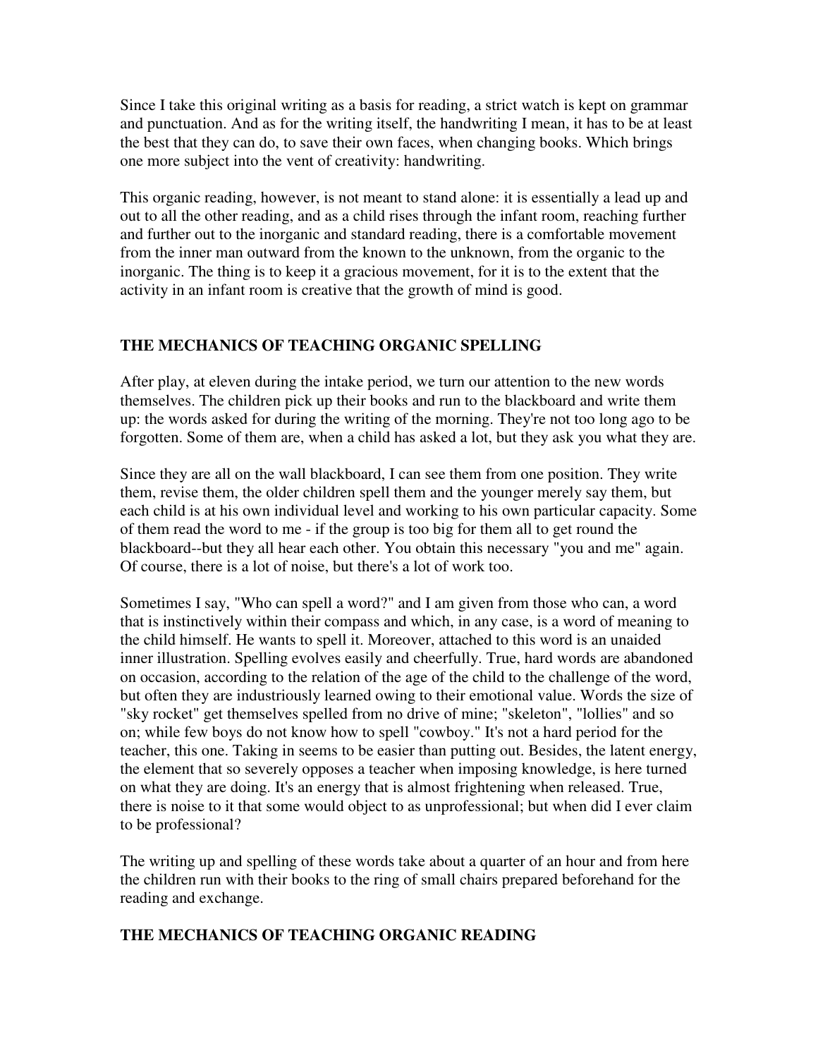Since I take this original writing as a basis for reading, a strict watch is kept on grammar and punctuation. And as for the writing itself, the handwriting I mean, it has to be at least the best that they can do, to save their own faces, when changing books. Which brings one more subject into the vent of creativity: handwriting.

This organic reading, however, is not meant to stand alone: it is essentially a lead up and out to all the other reading, and as a child rises through the infant room, reaching further and further out to the inorganic and standard reading, there is a comfortable movement from the inner man outward from the known to the unknown, from the organic to the inorganic. The thing is to keep it a gracious movement, for it is to the extent that the activity in an infant room is creative that the growth of mind is good.

## THE MECHANICS OF TEACHING ORGANIC SPELLING

After play, at eleven during the intake period, we turn our attention to the new words themselves. The children pick up their books and run to the blackboard and write them up: the words asked for during the writing of the morning. They're not too long ago to be forgotten. Some of them are, when a child has asked a lot, but they ask you what they are.

Since they are all on the wall blackboard, I can see them from one position. They write them, revise them, the older children spell them and the younger merely say them, but each child is at his own individual level and working to his own particular capacity. Some of them read the word to me - if the group is too big for them all to get round the blackboard--but they all hear each other. You obtain this necessary "you and me" again. Of course, there is a lot of noise, but there's a lot of work too.

Sometimes I say, "Who can spell a word?" and I am given from those who can, a word that is instinctively within their compass and which, in any case, is a word of meaning to the child himself. He wants to spell it. Moreover, attached to this word is an unaided inner illustration. Spelling evolves easily and cheerfully. True, hard words are abandoned on occasion, according to the relation of the age of the child to the challenge of the word, but often they are industriously learned owing to their emotional value. Words the size of "sky rocket" get themselves spelled from no drive of mine; "skeleton", "lollies" and so on; while few boys do not know how to spell "cowboy." It's not a hard period for the teacher, this one. Taking in seems to be easier than putting out. Besides, the latent energy, the element that so severely opposes a teacher when imposing knowledge, is here turned on what they are doing. It's an energy that is almost frightening when released. True, there is noise to it that some would object to as unprofessional; but when did I ever claim to be professional?

The writing up and spelling of these words take about a quarter of an hour and from here the children run with their books to the ring of small chairs prepared beforehand for the reading and exchange.

## THE MECHANICS OF TEACHING ORGANIC READING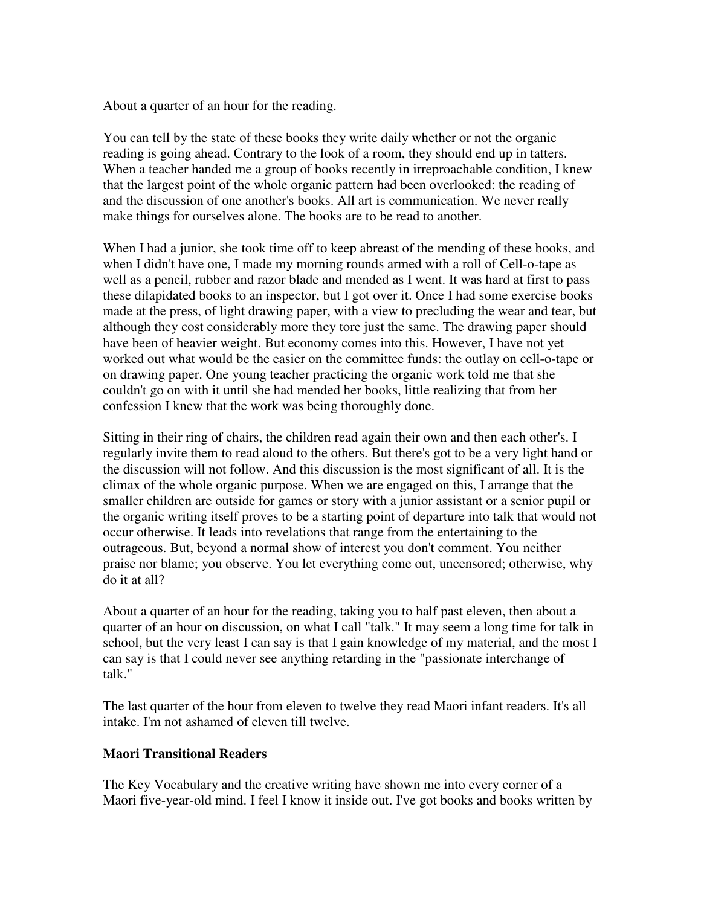About a quarter of an hour for the reading.

You can tell by the state of these books they write daily whether or not the organic reading is going ahead. Contrary to the look of a room, they should end up in tatters. When a teacher handed me a group of books recently in irreproachable condition, I knew that the largest point of the whole organic pattern had been overlooked: the reading of and the discussion of one another's books. All art is communication. We never really make things for ourselves alone. The books are to be read to another.

When I had a junior, she took time off to keep abreast of the mending of these books, and when I didn't have one, I made my morning rounds armed with a roll of Cell-o-tape as well as a pencil, rubber and razor blade and mended as I went. It was hard at first to pass these dilapidated books to an inspector, but I got over it. Once I had some exercise books made at the press, of light drawing paper, with a view to precluding the wear and tear, but although they cost considerably more they tore just the same. The drawing paper should have been of heavier weight. But economy comes into this. However, I have not yet worked out what would be the easier on the committee funds: the outlay on cell-o-tape or on drawing paper. One young teacher practicing the organic work told me that she couldn't go on with it until she had mended her books, little realizing that from her confession I knew that the work was being thoroughly done.

Sitting in their ring of chairs, the children read again their own and then each other's. I regularly invite them to read aloud to the others. But there's got to be a very light hand or the discussion will not follow. And this discussion is the most significant of all. It is the climax of the whole organic purpose. When we are engaged on this, I arrange that the smaller children are outside for games or story with a junior assistant or a senior pupil or the organic writing itself proves to be a starting point of departure into talk that would not occur otherwise. It leads into revelations that range from the entertaining to the outrageous. But, beyond a normal show of interest you don't comment. You neither praise nor blame; you observe. You let everything come out, uncensored; otherwise, why do it at all?

About a quarter of an hour for the reading, taking you to half past eleven, then about a quarter of an hour on discussion, on what I call "talk." It may seem a long time for talk in school, but the very least I can say is that I gain knowledge of my material, and the most I can say is that I could never see anything retarding in the "passionate interchange of talk."

The last quarter of the hour from eleven to twelve they read Maori infant readers. It's all intake. I'm not ashamed of eleven till twelve.

**Maori Transitional Readers**

The Key Vocabulary and the creative writing have shown me into every corner of a Maori five-year-old mind. I feel I know it inside out. I've got books and books written by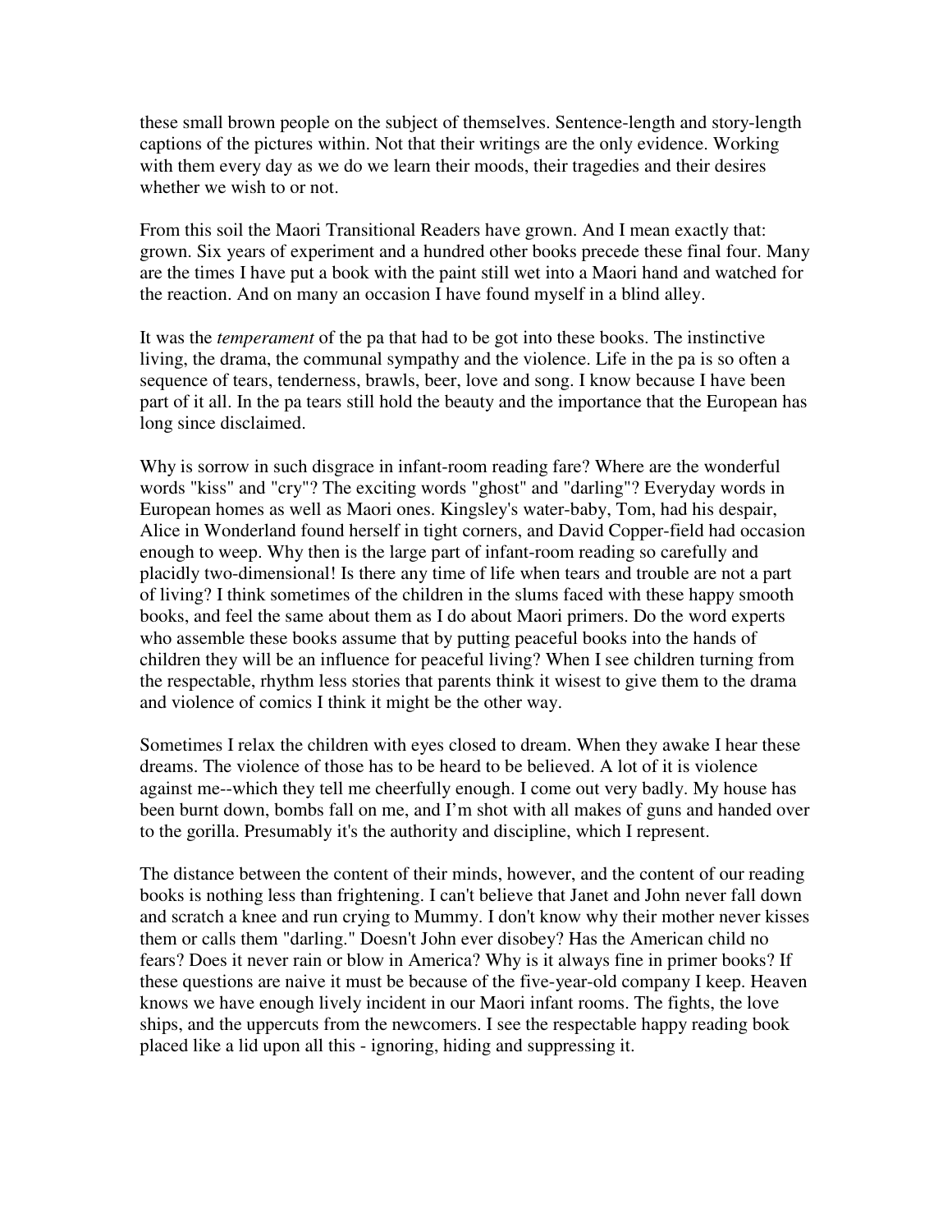these small brown people on the subject of themselves. Sentence-length and story-length captions of the pictures within. Not that their writings are the only evidence. Working with them every day as we do we learn their moods, their tragedies and their desires whether we wish to or not.

From this soil the Maori Transitional Readers have grown. And I mean exactly that: grown. Six years of experiment and a hundred other books precede these final four. Many are the times I have put a book with the paint still wet into a Maori hand and watched for the reaction. And on many an occasion I have found myself in a blind alley.

It was the *temperament* of the pa that had to be got into these books. The instinctive living, the drama, the communal sympathy and the violence. Life in the pa is so often a sequence of tears, tenderness, brawls, beer, love and song. I know because I have been part of it all. In the pa tears still hold the beauty and the importance that the European has long since disclaimed.

Why is sorrow in such disgrace in infant-room reading fare? Where are the wonderful words "kiss" and "cry"? The exciting words "ghost" and "darling"? Everyday words in European homes as well as Maori ones. Kingsley's water-baby, Tom, had his despair, Alice in Wonderland found herself in tight corners, and David Copper-field had occasion enough to weep. Why then is the large part of infant-room reading so carefully and placidly two-dimensional! Is there any time of life when tears and trouble are not a part of living? I think sometimes of the children in the slums faced with these happy smooth books, and feel the same about them as I do about Maori primers. Do the word experts who assemble these books assume that by putting peaceful books into the hands of children they will be an influence for peaceful living? When I see children turning from the respectable, rhythm less stories that parents think it wisest to give them to the drama and violence of comics I think it might be the other way.

Sometimes I relax the children with eyes closed to dream. When they awake I hear these dreams. The violence of those has to be heard to be believed. A lot of it is violence against me--which they tell me cheerfully enough. I come out very badly. My house has been burnt down, bombs fall on me, and I'm shot with all makes of guns and handed over to the gorilla. Presumably it's the authority and discipline, which I represent.

The distance between the content of their minds, however, and the content of our reading books is nothing less than frightening. I can't believe that Janet and John never fall down and scratch a knee and run crying to Mummy. I don't know why their mother never kisses them or calls them "darling." Doesn't John ever disobey? Has the American child no fears? Does it never rain or blow in America? Why is it always fine in primer books? If these questions are naive it must be because of the five-year-old company I keep. Heaven knows we have enough lively incident in our Maori infant rooms. The fights, the love ships, and the uppercuts from the newcomers. I see the respectable happy reading book placed like a lid upon all this - ignoring, hiding and suppressing it.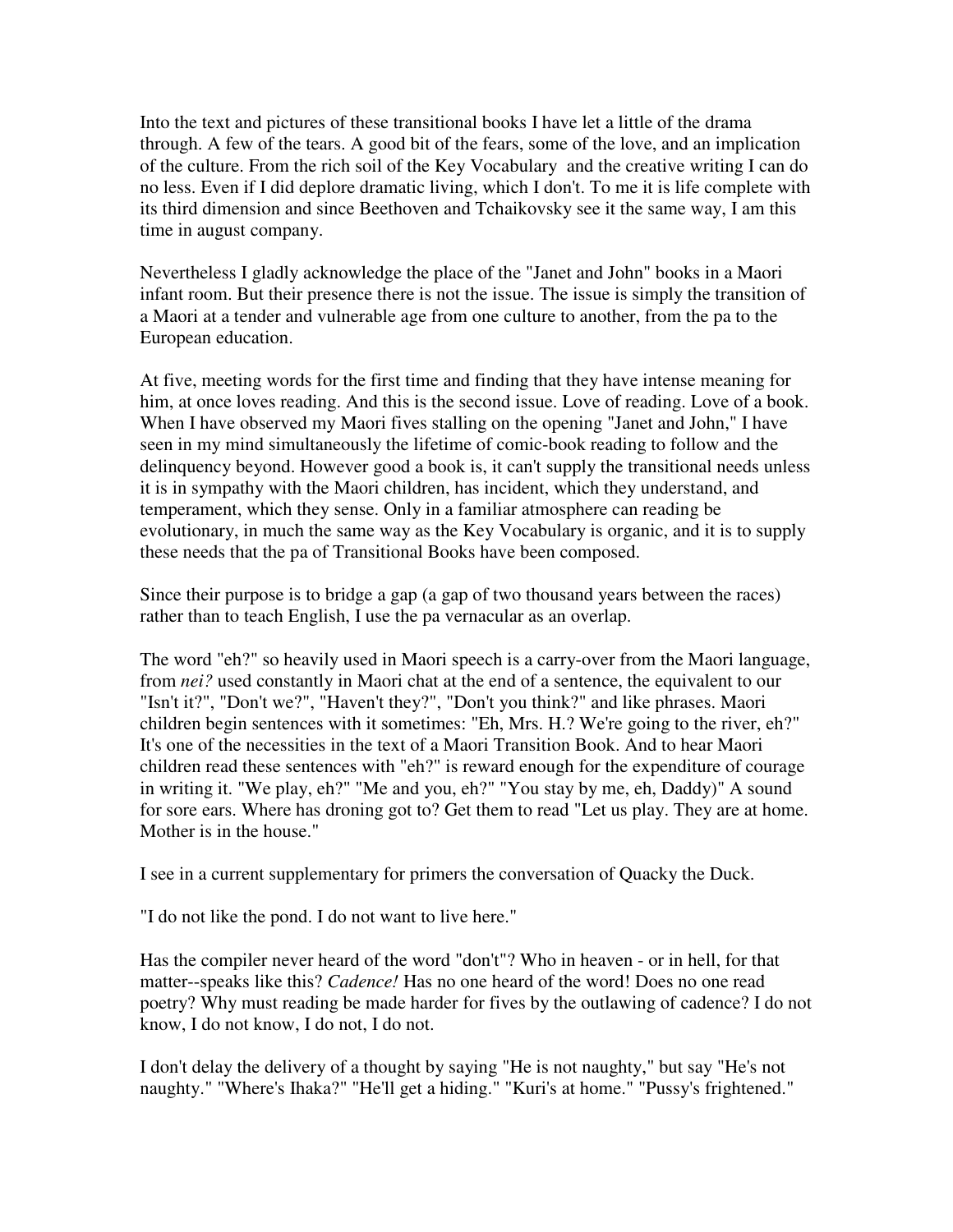Into the text and pictures of these transitional books I have let a little of the drama through. A few of the tears. A good bit of the fears, some of the love, and an implication of the culture. From the rich soil of the Key Vocabulary and the creative writing I can do no less. Even if I did deplore dramatic living, which I don't. To me it is life complete with its third dimension and since Beethoven and Tchaikovsky see it the same way, I am this time in august company.

Nevertheless I gladly acknowledge the place of the "Janet and John" books in a Maori infant room. But their presence there is not the issue. The issue is simply the transition of a Maori at a tender and vulnerable age from one culture to another, from the pa to the European education.

At five, meeting words for the first time and finding that they have intense meaning for him, at once loves reading. And this is the second issue. Love of reading. Love of a book. When I have observed my Maori fives stalling on the opening "Janet and John," I have seen in my mind simultaneously the lifetime of comic-book reading to follow and the delinquency beyond. However good a book is, it can't supply the transitional needs unless it is in sympathy with the Maori children, has incident, which they understand, and temperament, which they sense. Only in a familiar atmosphere can reading be evolutionary, in much the same way as the Key Vocabulary is organic, and it is to supply these needs that the pa of Transitional Books have been composed.

Since their purpose is to bridge a gap (a gap of two thousand years between the races) rather than to teach English, I use the pa vernacular as an overlap.

The word "eh?" so heavily used in Maori speech is a carry-over from the Maori language, from *nei?* used constantly in Maori chat at the end of a sentence, the equivalent to our "Isn't it?", "Don't we?", "Haven't they?", "Don't you think?" and like phrases. Maori children begin sentences with it sometimes: "Eh, Mrs. H.? We're going to the river, eh?" It's one of the necessities in the text of a Maori Transition Book. And to hear Maori children read these sentences with "eh?" is reward enough for the expenditure of courage in writing it. "We play, eh?" "Me and you, eh?" "You stay by me, eh, Daddy)" A sound for sore ears. Where has droning got to? Get them to read "Let us play. They are at home. Mother is in the house."

I see in a current supplementary for primers the conversation of Quacky the Duck.

"I do not like the pond. I do not want to live here."

Has the compiler never heard of the word "don't"? Who in heaven - or in hell, for that matter--speaks like this? *Cadence!* Has no one heard of the word! Does no one read poetry? Why must reading be made harder for fives by the outlawing of cadence? I do not know, I do not know, I do not, I do not.

I don't delay the delivery of a thought by saying "He is not naughty," but say "He's not naughty." "Where's Ihaka?" "He'll get a hiding." "Kuri's at home." "Pussy's frightened."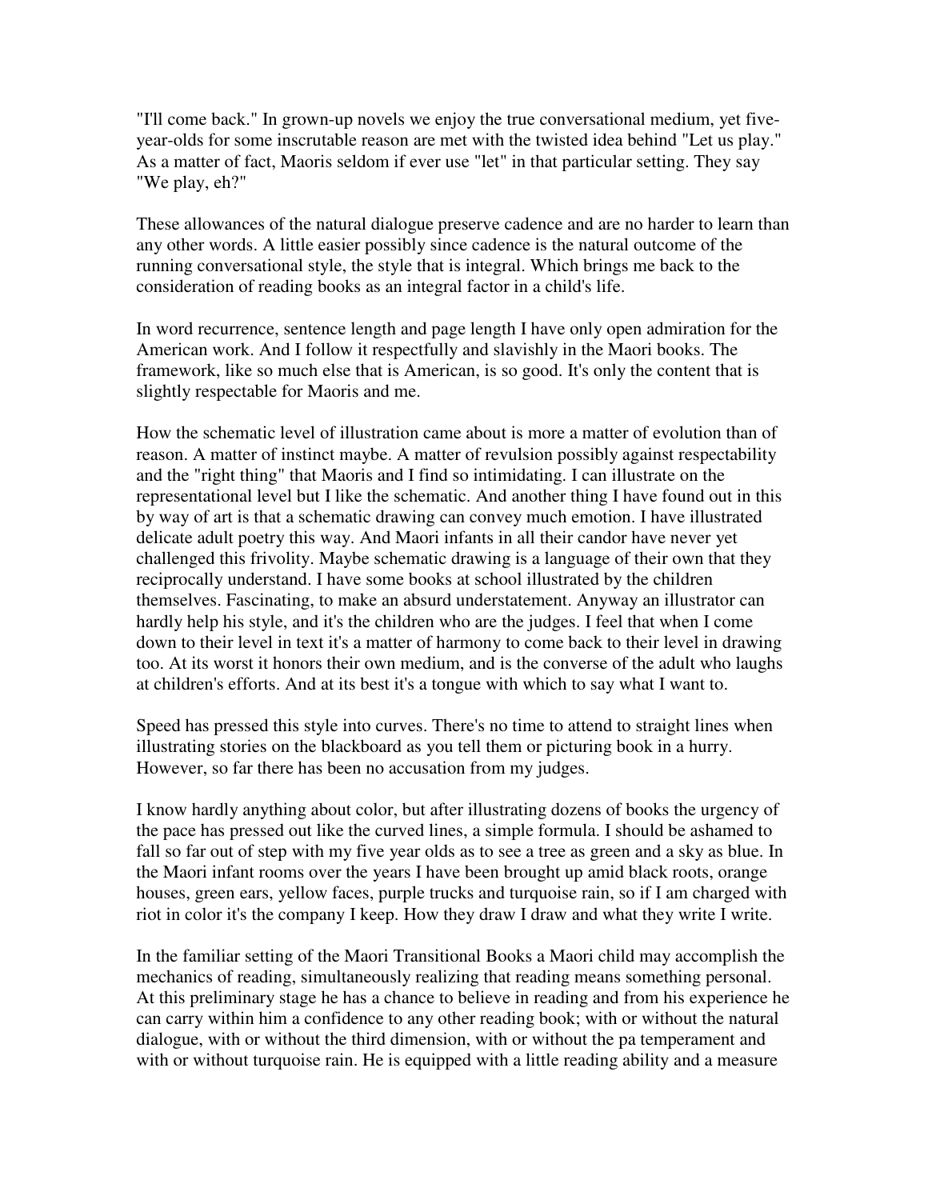"I'll come back." In grown-up novels we enjoy the true conversational medium, yet five-year-olds for some inscrutable reason are met with the twisted idea behind "Let us play." As a matter of fact, Maoris seldom if ever use "let" in that particular setting. They say "We play, eh?"

These allowances of the natural dialogue preserve cadence and are no harder to learn than any other words. A little easier possibly since cadence is the natural outcome of the running conversational style, the style that is integral. Which brings me back to the consideration of reading books as an integral factor in a child's life.

In word recurrence, sentence length and page length I have only open admiration for the American work. And I follow it respectfully and slavishly in the Maori books. The framework, like so much else that is American, is so good. It's only the content that is slightly respectable for Maoris and me.

How the schematic level of illustration came about is more a matter of evolution than of reason. A matter of instinct maybe. A matter of revulsion possibly against respectability and the "right thing" that Maoris and I find so intimidating. I can illustrate on the representational level but I like the schematic. And another thing I have found out in this by way of art is that a schematic drawing can convey much emotion. I have illustrated delicate adult poetry this way. And Maori infants in all their candor have never yet challenged this frivolity. Maybe schematic drawing is a language of their own that they reciprocally understand. I have some books at school illustrated by the children themselves. Fascinating, to make an absurd understatement. Anyway an illustrator can hardly help his style, and it's the children who are the judges. I feel that when I come down to their level in text it's a matter of harmony to come back to their level in drawing too. At its worst it honors their own medium, and is the converse of the adult who laughs at children's efforts. And at its best it's a tongue with which to say what I want to.

Speed has pressed this style into curves. There's no time to attend to straight lines when illustrating stories on the blackboard as you tell them or picturing book in a hurry. However, so far there has been no accusation from my judges.

I know hardly anything about color, but after illustrating dozens of books the urgency of the pace has pressed out like the curved lines, a simple formula. I should be ashamed to fall so far out of step with my five year olds as to see a tree as green and a sky as blue. In the Maori infant rooms over the years I have been brought up amid black roots, orange houses, green ears, yellow faces, purple trucks and turquoise rain, so if I am charged with riot in color it's the company I keep. How they draw I draw and what they write I write.

In the familiar setting of the Maori Transitional Books a Maori child may accomplish the mechanics of reading, simultaneously realizing that reading means something personal. At this preliminary stage he has a chance to believe in reading and from his experience he can carry within him a confidence to any other reading book; with or without the natural dialogue, with or without the third dimension, with or without the pa temperament and with or without turquoise rain. He is equipped with a little reading ability and a measure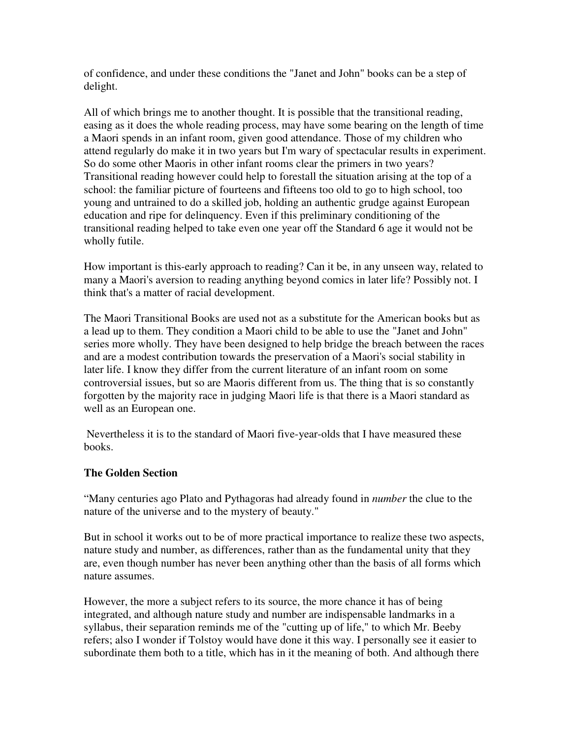of confidence, and under these conditions the "Janet and John" books can be a step of delight.

All of which brings me to another thought. It is possible that the transitional reading, easing as it does the whole reading process, may have some bearing on the length of time a Maori spends in an infant room, given good attendance. Those of my children who attend regularly do make it in two years but I'm wary of spectacular results in experiment. So do some other Maoris in other infant rooms clear the primers in two years? Transitional reading however could help to forestall the situation arising at the top of a school: the familiar picture of fourteens and fifteens too old to go to high school, too young and untrained to do a skilled job, holding an authentic grudge against European education and ripe for delinquency. Even if this preliminary conditioning of the transitional reading helped to take even one year off the Standard 6 age it would not be wholly futile.

How important is this-early approach to reading? Can it be, in any unseen way, related to many a Maori's aversion to reading anything beyond comics in later life? Possibly not. I think that's a matter of racial development.

The Maori Transitional Books are used not as a substitute for the American books but as a lead up to them. They condition a Maori child to be able to use the "Janet and John" series more wholly. They have been designed to help bridge the breach between the races and are a modest contribution towards the preservation of a Maori's social stability in later life. I know they differ from the current literature of an infant room on some controversial issues, but so are Maoris different from us. The thing that is so constantly forgotten by the majority race in judging Maori life is that there is a Maori standard as well as an European one.

Nevertheless it is to the standard of Maori five-year-olds that I have measured these books.

**The Golden Section**

"Many centuries ago Plato and Pythagoras had already found in *number* the clue to the nature of the universe and to the mystery of beauty."

But in school it works out to be of more practical importance to realize these two aspects, nature study and number, as differences, rather than as the fundamental unity that they are, even though number has never been anything other than the basis of all forms which nature assumes.

However, the more a subject refers to its source, the more chance it has of being integrated, and although nature study and number are indispensable landmarks in a syllabus, their separation reminds me of the "cutting up of life," to which Mr. Beeby refers; also I wonder if Tolstoy would have done it this way. I personally see it easier to subordinate them both to a title, which has in it the meaning of both. And although there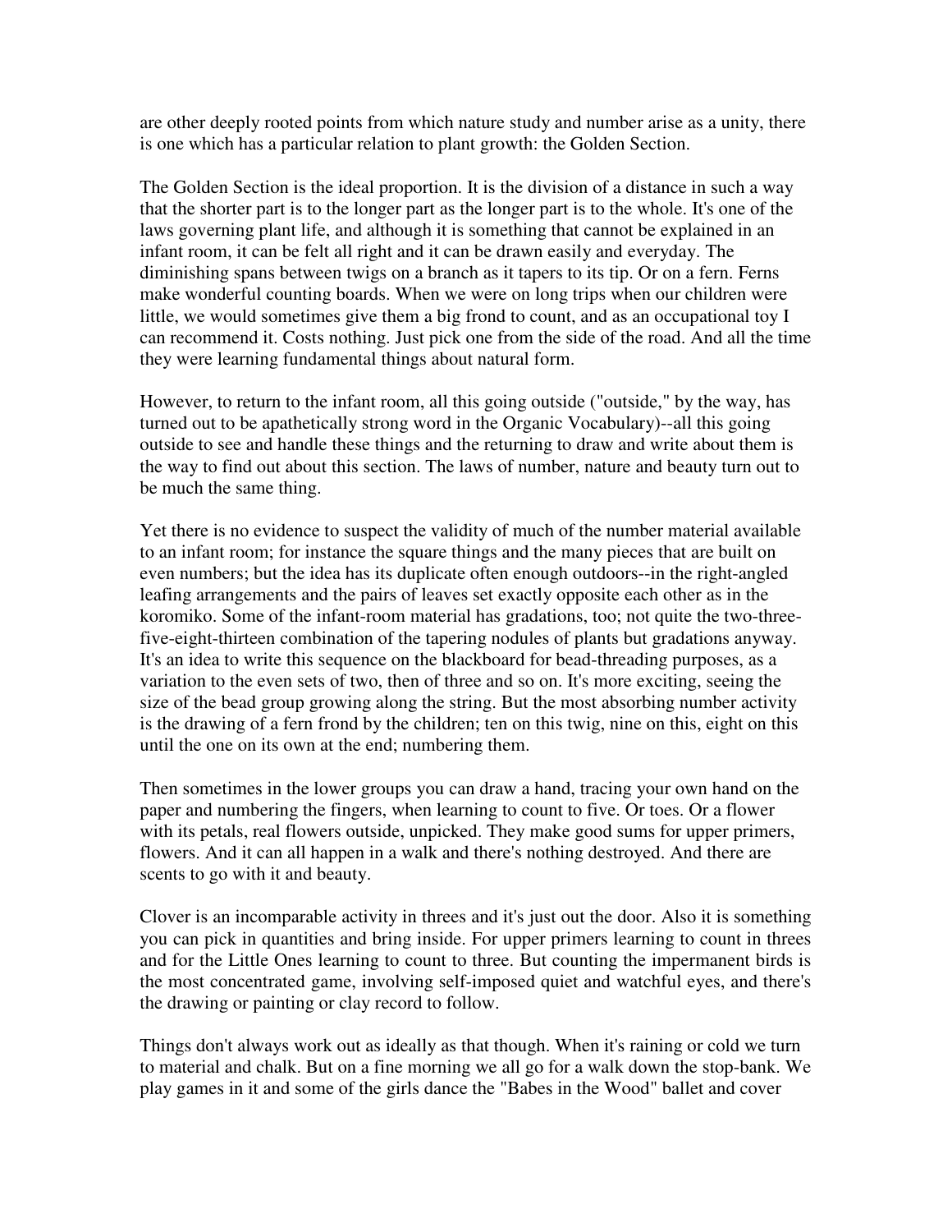are other deeply rooted points from which nature study and number arise as a unity, there is one which has a particular relation to plant growth: the Golden Section.

The Golden Section is the ideal proportion. It is the division of a distance in such a way that the shorter part is to the longer part as the longer part is to the whole. It's one of the laws governing plant life, and although it is something that cannot be explained in an infant room, it can be felt all right and it can be drawn easily and everyday. The diminishing spans between twigs on a branch as it tapers to its tip. Or on a fern. Ferns make wonderful counting boards. When we were on long trips when our children were little, we would sometimes give them a big frond to count, and as an occupational toy I can recommend it. Costs nothing. Just pick one from the side of the road. And all the time they were learning fundamental things about natural form.

However, to return to the infant room, all this going outside ("outside," by the way, has turned out to be apathetically strong word in the Organic Vocabulary)--all this going outside to see and handle these things and the returning to draw and write about them is the way to find out about this section. The laws of number, nature and beauty turn out to be much the same thing.

Yet there is no evidence to suspect the validity of much of the number material available to an infant room; for instance the square things and the many pieces that are built on even numbers; but the idea has its duplicate often enough outdoors--in the right-angled leafing arrangements and the pairs of leaves set exactly opposite each other as in the koromiko. Some of the infant-room material has gradations, too; not quite the two-three-five-eight-thirteen combination of the tapering nodules of plants but gradations anyway. It's an idea to write this sequence on the blackboard for bead-threading purposes, as a variation to the even sets of two, then of three and so on. It's more exciting, seeing the size of the bead group growing along the string. But the most absorbing number activity is the drawing of a fern frond by the children; ten on this twig, nine on this, eight on this until the one on its own at the end; numbering them.

Then sometimes in the lower groups you can draw a hand, tracing your own hand on the paper and numbering the fingers, when learning to count to five. Or toes. Or a flower with its petals, real flowers outside, unpicked. They make good sums for upper primers, flowers. And it can all happen in a walk and there's nothing destroyed. And there are scents to go with it and beauty.

Clover is an incomparable activity in threes and it's just out the door. Also it is something you can pick in quantities and bring inside. For upper primers learning to count in threes and for the Little Ones learning to count to three. But counting the impermanent birds is the most concentrated game, involving self-imposed quiet and watchful eyes, and there's the drawing or painting or clay record to follow.

Things don't always work out as ideally as that though. When it's raining or cold we turn to material and chalk. But on a fine morning we all go for a walk down the stop-bank. We play games in it and some of the girls dance the "Babes in the Wood" ballet and cover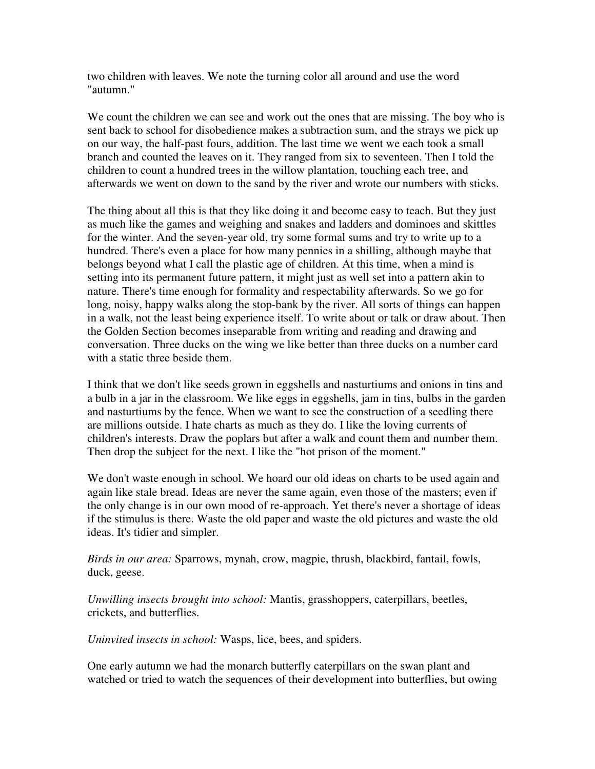two children with leaves. We note the turning color all around and use the word "autumn."

We count the children we can see and work out the ones that are missing. The boy who is sent back to school for disobedience makes a subtraction sum, and the strays we pick up on our way, the half-past fours, addition. The last time we went we each took a small branch and counted the leaves on it. They ranged from six to seventeen. Then I told the children to count a hundred trees in the willow plantation, touching each tree, and afterwards we went on down to the sand by the river and wrote our numbers with sticks.

The thing about all this is that they like doing it and become easy to teach. But they just as much like the games and weighing and snakes and ladders and dominoes and skittles for the winter. And the seven-year old, try some formal sums and try to write up to a hundred. There's even a place for how many pennies in a shilling, although maybe that belongs beyond what I call the plastic age of children. At this time, when a mind is setting into its permanent future pattern, it might just as well set into a pattern akin to nature. There's time enough for formality and respectability afterwards. So we go for long, noisy, happy walks along the stop-bank by the river. All sorts of things can happen in a walk, not the least being experience itself. To write about or talk or draw about. Then the Golden Section becomes inseparable from writing and reading and drawing and conversation. Three ducks on the wing we like better than three ducks on a number card with a static three beside them.

I think that we don't like seeds grown in eggshells and nasturtiums and onions in tins and a bulb in a jar in the classroom. We like eggs in eggshells, jam in tins, bulbs in the garden and nasturtiums by the fence. When we want to see the construction of a seedling there are millions outside. I hate charts as much as they do. I like the loving currents of children's interests. Draw the poplars but after a walk and count them and number them. Then drop the subject for the next. I like the "hot prison of the moment."

We don't waste enough in school. We hoard our old ideas on charts to be used again and again like stale bread. Ideas are never the same again, even those of the masters; even if the only change is in our own mood of re-approach. Yet there's never a shortage of ideas if the stimulus is there. Waste the old paper and waste the old pictures and waste the old ideas. It's tidier and simpler.

*Birds in our area:* Sparrows, mynah, crow, magpie, thrush, blackbird, fantail, fowls, duck, geese.

*Unwilling insects brought into school:* Mantis, grasshoppers, caterpillars, beetles, crickets, and butterflies.

*Uninvited insects in school:* Wasps, lice, bees, and spiders.

One early autumn we had the monarch butterfly caterpillars on the swan plant and watched or tried to watch the sequences of their development into butterflies, but owing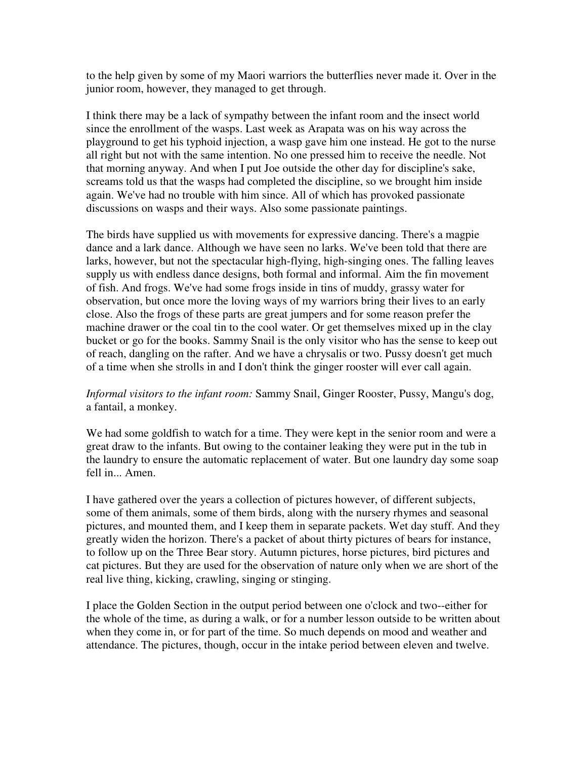to the help given by some of my Maori warriors the butterflies never made it. Over in the junior room, however, they managed to get through.

I think there may be a lack of sympathy between the infant room and the insect world since the enrollment of the wasps. Last week as Arapata was on his way across the playground to get his typhoid injection, a wasp gave him one instead. He got to the nurse all right but not with the same intention. No one pressed him to receive the needle. Not that morning anyway. And when I put Joe outside the other day for discipline's sake, screams told us that the wasps had completed the discipline, so we brought him inside again. We've had no trouble with him since. All of which has provoked passionate discussions on wasps and their ways. Also some passionate paintings.

The birds have supplied us with movements for expressive dancing. There's a magpie dance and a lark dance. Although we have seen no larks. We've been told that there are larks, however, but not the spectacular high-flying, high-singing ones. The falling leaves supply us with endless dance designs, both formal and informal. Aim the fin movement of fish. And frogs. We've had some frogs inside in tins of muddy, grassy water for observation, but once more the loving ways of my warriors bring their lives to an early close. Also the frogs of these parts are great jumpers and for some reason prefer the machine drawer or the coal tin to the cool water. Or get themselves mixed up in the clay bucket or go for the books. Sammy Snail is the only visitor who has the sense to keep out of reach, dangling on the rafter. And we have a chrysalis or two. Pussy doesn't get much of a time when she strolls in and I don't think the ginger rooster will ever call again.

*Informal visitors to the infant room:* Sammy Snail, Ginger Rooster, Pussy, Mangu's dog, a fantail, a monkey.

We had some goldfish to watch for a time. They were kept in the senior room and were a great draw to the infants. But owing to the container leaking they were put in the tub in the laundry to ensure the automatic replacement of water. But one laundry day some soap fell in... Amen.

I have gathered over the years a collection of pictures however, of different subjects, some of them animals, some of them birds, along with the nursery rhymes and seasonal pictures, and mounted them, and I keep them in separate packets. Wet day stuff. And they greatly widen the horizon. There's a packet of about thirty pictures of bears for instance, to follow up on the Three Bear story. Autumn pictures, horse pictures, bird pictures and cat pictures. But they are used for the observation of nature only when we are short of the real live thing, kicking, crawling, singing or stinging.

I place the Golden Section in the output period between one o'clock and two--either for the whole of the time, as during a walk, or for a number lesson outside to be written about when they come in, or for part of the time. So much depends on mood and weather and attendance. The pictures, though, occur in the intake period between eleven and twelve.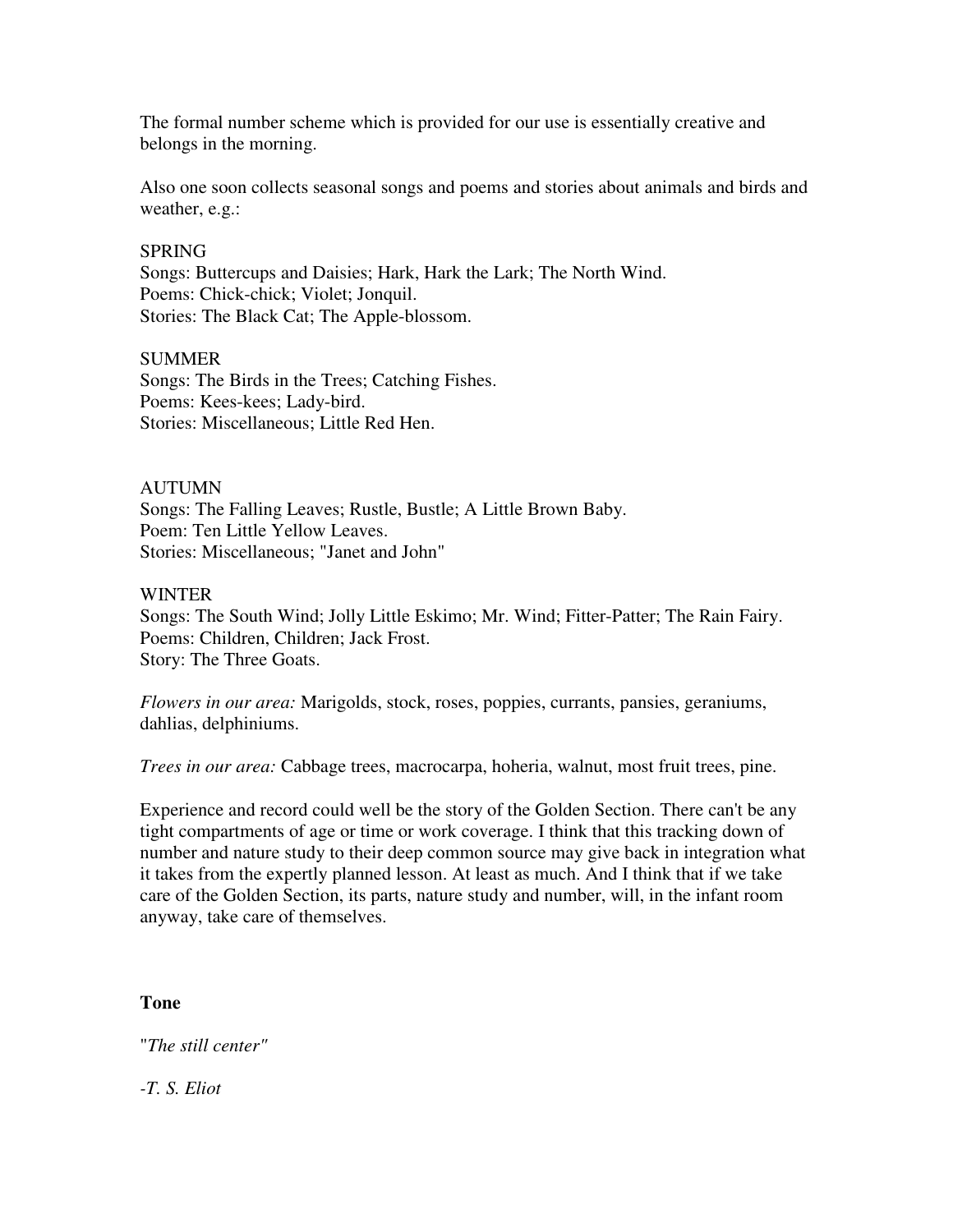The formal number scheme which is provided for our use is essentially creative and belongs in the morning.

Also one soon collects seasonal songs and poems and stories about animals and birds and weather, e.g.:

SPRING
Songs: Buttercups and Daisies; Hark, Hark the Lark; The North Wind.
Poems: Chick-chick; Violet; Jonquil.
Stories: The Black Cat; The Apple-blossom.

SUMMER
Songs: The Birds in the Trees; Catching Fishes.
Poems: Kees-kees; Lady-bird.
Stories: Miscellaneous; Little Red Hen.

AUTUMN
Songs: The Falling Leaves; Rustle, Bustle; A Little Brown Baby.
Poem: Ten Little Yellow Leaves.
Stories: Miscellaneous; "Janet and John"

WINTER
Songs: The South Wind; Jolly Little Eskimo; Mr. Wind; Fitter-Patter; The Rain Fairy.
Poems: Children, Children; Jack Frost.
Story: The Three Goats.

*Flowers in our area:* Marigolds, stock, roses, poppies, currants, pansies, geraniums, dahlias, delphiniums.

*Trees in our area:* Cabbage trees, macrocarpa, hoheria, walnut, most fruit trees, pine.

Experience and record could well be the story of the Golden Section. There can't be any tight compartments of age or time or work coverage. I think that this tracking down of number and nature study to their deep common source may give back in integration what it takes from the expertly planned lesson. At least as much. And I think that if we take care of the Golden Section, its parts, nature study and number, will, in the infant room anyway, take care of themselves.

## Tone

"*The still center"*

*-T. S. Eliot*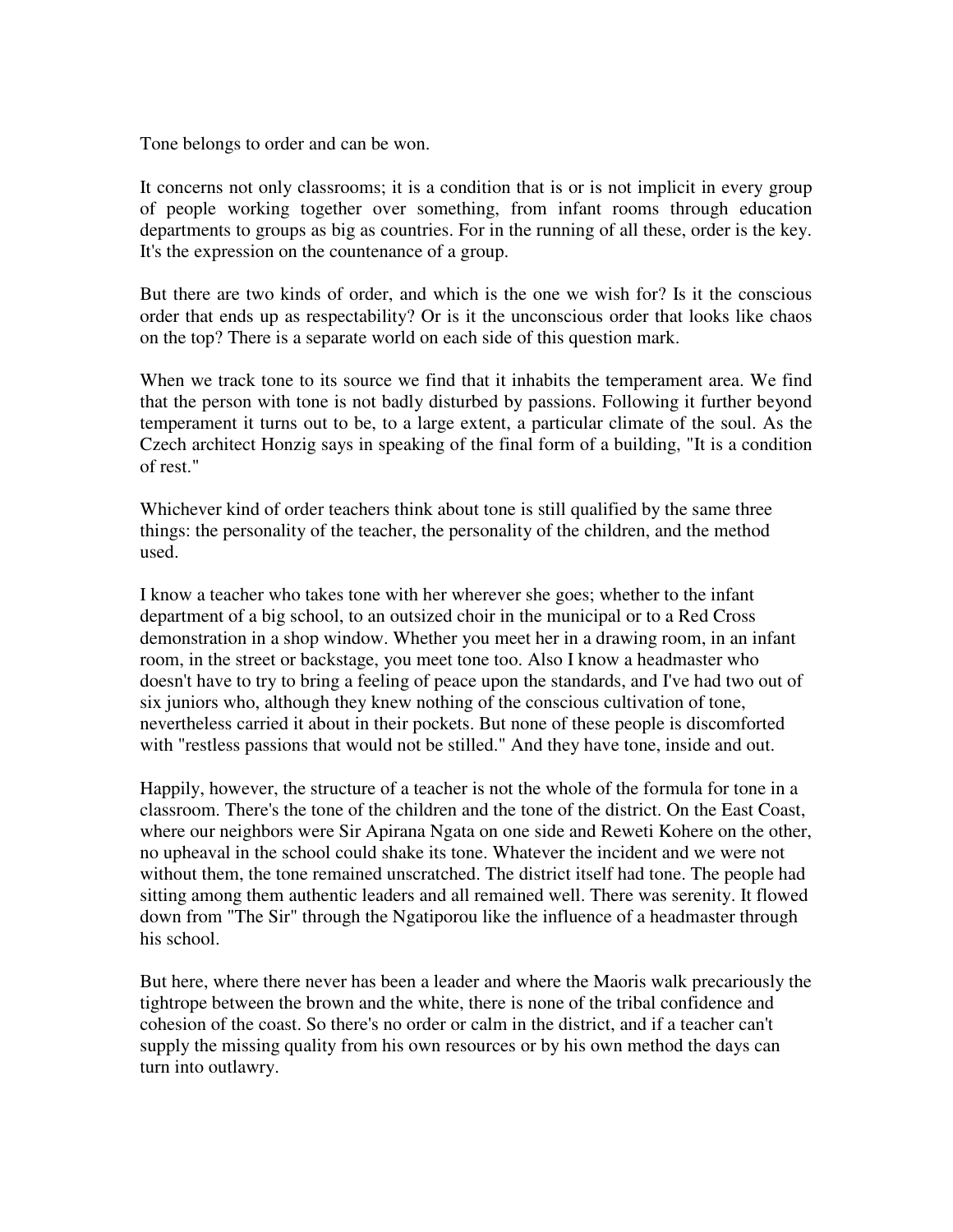Tone belongs to order and can be won.

It concerns not only classrooms; it is a condition that is or is not implicit in every group of people working together over something, from infant rooms through education departments to groups as big as countries. For in the running of all these, order is the key. It's the expression on the countenance of a group.

But there are two kinds of order, and which is the one we wish for? Is it the conscious order that ends up as respectability? Or is it the unconscious order that looks like chaos on the top? There is a separate world on each side of this question mark.

When we track tone to its source we find that it inhabits the temperament area. We find that the person with tone is not badly disturbed by passions. Following it further beyond temperament it turns out to be, to a large extent, a particular climate of the soul. As the Czech architect Honzig says in speaking of the final form of a building, "It is a condition of rest."

Whichever kind of order teachers think about tone is still qualified by the same three things: the personality of the teacher, the personality of the children, and the method used.

I know a teacher who takes tone with her wherever she goes; whether to the infant department of a big school, to an outsized choir in the municipal or to a Red Cross demonstration in a shop window. Whether you meet her in a drawing room, in an infant room, in the street or backstage, you meet tone too. Also I know a headmaster who doesn't have to try to bring a feeling of peace upon the standards, and I've had two out of six juniors who, although they knew nothing of the conscious cultivation of tone, nevertheless carried it about in their pockets. But none of these people is discomforted with "restless passions that would not be stilled." And they have tone, inside and out.

Happily, however, the structure of a teacher is not the whole of the formula for tone in a classroom. There's the tone of the children and the tone of the district. On the East Coast, where our neighbors were Sir Apirana Ngata on one side and Reweti Kohere on the other, no upheaval in the school could shake its tone. Whatever the incident and we were not without them, the tone remained unscratched. The district itself had tone. The people had sitting among them authentic leaders and all remained well. There was serenity. It flowed down from "The Sir" through the Ngatiporou like the influence of a headmaster through his school.

But here, where there never has been a leader and where the Maoris walk precariously the tightrope between the brown and the white, there is none of the tribal confidence and cohesion of the coast. So there's no order or calm in the district, and if a teacher can't supply the missing quality from his own resources or by his own method the days can turn into outlawry.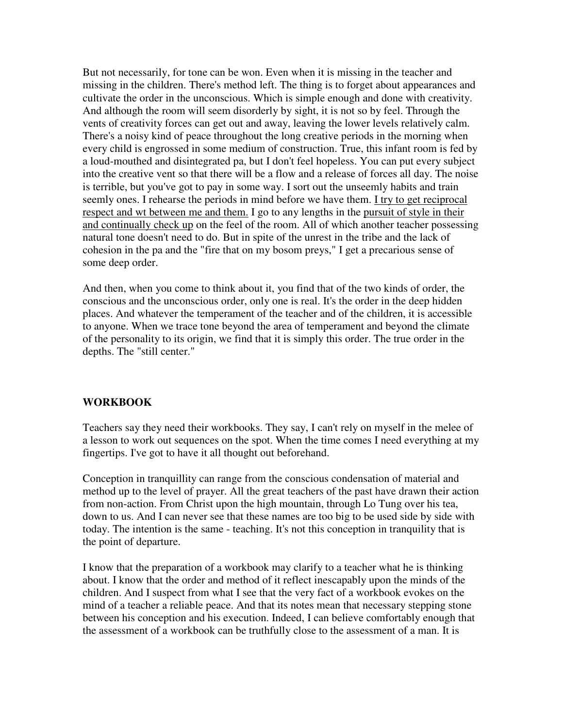But not necessarily, for tone can be won. Even when it is missing in the teacher and missing in the children. There's method left. The thing is to forget about appearances and cultivate the order in the unconscious. Which is simple enough and done with creativity. And although the room will seem disorderly by sight, it is not so by feel. Through the vents of creativity forces can get out and away, leaving the lower levels relatively calm. There's a noisy kind of peace throughout the long creative periods in the morning when every child is engrossed in some medium of construction. True, this infant room is fed by a loud-mouthed and disintegrated pa, but I don't feel hopeless. You can put every subject into the creative vent so that there will be a flow and a release of forces all day. The noise is terrible, but you've got to pay in some way. I sort out the unseemly habits and train seemly ones. I rehearse the periods in mind before we have them. I try to get reciprocal respect and wt between me and them. I go to any lengths in the pursuit of style in their and continually check up on the feel of the room. All of which another teacher possessing natural tone doesn't need to do. But in spite of the unrest in the tribe and the lack of cohesion in the pa and the "fire that on my bosom preys," I get a precarious sense of some deep order.

And then, when you come to think about it, you find that of the two kinds of order, the conscious and the unconscious order, only one is real. It's the order in the deep hidden places. And whatever the temperament of the teacher and of the children, it is accessible to anyone. When we trace tone beyond the area of temperament and beyond the climate of the personality to its origin, we find that it is simply this order. The true order in the depths. The "still center."

## WORKBOOK

Teachers say they need their workbooks. They say, I can't rely on myself in the melee of a lesson to work out sequences on the spot. When the time comes I need everything at my fingertips. I've got to have it all thought out beforehand.

Conception in tranquillity can range from the conscious condensation of material and method up to the level of prayer. All the great teachers of the past have drawn their action from non-action. From Christ upon the high mountain, through Lo Tung over his tea, down to us. And I can never see that these names are too big to be used side by side with today. The intention is the same - teaching. It's not this conception in tranquility that is the point of departure.

I know that the preparation of a workbook may clarify to a teacher what he is thinking about. I know that the order and method of it reflect inescapably upon the minds of the children. And I suspect from what I see that the very fact of a workbook evokes on the mind of a teacher a reliable peace. And that its notes mean that necessary stepping stone between his conception and his execution. Indeed, I can believe comfortably enough that the assessment of a workbook can be truthfully close to the assessment of a man. It is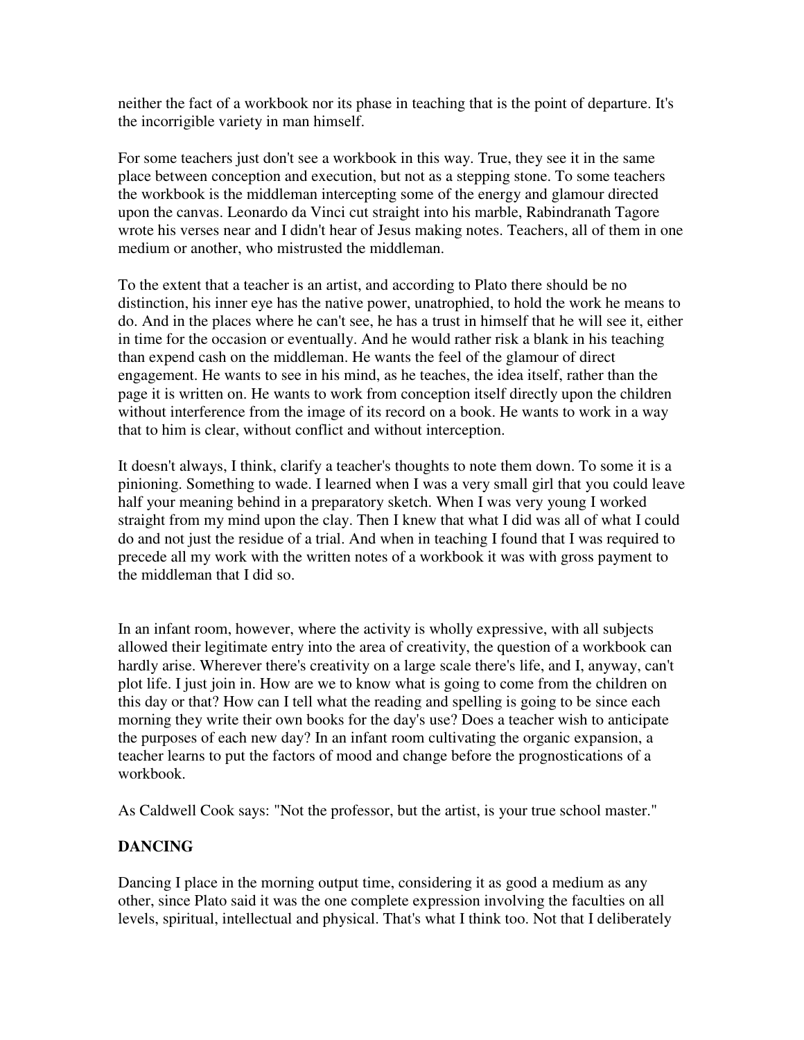neither the fact of a workbook nor its phase in teaching that is the point of departure. It's the incorrigible variety in man himself.

For some teachers just don't see a workbook in this way. True, they see it in the same place between conception and execution, but not as a stepping stone. To some teachers the workbook is the middleman intercepting some of the energy and glamour directed upon the canvas. Leonardo da Vinci cut straight into his marble, Rabindranath Tagore wrote his verses near and I didn't hear of Jesus making notes. Teachers, all of them in one medium or another, who mistrusted the middleman.

To the extent that a teacher is an artist, and according to Plato there should be no distinction, his inner eye has the native power, unatrophied, to hold the work he means to do. And in the places where he can't see, he has a trust in himself that he will see it, either in time for the occasion or eventually. And he would rather risk a blank in his teaching than expend cash on the middleman. He wants the feel of the glamour of direct engagement. He wants to see in his mind, as he teaches, the idea itself, rather than the page it is written on. He wants to work from conception itself directly upon the children without interference from the image of its record on a book. He wants to work in a way that to him is clear, without conflict and without interception.

It doesn't always, I think, clarify a teacher's thoughts to note them down. To some it is a pinioning. Something to wade. I learned when I was a very small girl that you could leave half your meaning behind in a preparatory sketch. When I was very young I worked straight from my mind upon the clay. Then I knew that what I did was all of what I could do and not just the residue of a trial. And when in teaching I found that I was required to precede all my work with the written notes of a workbook it was with gross payment to the middleman that I did so.

In an infant room, however, where the activity is wholly expressive, with all subjects allowed their legitimate entry into the area of creativity, the question of a workbook can hardly arise. Wherever there's creativity on a large scale there's life, and I, anyway, can't plot life. I just join in. How are we to know what is going to come from the children on this day or that? How can I tell what the reading and spelling is going to be since each morning they write their own books for the day's use? Does a teacher wish to anticipate the purposes of each new day? In an infant room cultivating the organic expansion, a teacher learns to put the factors of mood and change before the prognostications of a workbook.

As Caldwell Cook says: "Not the professor, but the artist, is your true school master."

## DANCING

Dancing I place in the morning output time, considering it as good a medium as any other, since Plato said it was the one complete expression involving the faculties on all levels, spiritual, intellectual and physical. That's what I think too. Not that I deliberately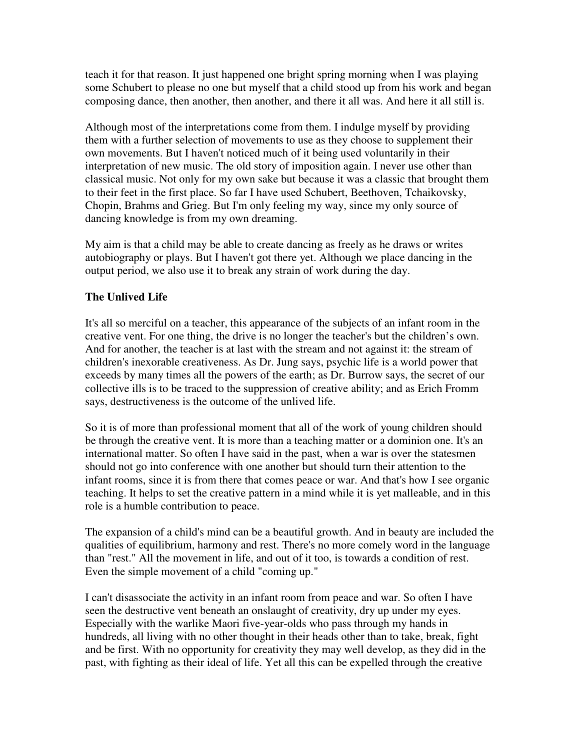teach it for that reason. It just happened one bright spring morning when I was playing some Schubert to please no one but myself that a child stood up from his work and began composing dance, then another, then another, and there it all was. And here it all still is.

Although most of the interpretations come from them. I indulge myself by providing them with a further selection of movements to use as they choose to supplement their own movements. But I haven't noticed much of it being used voluntarily in their interpretation of new music. The old story of imposition again. I never use other than classical music. Not only for my own sake but because it was a classic that brought them to their feet in the first place. So far I have used Schubert, Beethoven, Tchaikovsky, Chopin, Brahms and Grieg. But I'm only feeling my way, since my only source of dancing knowledge is from my own dreaming.

My aim is that a child may be able to create dancing as freely as he draws or writes autobiography or plays. But I haven't got there yet. Although we place dancing in the output period, we also use it to break any strain of work during the day.

**The Unlived Life**

It's all so merciful on a teacher, this appearance of the subjects of an infant room in the creative vent. For one thing, the drive is no longer the teacher's but the children's own. And for another, the teacher is at last with the stream and not against it: the stream of children's inexorable creativeness. As Dr. Jung says, psychic life is a world power that exceeds by many times all the powers of the earth; as Dr. Burrow says, the secret of our collective ills is to be traced to the suppression of creative ability; and as Erich Fromm says, destructiveness is the outcome of the unlived life.

So it is of more than professional moment that all of the work of young children should be through the creative vent. It is more than a teaching matter or a dominion one. It's an international matter. So often I have said in the past, when a war is over the statesmen should not go into conference with one another but should turn their attention to the infant rooms, since it is from there that comes peace or war. And that's how I see organic teaching. It helps to set the creative pattern in a mind while it is yet malleable, and in this role is a humble contribution to peace.

The expansion of a child's mind can be a beautiful growth. And in beauty are included the qualities of equilibrium, harmony and rest. There's no more comely word in the language than "rest." All the movement in life, and out of it too, is towards a condition of rest. Even the simple movement of a child "coming up."

I can't disassociate the activity in an infant room from peace and war. So often I have seen the destructive vent beneath an onslaught of creativity, dry up under my eyes. Especially with the warlike Maori five-year-olds who pass through my hands in hundreds, all living with no other thought in their heads other than to take, break, fight and be first. With no opportunity for creativity they may well develop, as they did in the past, with fighting as their ideal of life. Yet all this can be expelled through the creative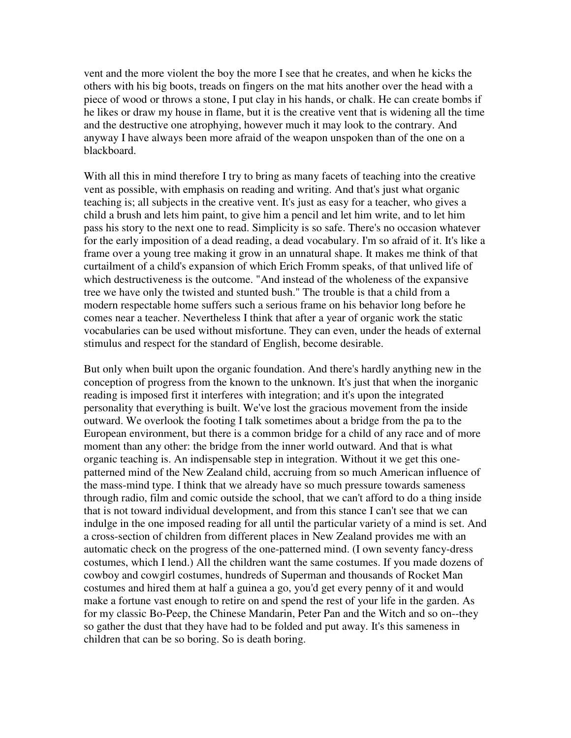vent and the more violent the boy the more I see that he creates, and when he kicks the others with his big boots, treads on fingers on the mat hits another over the head with a piece of wood or throws a stone, I put clay in his hands, or chalk. He can create bombs if he likes or draw my house in flame, but it is the creative vent that is widening all the time and the destructive one atrophying, however much it may look to the contrary. And anyway I have always been more afraid of the weapon unspoken than of the one on a blackboard.

With all this in mind therefore I try to bring as many facets of teaching into the creative vent as possible, with emphasis on reading and writing. And that's just what organic teaching is; all subjects in the creative vent. It's just as easy for a teacher, who gives a child a brush and lets him paint, to give him a pencil and let him write, and to let him pass his story to the next one to read. Simplicity is so safe. There's no occasion whatever for the early imposition of a dead reading, a dead vocabulary. I'm so afraid of it. It's like a frame over a young tree making it grow in an unnatural shape. It makes me think of that curtailment of a child's expansion of which Erich Fromm speaks, of that unlived life of which destructiveness is the outcome. "And instead of the wholeness of the expansive tree we have only the twisted and stunted bush." The trouble is that a child from a modern respectable home suffers such a serious frame on his behavior long before he comes near a teacher. Nevertheless I think that after a year of organic work the static vocabularies can be used without misfortune. They can even, under the heads of external stimulus and respect for the standard of English, become desirable.

But only when built upon the organic foundation. And there's hardly anything new in the conception of progress from the known to the unknown. It's just that when the inorganic reading is imposed first it interferes with integration; and it's upon the integrated personality that everything is built. We've lost the gracious movement from the inside outward. We overlook the footing I talk sometimes about a bridge from the pa to the European environment, but there is a common bridge for a child of any race and of more moment than any other: the bridge from the inner world outward. And that is what organic teaching is. An indispensable step in integration. Without it we get this one-patterned mind of the New Zealand child, accruing from so much American influence of the mass-mind type. I think that we already have so much pressure towards sameness through radio, film and comic outside the school, that we can't afford to do a thing inside that is not toward individual development, and from this stance I can't see that we can indulge in the one imposed reading for all until the particular variety of a mind is set. And a cross-section of children from different places in New Zealand provides me with an automatic check on the progress of the one-patterned mind. (I own seventy fancy-dress costumes, which I lend.) All the children want the same costumes. If you made dozens of cowboy and cowgirl costumes, hundreds of Superman and thousands of Rocket Man costumes and hired them at half a guinea a go, you'd get every penny of it and would make a fortune vast enough to retire on and spend the rest of your life in the garden. As for my classic Bo-Peep, the Chinese Mandarin, Peter Pan and the Witch and so on--they so gather the dust that they have had to be folded and put away. It's this sameness in children that can be so boring. So is death boring.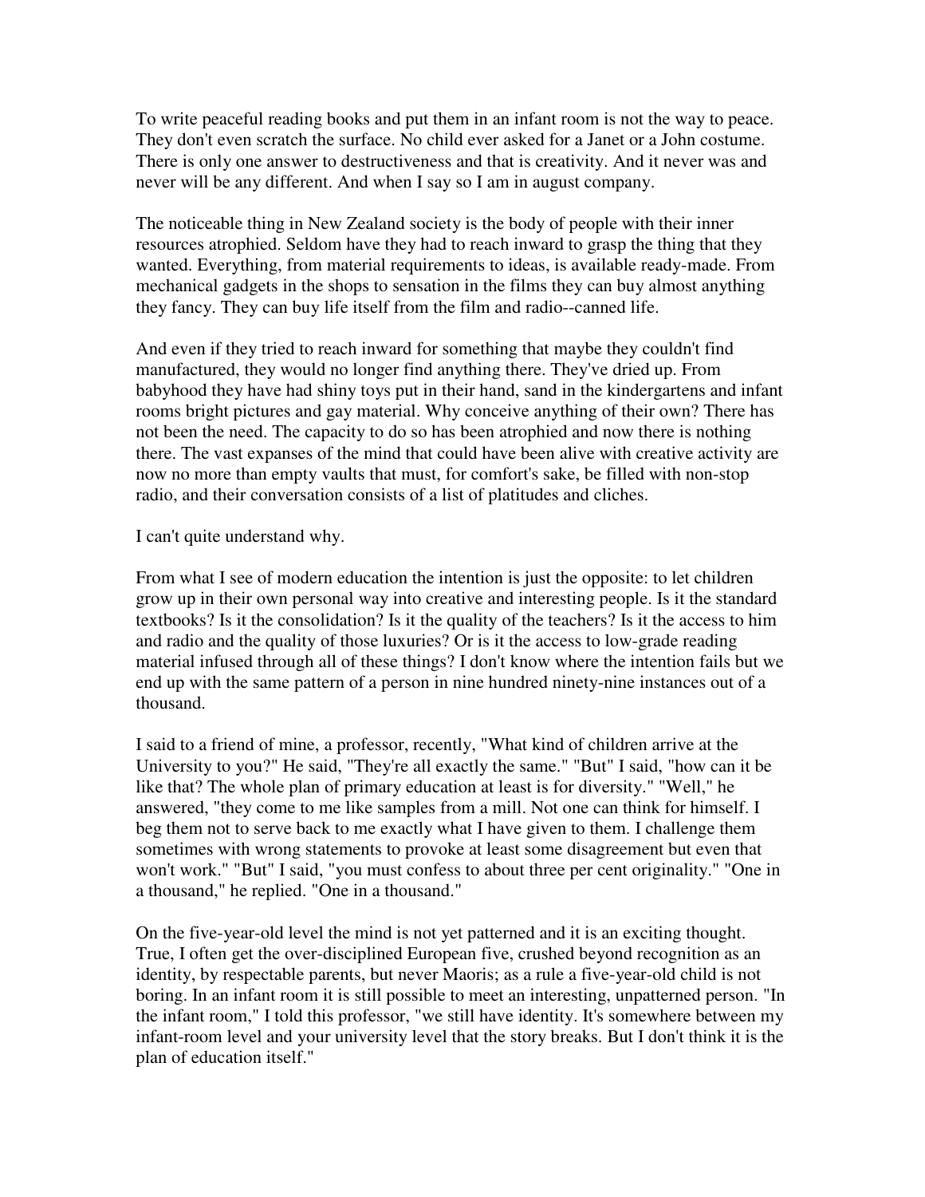To write peaceful reading books and put them in an infant room is not the way to peace. They don't even scratch the surface. No child ever asked for a Janet or a John costume. There is only one answer to destructiveness and that is creativity. And it never was and never will be any different. And when I say so I am in august company.

The noticeable thing in New Zealand society is the body of people with their inner resources atrophied. Seldom have they had to reach inward to grasp the thing that they wanted. Everything, from material requirements to ideas, is available ready-made. From mechanical gadgets in the shops to sensation in the films they can buy almost anything they fancy. They can buy life itself from the film and radio--canned life.

And even if they tried to reach inward for something that maybe they couldn't find manufactured, they would no longer find anything there. They've dried up. From babyhood they have had shiny toys put in their hand, sand in the kindergartens and infant rooms bright pictures and gay material. Why conceive anything of their own? There has not been the need. The capacity to do so has been atrophied and now there is nothing there. The vast expanses of the mind that could have been alive with creative activity are now no more than empty vaults that must, for comfort's sake, be filled with non-stop radio, and their conversation consists of a list of platitudes and cliches.

I can't quite understand why.

From what I see of modern education the intention is just the opposite: to let children grow up in their own personal way into creative and interesting people. Is it the standard textbooks? Is it the consolidation? Is it the quality of the teachers? Is it the access to him and radio and the quality of those luxuries? Or is it the access to low-grade reading material infused through all of these things? I don't know where the intention fails but we end up with the same pattern of a person in nine hundred ninety-nine instances out of a thousand.

I said to a friend of mine, a professor, recently, "What kind of children arrive at the University to you?" He said, "They're all exactly the same." "But" I said, "how can it be like that? The whole plan of primary education at least is for diversity." "Well," he answered, "they come to me like samples from a mill. Not one can think for himself. I beg them not to serve back to me exactly what I have given to them. I challenge them sometimes with wrong statements to provoke at least some disagreement but even that won't work." "But" I said, "you must confess to about three per cent originality." "One in a thousand," he replied. "One in a thousand."

On the five-year-old level the mind is not yet patterned and it is an exciting thought. True, I often get the over-disciplined European five, crushed beyond recognition as an identity, by respectable parents, but never Maoris; as a rule a five-year-old child is not boring. In an infant room it is still possible to meet an interesting, unpatterned person. "In the infant room," I told this professor, "we still have identity. It's somewhere between my infant-room level and your university level that the story breaks. But I don't think it is the plan of education itself."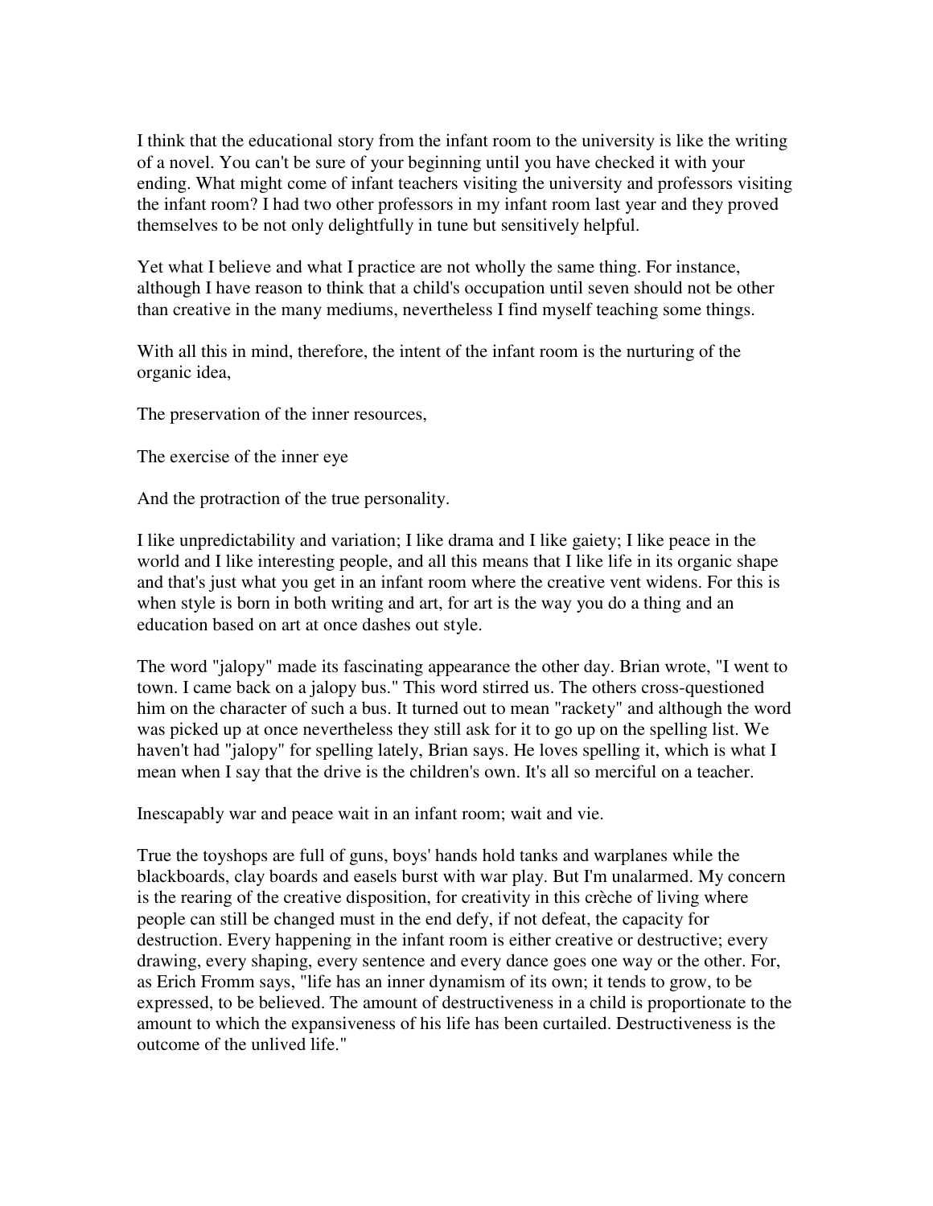I think that the educational story from the infant room to the university is like the writing of a novel. You can't be sure of your beginning until you have checked it with your ending. What might come of infant teachers visiting the university and professors visiting the infant room? I had two other professors in my infant room last year and they proved themselves to be not only delightfully in tune but sensitively helpful.

Yet what I believe and what I practice are not wholly the same thing. For instance, although I have reason to think that a child's occupation until seven should not be other than creative in the many mediums, nevertheless I find myself teaching some things.

With all this in mind, therefore, the intent of the infant room is the nurturing of the organic idea,

The preservation of the inner resources,

The exercise of the inner eye

And the protraction of the true personality.

I like unpredictability and variation; I like drama and I like gaiety; I like peace in the world and I like interesting people, and all this means that I like life in its organic shape and that's just what you get in an infant room where the creative vent widens. For this is when style is born in both writing and art, for art is the way you do a thing and an education based on art at once dashes out style.

The word "jalopy" made its fascinating appearance the other day. Brian wrote, "I went to town. I came back on a jalopy bus." This word stirred us. The others cross-questioned him on the character of such a bus. It turned out to mean "rackety" and although the word was picked up at once nevertheless they still ask for it to go up on the spelling list. We haven't had "jalopy" for spelling lately, Brian says. He loves spelling it, which is what I mean when I say that the drive is the children's own. It's all so merciful on a teacher.

Inescapably war and peace wait in an infant room; wait and vie.

True the toyshops are full of guns, boys' hands hold tanks and warplanes while the blackboards, clay boards and easels burst with war play. But I'm unalarmed. My concern is the rearing of the creative disposition, for creativity in this crèche of living where people can still be changed must in the end defy, if not defeat, the capacity for destruction. Every happening in the infant room is either creative or destructive; every drawing, every shaping, every sentence and every dance goes one way or the other. For, as Erich Fromm says, "life has an inner dynamism of its own; it tends to grow, to be expressed, to be believed. The amount of destructiveness in a child is proportionate to the amount to which the expansiveness of his life has been curtailed. Destructiveness is the outcome of the unlived life."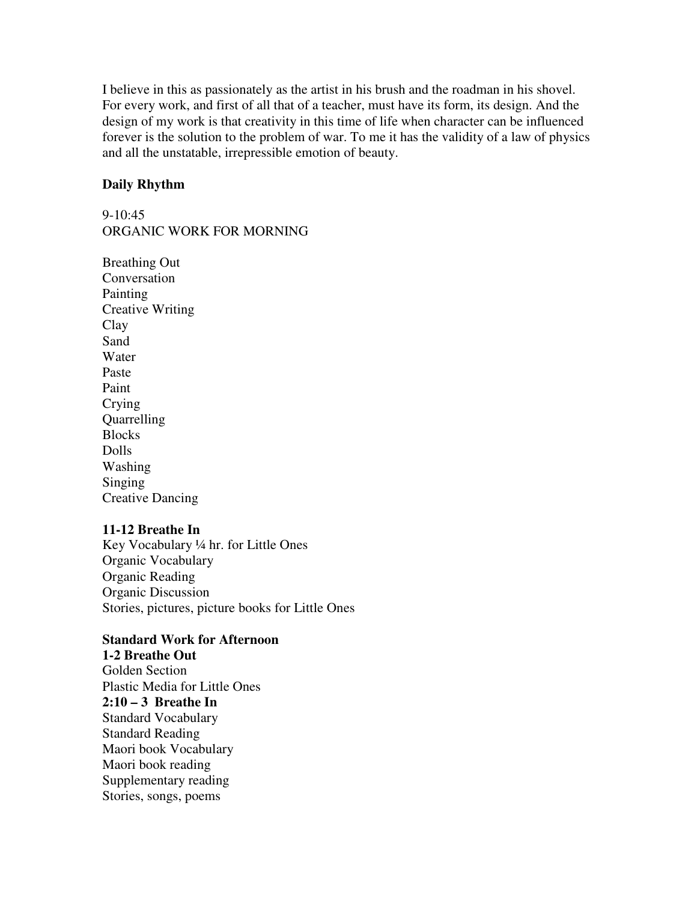I believe in this as passionately as the artist in his brush and the roadman in his shovel. For every work, and first of all that of a teacher, must have its form, its design. And the design of my work is that creativity in this time of life when character can be influenced forever is the solution to the problem of war. To me it has the validity of a law of physics and all the unstatable, irrepressible emotion of beauty.

**Daily Rhythm**

9-10:45
ORGANIC WORK FOR MORNING

Breathing Out
Conversation
Painting
Creative Writing
Clay
Sand
Water
Paste
Paint
Crying
Quarrelling
Blocks
Dolls
Washing
Singing
Creative Dancing

**11-12 Breathe In**
Key Vocabulary ¼ hr. for Little Ones
Organic Vocabulary
Organic Reading
Organic Discussion
Stories, pictures, picture books for Little Ones

**Standard Work for Afternoon**
**1-2 Breathe Out**
Golden Section
Plastic Media for Little Ones
**2:10 – 3 Breathe In**
Standard Vocabulary
Standard Reading
Maori book Vocabulary
Maori book reading
Supplementary reading
Stories, songs, poems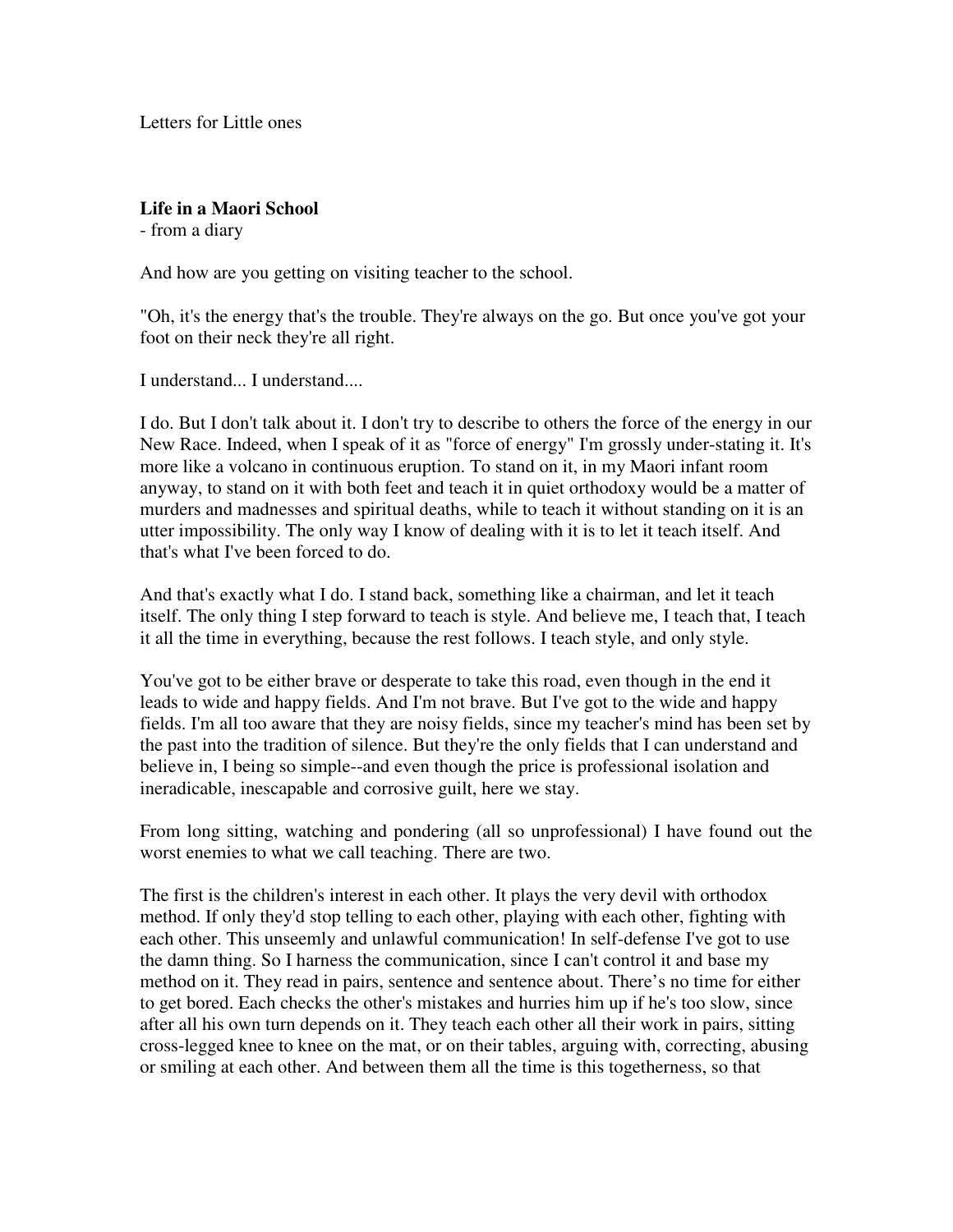Letters for Little ones

**Life in a Maori School**
- from a diary

And how are you getting on visiting teacher to the school.

"Oh, it's the energy that's the trouble. They're always on the go. But once you've got your foot on their neck they're all right.

I understand... I understand....

I do. But I don't talk about it. I don't try to describe to others the force of the energy in our New Race. Indeed, when I speak of it as "force of energy" I'm grossly under-stating it. It's more like a volcano in continuous eruption. To stand on it, in my Maori infant room anyway, to stand on it with both feet and teach it in quiet orthodoxy would be a matter of murders and madnesses and spiritual deaths, while to teach it without standing on it is an utter impossibility. The only way I know of dealing with it is to let it teach itself. And that's what I've been forced to do.

And that's exactly what I do. I stand back, something like a chairman, and let it teach itself. The only thing I step forward to teach is style. And believe me, I teach that, I teach it all the time in everything, because the rest follows. I teach style, and only style.

You've got to be either brave or desperate to take this road, even though in the end it leads to wide and happy fields. And I'm not brave. But I've got to the wide and happy fields. I'm all too aware that they are noisy fields, since my teacher's mind has been set by the past into the tradition of silence. But they're the only fields that I can understand and believe in, I being so simple--and even though the price is professional isolation and ineradicable, inescapable and corrosive guilt, here we stay.

From long sitting, watching and pondering (all so unprofessional) I have found out the worst enemies to what we call teaching. There are two.

The first is the children's interest in each other. It plays the very devil with orthodox method. If only they'd stop telling to each other, playing with each other, fighting with each other. This unseemly and unlawful communication! In self-defense I've got to use the damn thing. So I harness the communication, since I can't control it and base my method on it. They read in pairs, sentence and sentence about. There's no time for either to get bored. Each checks the other's mistakes and hurries him up if he's too slow, since after all his own turn depends on it. They teach each other all their work in pairs, sitting cross-legged knee to knee on the mat, or on their tables, arguing with, correcting, abusing or smiling at each other. And between them all the time is this togetherness, so that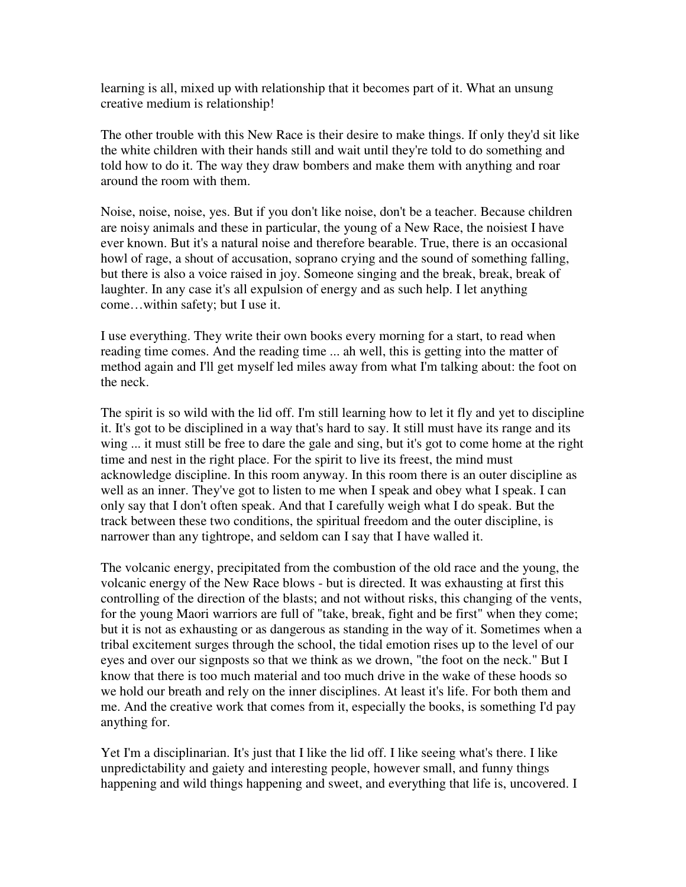learning is all, mixed up with relationship that it becomes part of it. What an unsung creative medium is relationship!

The other trouble with this New Race is their desire to make things. If only they'd sit like the white children with their hands still and wait until they're told to do something and told how to do it. The way they draw bombers and make them with anything and roar around the room with them.

Noise, noise, noise, yes. But if you don't like noise, don't be a teacher. Because children are noisy animals and these in particular, the young of a New Race, the noisiest I have ever known. But it's a natural noise and therefore bearable. True, there is an occasional howl of rage, a shout of accusation, soprano crying and the sound of something falling, but there is also a voice raised in joy. Someone singing and the break, break, break of laughter. In any case it's all expulsion of energy and as such help. I let anything come…within safety; but I use it.

I use everything. They write their own books every morning for a start, to read when reading time comes. And the reading time ... ah well, this is getting into the matter of method again and I'll get myself led miles away from what I'm talking about: the foot on the neck.

The spirit is so wild with the lid off. I'm still learning how to let it fly and yet to discipline it. It's got to be disciplined in a way that's hard to say. It still must have its range and its wing ... it must still be free to dare the gale and sing, but it's got to come home at the right time and nest in the right place. For the spirit to live its freest, the mind must acknowledge discipline. In this room anyway. In this room there is an outer discipline as well as an inner. They've got to listen to me when I speak and obey what I speak. I can only say that I don't often speak. And that I carefully weigh what I do speak. But the track between these two conditions, the spiritual freedom and the outer discipline, is narrower than any tightrope, and seldom can I say that I have walled it.

The volcanic energy, precipitated from the combustion of the old race and the young, the volcanic energy of the New Race blows - but is directed. It was exhausting at first this controlling of the direction of the blasts; and not without risks, this changing of the vents, for the young Maori warriors are full of "take, break, fight and be first" when they come; but it is not as exhausting or as dangerous as standing in the way of it. Sometimes when a tribal excitement surges through the school, the tidal emotion rises up to the level of our eyes and over our signposts so that we think as we drown, "the foot on the neck." But I know that there is too much material and too much drive in the wake of these hoods so we hold our breath and rely on the inner disciplines. At least it's life. For both them and me. And the creative work that comes from it, especially the books, is something I'd pay anything for.

Yet I'm a disciplinarian. It's just that I like the lid off. I like seeing what's there. I like unpredictability and gaiety and interesting people, however small, and funny things happening and wild things happening and sweet, and everything that life is, uncovered. I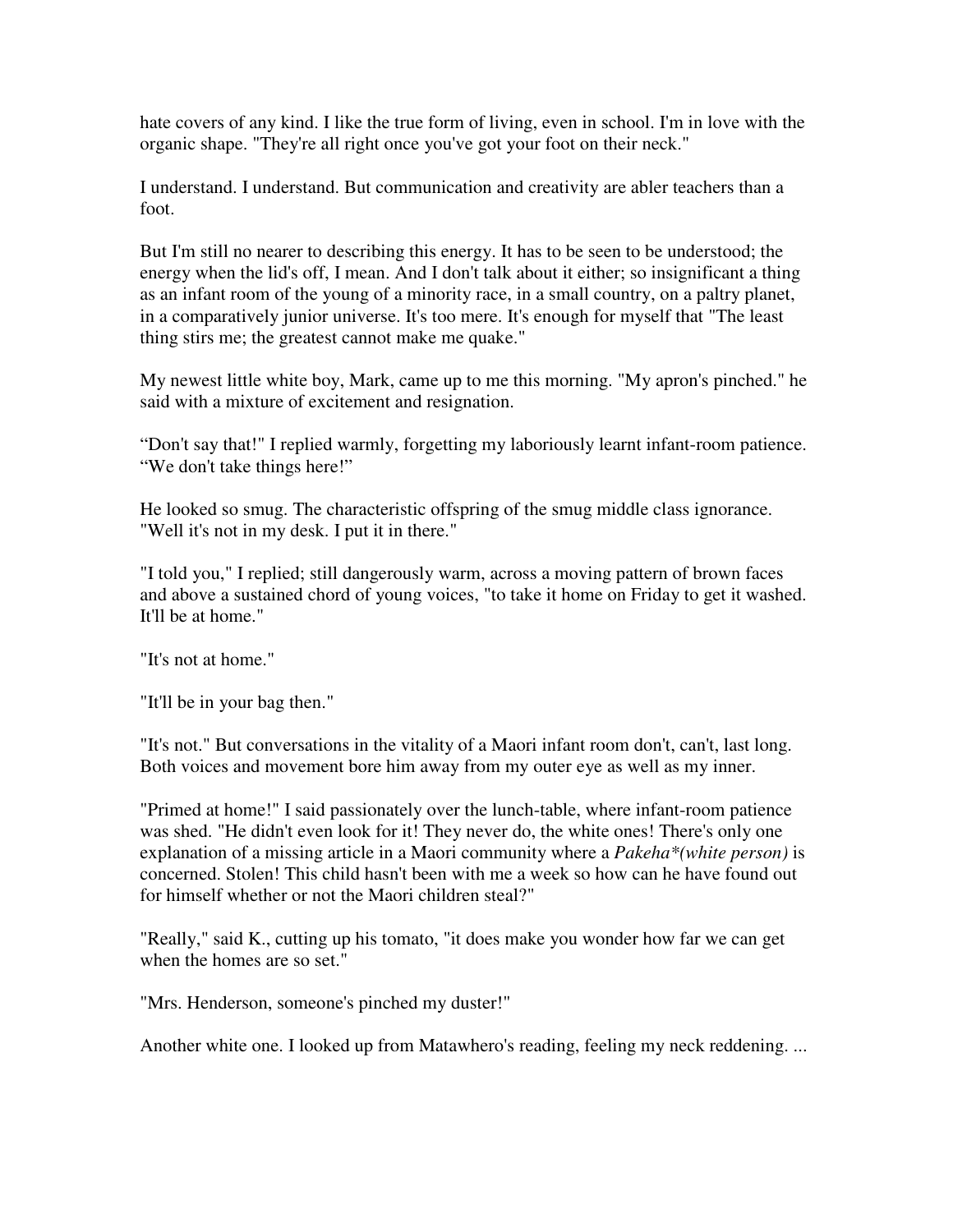hate covers of any kind. I like the true form of living, even in school. I'm in love with the organic shape. "They're all right once you've got your foot on their neck."

I understand. I understand. But communication and creativity are abler teachers than a foot.

But I'm still no nearer to describing this energy. It has to be seen to be understood; the energy when the lid's off, I mean. And I don't talk about it either; so insignificant a thing as an infant room of the young of a minority race, in a small country, on a paltry planet, in a comparatively junior universe. It's too mere. It's enough for myself that "The least thing stirs me; the greatest cannot make me quake."

My newest little white boy, Mark, came up to me this morning. "My apron's pinched." he said with a mixture of excitement and resignation.

“Don't say that!" I replied warmly, forgetting my laboriously learnt infant-room patience. “We don't take things here!”

He looked so smug. The characteristic offspring of the smug middle class ignorance. "Well it's not in my desk. I put it in there."

"I told you," I replied; still dangerously warm, across a moving pattern of brown faces and above a sustained chord of young voices, "to take it home on Friday to get it washed. It'll be at home."

"It's not at home."

"It'll be in your bag then."

"It's not." But conversations in the vitality of a Maori infant room don't, can't, last long. Both voices and movement bore him away from my outer eye as well as my inner.

"Primed at home!" I said passionately over the lunch-table, where infant-room patience was shed. "He didn't even look for it! They never do, the white ones! There's only one explanation of a missing article in a Maori community where a *Pakeha*\*(white person)* is concerned. Stolen! This child hasn't been with me a week so how can he have found out for himself whether or not the Maori children steal?"

"Really," said K., cutting up his tomato, "it does make you wonder how far we can get when the homes are so set."

"Mrs. Henderson, someone's pinched my duster!"

Another white one. I looked up from Matawhero's reading, feeling my neck reddening. ...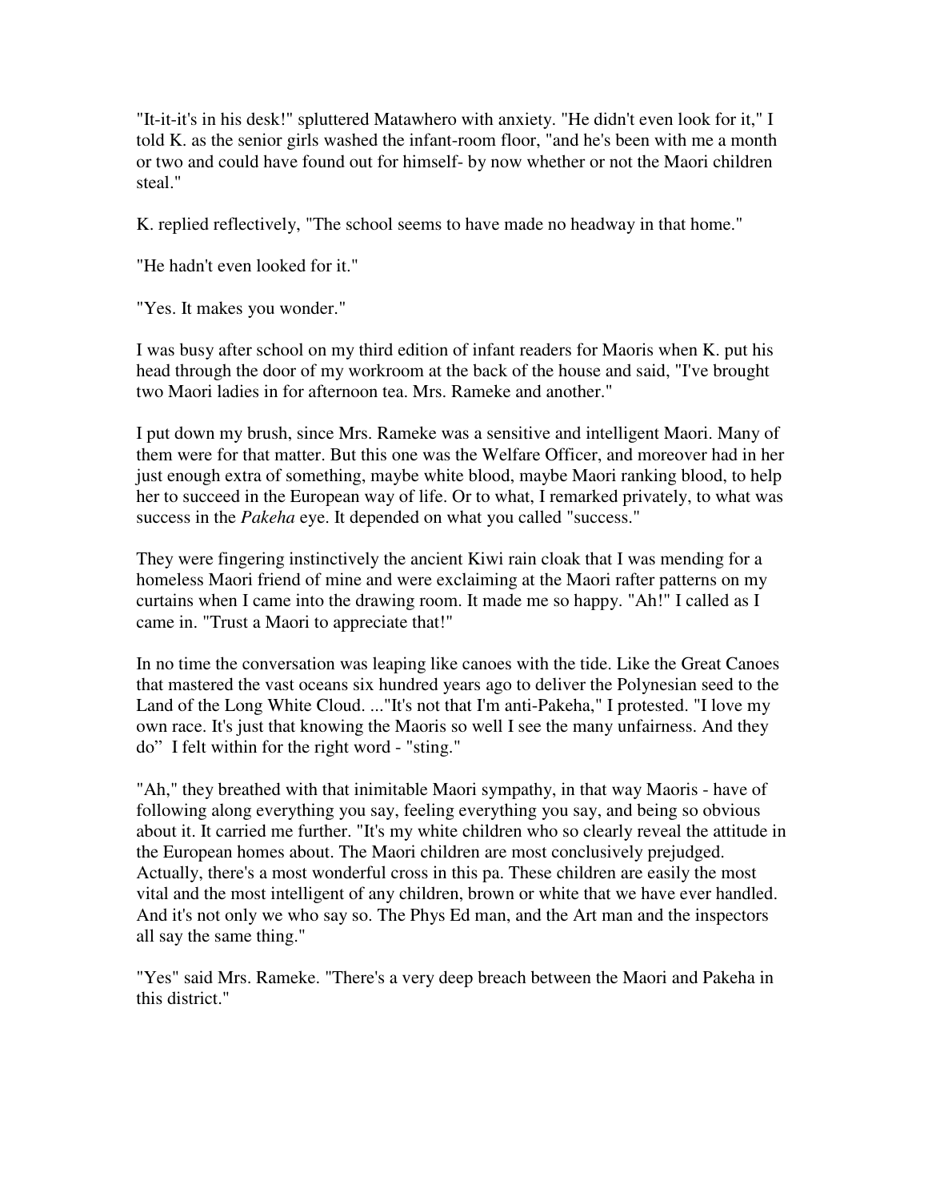"It-it-it's in his desk!" spluttered Matawhero with anxiety. "He didn't even look for it," I told K. as the senior girls washed the infant-room floor, "and he's been with me a month or two and could have found out for himself- by now whether or not the Maori children steal."

K. replied reflectively, "The school seems to have made no headway in that home."

"He hadn't even looked for it."

"Yes. It makes you wonder."

I was busy after school on my third edition of infant readers for Maoris when K. put his head through the door of my workroom at the back of the house and said, "I've brought two Maori ladies in for afternoon tea. Mrs. Rameke and another."

I put down my brush, since Mrs. Rameke was a sensitive and intelligent Maori. Many of them were for that matter. But this one was the Welfare Officer, and moreover had in her just enough extra of something, maybe white blood, maybe Maori ranking blood, to help her to succeed in the European way of life. Or to what, I remarked privately, to what was success in the *Pakeha* eye. It depended on what you called "success."

They were fingering instinctively the ancient Kiwi rain cloak that I was mending for a homeless Maori friend of mine and were exclaiming at the Maori rafter patterns on my curtains when I came into the drawing room. It made me so happy. "Ah!" I called as I came in. "Trust a Maori to appreciate that!"

In no time the conversation was leaping like canoes with the tide. Like the Great Canoes that mastered the vast oceans six hundred years ago to deliver the Polynesian seed to the Land of the Long White Cloud. ..."It's not that I'm anti-Pakeha," I protested. "I love my own race. It's just that knowing the Maoris so well I see the many unfairness. And they do" I felt within for the right word - "sting."

"Ah," they breathed with that inimitable Maori sympathy, in that way Maoris - have of following along everything you say, feeling everything you say, and being so obvious about it. It carried me further. "It's my white children who so clearly reveal the attitude in the European homes about. The Maori children are most conclusively prejudged. Actually, there's a most wonderful cross in this pa. These children are easily the most vital and the most intelligent of any children, brown or white that we have ever handled. And it's not only we who say so. The Phys Ed man, and the Art man and the inspectors all say the same thing."

"Yes" said Mrs. Rameke. "There's a very deep breach between the Maori and Pakeha in this district."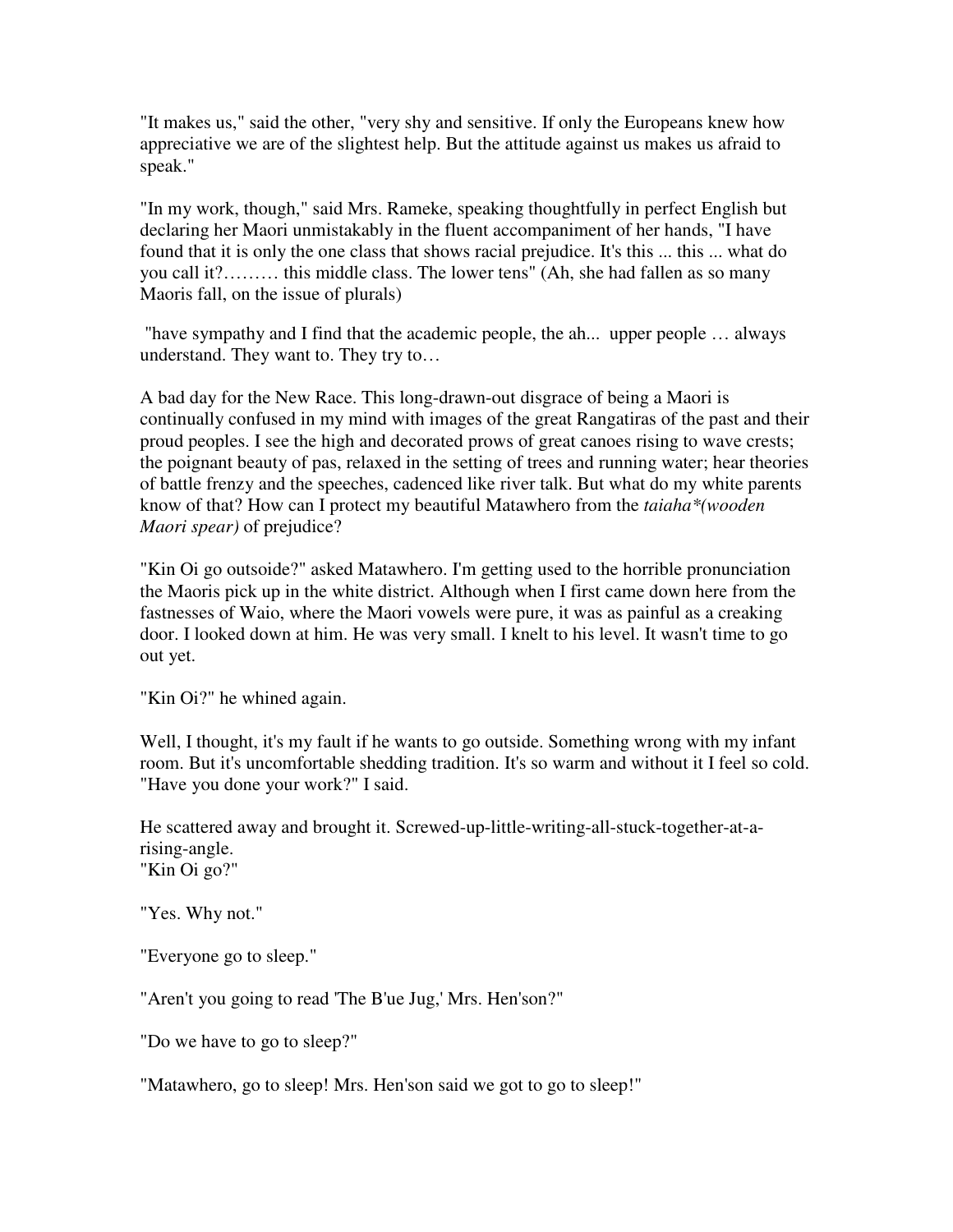"It makes us," said the other, "very shy and sensitive. If only the Europeans knew how appreciative we are of the slightest help. But the attitude against us makes us afraid to speak."

"In my work, though," said Mrs. Rameke, speaking thoughtfully in perfect English but declaring her Maori unmistakably in the fluent accompaniment of her hands, "I have found that it is only the one class that shows racial prejudice. It's this ... this ... what do you call it?……… this middle class. The lower tens" (Ah, she had fallen as so many Maoris fall, on the issue of plurals)

"have sympathy and I find that the academic people, the ah... upper people … always understand. They want to. They try to…

A bad day for the New Race. This long-drawn-out disgrace of being a Maori is continually confused in my mind with images of the great Rangatiras of the past and their proud peoples. I see the high and decorated prows of great canoes rising to wave crests; the poignant beauty of pas, relaxed in the setting of trees and running water; hear theories of battle frenzy and the speeches, cadenced like river talk. But what do my white parents know of that? How can I protect my beautiful Matawhero from the *taiaha*(wooden Maori spear)* of prejudice?

"Kin Oi go outsoide?" asked Matawhero. I'm getting used to the horrible pronunciation the Maoris pick up in the white district. Although when I first came down here from the fastnesses of Waio, where the Maori vowels were pure, it was as painful as a creaking door. I looked down at him. He was very small. I knelt to his level. It wasn't time to go out yet.

"Kin Oi?" he whined again.

Well, I thought, it's my fault if he wants to go outside. Something wrong with my infant room. But it's uncomfortable shedding tradition. It's so warm and without it I feel so cold. "Have you done your work?" I said.

He scattered away and brought it. Screwed-up-little-writing-all-stuck-together-at-a-rising-angle.
"Kin Oi go?"

"Yes. Why not."

"Everyone go to sleep."

"Aren't you going to read 'The B'ue Jug,' Mrs. Hen'son?"

"Do we have to go to sleep?"

"Matawhero, go to sleep! Mrs. Hen'son said we got to go to sleep!"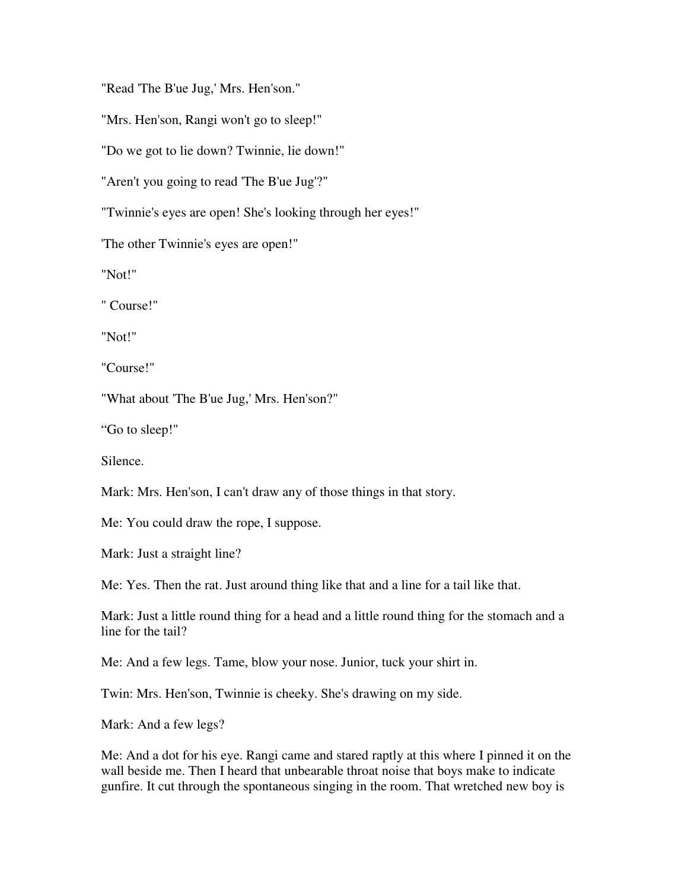"Read 'The B'ue Jug,' Mrs. Hen'son."

"Mrs. Hen'son, Rangi won't go to sleep!"

"Do we got to lie down? Twinnie, lie down!"

"Aren't you going to read 'The B'ue Jug'?"

"Twinnie's eyes are open! She's looking through her eyes!"

'The other Twinnie's eyes are open!"

"Not!"

" Course!"

"Not!"

"Course!"

"What about 'The B'ue Jug,' Mrs. Hen'son?"

“Go to sleep!"

Silence.

Mark: Mrs. Hen'son, I can't draw any of those things in that story.

Me: You could draw the rope, I suppose.

Mark: Just a straight line?

Me: Yes. Then the rat. Just around thing like that and a line for a tail like that.

Mark: Just a little round thing for a head and a little round thing for the stomach and a line for the tail?

Me: And a few legs. Tame, blow your nose. Junior, tuck your shirt in.

Twin: Mrs. Hen'son, Twinnie is cheeky. She's drawing on my side.

Mark: And a few legs?

Me: And a dot for his eye. Rangi came and stared raptly at this where I pinned it on the wall beside me. Then I heard that unbearable throat noise that boys make to indicate gunfire. It cut through the spontaneous singing in the room. That wretched new boy is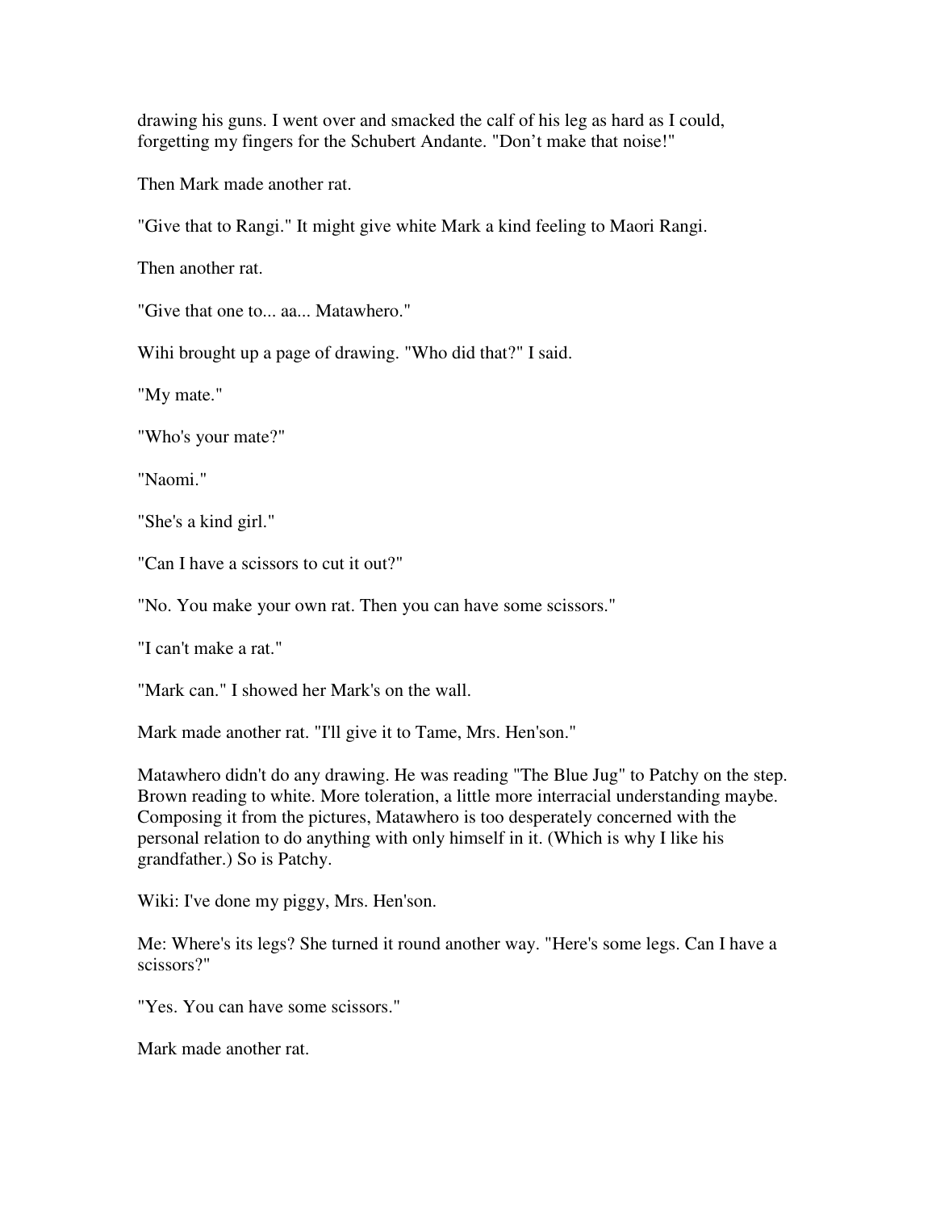drawing his guns. I went over and smacked the calf of his leg as hard as I could, forgetting my fingers for the Schubert Andante. "Don't make that noise!"

Then Mark made another rat.

"Give that to Rangi." It might give white Mark a kind feeling to Maori Rangi.

Then another rat.

"Give that one to... aa... Matawhero."

Wihi brought up a page of drawing. "Who did that?" I said.

"My mate."

"Who's your mate?"

"Naomi."

"She's a kind girl."

"Can I have a scissors to cut it out?"

"No. You make your own rat. Then you can have some scissors."

"I can't make a rat."

"Mark can." I showed her Mark's on the wall.

Mark made another rat. "I'll give it to Tame, Mrs. Hen'son."

Matawhero didn't do any drawing. He was reading "The Blue Jug" to Patchy on the step. Brown reading to white. More toleration, a little more interracial understanding maybe. Composing it from the pictures, Matawhero is too desperately concerned with the personal relation to do anything with only himself in it. (Which is why I like his grandfather.) So is Patchy.

Wiki: I've done my piggy, Mrs. Hen'son.

Me: Where's its legs? She turned it round another way. "Here's some legs. Can I have a scissors?"

"Yes. You can have some scissors."

Mark made another rat.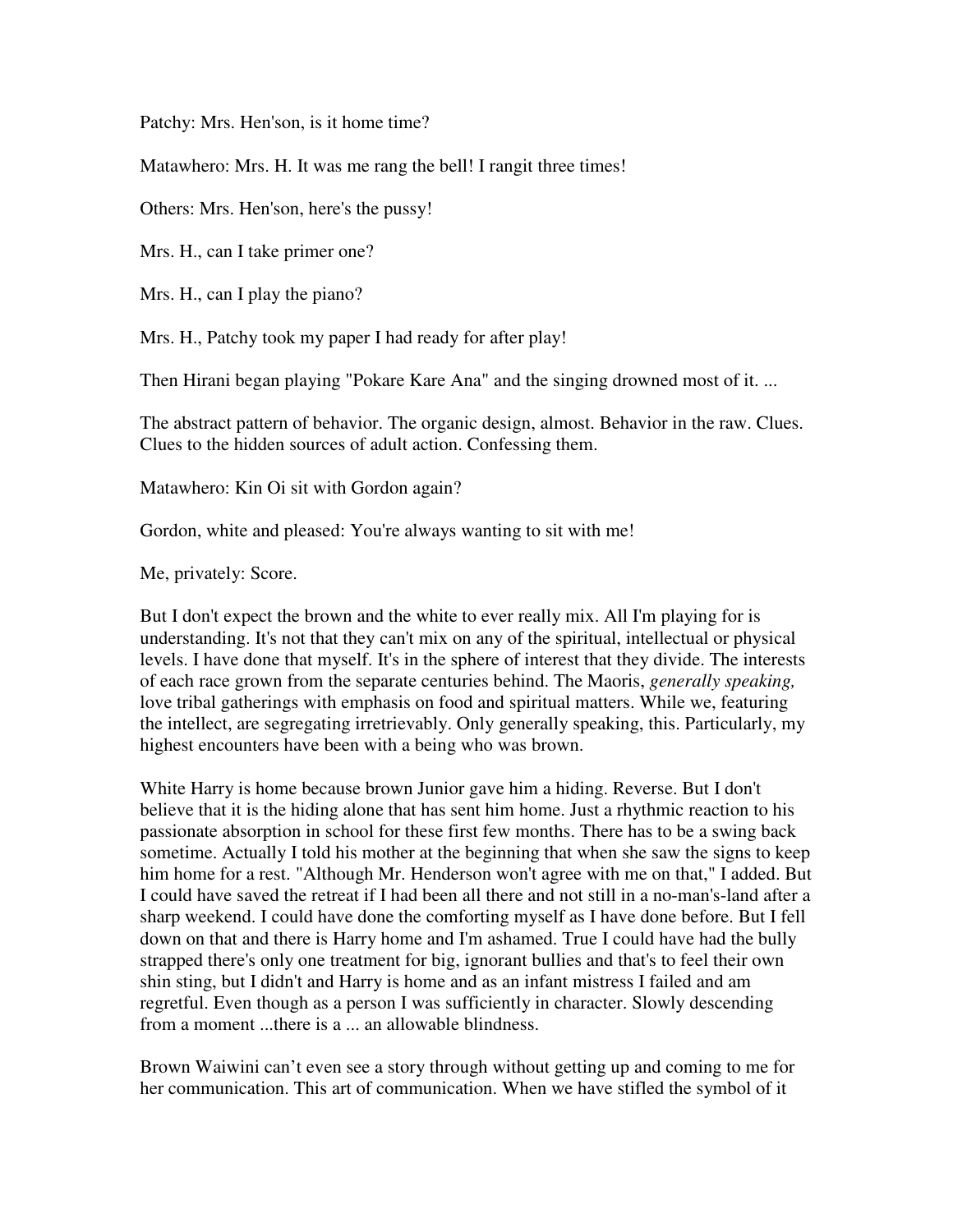Patchy: Mrs. Hen'son, is it home time?

Matawhero: Mrs. H. It was me rang the bell! I rangit three times!

Others: Mrs. Hen'son, here's the pussy!

Mrs. H., can I take primer one?

Mrs. H., can I play the piano?

Mrs. H., Patchy took my paper I had ready for after play!

Then Hirani began playing "Pokare Kare Ana" and the singing drowned most of it. ...

The abstract pattern of behavior. The organic design, almost. Behavior in the raw. Clues. Clues to the hidden sources of adult action. Confessing them.

Matawhero: Kin Oi sit with Gordon again?

Gordon, white and pleased: You're always wanting to sit with me!

Me, privately: Score.

But I don't expect the brown and the white to ever really mix. All I'm playing for is understanding. It's not that they can't mix on any of the spiritual, intellectual or physical levels. I have done that myself. It's in the sphere of interest that they divide. The interests of each race grown from the separate centuries behind. The Maoris, *generally speaking,* love tribal gatherings with emphasis on food and spiritual matters. While we, featuring the intellect, are segregating irretrievably. Only generally speaking, this. Particularly, my highest encounters have been with a being who was brown.

White Harry is home because brown Junior gave him a hiding. Reverse. But I don't believe that it is the hiding alone that has sent him home. Just a rhythmic reaction to his passionate absorption in school for these first few months. There has to be a swing back sometime. Actually I told his mother at the beginning that when she saw the signs to keep him home for a rest. "Although Mr. Henderson won't agree with me on that," I added. But I could have saved the retreat if I had been all there and not still in a no-man's-land after a sharp weekend. I could have done the comforting myself as I have done before. But I fell down on that and there is Harry home and I'm ashamed. True I could have had the bully strapped there's only one treatment for big, ignorant bullies and that's to feel their own shin sting, but I didn't and Harry is home and as an infant mistress I failed and am regretful. Even though as a person I was sufficiently in character. Slowly descending from a moment ...there is a ... an allowable blindness.

Brown Waiwini can't even see a story through without getting up and coming to me for her communication. This art of communication. When we have stifled the symbol of it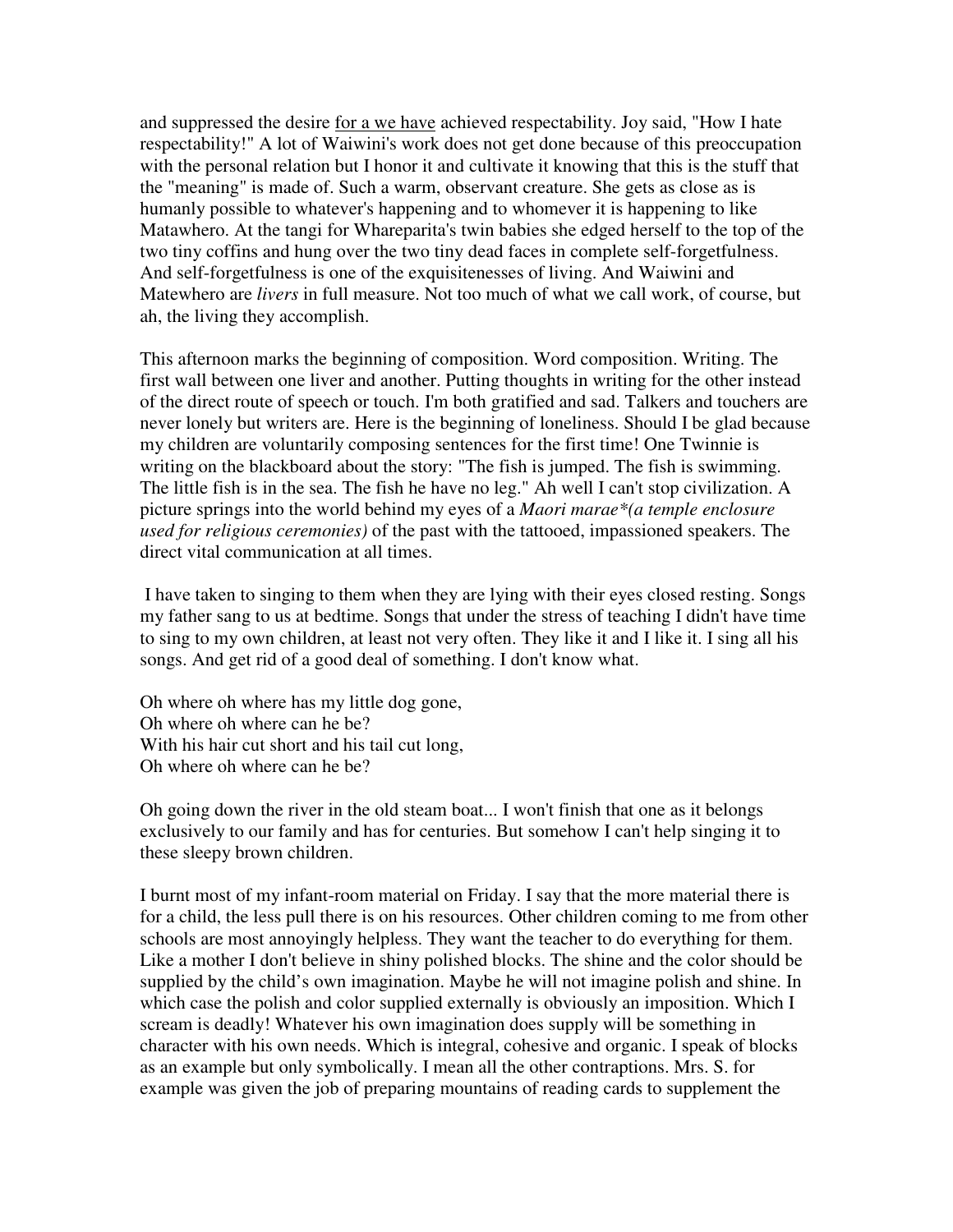and suppressed the desire for a we have achieved respectability. Joy said, "How I hate respectability!" A lot of Waiwini's work does not get done because of this preoccupation with the personal relation but I honor it and cultivate it knowing that this is the stuff that the "meaning" is made of. Such a warm, observant creature. She gets as close as is humanly possible to whatever's happening and to whomever it is happening to like Matawhero. At the tangi for Whareparita's twin babies she edged herself to the top of the two tiny coffins and hung over the two tiny dead faces in complete self-forgetfulness. And self-forgetfulness is one of the exquisitenesses of living. And Waiwini and Matewhero are *livers* in full measure. Not too much of what we call work, of course, but ah, the living they accomplish.

This afternoon marks the beginning of composition. Word composition. Writing. The first wall between one liver and another. Putting thoughts in writing for the other instead of the direct route of speech or touch. I'm both gratified and sad. Talkers and touchers are never lonely but writers are. Here is the beginning of loneliness. Should I be glad because my children are voluntarily composing sentences for the first time! One Twinnie is writing on the blackboard about the story: "The fish is jumped. The fish is swimming. The little fish is in the sea. The fish he have no leg." Ah well I can't stop civilization. A picture springs into the world behind my eyes of a *Maori marae*(a temple enclosure used for religious ceremonies)* of the past with the tattooed, impassioned speakers. The direct vital communication at all times.

I have taken to singing to them when they are lying with their eyes closed resting. Songs my father sang to us at bedtime. Songs that under the stress of teaching I didn't have time to sing to my own children, at least not very often. They like it and I like it. I sing all his songs. And get rid of a good deal of something. I don't know what.

Oh where oh where has my little dog gone,  
Oh where oh where can he be?  
With his hair cut short and his tail cut long,  
Oh where oh where can he be?

Oh going down the river in the old steam boat... I won't finish that one as it belongs exclusively to our family and has for centuries. But somehow I can't help singing it to these sleepy brown children.

I burnt most of my infant-room material on Friday. I say that the more material there is for a child, the less pull there is on his resources. Other children coming to me from other schools are most annoyingly helpless. They want the teacher to do everything for them. Like a mother I don't believe in shiny polished blocks. The shine and the color should be supplied by the child's own imagination. Maybe he will not imagine polish and shine. In which case the polish and color supplied externally is obviously an imposition. Which I scream is deadly! Whatever his own imagination does supply will be something in character with his own needs. Which is integral, cohesive and organic. I speak of blocks as an example but only symbolically. I mean all the other contraptions. Mrs. S. for example was given the job of preparing mountains of reading cards to supplement the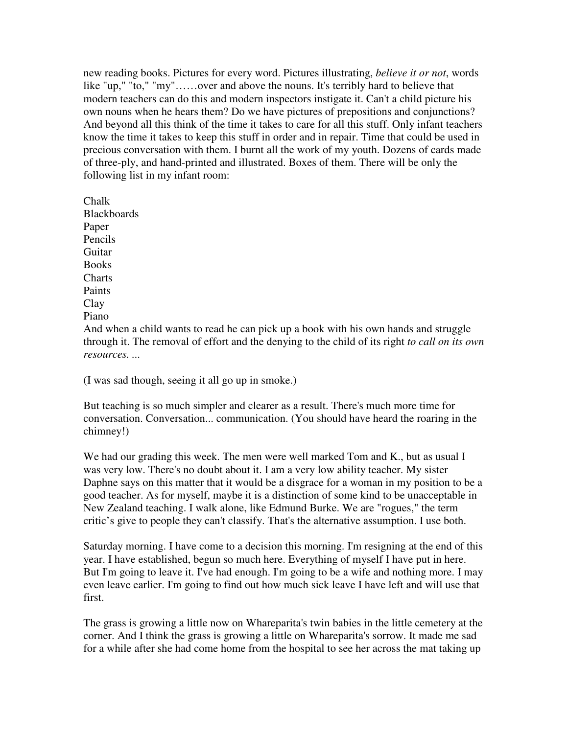new reading books. Pictures for every word. Pictures illustrating, *believe it or not*, words like "up," "to," "my"……over and above the nouns. It's terribly hard to believe that modern teachers can do this and modern inspectors instigate it. Can't a child picture his own nouns when he hears them? Do we have pictures of prepositions and conjunctions? And beyond all this think of the time it takes to care for all this stuff. Only infant teachers know the time it takes to keep this stuff in order and in repair. Time that could be used in precious conversation with them. I burnt all the work of my youth. Dozens of cards made of three-ply, and hand-printed and illustrated. Boxes of them. There will be only the following list in my infant room:

Chalk
Blackboards
Paper
Pencils
Guitar
Books
Charts
Paints
Clay
Piano

And when a child wants to read he can pick up a book with his own hands and struggle through it. The removal of effort and the denying to the child of its right *to call on its own resources.* ...

(I was sad though, seeing it all go up in smoke.)

But teaching is so much simpler and clearer as a result. There's much more time for conversation. Conversation... communication. (You should have heard the roaring in the chimney!)

We had our grading this week. The men were well marked Tom and K., but as usual I was very low. There's no doubt about it. I am a very low ability teacher. My sister Daphne says on this matter that it would be a disgrace for a woman in my position to be a good teacher. As for myself, maybe it is a distinction of some kind to be unacceptable in New Zealand teaching. I walk alone, like Edmund Burke. We are "rogues," the term critic's give to people they can't classify. That's the alternative assumption. I use both.

Saturday morning. I have come to a decision this morning. I'm resigning at the end of this year. I have established, begun so much here. Everything of myself I have put in here. But I'm going to leave it. I've had enough. I'm going to be a wife and nothing more. I may even leave earlier. I'm going to find out how much sick leave I have left and will use that first.

The grass is growing a little now on Whareparita's twin babies in the little cemetery at the corner. And I think the grass is growing a little on Whareparita's sorrow. It made me sad for a while after she had come home from the hospital to see her across the mat taking up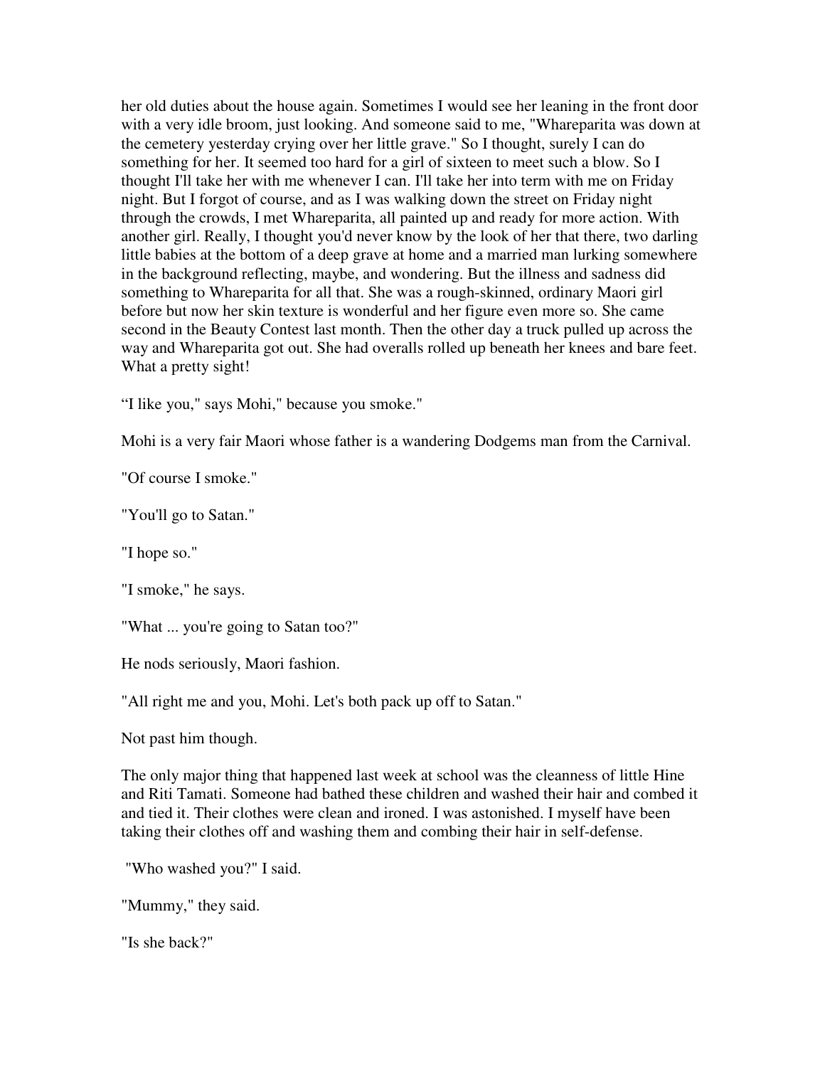her old duties about the house again. Sometimes I would see her leaning in the front door with a very idle broom, just looking. And someone said to me, "Whareparita was down at the cemetery yesterday crying over her little grave." So I thought, surely I can do something for her. It seemed too hard for a girl of sixteen to meet such a blow. So I thought I'll take her with me whenever I can. I'll take her into term with me on Friday night. But I forgot of course, and as I was walking down the street on Friday night through the crowds, I met Whareparita, all painted up and ready for more action. With another girl. Really, I thought you'd never know by the look of her that there, two darling little babies at the bottom of a deep grave at home and a married man lurking somewhere in the background reflecting, maybe, and wondering. But the illness and sadness did something to Whareparita for all that. She was a rough-skinned, ordinary Maori girl before but now her skin texture is wonderful and her figure even more so. She came second in the Beauty Contest last month. Then the other day a truck pulled up across the way and Whareparita got out. She had overalls rolled up beneath her knees and bare feet. What a pretty sight!

“I like you," says Mohi," because you smoke."

Mohi is a very fair Maori whose father is a wandering Dodgems man from the Carnival.

"Of course I smoke."

"You'll go to Satan."

"I hope so."

"I smoke," he says.

"What ... you're going to Satan too?"

He nods seriously, Maori fashion.

"All right me and you, Mohi. Let's both pack up off to Satan."

Not past him though.

The only major thing that happened last week at school was the cleanness of little Hine and Riti Tamati. Someone had bathed these children and washed their hair and combed it and tied it. Their clothes were clean and ironed. I was astonished. I myself have been taking their clothes off and washing them and combing their hair in self-defense.

"Who washed you?" I said.

"Mummy," they said.

"Is she back?"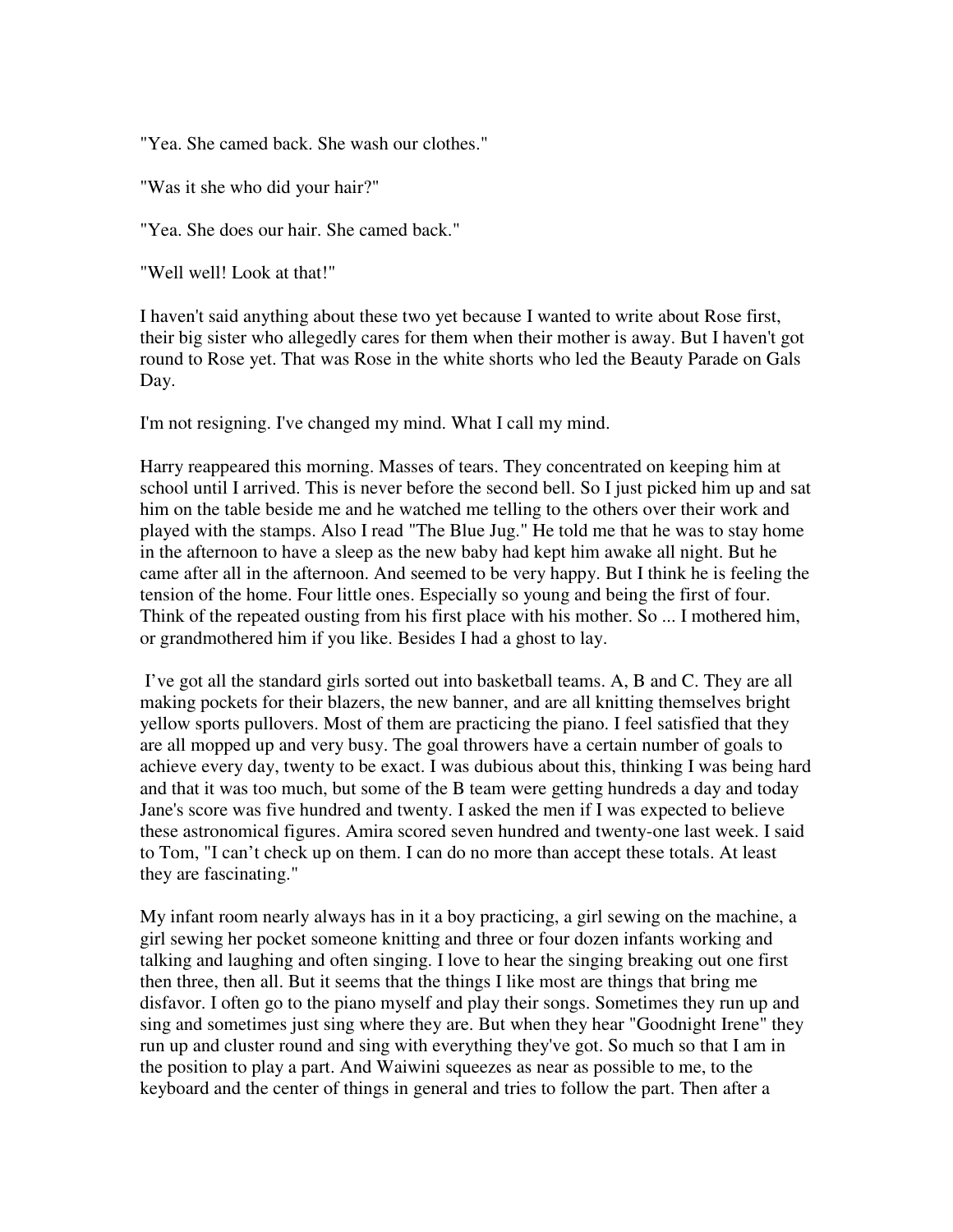"Yea. She camed back. She wash our clothes."

"Was it she who did your hair?"

"Yea. She does our hair. She camed back."

"Well well! Look at that!"

I haven't said anything about these two yet because I wanted to write about Rose first, their big sister who allegedly cares for them when their mother is away. But I haven't got round to Rose yet. That was Rose in the white shorts who led the Beauty Parade on Gals Day.

I'm not resigning. I've changed my mind. What I call my mind.

Harry reappeared this morning. Masses of tears. They concentrated on keeping him at school until I arrived. This is never before the second bell. So I just picked him up and sat him on the table beside me and he watched me telling to the others over their work and played with the stamps. Also I read "The Blue Jug." He told me that he was to stay home in the afternoon to have a sleep as the new baby had kept him awake all night. But he came after all in the afternoon. And seemed to be very happy. But I think he is feeling the tension of the home. Four little ones. Especially so young and being the first of four. Think of the repeated ousting from his first place with his mother. So ... I mothered him, or grandmothered him if you like. Besides I had a ghost to lay.

I've got all the standard girls sorted out into basketball teams. A, B and C. They are all making pockets for their blazers, the new banner, and are all knitting themselves bright yellow sports pullovers. Most of them are practicing the piano. I feel satisfied that they are all mopped up and very busy. The goal throwers have a certain number of goals to achieve every day, twenty to be exact. I was dubious about this, thinking I was being hard and that it was too much, but some of the B team were getting hundreds a day and today Jane's score was five hundred and twenty. I asked the men if I was expected to believe these astronomical figures. Amira scored seven hundred and twenty-one last week. I said to Tom, "I can't check up on them. I can do no more than accept these totals. At least they are fascinating."

My infant room nearly always has in it a boy practicing, a girl sewing on the machine, a girl sewing her pocket someone knitting and three or four dozen infants working and talking and laughing and often singing. I love to hear the singing breaking out one first then three, then all. But it seems that the things I like most are things that bring me disfavor. I often go to the piano myself and play their songs. Sometimes they run up and sing and sometimes just sing where they are. But when they hear "Goodnight Irene" they run up and cluster round and sing with everything they've got. So much so that I am in the position to play a part. And Waiwini squeezes as near as possible to me, to the keyboard and the center of things in general and tries to follow the part. Then after a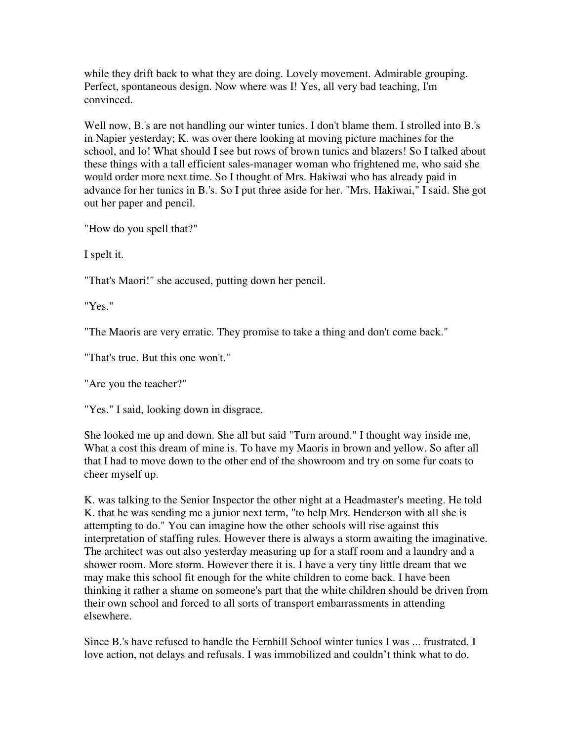while they drift back to what they are doing. Lovely movement. Admirable grouping. Perfect, spontaneous design. Now where was I! Yes, all very bad teaching, I'm convinced.

Well now, B.'s are not handling our winter tunics. I don't blame them. I strolled into B.'s in Napier yesterday; K. was over there looking at moving picture machines for the school, and lo! What should I see but rows of brown tunics and blazers! So I talked about these things with a tall efficient sales-manager woman who frightened me, who said she would order more next time. So I thought of Mrs. Hakiwai who has already paid in advance for her tunics in B.'s. So I put three aside for her. "Mrs. Hakiwai," I said. She got out her paper and pencil.

"How do you spell that?"

I spelt it.

"That's Maori!" she accused, putting down her pencil.

"Yes."

"The Maoris are very erratic. They promise to take a thing and don't come back."

"That's true. But this one won't."

"Are you the teacher?"

"Yes." I said, looking down in disgrace.

She looked me up and down. She all but said "Turn around." I thought way inside me, What a cost this dream of mine is. To have my Maoris in brown and yellow. So after all that I had to move down to the other end of the showroom and try on some fur coats to cheer myself up.

K. was talking to the Senior Inspector the other night at a Headmaster's meeting. He told K. that he was sending me a junior next term, "to help Mrs. Henderson with all she is attempting to do." You can imagine how the other schools will rise against this interpretation of staffing rules. However there is always a storm awaiting the imaginative. The architect was out also yesterday measuring up for a staff room and a laundry and a shower room. More storm. However there it is. I have a very tiny little dream that we may make this school fit enough for the white children to come back. I have been thinking it rather a shame on someone's part that the white children should be driven from their own school and forced to all sorts of transport embarrassments in attending elsewhere.

Since B.'s have refused to handle the Fernhill School winter tunics I was ... frustrated. I love action, not delays and refusals. I was immobilized and couldn't think what to do.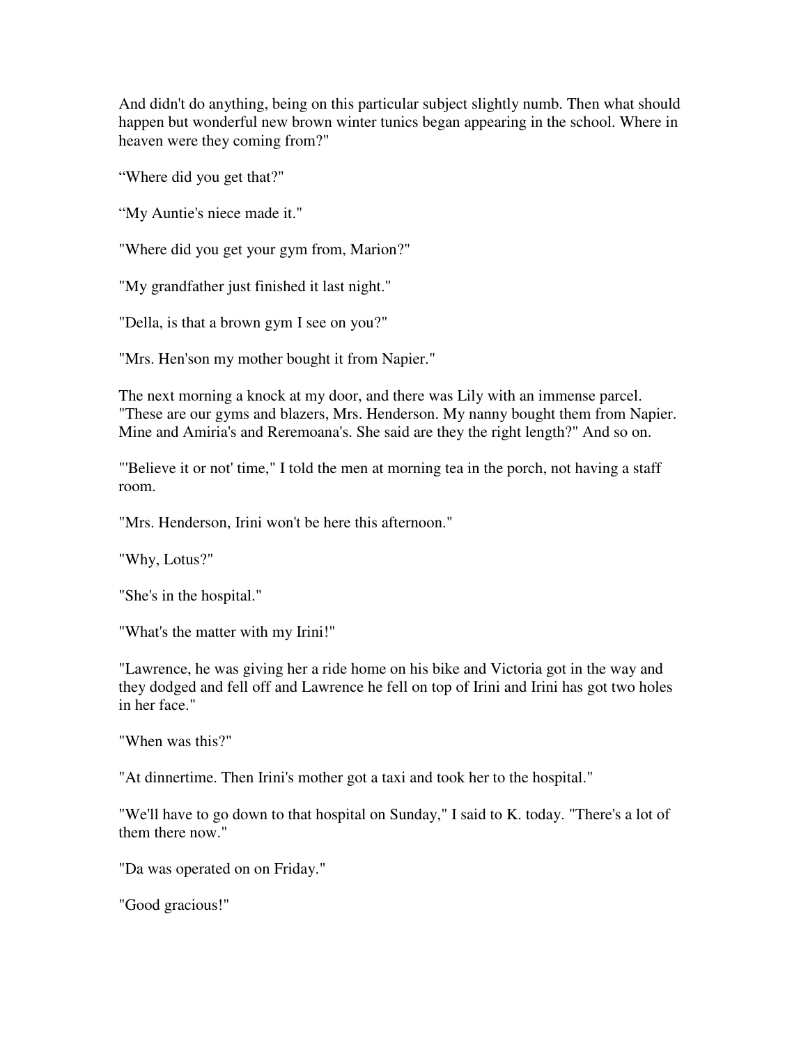And didn't do anything, being on this particular subject slightly numb. Then what should happen but wonderful new brown winter tunics began appearing in the school. Where in heaven were they coming from?"

“Where did you get that?"

“My Auntie's niece made it."

"Where did you get your gym from, Marion?"

"My grandfather just finished it last night."

"Della, is that a brown gym I see on you?"

"Mrs. Hen'son my mother bought it from Napier."

The next morning a knock at my door, and there was Lily with an immense parcel. "These are our gyms and blazers, Mrs. Henderson. My nanny bought them from Napier. Mine and Amiria's and Reremoana's. She said are they the right length?" And so on.

"'Believe it or not' time," I told the men at morning tea in the porch, not having a staff room.

"Mrs. Henderson, Irini won't be here this afternoon."

"Why, Lotus?"

"She's in the hospital."

"What's the matter with my Irini!"

"Lawrence, he was giving her a ride home on his bike and Victoria got in the way and they dodged and fell off and Lawrence he fell on top of Irini and Irini has got two holes in her face."

"When was this?"

"At dinnertime. Then Irini's mother got a taxi and took her to the hospital."

"We'll have to go down to that hospital on Sunday," I said to K. today. "There's a lot of them there now."

"Da was operated on on Friday."

"Good gracious!"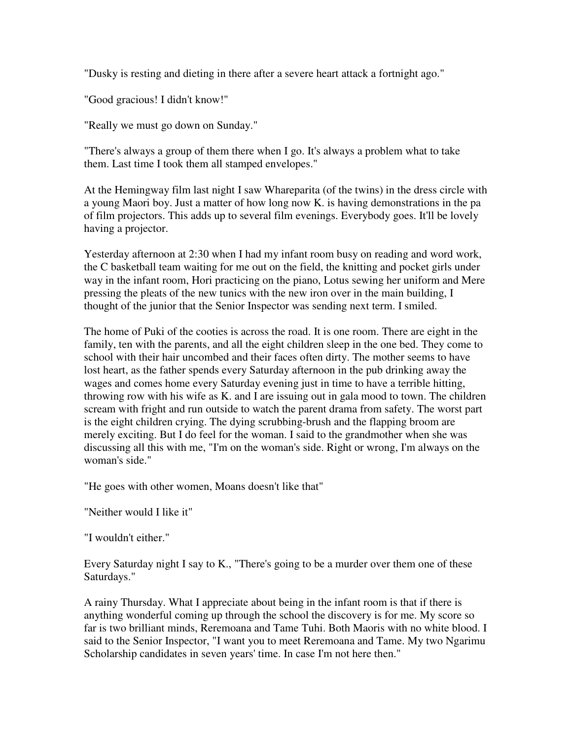"Dusky is resting and dieting in there after a severe heart attack a fortnight ago."

"Good gracious! I didn't know!"

"Really we must go down on Sunday."

"There's always a group of them there when I go. It's always a problem what to take them. Last time I took them all stamped envelopes."

At the Hemingway film last night I saw Whareparita (of the twins) in the dress circle with a young Maori boy. Just a matter of how long now K. is having demonstrations in the pa of film projectors. This adds up to several film evenings. Everybody goes. It'll be lovely having a projector.

Yesterday afternoon at 2:30 when I had my infant room busy on reading and word work, the C basketball team waiting for me out on the field, the knitting and pocket girls under way in the infant room, Hori practicing on the piano, Lotus sewing her uniform and Mere pressing the pleats of the new tunics with the new iron over in the main building, I thought of the junior that the Senior Inspector was sending next term. I smiled.

The home of Puki of the cooties is across the road. It is one room. There are eight in the family, ten with the parents, and all the eight children sleep in the one bed. They come to school with their hair uncombed and their faces often dirty. The mother seems to have lost heart, as the father spends every Saturday afternoon in the pub drinking away the wages and comes home every Saturday evening just in time to have a terrible hitting, throwing row with his wife as K. and I are issuing out in gala mood to town. The children scream with fright and run outside to watch the parent drama from safety. The worst part is the eight children crying. The dying scrubbing-brush and the flapping broom are merely exciting. But I do feel for the woman. I said to the grandmother when she was discussing all this with me, "I'm on the woman's side. Right or wrong, I'm always on the woman's side."

"He goes with other women, Moans doesn't like that"

"Neither would I like it"

"I wouldn't either."

Every Saturday night I say to K., "There's going to be a murder over them one of these Saturdays."

A rainy Thursday. What I appreciate about being in the infant room is that if there is anything wonderful coming up through the school the discovery is for me. My score so far is two brilliant minds, Reremoana and Tame Tuhi. Both Maoris with no white blood. I said to the Senior Inspector, "I want you to meet Reremoana and Tame. My two Ngarimu Scholarship candidates in seven years' time. In case I'm not here then."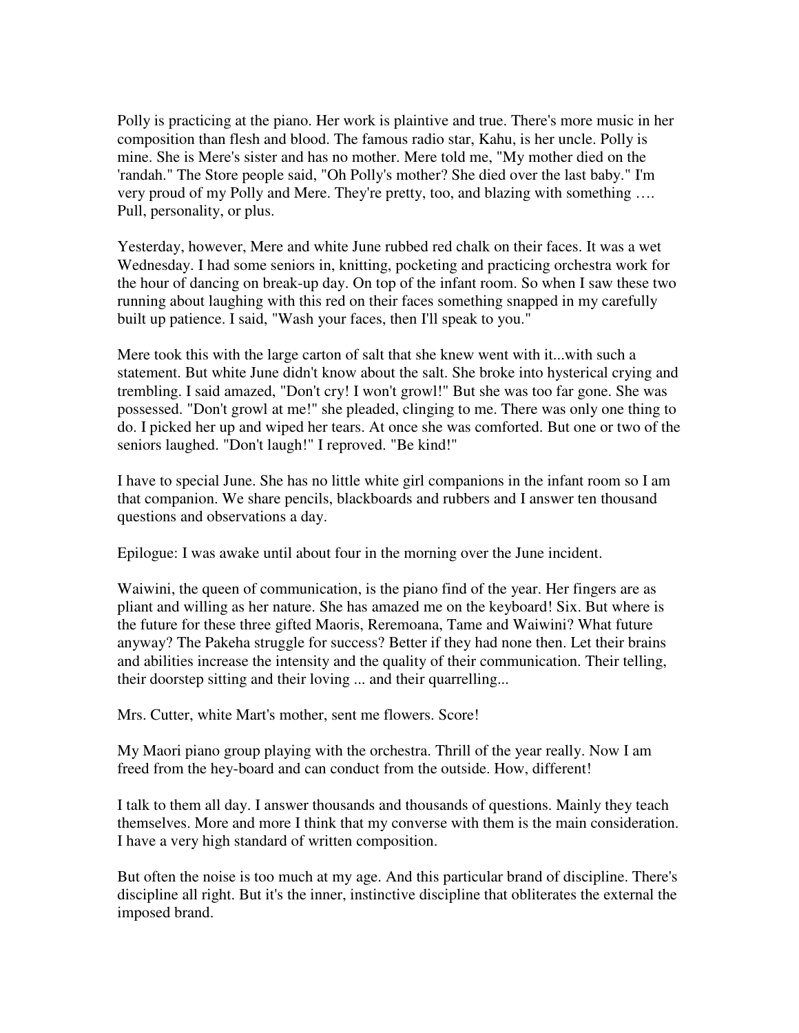Polly is practicing at the piano. Her work is plaintive and true. There's more music in her composition than flesh and blood. The famous radio star, Kahu, is her uncle. Polly is mine. She is Mere's sister and has no mother. Mere told me, "My mother died on the 'randah." The Store people said, "Oh Polly's mother? She died over the last baby." I'm very proud of my Polly and Mere. They're pretty, too, and blazing with something …. Pull, personality, or plus.

Yesterday, however, Mere and white June rubbed red chalk on their faces. It was a wet Wednesday. I had some seniors in, knitting, pocketing and practicing orchestra work for the hour of dancing on break-up day. On top of the infant room. So when I saw these two running about laughing with this red on their faces something snapped in my carefully built up patience. I said, "Wash your faces, then I'll speak to you."

Mere took this with the large carton of salt that she knew went with it...with such a statement. But white June didn't know about the salt. She broke into hysterical crying and trembling. I said amazed, "Don't cry! I won't growl!" But she was too far gone. She was possessed. "Don't growl at me!" she pleaded, clinging to me. There was only one thing to do. I picked her up and wiped her tears. At once she was comforted. But one or two of the seniors laughed. "Don't laugh!" I reproved. "Be kind!"

I have to special June. She has no little white girl companions in the infant room so I am that companion. We share pencils, blackboards and rubbers and I answer ten thousand questions and observations a day.

Epilogue: I was awake until about four in the morning over the June incident.

Waiwini, the queen of communication, is the piano find of the year. Her fingers are as pliant and willing as her nature. She has amazed me on the keyboard! Six. But where is the future for these three gifted Maoris, Reremoana, Tame and Waiwini? What future anyway? The Pakeha struggle for success? Better if they had none then. Let their brains and abilities increase the intensity and the quality of their communication. Their telling, their doorstep sitting and their loving ... and their quarrelling...

Mrs. Cutter, white Mart's mother, sent me flowers. Score!

My Maori piano group playing with the orchestra. Thrill of the year really. Now I am freed from the hey-board and can conduct from the outside. How, different!

I talk to them all day. I answer thousands and thousands of questions. Mainly they teach themselves. More and more I think that my converse with them is the main consideration. I have a very high standard of written composition.

But often the noise is too much at my age. And this particular brand of discipline. There's discipline all right. But it's the inner, instinctive discipline that obliterates the external the imposed brand.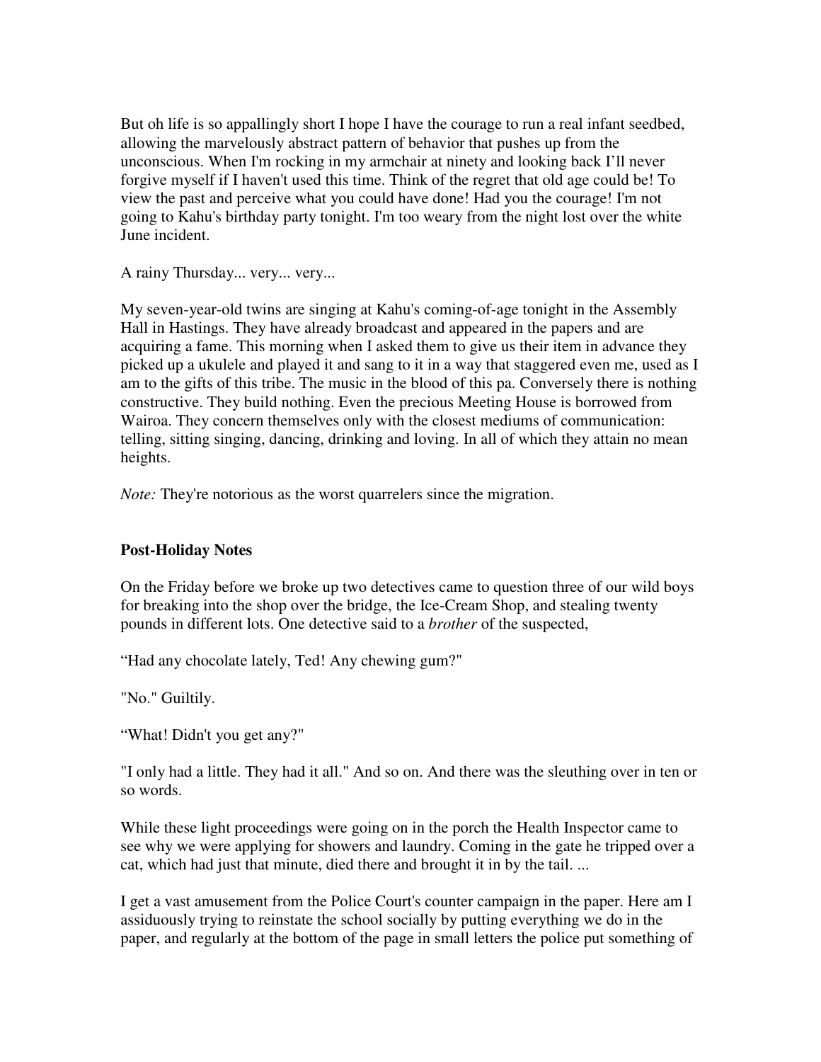But oh life is so appallingly short I hope I have the courage to run a real infant seedbed, allowing the marvelously abstract pattern of behavior that pushes up from the unconscious. When I'm rocking in my armchair at ninety and looking back I'll never forgive myself if I haven't used this time. Think of the regret that old age could be! To view the past and perceive what you could have done! Had you the courage! I'm not going to Kahu's birthday party tonight. I'm too weary from the night lost over the white June incident.

A rainy Thursday... very... very...

My seven-year-old twins are singing at Kahu's coming-of-age tonight in the Assembly Hall in Hastings. They have already broadcast and appeared in the papers and are acquiring a fame. This morning when I asked them to give us their item in advance they picked up a ukulele and played it and sang to it in a way that staggered even me, used as I am to the gifts of this tribe. The music in the blood of this pa. Conversely there is nothing constructive. They build nothing. Even the precious Meeting House is borrowed from Wairoa. They concern themselves only with the closest mediums of communication: telling, sitting singing, dancing, drinking and loving. In all of which they attain no mean heights.

*Note:* They're notorious as the worst quarrelers since the migration.

**Post-Holiday Notes**

On the Friday before we broke up two detectives came to question three of our wild boys for breaking into the shop over the bridge, the Ice-Cream Shop, and stealing twenty pounds in different lots. One detective said to a *brother* of the suspected,

"Had any chocolate lately, Ted! Any chewing gum?"

"No." Guiltily.

"What! Didn't you get any?"

"I only had a little. They had it all." And so on. And there was the sleuthing over in ten or so words.

While these light proceedings were going on in the porch the Health Inspector came to see why we were applying for showers and laundry. Coming in the gate he tripped over a cat, which had just that minute, died there and brought it in by the tail. ...

I get a vast amusement from the Police Court's counter campaign in the paper. Here am I assiduously trying to reinstate the school socially by putting everything we do in the paper, and regularly at the bottom of the page in small letters the police put something of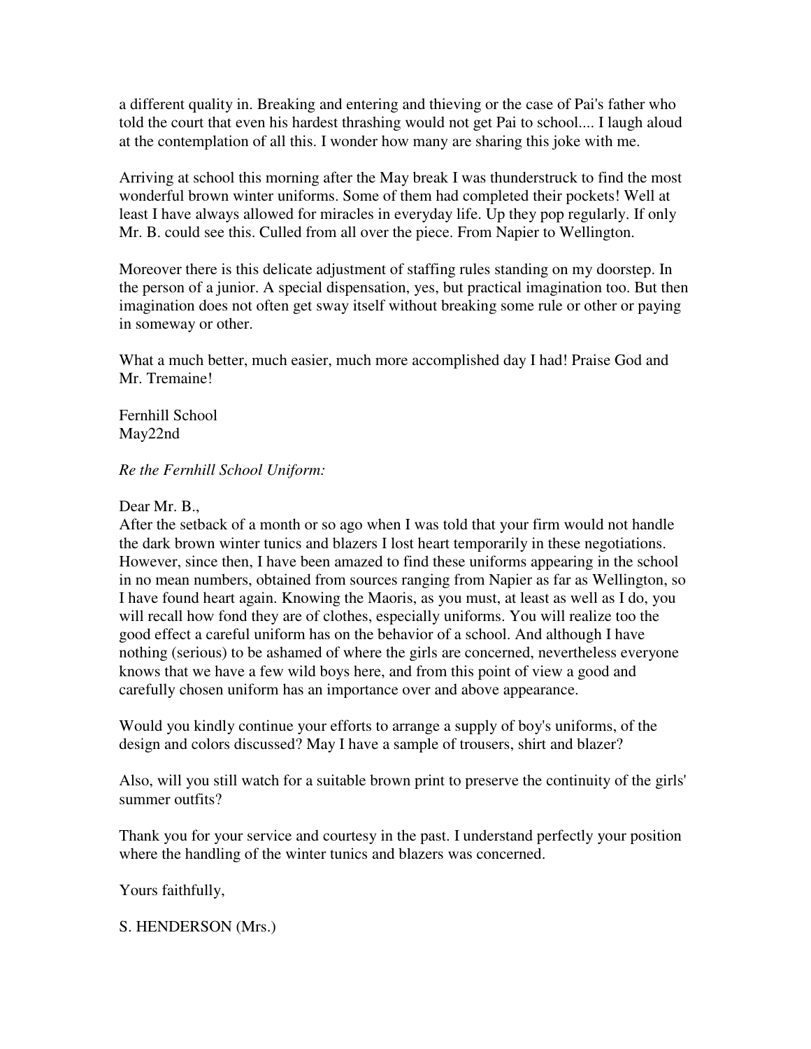a different quality in. Breaking and entering and thieving or the case of Pai's father who told the court that even his hardest thrashing would not get Pai to school.... I laugh aloud at the contemplation of all this. I wonder how many are sharing this joke with me.

Arriving at school this morning after the May break I was thunderstruck to find the most wonderful brown winter uniforms. Some of them had completed their pockets! Well at least I have always allowed for miracles in everyday life. Up they pop regularly. If only Mr. B. could see this. Culled from all over the piece. From Napier to Wellington.

Moreover there is this delicate adjustment of staffing rules standing on my doorstep. In the person of a junior. A special dispensation, yes, but practical imagination too. But then imagination does not often get sway itself without breaking some rule or other or paying in someway or other.

What a much better, much easier, much more accomplished day I had! Praise God and Mr. Tremaine!

Fernhill School
May22nd

*Re the Fernhill School Uniform:*

Dear Mr. B.,
After the setback of a month or so ago when I was told that your firm would not handle the dark brown winter tunics and blazers I lost heart temporarily in these negotiations. However, since then, I have been amazed to find these uniforms appearing in the school in no mean numbers, obtained from sources ranging from Napier as far as Wellington, so I have found heart again. Knowing the Maoris, as you must, at least as well as I do, you will recall how fond they are of clothes, especially uniforms. You will realize too the good effect a careful uniform has on the behavior of a school. And although I have nothing (serious) to be ashamed of where the girls are concerned, nevertheless everyone knows that we have a few wild boys here, and from this point of view a good and carefully chosen uniform has an importance over and above appearance.

Would you kindly continue your efforts to arrange a supply of boy's uniforms, of the design and colors discussed? May I have a sample of trousers, shirt and blazer?

Also, will you still watch for a suitable brown print to preserve the continuity of the girls' summer outfits?

Thank you for your service and courtesy in the past. I understand perfectly your position where the handling of the winter tunics and blazers was concerned.

Yours faithfully,

S. HENDERSON (Mrs.)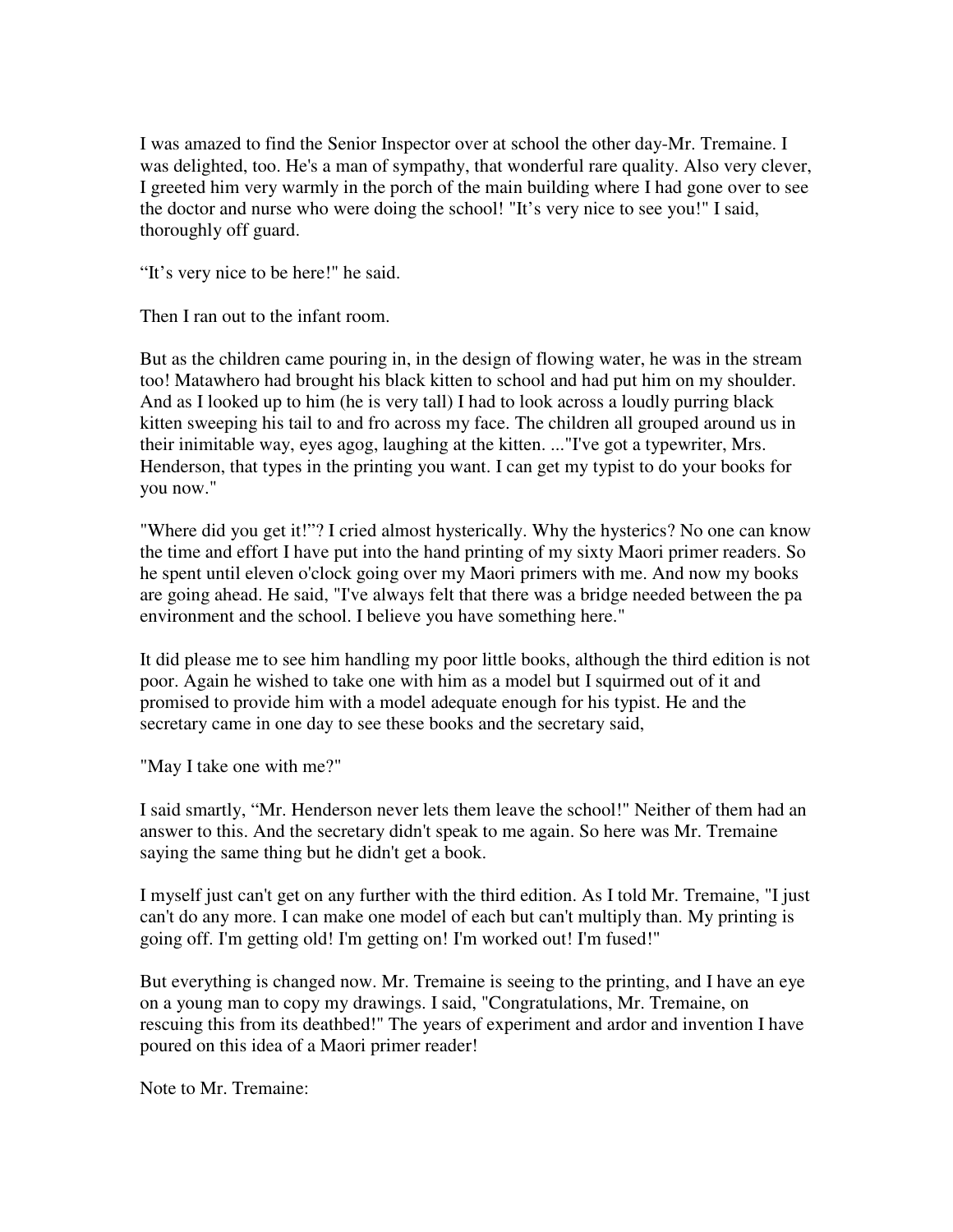I was amazed to find the Senior Inspector over at school the other day-Mr. Tremaine. I was delighted, too. He's a man of sympathy, that wonderful rare quality. Also very clever, I greeted him very warmly in the porch of the main building where I had gone over to see the doctor and nurse who were doing the school! "It's very nice to see you!" I said, thoroughly off guard.

"It's very nice to be here!" he said.

Then I ran out to the infant room.

But as the children came pouring in, in the design of flowing water, he was in the stream too! Matawhero had brought his black kitten to school and had put him on my shoulder. And as I looked up to him (he is very tall) I had to look across a loudly purring black kitten sweeping his tail to and fro across my face. The children all grouped around us in their inimitable way, eyes agog, laughing at the kitten. ..."I've got a typewriter, Mrs. Henderson, that types in the printing you want. I can get my typist to do your books for you now."

"Where did you get it!"? I cried almost hysterically. Why the hysterics? No one can know the time and effort I have put into the hand printing of my sixty Maori primer readers. So he spent until eleven o'clock going over my Maori primers with me. And now my books are going ahead. He said, "I've always felt that there was a bridge needed between the pa environment and the school. I believe you have something here."

It did please me to see him handling my poor little books, although the third edition is not poor. Again he wished to take one with him as a model but I squirmed out of it and promised to provide him with a model adequate enough for his typist. He and the secretary came in one day to see these books and the secretary said,

"May I take one with me?"

I said smartly, "Mr. Henderson never lets them leave the school!" Neither of them had an answer to this. And the secretary didn't speak to me again. So here was Mr. Tremaine saying the same thing but he didn't get a book.

I myself just can't get on any further with the third edition. As I told Mr. Tremaine, "I just can't do any more. I can make one model of each but can't multiply than. My printing is going off. I'm getting old! I'm getting on! I'm worked out! I'm fused!"

But everything is changed now. Mr. Tremaine is seeing to the printing, and I have an eye on a young man to copy my drawings. I said, "Congratulations, Mr. Tremaine, on rescuing this from its deathbed!" The years of experiment and ardor and invention I have poured on this idea of a Maori primer reader!

Note to Mr. Tremaine: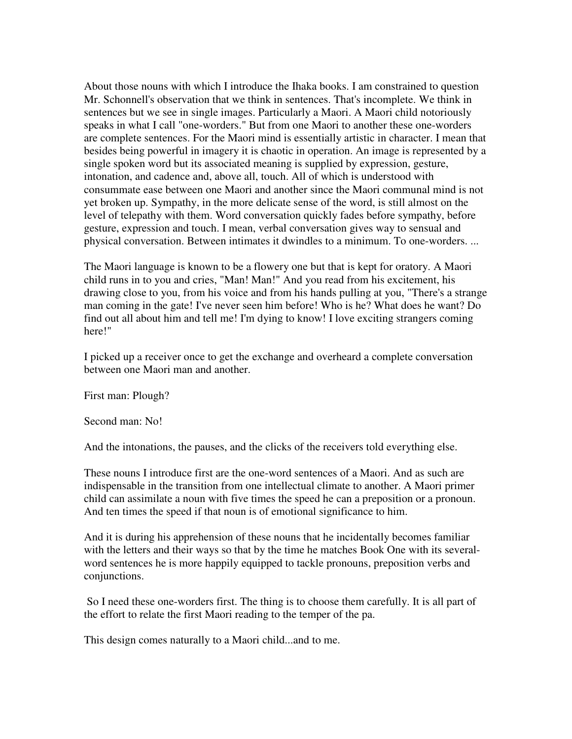About those nouns with which I introduce the Ihaka books. I am constrained to question Mr. Schonnell's observation that we think in sentences. That's incomplete. We think in sentences but we see in single images. Particularly a Maori. A Maori child notoriously speaks in what I call "one-worders." But from one Maori to another these one-worders are complete sentences. For the Maori mind is essentially artistic in character. I mean that besides being powerful in imagery it is chaotic in operation. An image is represented by a single spoken word but its associated meaning is supplied by expression, gesture, intonation, and cadence and, above all, touch. All of which is understood with consummate ease between one Maori and another since the Maori communal mind is not yet broken up. Sympathy, in the more delicate sense of the word, is still almost on the level of telepathy with them. Word conversation quickly fades before sympathy, before gesture, expression and touch. I mean, verbal conversation gives way to sensual and physical conversation. Between intimates it dwindles to a minimum. To one-worders. ...

The Maori language is known to be a flowery one but that is kept for oratory. A Maori child runs in to you and cries, "Man! Man!" And you read from his excitement, his drawing close to you, from his voice and from his hands pulling at you, "There's a strange man coming in the gate! I've never seen him before! Who is he? What does he want? Do find out all about him and tell me! I'm dying to know! I love exciting strangers coming here!"

I picked up a receiver once to get the exchange and overheard a complete conversation between one Maori man and another.

First man: Plough?

Second man: No!

And the intonations, the pauses, and the clicks of the receivers told everything else.

These nouns I introduce first are the one-word sentences of a Maori. And as such are indispensable in the transition from one intellectual climate to another. A Maori primer child can assimilate a noun with five times the speed he can a preposition or a pronoun. And ten times the speed if that noun is of emotional significance to him.

And it is during his apprehension of these nouns that he incidentally becomes familiar with the letters and their ways so that by the time he matches Book One with its several-word sentences he is more happily equipped to tackle pronouns, preposition verbs and conjunctions.

So I need these one-worders first. The thing is to choose them carefully. It is all part of the effort to relate the first Maori reading to the temper of the pa.

This design comes naturally to a Maori child...and to me.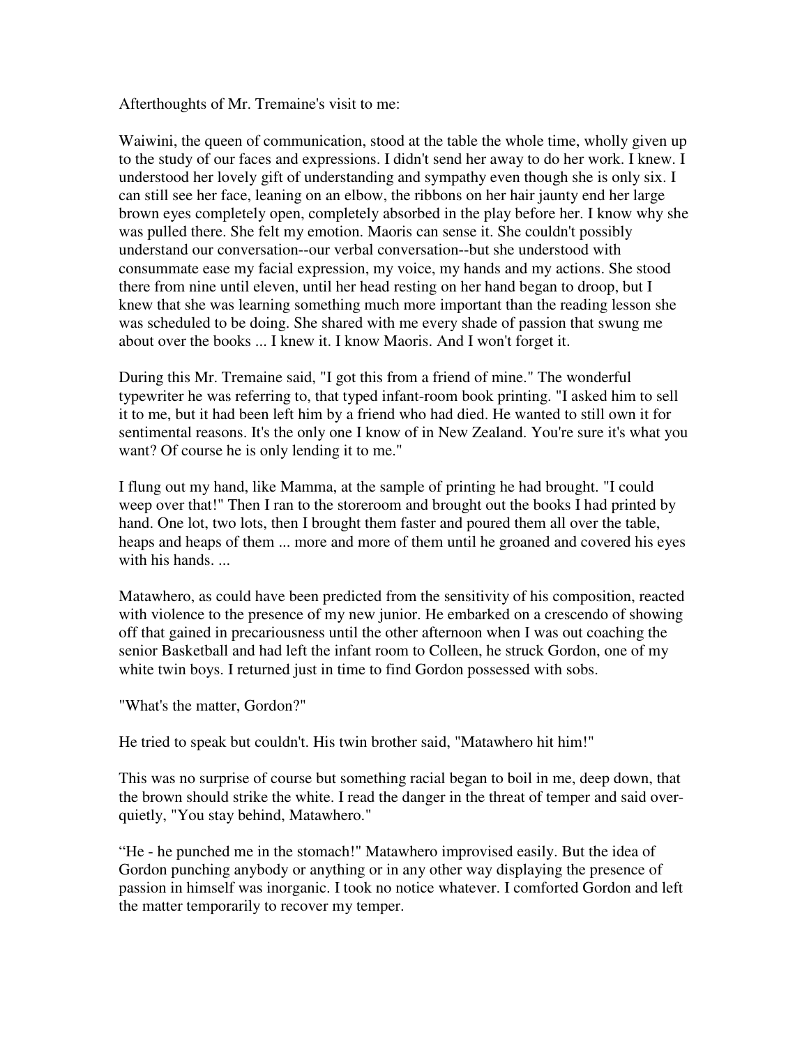Afterthoughts of Mr. Tremaine's visit to me:

Waiwini, the queen of communication, stood at the table the whole time, wholly given up to the study of our faces and expressions. I didn't send her away to do her work. I knew. I understood her lovely gift of understanding and sympathy even though she is only six. I can still see her face, leaning on an elbow, the ribbons on her hair jaunty end her large brown eyes completely open, completely absorbed in the play before her. I know why she was pulled there. She felt my emotion. Maoris can sense it. She couldn't possibly understand our conversation--our verbal conversation--but she understood with consummate ease my facial expression, my voice, my hands and my actions. She stood there from nine until eleven, until her head resting on her hand began to droop, but I knew that she was learning something much more important than the reading lesson she was scheduled to be doing. She shared with me every shade of passion that swung me about over the books ... I knew it. I know Maoris. And I won't forget it.

During this Mr. Tremaine said, "I got this from a friend of mine." The wonderful typewriter he was referring to, that typed infant-room book printing. "I asked him to sell it to me, but it had been left him by a friend who had died. He wanted to still own it for sentimental reasons. It's the only one I know of in New Zealand. You're sure it's what you want? Of course he is only lending it to me."

I flung out my hand, like Mamma, at the sample of printing he had brought. "I could weep over that!" Then I ran to the storeroom and brought out the books I had printed by hand. One lot, two lots, then I brought them faster and poured them all over the table, heaps and heaps of them ... more and more of them until he groaned and covered his eyes with his hands. ...

Matawhero, as could have been predicted from the sensitivity of his composition, reacted with violence to the presence of my new junior. He embarked on a crescendo of showing off that gained in precariousness until the other afternoon when I was out coaching the senior Basketball and had left the infant room to Colleen, he struck Gordon, one of my white twin boys. I returned just in time to find Gordon possessed with sobs.

"What's the matter, Gordon?"

He tried to speak but couldn't. His twin brother said, "Matawhero hit him!"

This was no surprise of course but something racial began to boil in me, deep down, that the brown should strike the white. I read the danger in the threat of temper and said over-quietly, "You stay behind, Matawhero."

"He - he punched me in the stomach!" Matawhero improvised easily. But the idea of Gordon punching anybody or anything or in any other way displaying the presence of passion in himself was inorganic. I took no notice whatever. I comforted Gordon and left the matter temporarily to recover my temper.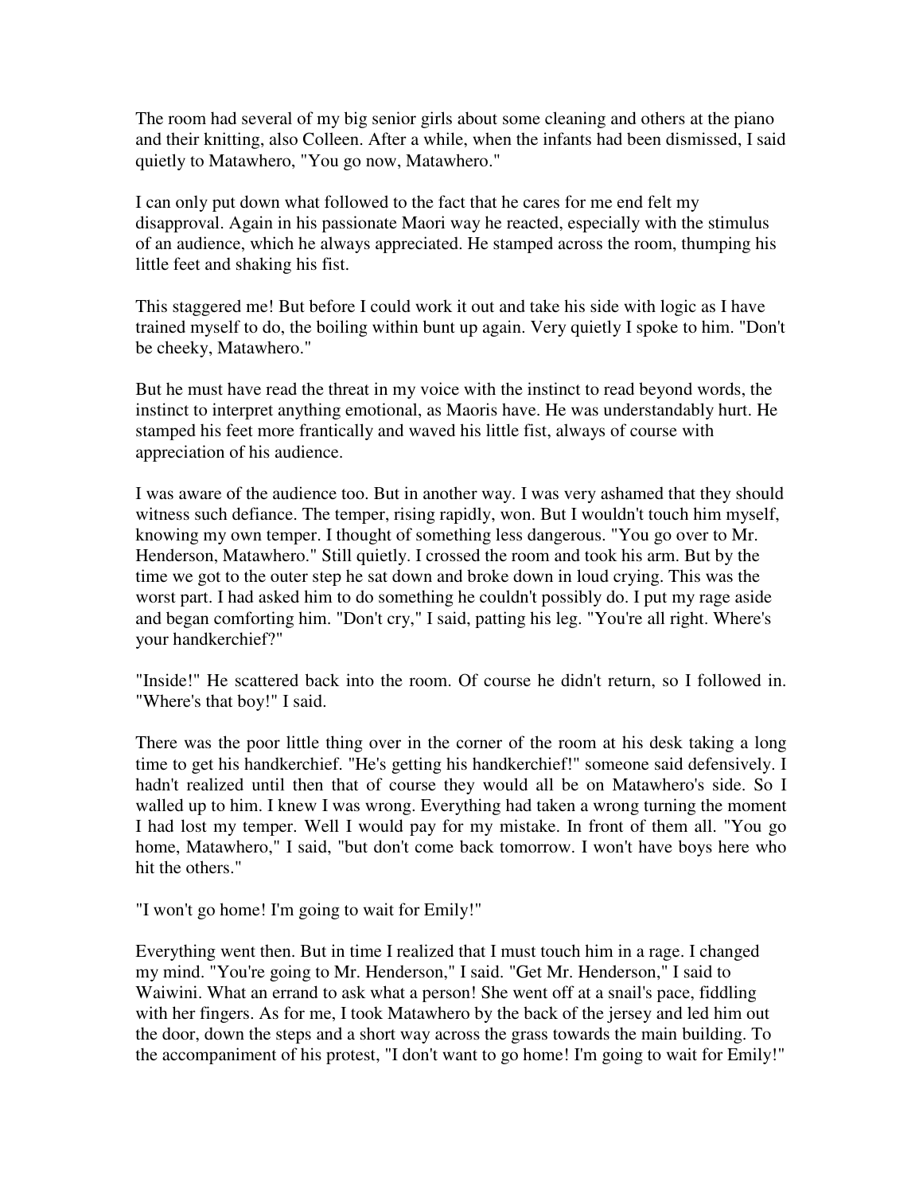The room had several of my big senior girls about some cleaning and others at the piano and their knitting, also Colleen. After a while, when the infants had been dismissed, I said quietly to Matawhero, "You go now, Matawhero."

I can only put down what followed to the fact that he cares for me end felt my disapproval. Again in his passionate Maori way he reacted, especially with the stimulus of an audience, which he always appreciated. He stamped across the room, thumping his little feet and shaking his fist.

This staggered me! But before I could work it out and take his side with logic as I have trained myself to do, the boiling within bunt up again. Very quietly I spoke to him. "Don't be cheeky, Matawhero."

But he must have read the threat in my voice with the instinct to read beyond words, the instinct to interpret anything emotional, as Maoris have. He was understandably hurt. He stamped his feet more frantically and waved his little fist, always of course with appreciation of his audience.

I was aware of the audience too. But in another way. I was very ashamed that they should witness such defiance. The temper, rising rapidly, won. But I wouldn't touch him myself, knowing my own temper. I thought of something less dangerous. "You go over to Mr. Henderson, Matawhero." Still quietly. I crossed the room and took his arm. But by the time we got to the outer step he sat down and broke down in loud crying. This was the worst part. I had asked him to do something he couldn't possibly do. I put my rage aside and began comforting him. "Don't cry," I said, patting his leg. "You're all right. Where's your handkerchief?"

"Inside!" He scattered back into the room. Of course he didn't return, so I followed in. "Where's that boy!" I said.

There was the poor little thing over in the corner of the room at his desk taking a long time to get his handkerchief. "He's getting his handkerchief!" someone said defensively. I hadn't realized until then that of course they would all be on Matawhero's side. So I walled up to him. I knew I was wrong. Everything had taken a wrong turning the moment I had lost my temper. Well I would pay for my mistake. In front of them all. "You go home, Matawhero," I said, "but don't come back tomorrow. I won't have boys here who hit the others."

"I won't go home! I'm going to wait for Emily!"

Everything went then. But in time I realized that I must touch him in a rage. I changed my mind. "You're going to Mr. Henderson," I said. "Get Mr. Henderson," I said to Waiwini. What an errand to ask what a person! She went off at a snail's pace, fiddling with her fingers. As for me, I took Matawhero by the back of the jersey and led him out the door, down the steps and a short way across the grass towards the main building. To the accompaniment of his protest, "I don't want to go home! I'm going to wait for Emily!"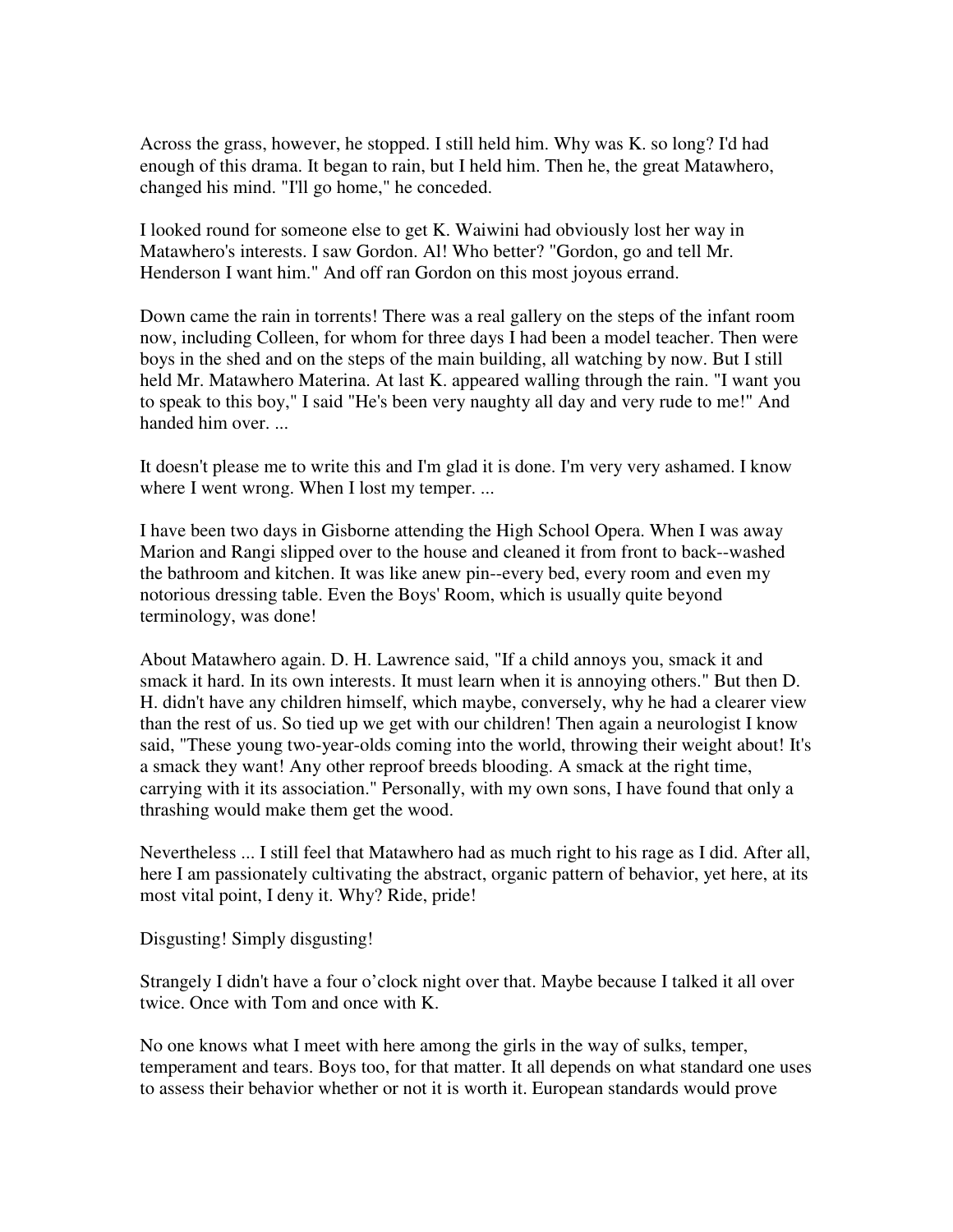Across the grass, however, he stopped. I still held him. Why was K. so long? I'd had enough of this drama. It began to rain, but I held him. Then he, the great Matawhero, changed his mind. "I'll go home," he conceded.

I looked round for someone else to get K. Waiwini had obviously lost her way in Matawhero's interests. I saw Gordon. Al! Who better? "Gordon, go and tell Mr. Henderson I want him." And off ran Gordon on this most joyous errand.

Down came the rain in torrents! There was a real gallery on the steps of the infant room now, including Colleen, for whom for three days I had been a model teacher. Then were boys in the shed and on the steps of the main building, all watching by now. But I still held Mr. Matawhero Materina. At last K. appeared walling through the rain. "I want you to speak to this boy," I said "He's been very naughty all day and very rude to me!" And handed him over. ...

It doesn't please me to write this and I'm glad it is done. I'm very very ashamed. I know where I went wrong. When I lost my temper. ...

I have been two days in Gisborne attending the High School Opera. When I was away Marion and Rangi slipped over to the house and cleaned it from front to back--washed the bathroom and kitchen. It was like anew pin--every bed, every room and even my notorious dressing table. Even the Boys' Room, which is usually quite beyond terminology, was done!

About Matawhero again. D. H. Lawrence said, "If a child annoys you, smack it and smack it hard. In its own interests. It must learn when it is annoying others." But then D. H. didn't have any children himself, which maybe, conversely, why he had a clearer view than the rest of us. So tied up we get with our children! Then again a neurologist I know said, "These young two-year-olds coming into the world, throwing their weight about! It's a smack they want! Any other reproof breeds blooding. A smack at the right time, carrying with it its association." Personally, with my own sons, I have found that only a thrashing would make them get the wood.

Nevertheless ... I still feel that Matawhero had as much right to his rage as I did. After all, here I am passionately cultivating the abstract, organic pattern of behavior, yet here, at its most vital point, I deny it. Why? Ride, pride!

Disgusting! Simply disgusting!

Strangely I didn't have a four o'clock night over that. Maybe because I talked it all over twice. Once with Tom and once with K.

No one knows what I meet with here among the girls in the way of sulks, temper, temperament and tears. Boys too, for that matter. It all depends on what standard one uses to assess their behavior whether or not it is worth it. European standards would prove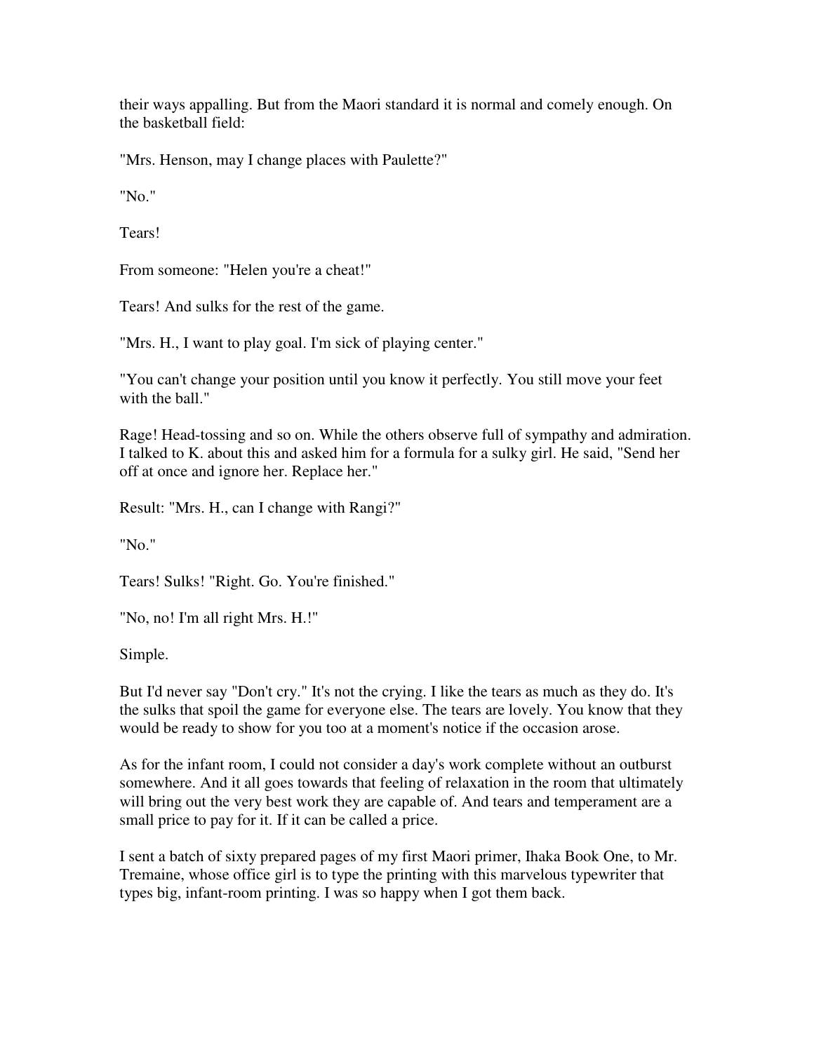their ways appalling. But from the Maori standard it is normal and comely enough. On the basketball field:

"Mrs. Henson, may I change places with Paulette?"

"No."

Tears!

From someone: "Helen you're a cheat!"

Tears! And sulks for the rest of the game.

"Mrs. H., I want to play goal. I'm sick of playing center."

"You can't change your position until you know it perfectly. You still move your feet with the ball."

Rage! Head-tossing and so on. While the others observe full of sympathy and admiration. I talked to K. about this and asked him for a formula for a sulky girl. He said, "Send her off at once and ignore her. Replace her."

Result: "Mrs. H., can I change with Rangi?"

"No."

Tears! Sulks! "Right. Go. You're finished."

"No, no! I'm all right Mrs. H.!"

Simple.

But I'd never say "Don't cry." It's not the crying. I like the tears as much as they do. It's the sulks that spoil the game for everyone else. The tears are lovely. You know that they would be ready to show for you too at a moment's notice if the occasion arose.

As for the infant room, I could not consider a day's work complete without an outburst somewhere. And it all goes towards that feeling of relaxation in the room that ultimately will bring out the very best work they are capable of. And tears and temperament are a small price to pay for it. If it can be called a price.

I sent a batch of sixty prepared pages of my first Maori primer, Ihaka Book One, to Mr. Tremaine, whose office girl is to type the printing with this marvelous typewriter that types big, infant-room printing. I was so happy when I got them back.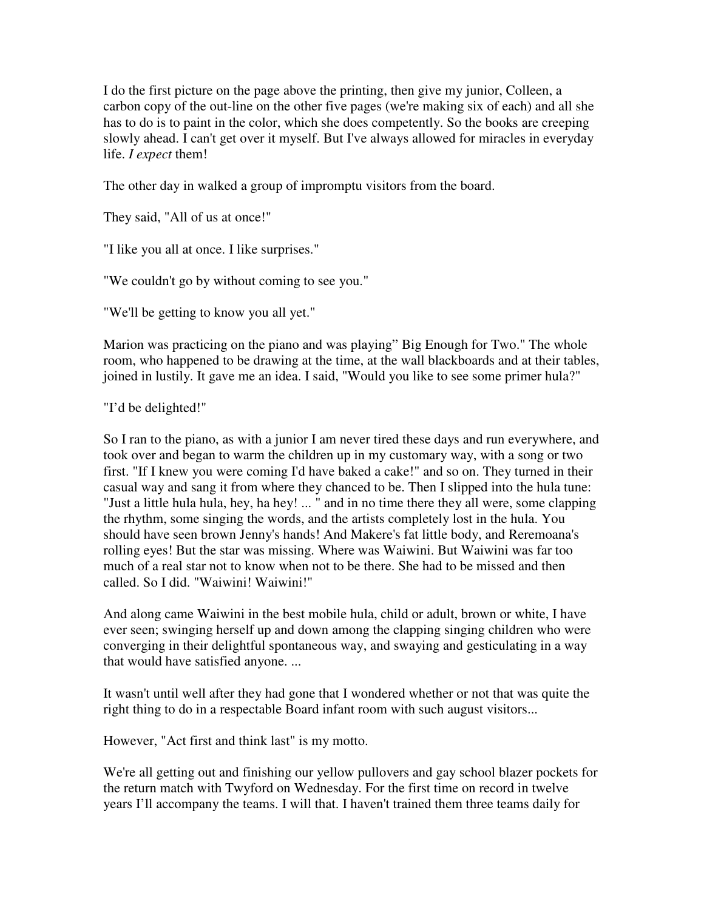I do the first picture on the page above the printing, then give my junior, Colleen, a carbon copy of the out-line on the other five pages (we're making six of each) and all she has to do is to paint in the color, which she does competently. So the books are creeping slowly ahead. I can't get over it myself. But I've always allowed for miracles in everyday life. *I expect* them!

The other day in walked a group of impromptu visitors from the board.

They said, "All of us at once!"

"I like you all at once. I like surprises."

"We couldn't go by without coming to see you."

"We'll be getting to know you all yet."

Marion was practicing on the piano and was playing" Big Enough for Two." The whole room, who happened to be drawing at the time, at the wall blackboards and at their tables, joined in lustily. It gave me an idea. I said, "Would you like to see some primer hula?"

"I'd be delighted!"

So I ran to the piano, as with a junior I am never tired these days and run everywhere, and took over and began to warm the children up in my customary way, with a song or two first. "If I knew you were coming I'd have baked a cake!" and so on. They turned in their casual way and sang it from where they chanced to be. Then I slipped into the hula tune: "Just a little hula hula, hey, ha hey! ... " and in no time there they all were, some clapping the rhythm, some singing the words, and the artists completely lost in the hula. You should have seen brown Jenny's hands! And Makere's fat little body, and Reremoana's rolling eyes! But the star was missing. Where was Waiwini. But Waiwini was far too much of a real star not to know when not to be there. She had to be missed and then called. So I did. "Waiwini! Waiwini!"

And along came Waiwini in the best mobile hula, child or adult, brown or white, I have ever seen; swinging herself up and down among the clapping singing children who were converging in their delightful spontaneous way, and swaying and gesticulating in a way that would have satisfied anyone. ...

It wasn't until well after they had gone that I wondered whether or not that was quite the right thing to do in a respectable Board infant room with such august visitors...

However, "Act first and think last" is my motto.

We're all getting out and finishing our yellow pullovers and gay school blazer pockets for the return match with Twyford on Wednesday. For the first time on record in twelve years I'll accompany the teams. I will that. I haven't trained them three teams daily for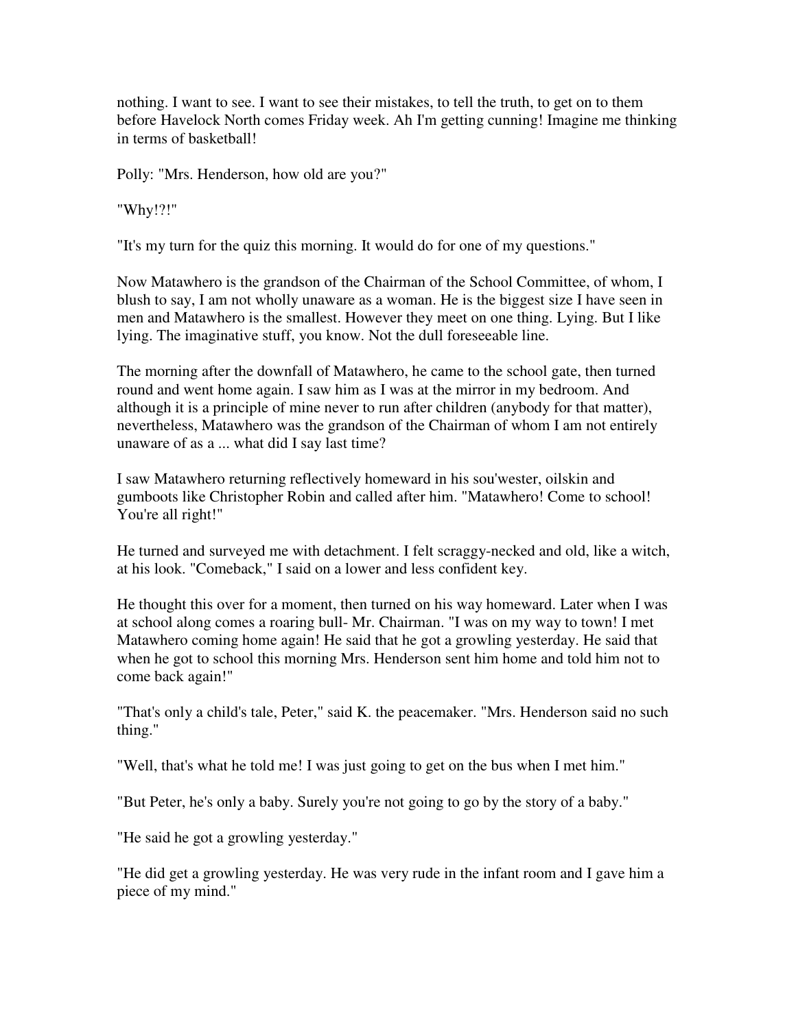nothing. I want to see. I want to see their mistakes, to tell the truth, to get on to them before Havelock North comes Friday week. Ah I'm getting cunning! Imagine me thinking in terms of basketball!

Polly: "Mrs. Henderson, how old are you?"

"Why!?!"

"It's my turn for the quiz this morning. It would do for one of my questions."

Now Matawhero is the grandson of the Chairman of the School Committee, of whom, I blush to say, I am not wholly unaware as a woman. He is the biggest size I have seen in men and Matawhero is the smallest. However they meet on one thing. Lying. But I like lying. The imaginative stuff, you know. Not the dull foreseeable line.

The morning after the downfall of Matawhero, he came to the school gate, then turned round and went home again. I saw him as I was at the mirror in my bedroom. And although it is a principle of mine never to run after children (anybody for that matter), nevertheless, Matawhero was the grandson of the Chairman of whom I am not entirely unaware of as a ... what did I say last time?

I saw Matawhero returning reflectively homeward in his sou'wester, oilskin and gumboots like Christopher Robin and called after him. "Matawhero! Come to school! You're all right!"

He turned and surveyed me with detachment. I felt scraggy-necked and old, like a witch, at his look. "Comeback," I said on a lower and less confident key.

He thought this over for a moment, then turned on his way homeward. Later when I was at school along comes a roaring bull- Mr. Chairman. "I was on my way to town! I met Matawhero coming home again! He said that he got a growling yesterday. He said that when he got to school this morning Mrs. Henderson sent him home and told him not to come back again!"

"That's only a child's tale, Peter," said K. the peacemaker. "Mrs. Henderson said no such thing."

"Well, that's what he told me! I was just going to get on the bus when I met him."

"But Peter, he's only a baby. Surely you're not going to go by the story of a baby."

"He said he got a growling yesterday."

"He did get a growling yesterday. He was very rude in the infant room and I gave him a piece of my mind."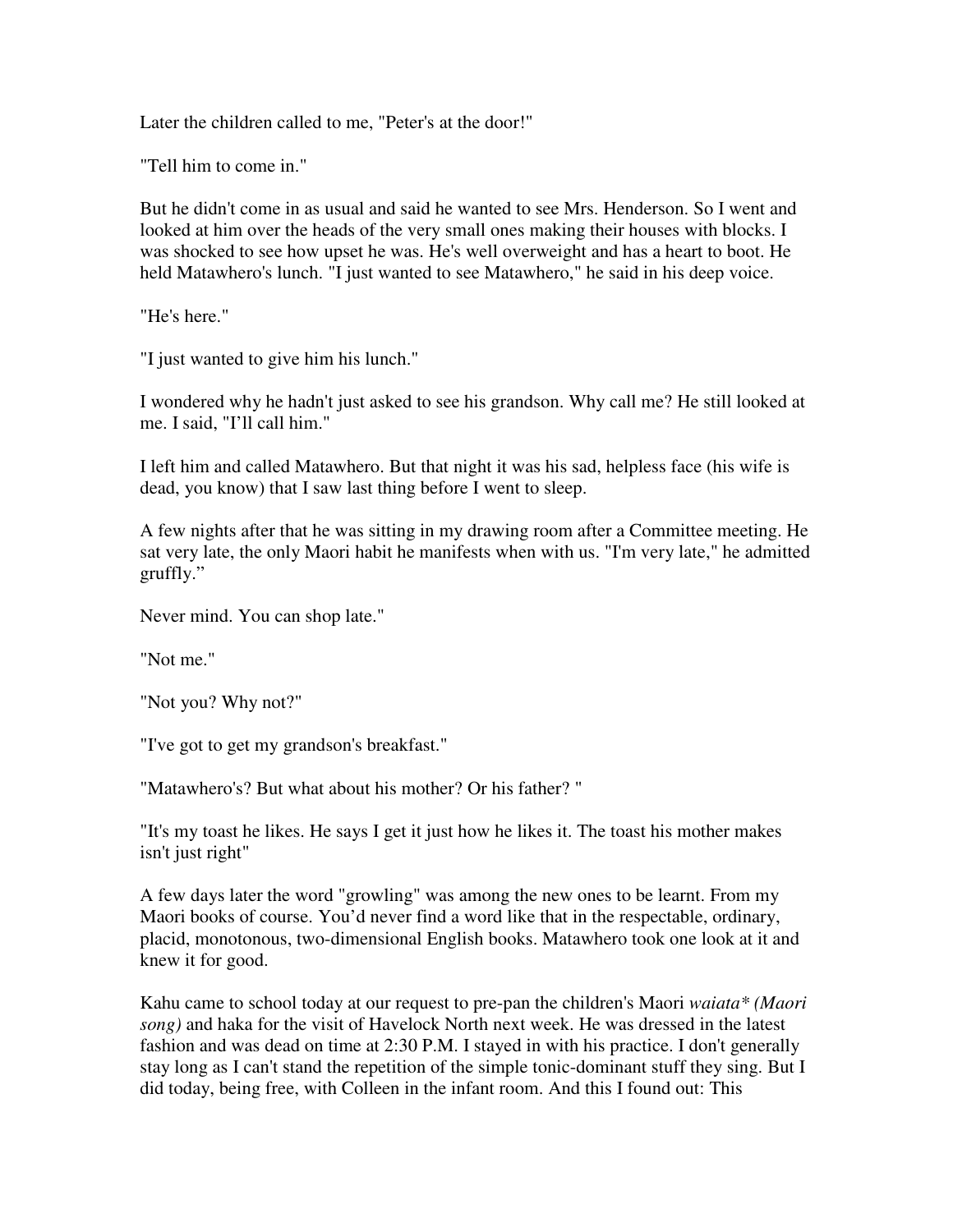Later the children called to me, "Peter's at the door!"

"Tell him to come in."

But he didn't come in as usual and said he wanted to see Mrs. Henderson. So I went and looked at him over the heads of the very small ones making their houses with blocks. I was shocked to see how upset he was. He's well overweight and has a heart to boot. He held Matawhero's lunch. "I just wanted to see Matawhero," he said in his deep voice.

"He's here."

"I just wanted to give him his lunch."

I wondered why he hadn't just asked to see his grandson. Why call me? He still looked at me. I said, "I'll call him."

I left him and called Matawhero. But that night it was his sad, helpless face (his wife is dead, you know) that I saw last thing before I went to sleep.

A few nights after that he was sitting in my drawing room after a Committee meeting. He sat very late, the only Maori habit he manifests when with us. "I'm very late," he admitted gruffly."

Never mind. You can shop late."

"Not me."

"Not you? Why not?"

"I've got to get my grandson's breakfast."

"Matawhero's? But what about his mother? Or his father? "

"It's my toast he likes. He says I get it just how he likes it. The toast his mother makes isn't just right"

A few days later the word "growling" was among the new ones to be learnt. From my Maori books of course. You'd never find a word like that in the respectable, ordinary, placid, monotonous, two-dimensional English books. Matawhero took one look at it and knew it for good.

Kahu came to school today at our request to pre-pan the children's Maori *waiata\* (Maori song)* and haka for the visit of Havelock North next week. He was dressed in the latest fashion and was dead on time at 2:30 P.M. I stayed in with his practice. I don't generally stay long as I can't stand the repetition of the simple tonic-dominant stuff they sing. But I did today, being free, with Colleen in the infant room. And this I found out: This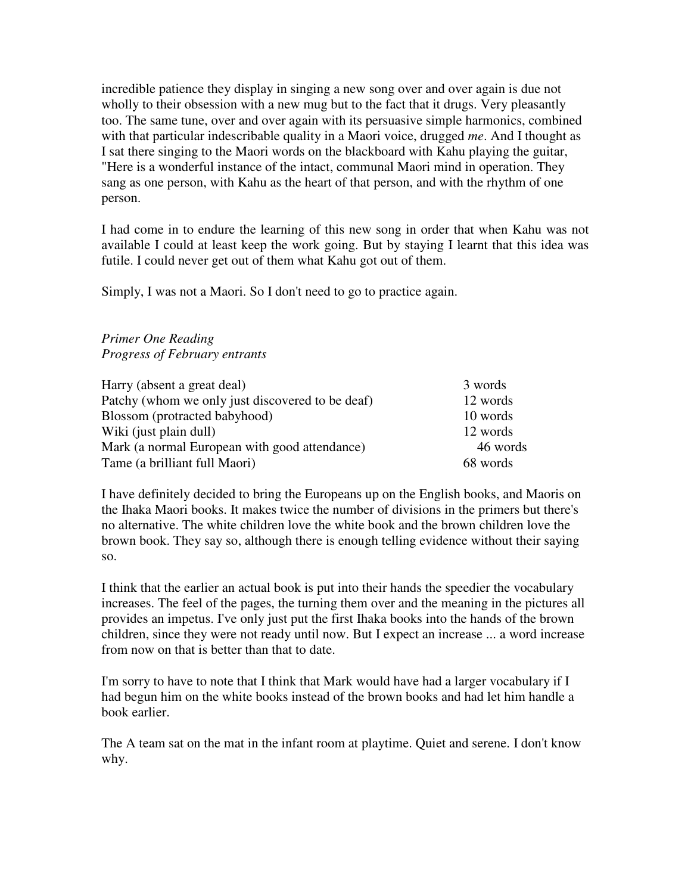incredible patience they display in singing a new song over and over again is due not wholly to their obsession with a new mug but to the fact that it drugs. Very pleasantly too. The same tune, over and over again with its persuasive simple harmonics, combined with that particular indescribable quality in a Maori voice, drugged *me*. And I thought as I sat there singing to the Maori words on the blackboard with Kahu playing the guitar, "Here is a wonderful instance of the intact, communal Maori mind in operation. They sang as one person, with Kahu as the heart of that person, and with the rhythm of one person.

I had come in to endure the learning of this new song in order that when Kahu was not available I could at least keep the work going. But by staying I learnt that this idea was futile. I could never get out of them what Kahu got out of them.

Simply, I was not a Maori. So I don't need to go to practice again.

*Primer One Reading*
*Progress of February entrants*

| | |
|---|---|
| Harry (absent a great deal) | 3 words |
| Patchy (whom we only just discovered to be deaf) | 12 words |
| Blossom (protracted babyhood) | 10 words |
| Wiki (just plain dull) | 12 words |
| Mark (a normal European with good attendance) | 46 words |
| Tame (a brilliant full Maori) | 68 words |

I have definitely decided to bring the Europeans up on the English books, and Maoris on the Ihaka Maori books. It makes twice the number of divisions in the primers but there's no alternative. The white children love the white book and the brown children love the brown book. They say so, although there is enough telling evidence without their saying so.

I think that the earlier an actual book is put into their hands the speedier the vocabulary increases. The feel of the pages, the turning them over and the meaning in the pictures all provides an impetus. I've only just put the first Ihaka books into the hands of the brown children, since they were not ready until now. But I expect an increase ... a word increase from now on that is better than that to date.

I'm sorry to have to note that I think that Mark would have had a larger vocabulary if I had begun him on the white books instead of the brown books and had let him handle a book earlier.

The A team sat on the mat in the infant room at playtime. Quiet and serene. I don't know why.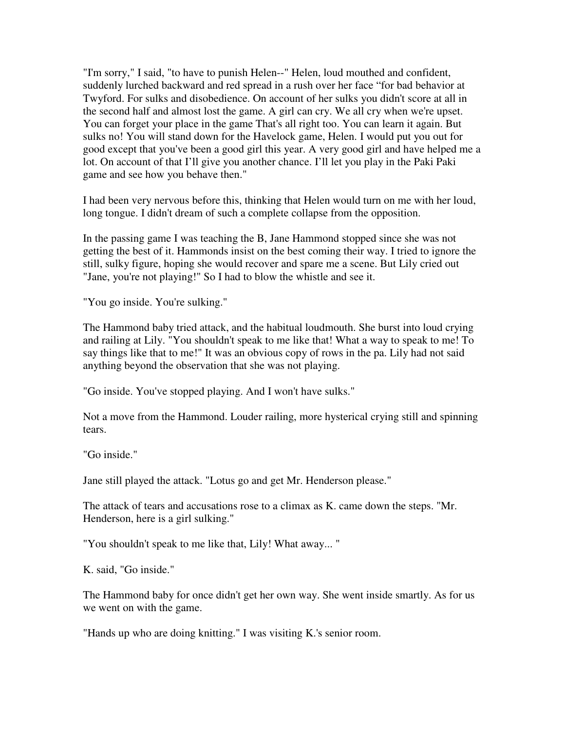"I'm sorry," I said, "to have to punish Helen--" Helen, loud mouthed and confident, suddenly lurched backward and red spread in a rush over her face "for bad behavior at Twyford. For sulks and disobedience. On account of her sulks you didn't score at all in the second half and almost lost the game. A girl can cry. We all cry when we're upset. You can forget your place in the game That's all right too. You can learn it again. But sulks no! You will stand down for the Havelock game, Helen. I would put you out for good except that you've been a good girl this year. A very good girl and have helped me a lot. On account of that I'll give you another chance. I'll let you play in the Paki Paki game and see how you behave then."

I had been very nervous before this, thinking that Helen would turn on me with her loud, long tongue. I didn't dream of such a complete collapse from the opposition.

In the passing game I was teaching the B, Jane Hammond stopped since she was not getting the best of it. Hammonds insist on the best coming their way. I tried to ignore the still, sulky figure, hoping she would recover and spare me a scene. But Lily cried out "Jane, you're not playing!" So I had to blow the whistle and see it.

"You go inside. You're sulking."

The Hammond baby tried attack, and the habitual loudmouth. She burst into loud crying and railing at Lily. "You shouldn't speak to me like that! What a way to speak to me! To say things like that to me!" It was an obvious copy of rows in the pa. Lily had not said anything beyond the observation that she was not playing.

"Go inside. You've stopped playing. And I won't have sulks."

Not a move from the Hammond. Louder railing, more hysterical crying still and spinning tears.

"Go inside."

Jane still played the attack. "Lotus go and get Mr. Henderson please."

The attack of tears and accusations rose to a climax as K. came down the steps. "Mr. Henderson, here is a girl sulking."

"You shouldn't speak to me like that, Lily! What away... "

K. said, "Go inside."

The Hammond baby for once didn't get her own way. She went inside smartly. As for us we went on with the game.

"Hands up who are doing knitting." I was visiting K.'s senior room.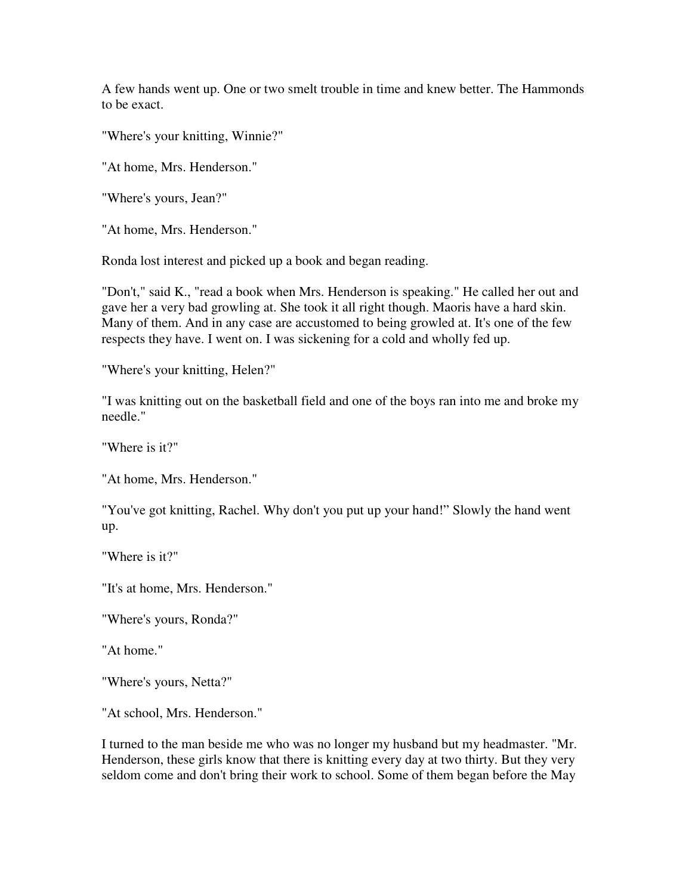A few hands went up. One or two smelt trouble in time and knew better. The Hammonds to be exact.

"Where's your knitting, Winnie?"

"At home, Mrs. Henderson."

"Where's yours, Jean?"

"At home, Mrs. Henderson."

Ronda lost interest and picked up a book and began reading.

"Don't," said K., "read a book when Mrs. Henderson is speaking." He called her out and gave her a very bad growling at. She took it all right though. Maoris have a hard skin. Many of them. And in any case are accustomed to being growled at. It's one of the few respects they have. I went on. I was sickening for a cold and wholly fed up.

"Where's your knitting, Helen?"

"I was knitting out on the basketball field and one of the boys ran into me and broke my needle."

"Where is it?"

"At home, Mrs. Henderson."

"You've got knitting, Rachel. Why don't you put up your hand!" Slowly the hand went up.

"Where is it?"

"It's at home, Mrs. Henderson."

"Where's yours, Ronda?"

"At home."

"Where's yours, Netta?"

"At school, Mrs. Henderson."

I turned to the man beside me who was no longer my husband but my headmaster. "Mr. Henderson, these girls know that there is knitting every day at two thirty. But they very seldom come and don't bring their work to school. Some of them began before the May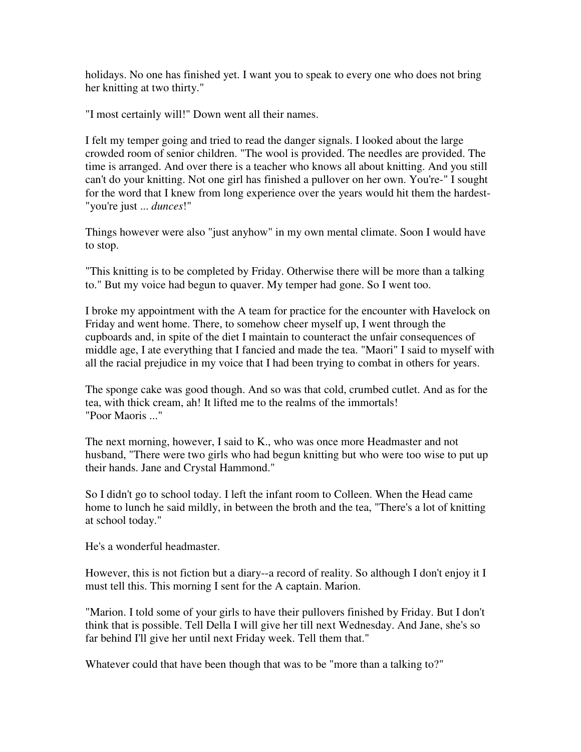holidays. No one has finished yet. I want you to speak to every one who does not bring her knitting at two thirty."

"I most certainly will!" Down went all their names.

I felt my temper going and tried to read the danger signals. I looked about the large crowded room of senior children. "The wool is provided. The needles are provided. The time is arranged. And over there is a teacher who knows all about knitting. And you still can't do your knitting. Not one girl has finished a pullover on her own. You're-" I sought for the word that I knew from long experience over the years would hit them the hardest- "you're just ... *dunces*!"

Things however were also "just anyhow" in my own mental climate. Soon I would have to stop.

"This knitting is to be completed by Friday. Otherwise there will be more than a talking to." But my voice had begun to quaver. My temper had gone. So I went too.

I broke my appointment with the A team for practice for the encounter with Havelock on Friday and went home. There, to somehow cheer myself up, I went through the cupboards and, in spite of the diet I maintain to counteract the unfair consequences of middle age, I ate everything that I fancied and made the tea. "Maori" I said to myself with all the racial prejudice in my voice that I had been trying to combat in others for years.

The sponge cake was good though. And so was that cold, crumbed cutlet. And as for the tea, with thick cream, ah! It lifted me to the realms of the immortals!
"Poor Maoris ..."

The next morning, however, I said to K., who was once more Headmaster and not husband, "There were two girls who had begun knitting but who were too wise to put up their hands. Jane and Crystal Hammond."

So I didn't go to school today. I left the infant room to Colleen. When the Head came home to lunch he said mildly, in between the broth and the tea, "There's a lot of knitting at school today."

He's a wonderful headmaster.

However, this is not fiction but a diary--a record of reality. So although I don't enjoy it I must tell this. This morning I sent for the A captain. Marion.

"Marion. I told some of your girls to have their pullovers finished by Friday. But I don't think that is possible. Tell Della I will give her till next Wednesday. And Jane, she's so far behind I'll give her until next Friday week. Tell them that."

Whatever could that have been though that was to be "more than a talking to?"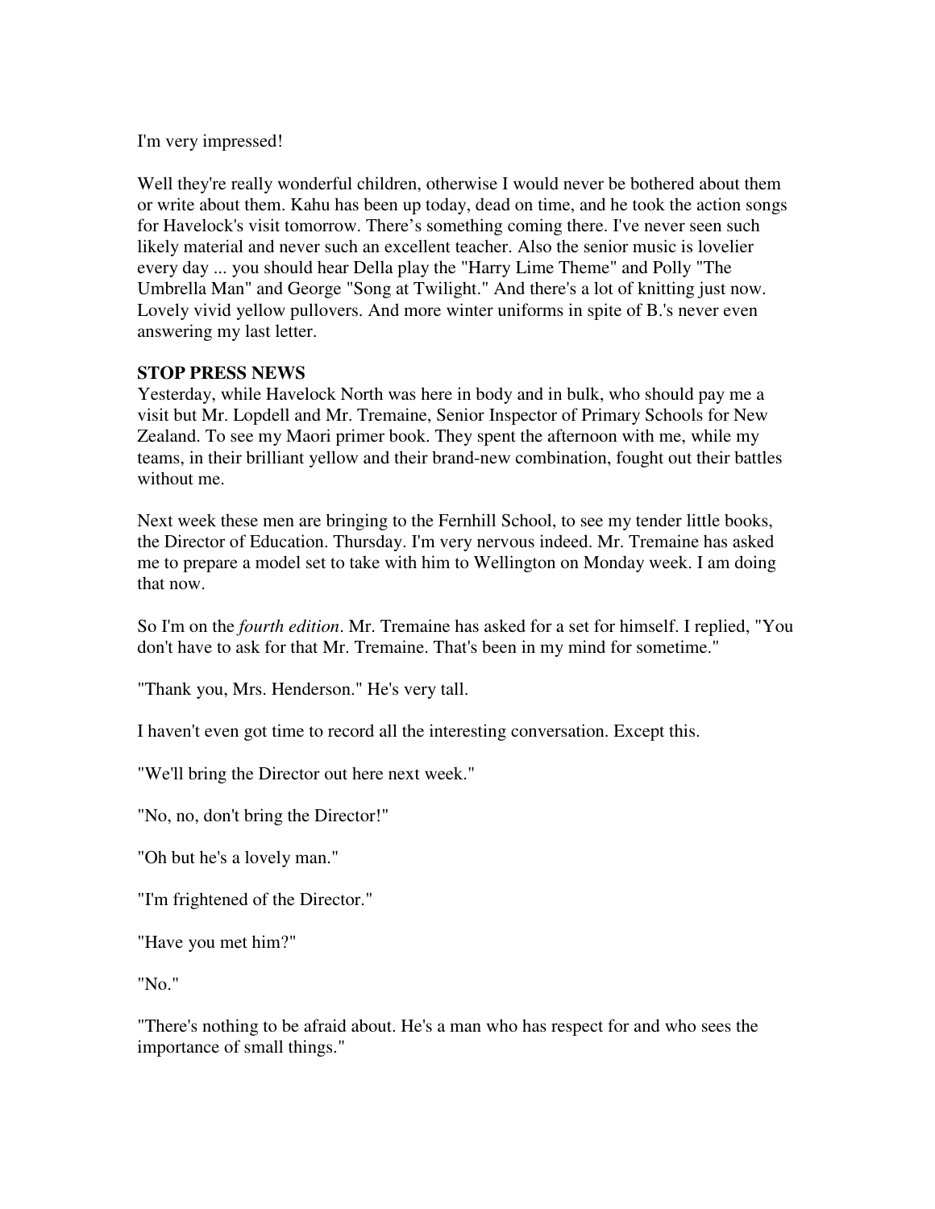I'm very impressed!

Well they're really wonderful children, otherwise I would never be bothered about them or write about them. Kahu has been up today, dead on time, and he took the action songs for Havelock's visit tomorrow. There's something coming there. I've never seen such likely material and never such an excellent teacher. Also the senior music is lovelier every day ... you should hear Della play the "Harry Lime Theme" and Polly "The Umbrella Man" and George "Song at Twilight." And there's a lot of knitting just now. Lovely vivid yellow pullovers. And more winter uniforms in spite of B.'s never even answering my last letter.

**STOP PRESS NEWS**
Yesterday, while Havelock North was here in body and in bulk, who should pay me a visit but Mr. Lopdell and Mr. Tremaine, Senior Inspector of Primary Schools for New Zealand. To see my Maori primer book. They spent the afternoon with me, while my teams, in their brilliant yellow and their brand-new combination, fought out their battles without me.

Next week these men are bringing to the Fernhill School, to see my tender little books, the Director of Education. Thursday. I'm very nervous indeed. Mr. Tremaine has asked me to prepare a model set to take with him to Wellington on Monday week. I am doing that now.

So I'm on the *fourth edition*. Mr. Tremaine has asked for a set for himself. I replied, "You don't have to ask for that Mr. Tremaine. That's been in my mind for sometime."

"Thank you, Mrs. Henderson." He's very tall.

I haven't even got time to record all the interesting conversation. Except this.

"We'll bring the Director out here next week."

"No, no, don't bring the Director!"

"Oh but he's a lovely man."

"I'm frightened of the Director."

"Have you met him?"

"No."

"There's nothing to be afraid about. He's a man who has respect for and who sees the importance of small things."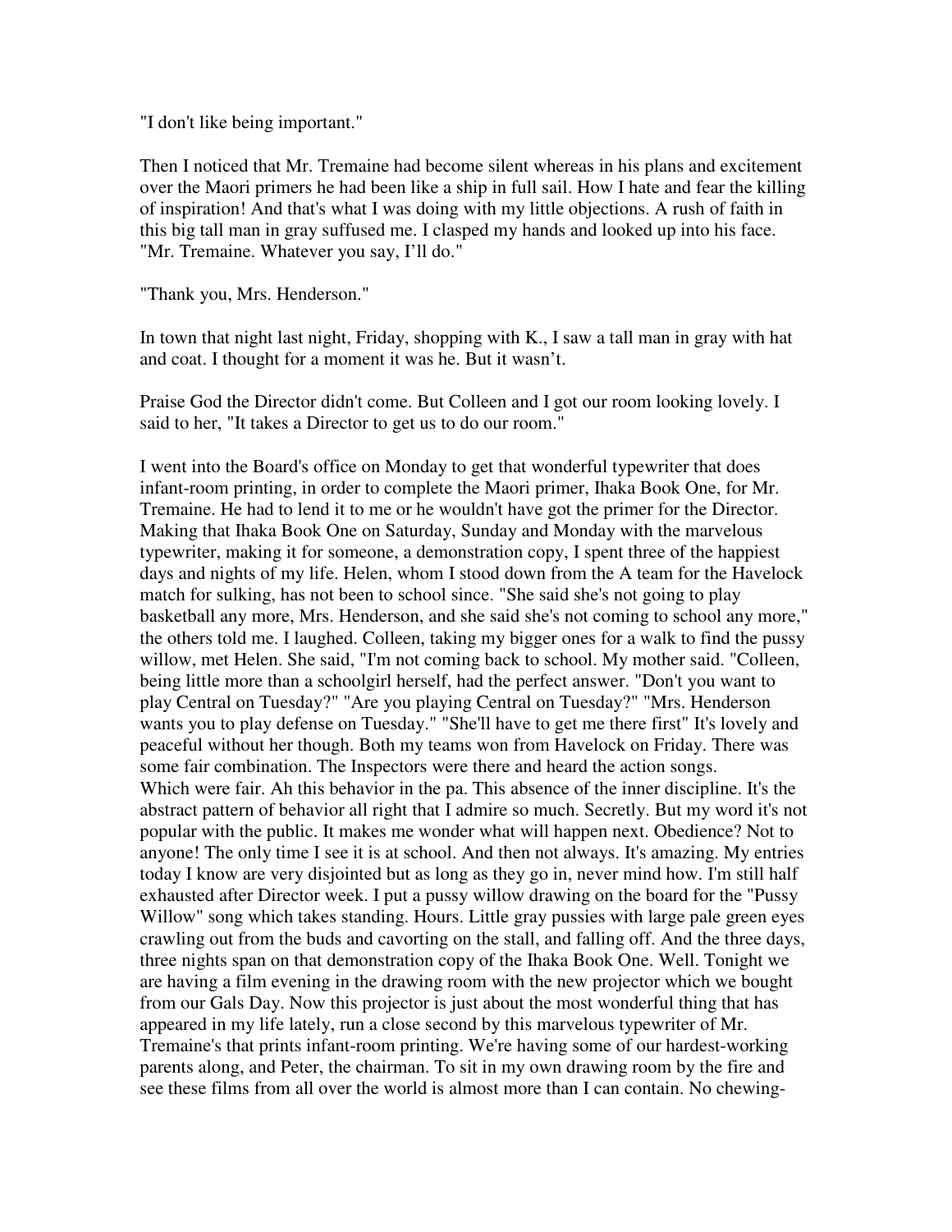"I don't like being important."

Then I noticed that Mr. Tremaine had become silent whereas in his plans and excitement over the Maori primers he had been like a ship in full sail. How I hate and fear the killing of inspiration! And that's what I was doing with my little objections. A rush of faith in this big tall man in gray suffused me. I clasped my hands and looked up into his face. "Mr. Tremaine. Whatever you say, I'll do."

"Thank you, Mrs. Henderson."

In town that night last night, Friday, shopping with K., I saw a tall man in gray with hat and coat. I thought for a moment it was he. But it wasn't.

Praise God the Director didn't come. But Colleen and I got our room looking lovely. I said to her, "It takes a Director to get us to do our room."

I went into the Board's office on Monday to get that wonderful typewriter that does infant-room printing, in order to complete the Maori primer, Ihaka Book One, for Mr. Tremaine. He had to lend it to me or he wouldn't have got the primer for the Director. Making that Ihaka Book One on Saturday, Sunday and Monday with the marvelous typewriter, making it for someone, a demonstration copy, I spent three of the happiest days and nights of my life. Helen, whom I stood down from the A team for the Havelock match for sulking, has not been to school since. "She said she's not going to play basketball any more, Mrs. Henderson, and she said she's not coming to school any more," the others told me. I laughed. Colleen, taking my bigger ones for a walk to find the pussy willow, met Helen. She said, "I'm not coming back to school. My mother said. "Colleen, being little more than a schoolgirl herself, had the perfect answer. "Don't you want to play Central on Tuesday?" "Are you playing Central on Tuesday?" "Mrs. Henderson wants you to play defense on Tuesday." "She'll have to get me there first" It's lovely and peaceful without her though. Both my teams won from Havelock on Friday. There was some fair combination. The Inspectors were there and heard the action songs. Which were fair. Ah this behavior in the pa. This absence of the inner discipline. It's the abstract pattern of behavior all right that I admire so much. Secretly. But my word it's not popular with the public. It makes me wonder what will happen next. Obedience? Not to anyone! The only time I see it is at school. And then not always. It's amazing. My entries today I know are very disjointed but as long as they go in, never mind how. I'm still half exhausted after Director week. I put a pussy willow drawing on the board for the "Pussy Willow" song which takes standing. Hours. Little gray pussies with large pale green eyes crawling out from the buds and cavorting on the stall, and falling off. And the three days, three nights span on that demonstration copy of the Ihaka Book One. Well. Tonight we are having a film evening in the drawing room with the new projector which we bought from our Gals Day. Now this projector is just about the most wonderful thing that has appeared in my life lately, run a close second by this marvelous typewriter of Mr. Tremaine's that prints infant-room printing. We're having some of our hardest-working parents along, and Peter, the chairman. To sit in my own drawing room by the fire and see these films from all over the world is almost more than I can contain. No chewing-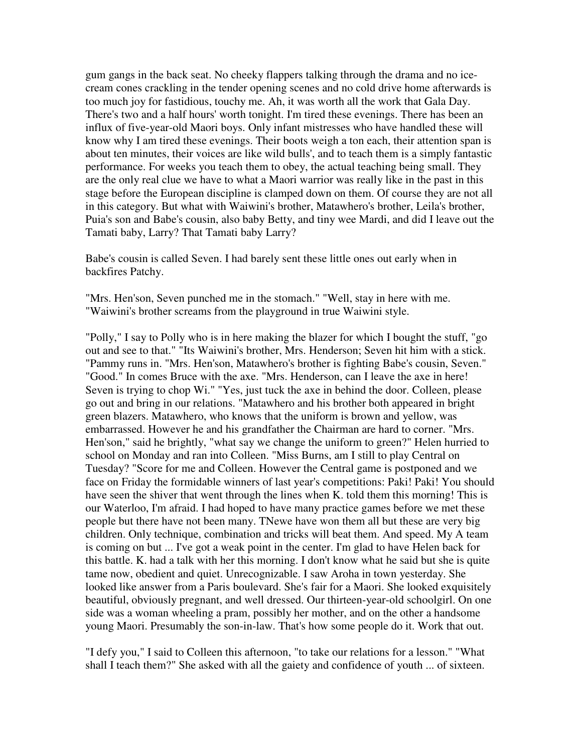gum gangs in the back seat. No cheeky flappers talking through the drama and no ice-cream cones crackling in the tender opening scenes and no cold drive home afterwards is too much joy for fastidious, touchy me. Ah, it was worth all the work that Gala Day. There's two and a half hours' worth tonight. I'm tired these evenings. There has been an influx of five-year-old Maori boys. Only infant mistresses who have handled these will know why I am tired these evenings. Their boots weigh a ton each, their attention span is about ten minutes, their voices are like wild bulls', and to teach them is a simply fantastic performance. For weeks you teach them to obey, the actual teaching being small. They are the only real clue we have to what a Maori warrior was really like in the past in this stage before the European discipline is clamped down on them. Of course they are not all in this category. But what with Waiwini's brother, Matawhero's brother, Leila's brother, Puia's son and Babe's cousin, also baby Betty, and tiny wee Mardi, and did I leave out the Tamati baby, Larry? That Tamati baby Larry?

Babe's cousin is called Seven. I had barely sent these little ones out early when in backfires Patchy.

"Mrs. Hen'son, Seven punched me in the stomach." "Well, stay in here with me. "Waiwini's brother screams from the playground in true Waiwini style.

"Polly," I say to Polly who is in here making the blazer for which I bought the stuff, "go out and see to that." "Its Waiwini's brother, Mrs. Henderson; Seven hit him with a stick. "Pammy runs in. "Mrs. Hen'son, Matawhero's brother is fighting Babe's cousin, Seven." "Good." In comes Bruce with the axe. "Mrs. Henderson, can I leave the axe in here! Seven is trying to chop Wi." "Yes, just tuck the axe in behind the door. Colleen, please go out and bring in our relations. "Matawhero and his brother both appeared in bright green blazers. Matawhero, who knows that the uniform is brown and yellow, was embarrassed. However he and his grandfather the Chairman are hard to corner. "Mrs. Hen'son," said he brightly, "what say we change the uniform to green?" Helen hurried to school on Monday and ran into Colleen. "Miss Burns, am I still to play Central on Tuesday? "Score for me and Colleen. However the Central game is postponed and we face on Friday the formidable winners of last year's competitions: Paki! Paki! You should have seen the shiver that went through the lines when K. told them this morning! This is our Waterloo, I'm afraid. I had hoped to have many practice games before we met these people but there have not been many. TNewe have won them all but these are very big children. Only technique, combination and tricks will beat them. And speed. My A team is coming on but ... I've got a weak point in the center. I'm glad to have Helen back for this battle. K. had a talk with her this morning. I don't know what he said but she is quite tame now, obedient and quiet. Unrecognizable. I saw Aroha in town yesterday. She looked like answer from a Paris boulevard. She's fair for a Maori. She looked exquisitely beautiful, obviously pregnant, and well dressed. Our thirteen-year-old schoolgirl. On one side was a woman wheeling a pram, possibly her mother, and on the other a handsome young Maori. Presumably the son-in-law. That's how some people do it. Work that out.

"I defy you," I said to Colleen this afternoon, "to take our relations for a lesson." "What shall I teach them?" She asked with all the gaiety and confidence of youth ... of sixteen.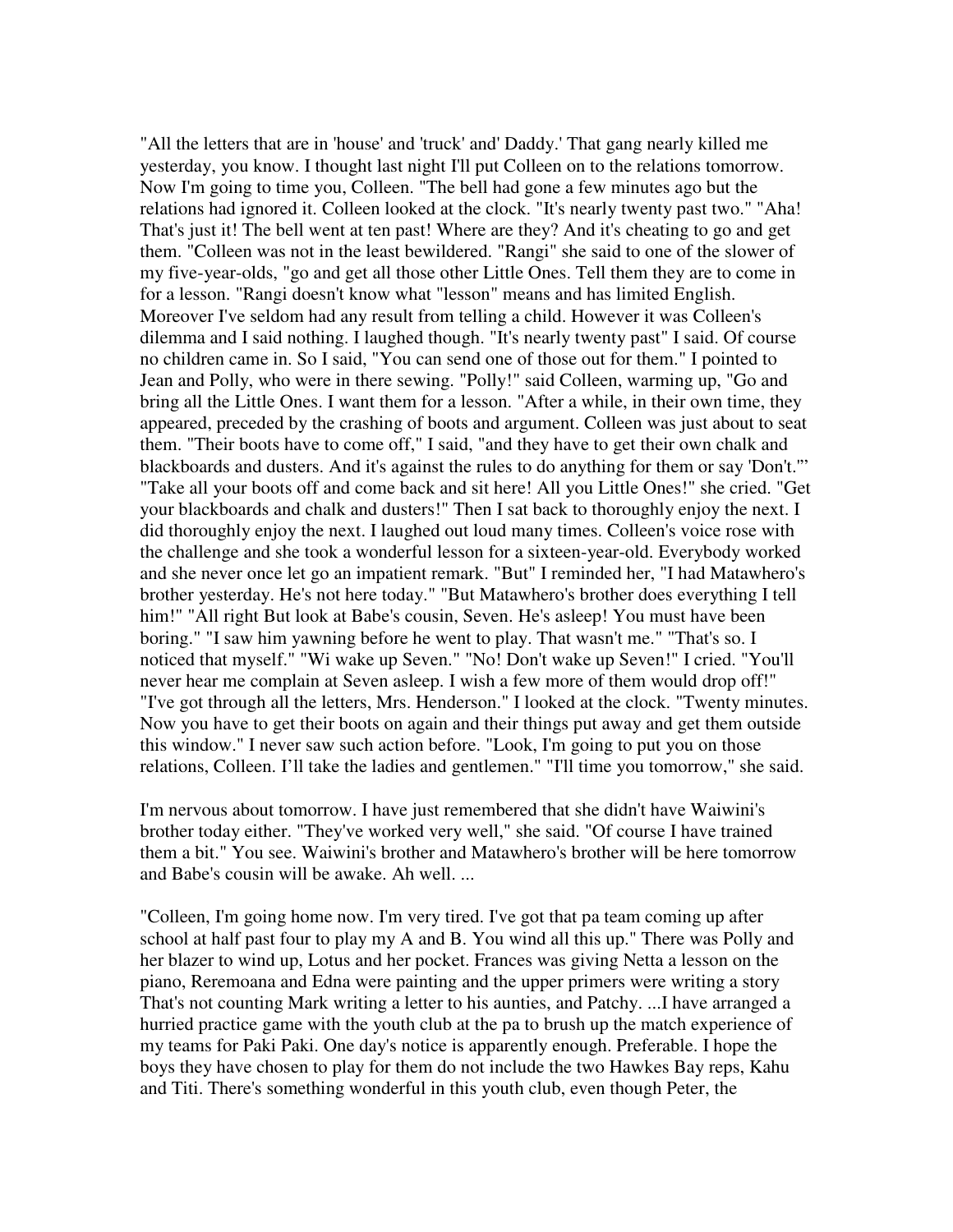"All the letters that are in 'house' and 'truck' and' Daddy.' That gang nearly killed me yesterday, you know. I thought last night I'll put Colleen on to the relations tomorrow. Now I'm going to time you, Colleen. "The bell had gone a few minutes ago but the relations had ignored it. Colleen looked at the clock. "It's nearly twenty past two." "Aha! That's just it! The bell went at ten past! Where are they? And it's cheating to go and get them. "Colleen was not in the least bewildered. "Rangi" she said to one of the slower of my five-year-olds, "go and get all those other Little Ones. Tell them they are to come in for a lesson. "Rangi doesn't know what "lesson" means and has limited English. Moreover I've seldom had any result from telling a child. However it was Colleen's dilemma and I said nothing. I laughed though. "It's nearly twenty past" I said. Of course no children came in. So I said, "You can send one of those out for them." I pointed to Jean and Polly, who were in there sewing. "Polly!" said Colleen, warming up, "Go and bring all the Little Ones. I want them for a lesson. "After a while, in their own time, they appeared, preceded by the crashing of boots and argument. Colleen was just about to seat them. "Their boots have to come off," I said, "and they have to get their own chalk and blackboards and dusters. And it's against the rules to do anything for them or say 'Don't.'" "Take all your boots off and come back and sit here! All you Little Ones!" she cried. "Get your blackboards and chalk and dusters!" Then I sat back to thoroughly enjoy the next. I did thoroughly enjoy the next. I laughed out loud many times. Colleen's voice rose with the challenge and she took a wonderful lesson for a sixteen-year-old. Everybody worked and she never once let go an impatient remark. "But" I reminded her, "I had Matawhero's brother yesterday. He's not here today." "But Matawhero's brother does everything I tell him!" "All right But look at Babe's cousin, Seven. He's asleep! You must have been boring." "I saw him yawning before he went to play. That wasn't me." "That's so. I noticed that myself." "Wi wake up Seven." "No! Don't wake up Seven!" I cried. "You'll never hear me complain at Seven asleep. I wish a few more of them would drop off!" "I've got through all the letters, Mrs. Henderson." I looked at the clock. "Twenty minutes. Now you have to get their boots on again and their things put away and get them outside this window." I never saw such action before. "Look, I'm going to put you on those relations, Colleen. I'll take the ladies and gentlemen." "I'll time you tomorrow," she said.

I'm nervous about tomorrow. I have just remembered that she didn't have Waiwini's brother today either. "They've worked very well," she said. "Of course I have trained them a bit." You see. Waiwini's brother and Matawhero's brother will be here tomorrow and Babe's cousin will be awake. Ah well. ...

"Colleen, I'm going home now. I'm very tired. I've got that pa team coming up after school at half past four to play my A and B. You wind all this up." There was Polly and her blazer to wind up, Lotus and her pocket. Frances was giving Netta a lesson on the piano, Reremoana and Edna were painting and the upper primers were writing a story That's not counting Mark writing a letter to his aunties, and Patchy. ...I have arranged a hurried practice game with the youth club at the pa to brush up the match experience of my teams for Paki Paki. One day's notice is apparently enough. Preferable. I hope the boys they have chosen to play for them do not include the two Hawkes Bay reps, Kahu and Titi. There's something wonderful in this youth club, even though Peter, the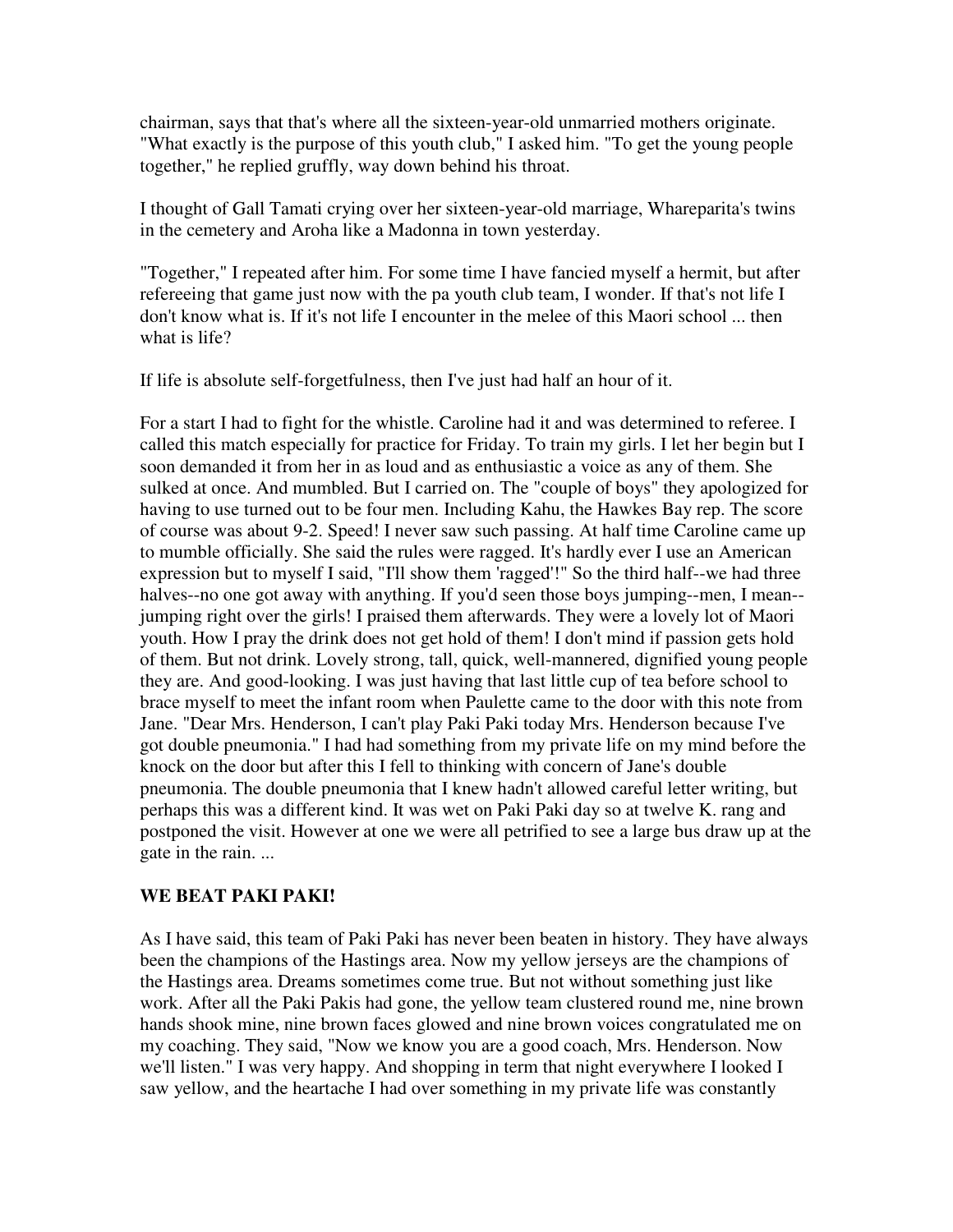chairman, says that that's where all the sixteen-year-old unmarried mothers originate. "What exactly is the purpose of this youth club," I asked him. "To get the young people together," he replied gruffly, way down behind his throat.

I thought of Gall Tamati crying over her sixteen-year-old marriage, Whareparita's twins in the cemetery and Aroha like a Madonna in town yesterday.

"Together," I repeated after him. For some time I have fancied myself a hermit, but after refereeing that game just now with the pa youth club team, I wonder. If that's not life I don't know what is. If it's not life I encounter in the melee of this Maori school ... then what is life?

If life is absolute self-forgetfulness, then I've just had half an hour of it.

For a start I had to fight for the whistle. Caroline had it and was determined to referee. I called this match especially for practice for Friday. To train my girls. I let her begin but I soon demanded it from her in as loud and as enthusiastic a voice as any of them. She sulked at once. And mumbled. But I carried on. The "couple of boys" they apologized for having to use turned out to be four men. Including Kahu, the Hawkes Bay rep. The score of course was about 9-2. Speed! I never saw such passing. At half time Caroline came up to mumble officially. She said the rules were ragged. It's hardly ever I use an American expression but to myself I said, "I'll show them 'ragged'!" So the third half--we had three halves--no one got away with anything. If you'd seen those boys jumping--men, I mean--jumping right over the girls! I praised them afterwards. They were a lovely lot of Maori youth. How I pray the drink does not get hold of them! I don't mind if passion gets hold of them. But not drink. Lovely strong, tall, quick, well-mannered, dignified young people they are. And good-looking. I was just having that last little cup of tea before school to brace myself to meet the infant room when Paulette came to the door with this note from Jane. "Dear Mrs. Henderson, I can't play Paki Paki today Mrs. Henderson because I've got double pneumonia." I had had something from my private life on my mind before the knock on the door but after this I fell to thinking with concern of Jane's double pneumonia. The double pneumonia that I knew hadn't allowed careful letter writing, but perhaps this was a different kind. It was wet on Paki Paki day so at twelve K. rang and postponed the visit. However at one we were all petrified to see a large bus draw up at the gate in the rain. ...

**WE BEAT PAKI PAKI!**

As I have said, this team of Paki Paki has never been beaten in history. They have always been the champions of the Hastings area. Now my yellow jerseys are the champions of the Hastings area. Dreams sometimes come true. But not without something just like work. After all the Paki Pakis had gone, the yellow team clustered round me, nine brown hands shook mine, nine brown faces glowed and nine brown voices congratulated me on my coaching. They said, "Now we know you are a good coach, Mrs. Henderson. Now we'll listen." I was very happy. And shopping in term that night everywhere I looked I saw yellow, and the heartache I had over something in my private life was constantly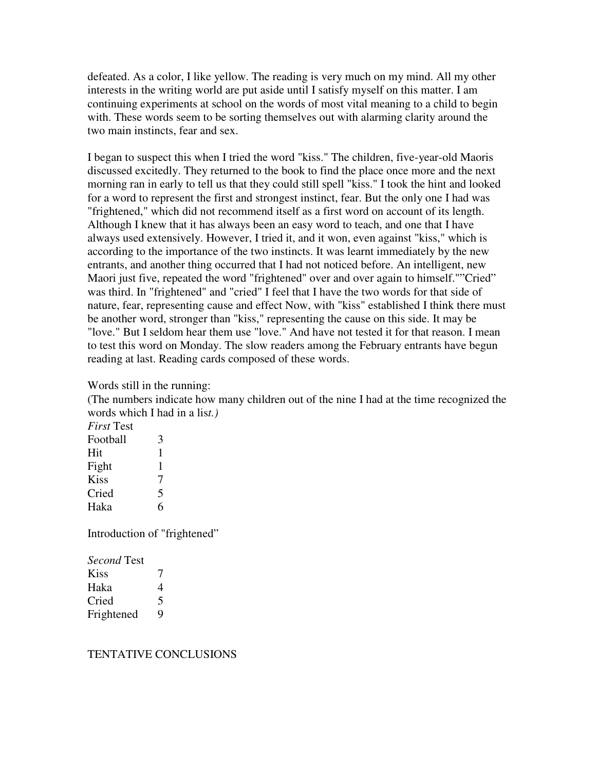defeated. As a color, I like yellow. The reading is very much on my mind. All my other interests in the writing world are put aside until I satisfy myself on this matter. I am continuing experiments at school on the words of most vital meaning to a child to begin with. These words seem to be sorting themselves out with alarming clarity around the two main instincts, fear and sex.

I began to suspect this when I tried the word "kiss." The children, five-year-old Maoris discussed excitedly. They returned to the book to find the place once more and the next morning ran in early to tell us that they could still spell "kiss." I took the hint and looked for a word to represent the first and strongest instinct, fear. But the only one I had was "frightened," which did not recommend itself as a first word on account of its length. Although I knew that it has always been an easy word to teach, and one that I have always used extensively. However, I tried it, and it won, even against "kiss," which is according to the importance of the two instincts. It was learnt immediately by the new entrants, and another thing occurred that I had not noticed before. An intelligent, new Maori just five, repeated the word "frightened" over and over again to himself."”Cried” was third. In "frightened" and "cried" I feel that I have the two words for that side of nature, fear, representing cause and effect Now, with "kiss" established I think there must be another word, stronger than "kiss," representing the cause on this side. It may be "love." But I seldom hear them use "love." And have not tested it for that reason. I mean to test this word on Monday. The slow readers among the February entrants have begun reading at last. Reading cards composed of these words.

Words still in the running:
(The numbers indicate how many children out of the nine I had at the time recognized the words which I had in a lis*t.)*

*First* Test

| | |
|---|---|
| Football | 3 |
| Hit | 1 |
| Fight | 1 |
| Kiss | 7 |
| Cried | 5 |
| Haka | 6 |

Introduction of "frightened”

*Second* Test

| | |
|---|---|
| Kiss | 7 |
| Haka | 4 |
| Cried | 5 |
| Frightened | 9 |

TENTATIVE CONCLUSIONS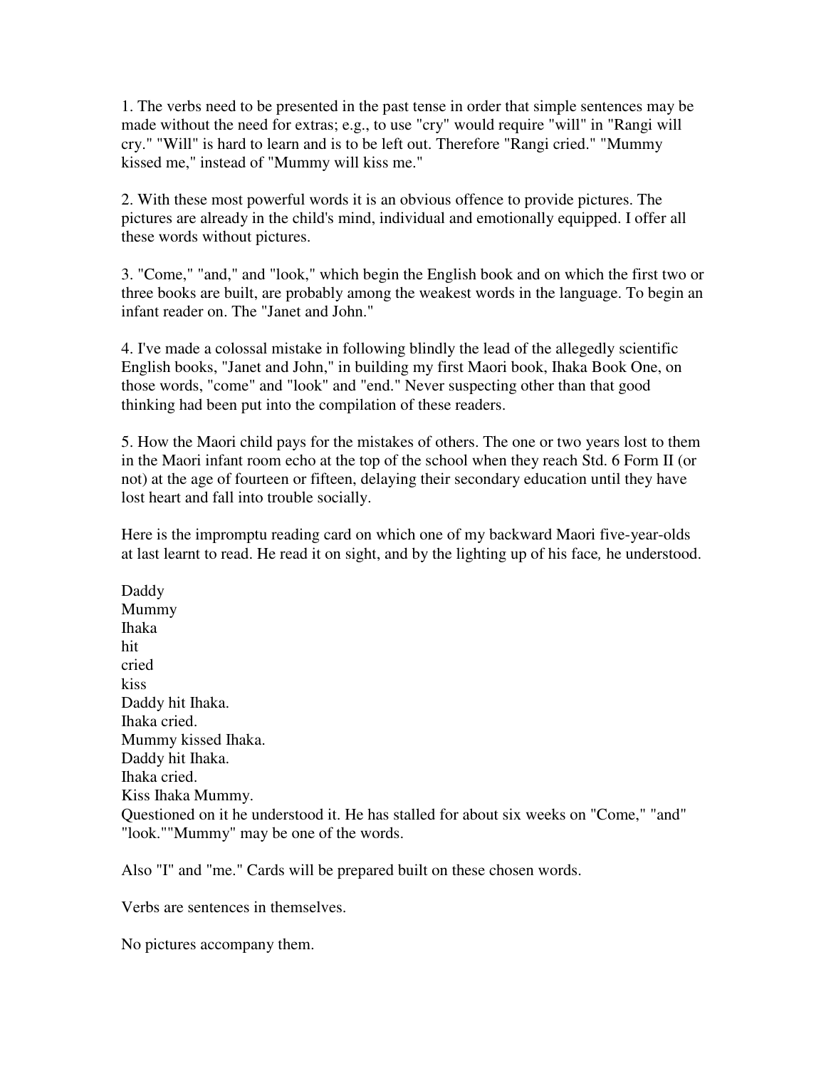1. The verbs need to be presented in the past tense in order that simple sentences may be made without the need for extras; e.g., to use "cry" would require "will" in "Rangi will cry." "Will" is hard to learn and is to be left out. Therefore "Rangi cried." "Mummy kissed me," instead of "Mummy will kiss me."

2. With these most powerful words it is an obvious offence to provide pictures. The pictures are already in the child's mind, individual and emotionally equipped. I offer all these words without pictures.

3. "Come," "and," and "look," which begin the English book and on which the first two or three books are built, are probably among the weakest words in the language. To begin an infant reader on. The "Janet and John."

4. I've made a colossal mistake in following blindly the lead of the allegedly scientific English books, "Janet and John," in building my first Maori book, Ihaka Book One, on those words, "come" and "look" and "end." Never suspecting other than that good thinking had been put into the compilation of these readers.

5. How the Maori child pays for the mistakes of others. The one or two years lost to them in the Maori infant room echo at the top of the school when they reach Std. 6 Form II (or not) at the age of fourteen or fifteen, delaying their secondary education until they have lost heart and fall into trouble socially.

Here is the impromptu reading card on which one of my backward Maori five-year-olds at last learnt to read. He read it on sight, and by the lighting up of his face*,* he understood.

Daddy
Mummy
Ihaka
hit
cried
kiss
Daddy hit Ihaka.
Ihaka cried.
Mummy kissed Ihaka.
Daddy hit Ihaka.
Ihaka cried.
Kiss Ihaka Mummy.
Questioned on it he understood it. He has stalled for about six weeks on "Come," "and" "look.""Mummy" may be one of the words.

Also "I" and "me." Cards will be prepared built on these chosen words.

Verbs are sentences in themselves.

No pictures accompany them.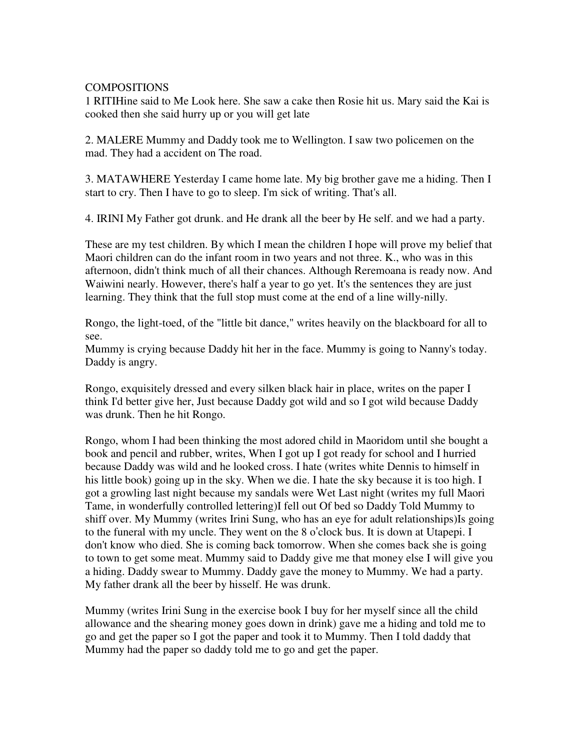COMPOSITIONS

1 RITIHine said to Me Look here. She saw a cake then Rosie hit us. Mary said the Kai is cooked then she said hurry up or you will get late

2. MALERE Mummy and Daddy took me to Wellington. I saw two policemen on the mad. They had a accident on The road.

3. MATAWHERE Yesterday I came home late. My big brother gave me a hiding. Then I start to cry. Then I have to go to sleep. I'm sick of writing. That's all.

4. IRINI My Father got drunk. and He drank all the beer by He self. and we had a party.

These are my test children. By which I mean the children I hope will prove my belief that Maori children can do the infant room in two years and not three. K., who was in this afternoon, didn't think much of all their chances. Although Reremoana is ready now. And Waiwini nearly. However, there's half a year to go yet. It's the sentences they are just learning. They think that the full stop must come at the end of a line willy-nilly.

Rongo, the light-toed, of the "little bit dance," writes heavily on the blackboard for all to see.
Mummy is crying because Daddy hit her in the face. Mummy is going to Nanny's today. Daddy is angry.

Rongo, exquisitely dressed and every silken black hair in place, writes on the paper I think I'd better give her, Just because Daddy got wild and so I got wild because Daddy was drunk. Then he hit Rongo.

Rongo, whom I had been thinking the most adored child in Maoridom until she bought a book and pencil and rubber, writes, When I got up I got ready for school and I hurried because Daddy was wild and he looked cross. I hate (writes white Dennis to himself in his little book) going up in the sky. When we die. I hate the sky because it is too high. I got a growling last night because my sandals were Wet Last night (writes my full Maori Tame, in wonderfully controlled lettering)I fell out Of bed so Daddy Told Mummy to shiff over. My Mummy (writes Irini Sung, who has an eye for adult relationships)Is going to the funeral with my uncle. They went on the 8 o'clock bus. It is down at Utapepi. I don't know who died. She is coming back tomorrow. When she comes back she is going to town to get some meat. Mummy said to Daddy give me that money else I will give you a hiding. Daddy swear to Mummy. Daddy gave the money to Mummy. We had a party. My father drank all the beer by hisself. He was drunk.

Mummy (writes Irini Sung in the exercise book I buy for her myself since all the child allowance and the shearing money goes down in drink) gave me a hiding and told me to go and get the paper so I got the paper and took it to Mummy. Then I told daddy that Mummy had the paper so daddy told me to go and get the paper.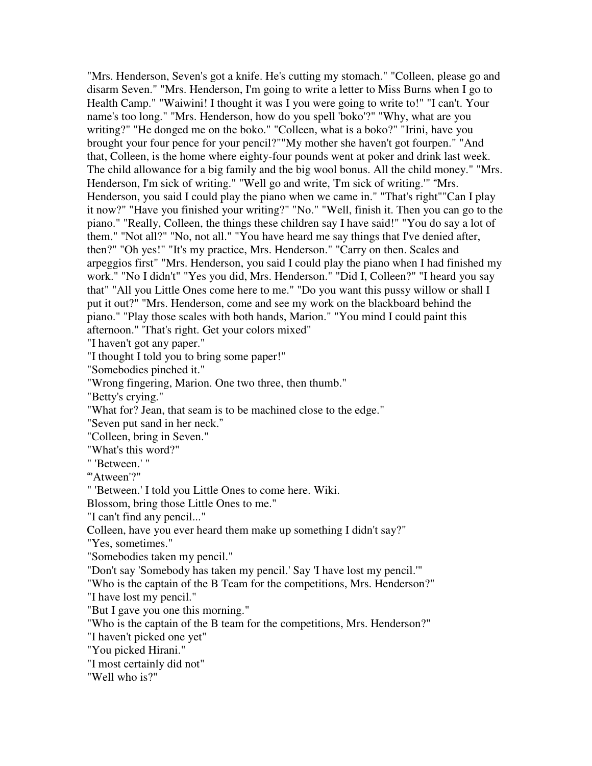"Mrs. Henderson, Seven's got a knife. He's cutting my stomach." "Colleen, please go and disarm Seven." "Mrs. Henderson, I'm going to write a letter to Miss Burns when I go to Health Camp." "Waiwini! I thought it was I you were going to write to!" "I can't. Your name's too long." "Mrs. Henderson, how do you spell 'boko'?" "Why, what are you writing?" "He donged me on the boko." "Colleen, what is a boko?" "Irini, have you brought your four pence for your pencil?""My mother she haven't got fourpen." "And that, Colleen, is the home where eighty-four pounds went at poker and drink last week. The child allowance for a big family and the big wool bonus. All the child money." "Mrs. Henderson, I'm sick of writing." "Well go and write, 'I'm sick of writing.'" "Mrs. Henderson, you said I could play the piano when we came in." "That's right""Can I play it now?" "Have you finished your writing?" "No." "Well, finish it. Then you can go to the piano." "Really, Colleen, the things these children say I have said!" "You do say a lot of them." "Not all?" "No, not all." "You have heard me say things that I've denied after, then?" "Oh yes!" "It's my practice, Mrs. Henderson." "Carry on then. Scales and arpeggios first" "Mrs. Henderson, you said I could play the piano when I had finished my work." "No I didn't" "Yes you did, Mrs. Henderson." "Did I, Colleen?" "I heard you say that" "All you Little Ones come here to me." "Do you want this pussy willow or shall I put it out?" "Mrs. Henderson, come and see my work on the blackboard behind the piano." "Play those scales with both hands, Marion." "You mind I could paint this afternoon." 'That's right. Get your colors mixed"

"I haven't got any paper."

"I thought I told you to bring some paper!"

"Somebodies pinched it."

"Wrong fingering, Marion. One two three, then thumb."

"Betty's crying."

"What for? Jean, that seam is to be machined close to the edge."

"Seven put sand in her neck."

"Colleen, bring in Seven."

"What's this word?"

" 'Between.' "

"'Atween'?"

" 'Between.' I told you Little Ones to come here. Wiki.

Blossom, bring those Little Ones to me."

"I can't find any pencil..."

Colleen, have you ever heard them make up something I didn't say?"

"Yes, sometimes."

"Somebodies taken my pencil."

"Don't say 'Somebody has taken my pencil.' Say 'I have lost my pencil.'"

"Who is the captain of the B Team for the competitions, Mrs. Henderson?"

"I have lost my pencil."

"But I gave you one this morning."

"Who is the captain of the B team for the competitions, Mrs. Henderson?"

"I haven't picked one yet"

"You picked Hirani."

"I most certainly did not"

"Well who is?"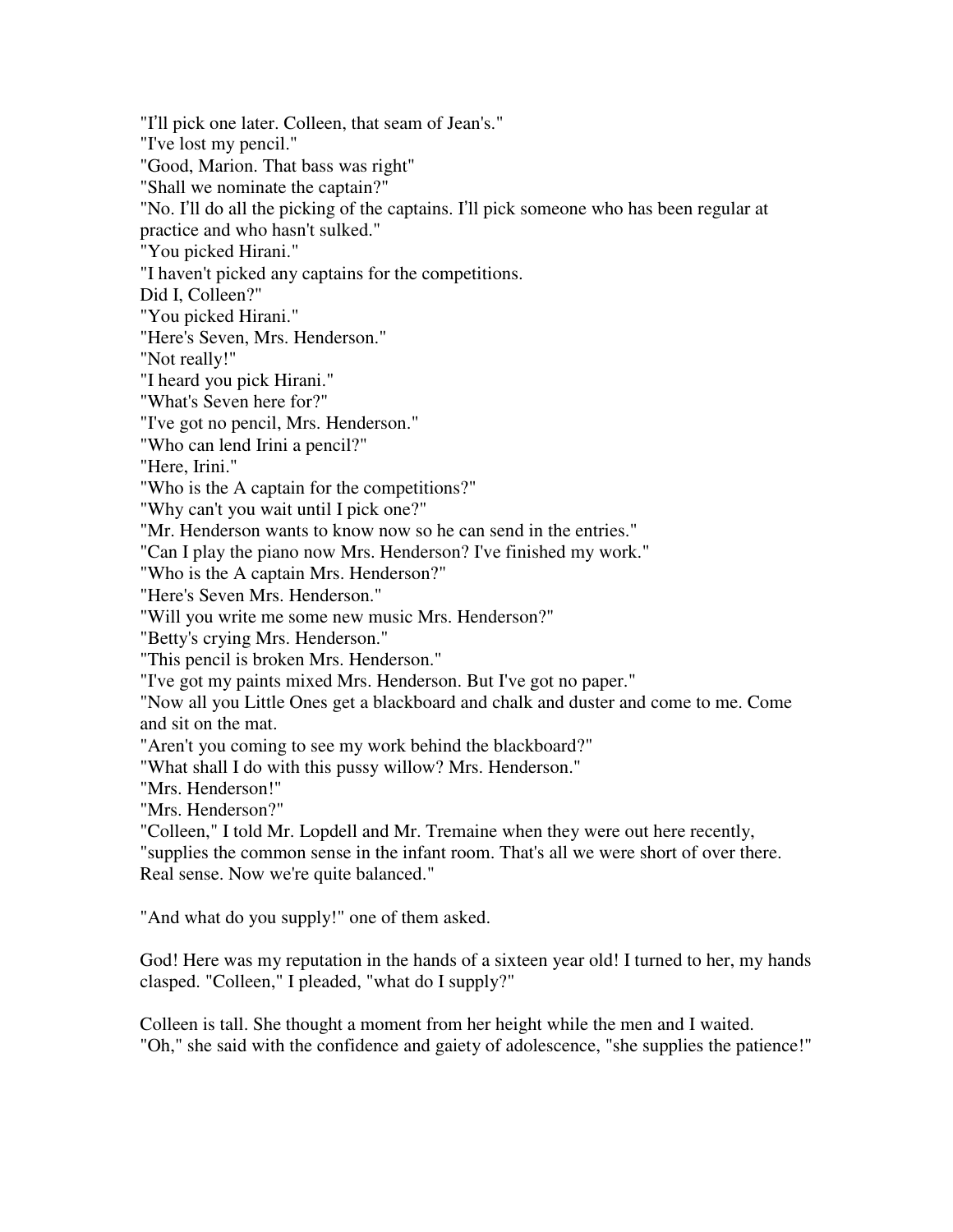"I'll pick one later. Colleen, that seam of Jean's."
"I've lost my pencil."
"Good, Marion. That bass was right"
"Shall we nominate the captain?"
"No. I'll do all the picking of the captains. I'll pick someone who has been regular at practice and who hasn't sulked."
"You picked Hirani."
"I haven't picked any captains for the competitions.
Did I, Colleen?"
"You picked Hirani."
"Here's Seven, Mrs. Henderson."
"Not really!"
"I heard you pick Hirani."
"What's Seven here for?"
"I've got no pencil, Mrs. Henderson."
"Who can lend Irini a pencil?"
"Here, Irini."
"Who is the A captain for the competitions?"
"Why can't you wait until I pick one?"
"Mr. Henderson wants to know now so he can send in the entries."
"Can I play the piano now Mrs. Henderson? I've finished my work."
"Who is the A captain Mrs. Henderson?"
"Here's Seven Mrs. Henderson."
"Will you write me some new music Mrs. Henderson?"
"Betty's crying Mrs. Henderson."
"This pencil is broken Mrs. Henderson."
"I've got my paints mixed Mrs. Henderson. But I've got no paper."
"Now all you Little Ones get a blackboard and chalk and duster and come to me. Come and sit on the mat.
"Aren't you coming to see my work behind the blackboard?"
"What shall I do with this pussy willow? Mrs. Henderson."
"Mrs. Henderson!"
"Mrs. Henderson?"
"Colleen," I told Mr. Lopdell and Mr. Tremaine when they were out here recently, "supplies the common sense in the infant room. That's all we were short of over there. Real sense. Now we're quite balanced."

"And what do you supply!" one of them asked.

God! Here was my reputation in the hands of a sixteen year old! I turned to her, my hands clasped. "Colleen," I pleaded, "what do I supply?"

Colleen is tall. She thought a moment from her height while the men and I waited. "Oh," she said with the confidence and gaiety of adolescence, "she supplies the patience!"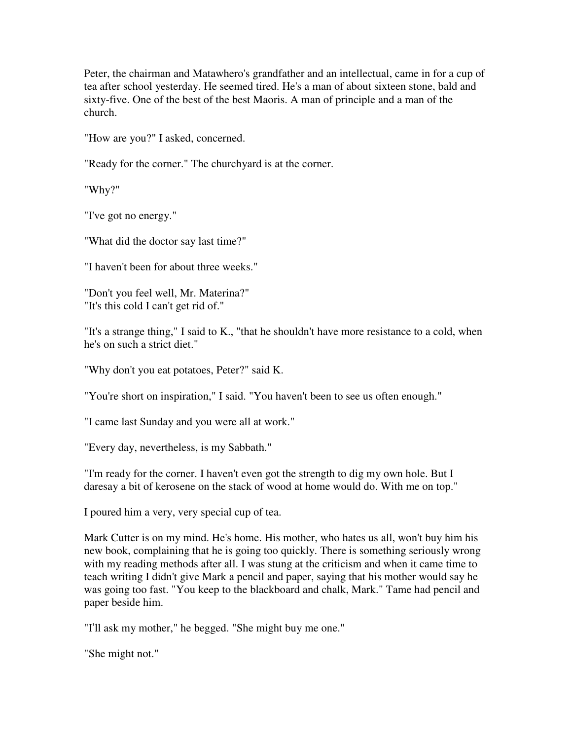Peter, the chairman and Matawhero's grandfather and an intellectual, came in for a cup of tea after school yesterday. He seemed tired. He's a man of about sixteen stone, bald and sixty-five. One of the best of the best Maoris. A man of principle and a man of the church.

"How are you?" I asked, concerned.

"Ready for the corner." The churchyard is at the corner.

"Why?"

"I've got no energy."

"What did the doctor say last time?"

"I haven't been for about three weeks."

"Don't you feel well, Mr. Materina?"
"It's this cold I can't get rid of."

"It's a strange thing," I said to K., "that he shouldn't have more resistance to a cold, when he's on such a strict diet."

"Why don't you eat potatoes, Peter?" said K.

"You're short on inspiration," I said. "You haven't been to see us often enough."

"I came last Sunday and you were all at work."

"Every day, nevertheless, is my Sabbath."

"I'm ready for the corner. I haven't even got the strength to dig my own hole. But I daresay a bit of kerosene on the stack of wood at home would do. With me on top."

I poured him a very, very special cup of tea.

Mark Cutter is on my mind. He's home. His mother, who hates us all, won't buy him his new book, complaining that he is going too quickly. There is something seriously wrong with my reading methods after all. I was stung at the criticism and when it came time to teach writing I didn't give Mark a pencil and paper, saying that his mother would say he was going too fast. "You keep to the blackboard and chalk, Mark." Tame had pencil and paper beside him.

"I'll ask my mother," he begged. "She might buy me one."

"She might not."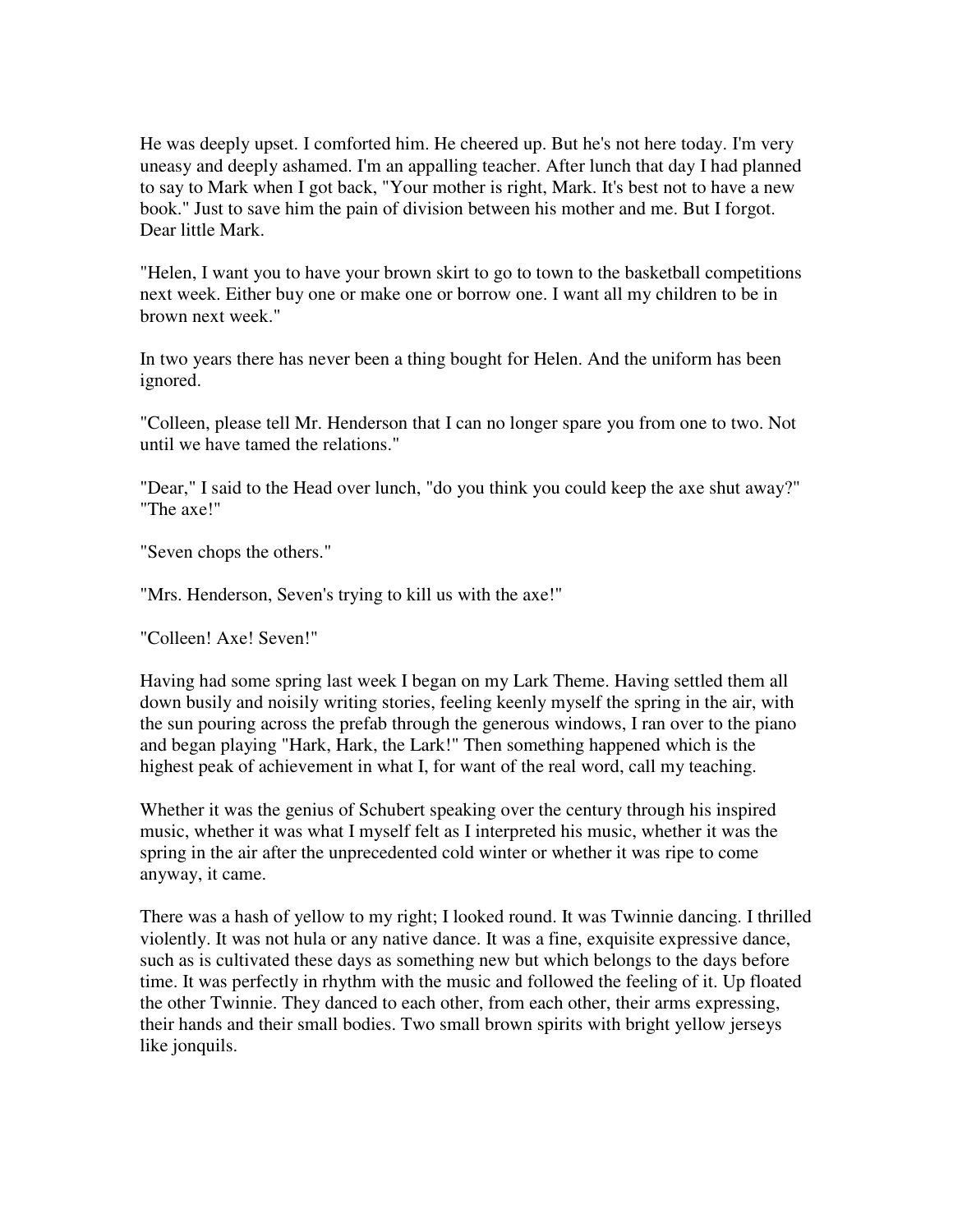He was deeply upset. I comforted him. He cheered up. But he's not here today. I'm very uneasy and deeply ashamed. I'm an appalling teacher. After lunch that day I had planned to say to Mark when I got back, "Your mother is right, Mark. It's best not to have a new book." Just to save him the pain of division between his mother and me. But I forgot. Dear little Mark.

"Helen, I want you to have your brown skirt to go to town to the basketball competitions next week. Either buy one or make one or borrow one. I want all my children to be in brown next week."

In two years there has never been a thing bought for Helen. And the uniform has been ignored.

"Colleen, please tell Mr. Henderson that I can no longer spare you from one to two. Not until we have tamed the relations."

"Dear," I said to the Head over lunch, "do you think you could keep the axe shut away?" "The axe!"

"Seven chops the others."

"Mrs. Henderson, Seven's trying to kill us with the axe!"

"Colleen! Axe! Seven!"

Having had some spring last week I began on my Lark Theme. Having settled them all down busily and noisily writing stories, feeling keenly myself the spring in the air, with the sun pouring across the prefab through the generous windows, I ran over to the piano and began playing "Hark, Hark, the Lark!" Then something happened which is the highest peak of achievement in what I, for want of the real word, call my teaching.

Whether it was the genius of Schubert speaking over the century through his inspired music, whether it was what I myself felt as I interpreted his music, whether it was the spring in the air after the unprecedented cold winter or whether it was ripe to come anyway, it came.

There was a hash of yellow to my right; I looked round. It was Twinnie dancing. I thrilled violently. It was not hula or any native dance. It was a fine, exquisite expressive dance, such as is cultivated these days as something new but which belongs to the days before time. It was perfectly in rhythm with the music and followed the feeling of it. Up floated the other Twinnie. They danced to each other, from each other, their arms expressing, their hands and their small bodies. Two small brown spirits with bright yellow jerseys like jonquils.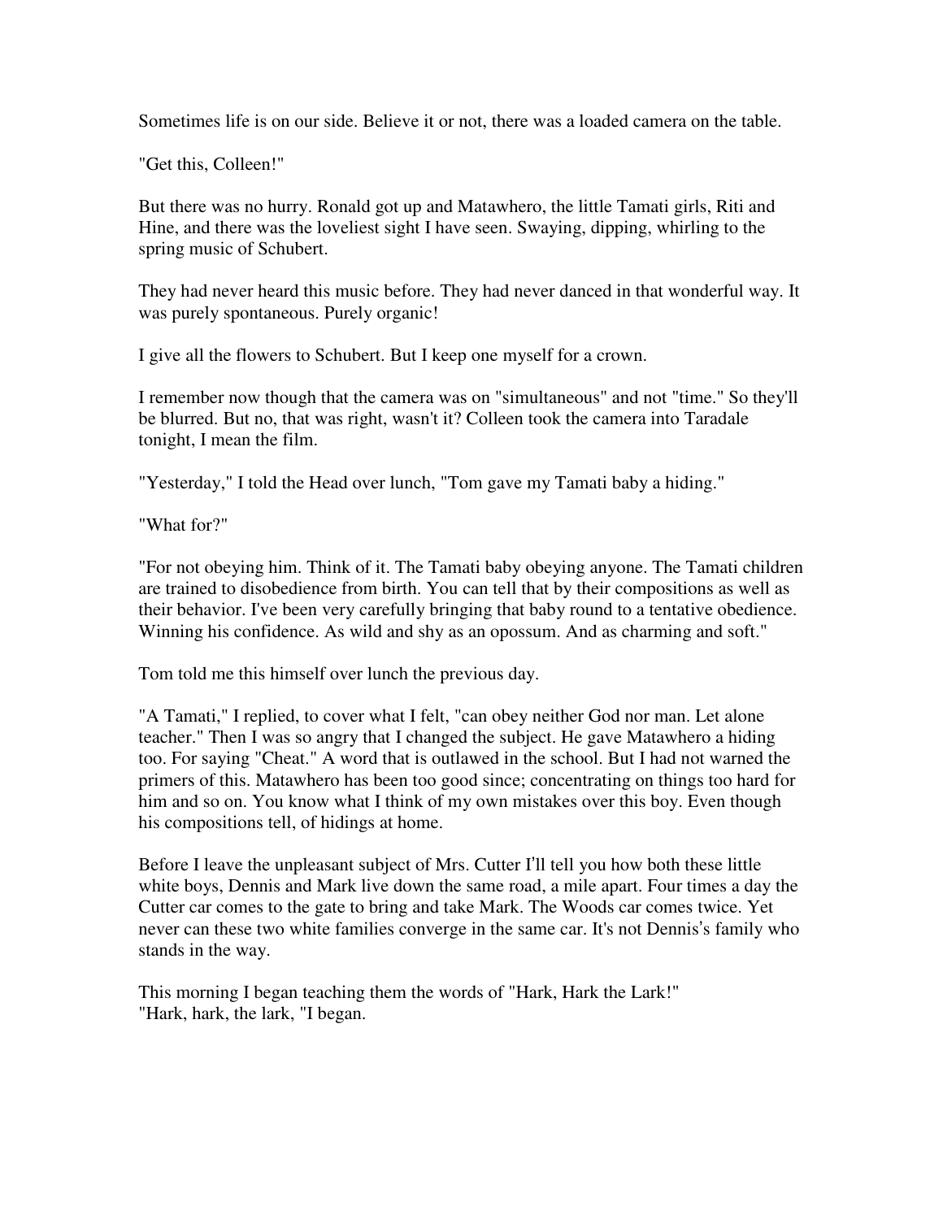Sometimes life is on our side. Believe it or not, there was a loaded camera on the table.

"Get this, Colleen!"

But there was no hurry. Ronald got up and Matawhero, the little Tamati girls, Riti and Hine, and there was the loveliest sight I have seen. Swaying, dipping, whirling to the spring music of Schubert.

They had never heard this music before. They had never danced in that wonderful way. It was purely spontaneous. Purely organic!

I give all the flowers to Schubert. But I keep one myself for a crown.

I remember now though that the camera was on "simultaneous" and not "time." So they'll be blurred. But no, that was right, wasn't it? Colleen took the camera into Taradale tonight, I mean the film.

"Yesterday," I told the Head over lunch, "Tom gave my Tamati baby a hiding."

"What for?"

"For not obeying him. Think of it. The Tamati baby obeying anyone. The Tamati children are trained to disobedience from birth. You can tell that by their compositions as well as their behavior. I've been very carefully bringing that baby round to a tentative obedience. Winning his confidence. As wild and shy as an opossum. And as charming and soft."

Tom told me this himself over lunch the previous day.

"A Tamati," I replied, to cover what I felt, "can obey neither God nor man. Let alone teacher." Then I was so angry that I changed the subject. He gave Matawhero a hiding too. For saying "Cheat." A word that is outlawed in the school. But I had not warned the primers of this. Matawhero has been too good since; concentrating on things too hard for him and so on. You know what I think of my own mistakes over this boy. Even though his compositions tell, of hidings at home.

Before I leave the unpleasant subject of Mrs. Cutter I'll tell you how both these little white boys, Dennis and Mark live down the same road, a mile apart. Four times a day the Cutter car comes to the gate to bring and take Mark. The Woods car comes twice. Yet never can these two white families converge in the same car. It's not Dennis's family who stands in the way.

This morning I began teaching them the words of "Hark, Hark the Lark!"
"Hark, hark, the lark, "I began.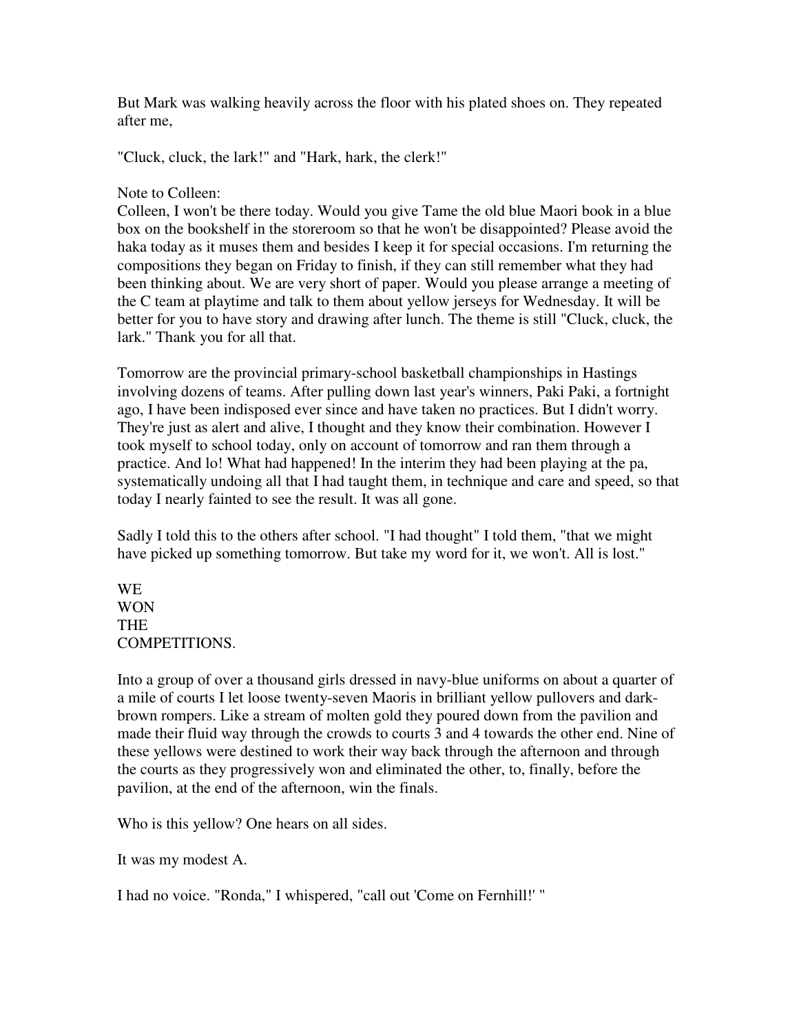But Mark was walking heavily across the floor with his plated shoes on. They repeated after me,

"Cluck, cluck, the lark!" and "Hark, hark, the clerk!"

Note to Colleen:
Colleen, I won't be there today. Would you give Tame the old blue Maori book in a blue box on the bookshelf in the storeroom so that he won't be disappointed? Please avoid the haka today as it muses them and besides I keep it for special occasions. I'm returning the compositions they began on Friday to finish, if they can still remember what they had been thinking about. We are very short of paper. Would you please arrange a meeting of the C team at playtime and talk to them about yellow jerseys for Wednesday. It will be better for you to have story and drawing after lunch. The theme is still "Cluck, cluck, the lark." Thank you for all that.

Tomorrow are the provincial primary-school basketball championships in Hastings involving dozens of teams. After pulling down last year's winners, Paki Paki, a fortnight ago, I have been indisposed ever since and have taken no practices. But I didn't worry. They're just as alert and alive, I thought and they know their combination. However I took myself to school today, only on account of tomorrow and ran them through a practice. And lo! What had happened! In the interim they had been playing at the pa, systematically undoing all that I had taught them, in technique and care and speed, so that today I nearly fainted to see the result. It was all gone.

Sadly I told this to the others after school. "I had thought" I told them, "that we might have picked up something tomorrow. But take my word for it, we won't. All is lost."

WE
WON
THE
COMPETITIONS.

Into a group of over a thousand girls dressed in navy-blue uniforms on about a quarter of a mile of courts I let loose twenty-seven Maoris in brilliant yellow pullovers and dark-brown rompers. Like a stream of molten gold they poured down from the pavilion and made their fluid way through the crowds to courts 3 and 4 towards the other end. Nine of these yellows were destined to work their way back through the afternoon and through the courts as they progressively won and eliminated the other, to, finally, before the pavilion, at the end of the afternoon, win the finals.

Who is this yellow? One hears on all sides.

It was my modest A.

I had no voice. "Ronda," I whispered, "call out 'Come on Fernhill!' "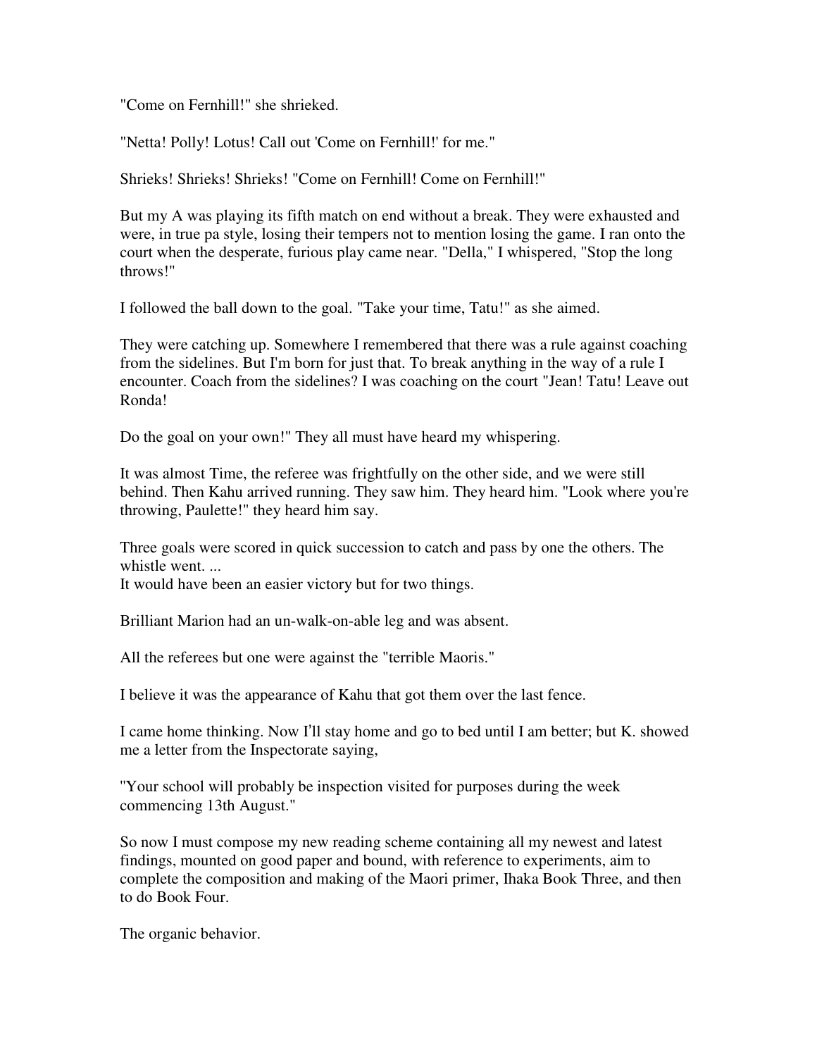"Come on Fernhill!" she shrieked.

"Netta! Polly! Lotus! Call out 'Come on Fernhill!' for me."

Shrieks! Shrieks! Shrieks! "Come on Fernhill! Come on Fernhill!"

But my A was playing its fifth match on end without a break. They were exhausted and were, in true pa style, losing their tempers not to mention losing the game. I ran onto the court when the desperate, furious play came near. "Della," I whispered, "Stop the long throws!"

I followed the ball down to the goal. "Take your time, Tatu!" as she aimed.

They were catching up. Somewhere I remembered that there was a rule against coaching from the sidelines. But I'm born for just that. To break anything in the way of a rule I encounter. Coach from the sidelines? I was coaching on the court "Jean! Tatu! Leave out Ronda!

Do the goal on your own!" They all must have heard my whispering.

It was almost Time, the referee was frightfully on the other side, and we were still behind. Then Kahu arrived running. They saw him. They heard him. "Look where you're throwing, Paulette!" they heard him say.

Three goals were scored in quick succession to catch and pass by one the others. The whistle went. ...
It would have been an easier victory but for two things.

Brilliant Marion had an un-walk-on-able leg and was absent.

All the referees but one were against the "terrible Maoris."

I believe it was the appearance of Kahu that got them over the last fence.

I came home thinking. Now I'll stay home and go to bed until I am better; but K. showed me a letter from the Inspectorate saying,

"Your school will probably be inspection visited for purposes during the week commencing 13th August."

So now I must compose my new reading scheme containing all my newest and latest findings, mounted on good paper and bound, with reference to experiments, aim to complete the composition and making of the Maori primer, Ihaka Book Three, and then to do Book Four.

The organic behavior.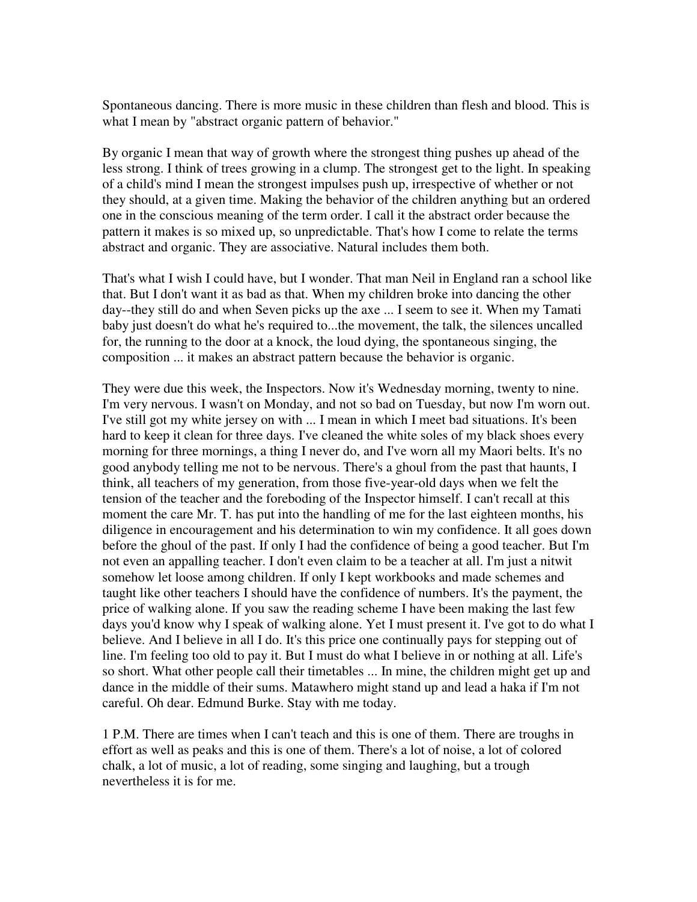Spontaneous dancing. There is more music in these children than flesh and blood. This is what I mean by "abstract organic pattern of behavior."

By organic I mean that way of growth where the strongest thing pushes up ahead of the less strong. I think of trees growing in a clump. The strongest get to the light. In speaking of a child's mind I mean the strongest impulses push up, irrespective of whether or not they should, at a given time. Making the behavior of the children anything but an ordered one in the conscious meaning of the term order. I call it the abstract order because the pattern it makes is so mixed up, so unpredictable. That's how I come to relate the terms abstract and organic. They are associative. Natural includes them both.

That's what I wish I could have, but I wonder. That man Neil in England ran a school like that. But I don't want it as bad as that. When my children broke into dancing the other day--they still do and when Seven picks up the axe ... I seem to see it. When my Tamati baby just doesn't do what he's required to...the movement, the talk, the silences uncalled for, the running to the door at a knock, the loud dying, the spontaneous singing, the composition ... it makes an abstract pattern because the behavior is organic.

They were due this week, the Inspectors. Now it's Wednesday morning, twenty to nine. I'm very nervous. I wasn't on Monday, and not so bad on Tuesday, but now I'm worn out. I've still got my white jersey on with ... I mean in which I meet bad situations. It's been hard to keep it clean for three days. I've cleaned the white soles of my black shoes every morning for three mornings, a thing I never do, and I've worn all my Maori belts. It's no good anybody telling me not to be nervous. There's a ghoul from the past that haunts, I think, all teachers of my generation, from those five-year-old days when we felt the tension of the teacher and the foreboding of the Inspector himself. I can't recall at this moment the care Mr. T. has put into the handling of me for the last eighteen months, his diligence in encouragement and his determination to win my confidence. It all goes down before the ghoul of the past. If only I had the confidence of being a good teacher. But I'm not even an appalling teacher. I don't even claim to be a teacher at all. I'm just a nitwit somehow let loose among children. If only I kept workbooks and made schemes and taught like other teachers I should have the confidence of numbers. It's the payment, the price of walking alone. If you saw the reading scheme I have been making the last few days you'd know why I speak of walking alone. Yet I must present it. I've got to do what I believe. And I believe in all I do. It's this price one continually pays for stepping out of line. I'm feeling too old to pay it. But I must do what I believe in or nothing at all. Life's so short. What other people call their timetables ... In mine, the children might get up and dance in the middle of their sums. Matawhero might stand up and lead a haka if I'm not careful. Oh dear. Edmund Burke. Stay with me today.

1 P.M. There are times when I can't teach and this is one of them. There are troughs in effort as well as peaks and this is one of them. There's a lot of noise, a lot of colored chalk, a lot of music, a lot of reading, some singing and laughing, but a trough nevertheless it is for me.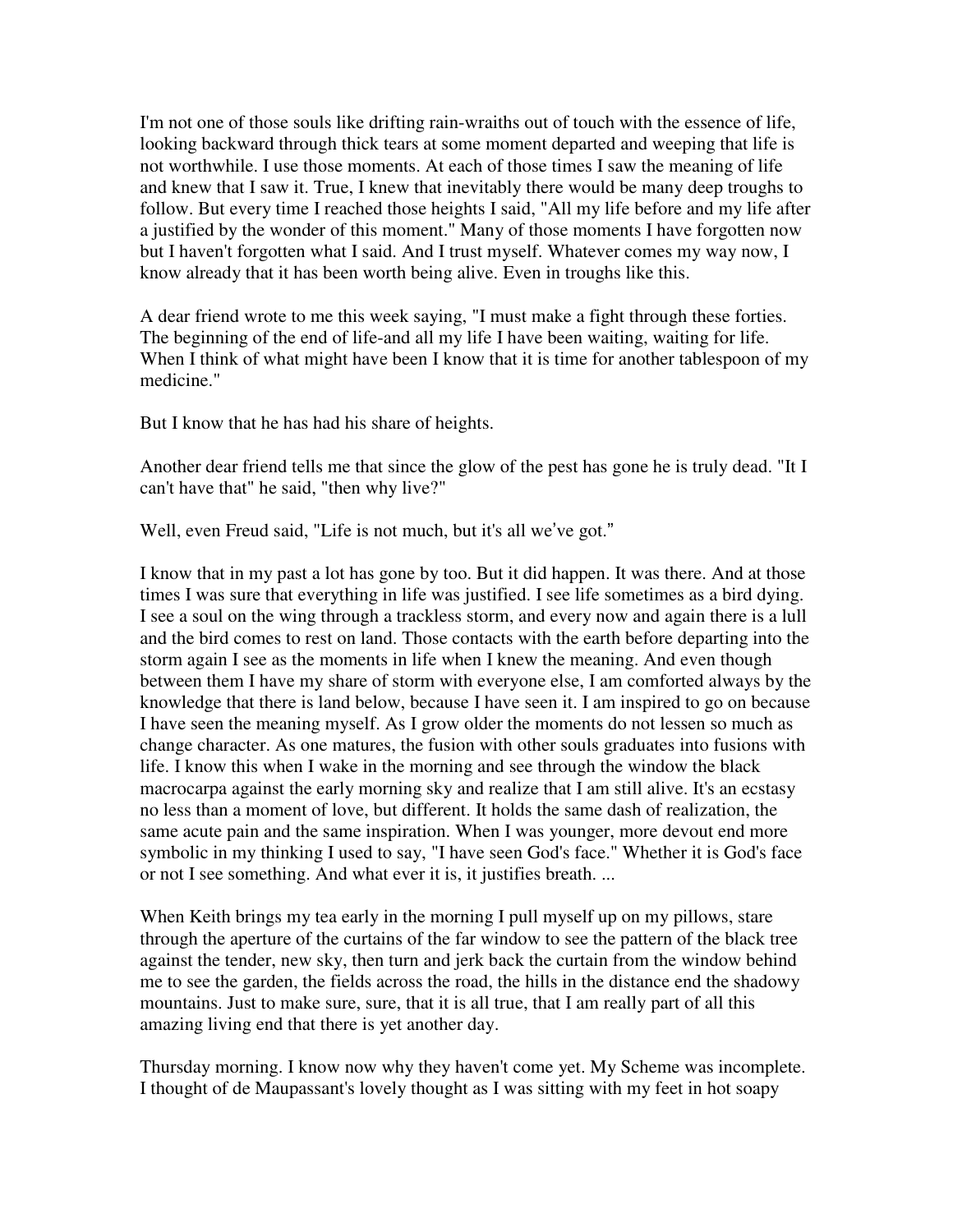I'm not one of those souls like drifting rain-wraiths out of touch with the essence of life, looking backward through thick tears at some moment departed and weeping that life is not worthwhile. I use those moments. At each of those times I saw the meaning of life and knew that I saw it. True, I knew that inevitably there would be many deep troughs to follow. But every time I reached those heights I said, "All my life before and my life after a justified by the wonder of this moment." Many of those moments I have forgotten now but I haven't forgotten what I said. And I trust myself. Whatever comes my way now, I know already that it has been worth being alive. Even in troughs like this.

A dear friend wrote to me this week saying, "I must make a fight through these forties. The beginning of the end of life-and all my life I have been waiting, waiting for life. When I think of what might have been I know that it is time for another tablespoon of my medicine."

But I know that he has had his share of heights.

Another dear friend tells me that since the glow of the pest has gone he is truly dead. "It I can't have that" he said, "then why live?"

Well, even Freud said, "Life is not much, but it's all we've got."

I know that in my past a lot has gone by too. But it did happen. It was there. And at those times I was sure that everything in life was justified. I see life sometimes as a bird dying. I see a soul on the wing through a trackless storm, and every now and again there is a lull and the bird comes to rest on land. Those contacts with the earth before departing into the storm again I see as the moments in life when I knew the meaning. And even though between them I have my share of storm with everyone else, I am comforted always by the knowledge that there is land below, because I have seen it. I am inspired to go on because I have seen the meaning myself. As I grow older the moments do not lessen so much as change character. As one matures, the fusion with other souls graduates into fusions with life. I know this when I wake in the morning and see through the window the black macrocarpa against the early morning sky and realize that I am still alive. It's an ecstasy no less than a moment of love, but different. It holds the same dash of realization, the same acute pain and the same inspiration. When I was younger, more devout end more symbolic in my thinking I used to say, "I have seen God's face." Whether it is God's face or not I see something. And what ever it is, it justifies breath. ...

When Keith brings my tea early in the morning I pull myself up on my pillows, stare through the aperture of the curtains of the far window to see the pattern of the black tree against the tender, new sky, then turn and jerk back the curtain from the window behind me to see the garden, the fields across the road, the hills in the distance end the shadowy mountains. Just to make sure, sure, that it is all true, that I am really part of all this amazing living end that there is yet another day.

Thursday morning. I know now why they haven't come yet. My Scheme was incomplete. I thought of de Maupassant's lovely thought as I was sitting with my feet in hot soapy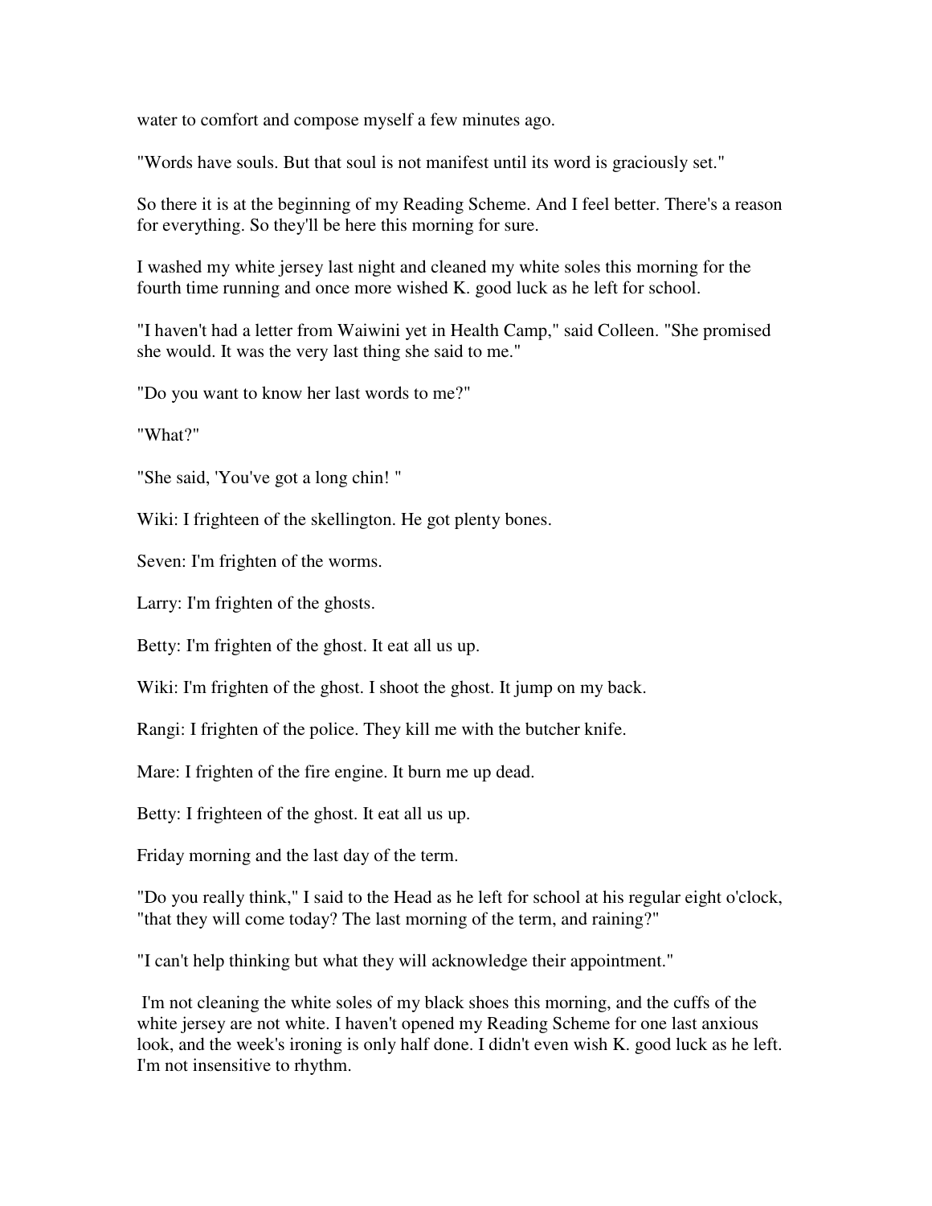water to comfort and compose myself a few minutes ago.

"Words have souls. But that soul is not manifest until its word is graciously set."

So there it is at the beginning of my Reading Scheme. And I feel better. There's a reason for everything. So they'll be here this morning for sure.

I washed my white jersey last night and cleaned my white soles this morning for the fourth time running and once more wished K. good luck as he left for school.

"I haven't had a letter from Waiwini yet in Health Camp," said Colleen. "She promised she would. It was the very last thing she said to me."

"Do you want to know her last words to me?"

"What?"

"She said, 'You've got a long chin! "

Wiki: I frighteen of the skellington. He got plenty bones.

Seven: I'm frighten of the worms.

Larry: I'm frighten of the ghosts.

Betty: I'm frighten of the ghost. It eat all us up.

Wiki: I'm frighten of the ghost. I shoot the ghost. It jump on my back.

Rangi: I frighten of the police. They kill me with the butcher knife.

Mare: I frighten of the fire engine. It burn me up dead.

Betty: I frighteen of the ghost. It eat all us up.

Friday morning and the last day of the term.

"Do you really think," I said to the Head as he left for school at his regular eight o'clock, "that they will come today? The last morning of the term, and raining?"

"I can't help thinking but what they will acknowledge their appointment."

I'm not cleaning the white soles of my black shoes this morning, and the cuffs of the white jersey are not white. I haven't opened my Reading Scheme for one last anxious look, and the week's ironing is only half done. I didn't even wish K. good luck as he left. I'm not insensitive to rhythm.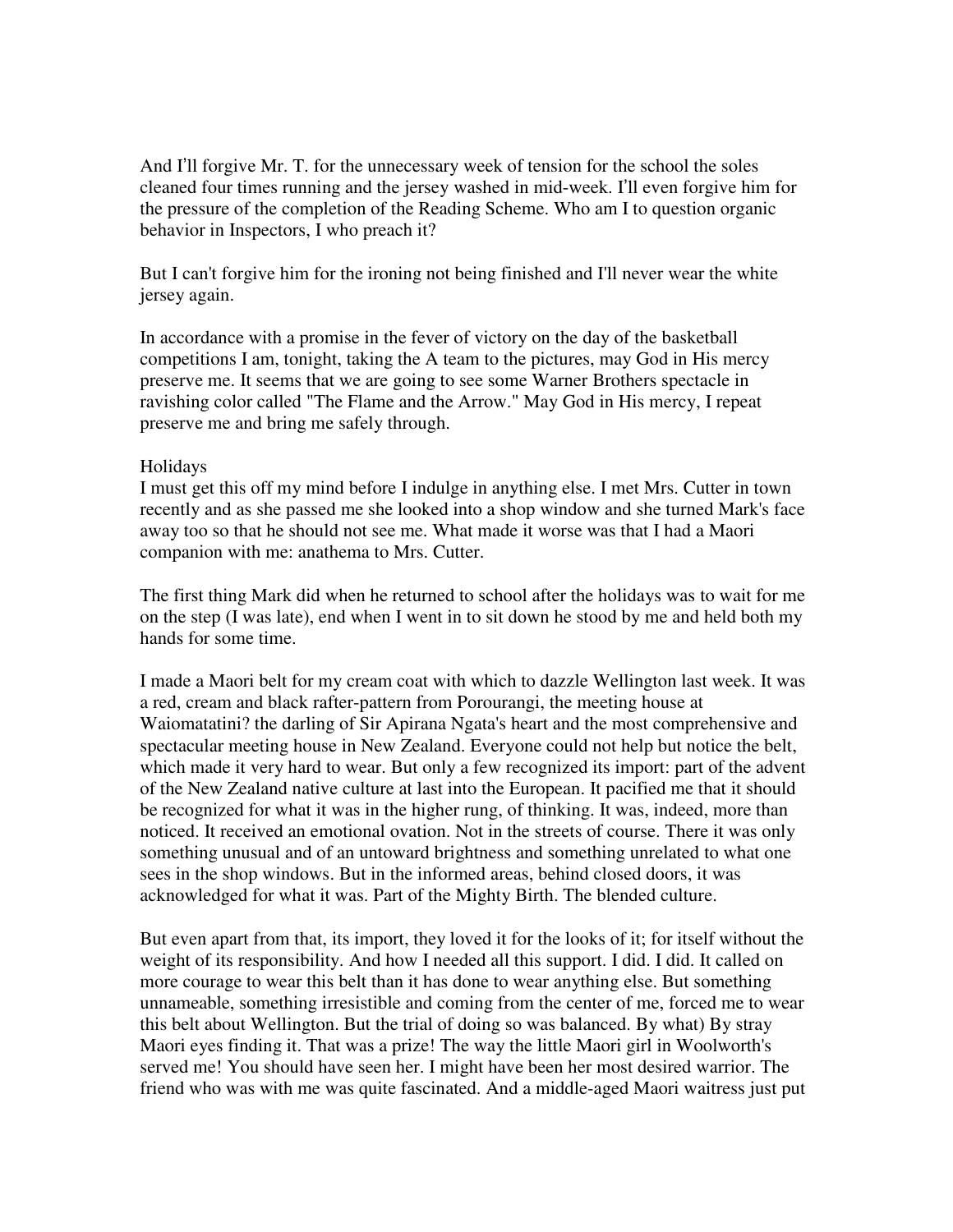And I'll forgive Mr. T. for the unnecessary week of tension for the school the soles cleaned four times running and the jersey washed in mid-week. I'll even forgive him for the pressure of the completion of the Reading Scheme. Who am I to question organic behavior in Inspectors, I who preach it?

But I can't forgive him for the ironing not being finished and I'll never wear the white jersey again.

In accordance with a promise in the fever of victory on the day of the basketball competitions I am, tonight, taking the A team to the pictures, may God in His mercy preserve me. It seems that we are going to see some Warner Brothers spectacle in ravishing color called "The Flame and the Arrow." May God in His mercy, I repeat preserve me and bring me safely through.

Holidays

I must get this off my mind before I indulge in anything else. I met Mrs. Cutter in town recently and as she passed me she looked into a shop window and she turned Mark's face away too so that he should not see me. What made it worse was that I had a Maori companion with me: anathema to Mrs. Cutter.

The first thing Mark did when he returned to school after the holidays was to wait for me on the step (I was late), end when I went in to sit down he stood by me and held both my hands for some time.

I made a Maori belt for my cream coat with which to dazzle Wellington last week. It was a red, cream and black rafter-pattern from Porourangi, the meeting house at Waiomatatini? the darling of Sir Apirana Ngata's heart and the most comprehensive and spectacular meeting house in New Zealand. Everyone could not help but notice the belt, which made it very hard to wear. But only a few recognized its import: part of the advent of the New Zealand native culture at last into the European. It pacified me that it should be recognized for what it was in the higher rung, of thinking. It was, indeed, more than noticed. It received an emotional ovation. Not in the streets of course. There it was only something unusual and of an untoward brightness and something unrelated to what one sees in the shop windows. But in the informed areas, behind closed doors, it was acknowledged for what it was. Part of the Mighty Birth. The blended culture.

But even apart from that, its import, they loved it for the looks of it; for itself without the weight of its responsibility. And how I needed all this support. I did. I did. It called on more courage to wear this belt than it has done to wear anything else. But something unnameable, something irresistible and coming from the center of me, forced me to wear this belt about Wellington. But the trial of doing so was balanced. By what) By stray Maori eyes finding it. That was a prize! The way the little Maori girl in Woolworth's served me! You should have seen her. I might have been her most desired warrior. The friend who was with me was quite fascinated. And a middle-aged Maori waitress just put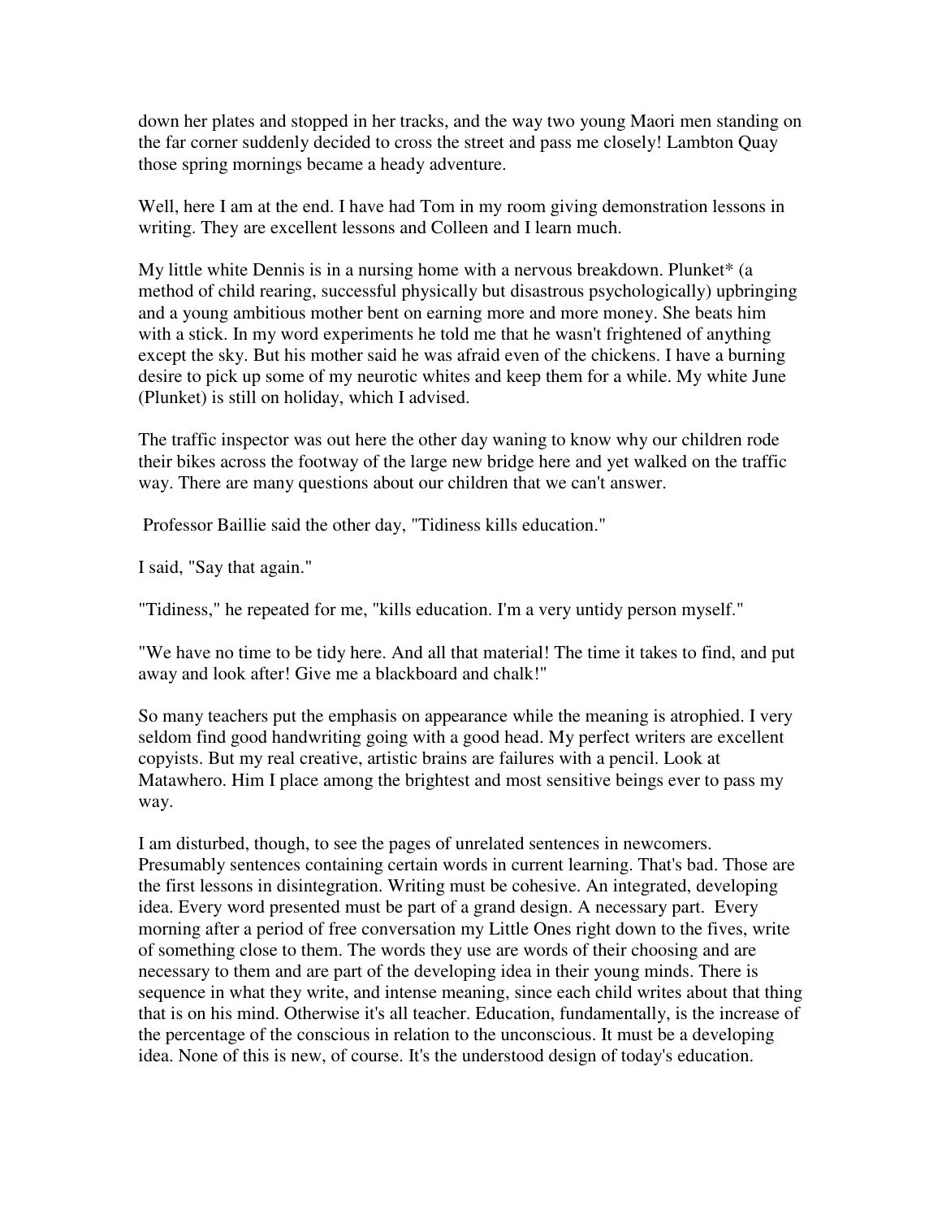down her plates and stopped in her tracks, and the way two young Maori men standing on the far corner suddenly decided to cross the street and pass me closely! Lambton Quay those spring mornings became a heady adventure.

Well, here I am at the end. I have had Tom in my room giving demonstration lessons in writing. They are excellent lessons and Colleen and I learn much.

My little white Dennis is in a nursing home with a nervous breakdown. Plunket* (a method of child rearing, successful physically but disastrous psychologically) upbringing and a young ambitious mother bent on earning more and more money. She beats him with a stick. In my word experiments he told me that he wasn't frightened of anything except the sky. But his mother said he was afraid even of the chickens. I have a burning desire to pick up some of my neurotic whites and keep them for a while. My white June (Plunket) is still on holiday, which I advised.

The traffic inspector was out here the other day waning to know why our children rode their bikes across the footway of the large new bridge here and yet walked on the traffic way. There are many questions about our children that we can't answer.

Professor Baillie said the other day, "Tidiness kills education."

I said, "Say that again."

"Tidiness," he repeated for me, "kills education. I'm a very untidy person myself."

"We have no time to be tidy here. And all that material! The time it takes to find, and put away and look after! Give me a blackboard and chalk!"

So many teachers put the emphasis on appearance while the meaning is atrophied. I very seldom find good handwriting going with a good head. My perfect writers are excellent copyists. But my real creative, artistic brains are failures with a pencil. Look at Matawhero. Him I place among the brightest and most sensitive beings ever to pass my way.

I am disturbed, though, to see the pages of unrelated sentences in newcomers. Presumably sentences containing certain words in current learning. That's bad. Those are the first lessons in disintegration. Writing must be cohesive. An integrated, developing idea. Every word presented must be part of a grand design. A necessary part. Every morning after a period of free conversation my Little Ones right down to the fives, write of something close to them. The words they use are words of their choosing and are necessary to them and are part of the developing idea in their young minds. There is sequence in what they write, and intense meaning, since each child writes about that thing that is on his mind. Otherwise it's all teacher. Education, fundamentally, is the increase of the percentage of the conscious in relation to the unconscious. It must be a developing idea. None of this is new, of course. It's the understood design of today's education.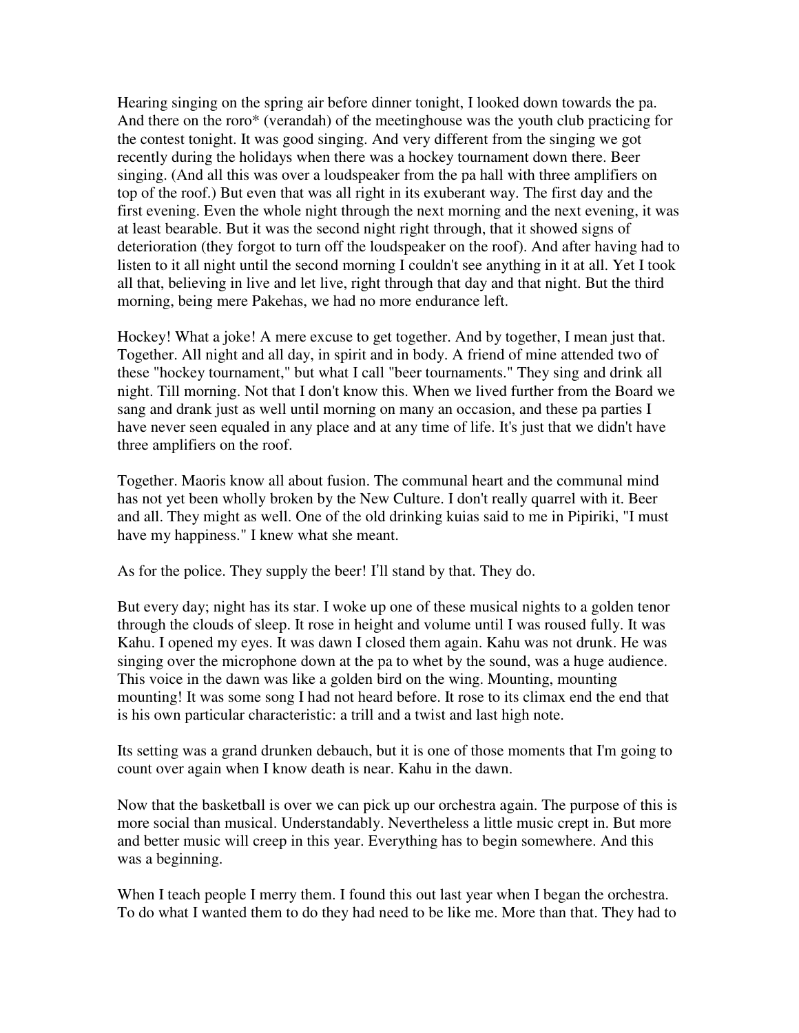Hearing singing on the spring air before dinner tonight, I looked down towards the pa. And there on the roro* (verandah) of the meetinghouse was the youth club practicing for the contest tonight. It was good singing. And very different from the singing we got recently during the holidays when there was a hockey tournament down there. Beer singing. (And all this was over a loudspeaker from the pa hall with three amplifiers on top of the roof.) But even that was all right in its exuberant way. The first day and the first evening. Even the whole night through the next morning and the next evening, it was at least bearable. But it was the second night right through, that it showed signs of deterioration (they forgot to turn off the loudspeaker on the roof). And after having had to listen to it all night until the second morning I couldn't see anything in it at all. Yet I took all that, believing in live and let live, right through that day and that night. But the third morning, being mere Pakehas, we had no more endurance left.

Hockey! What a joke! A mere excuse to get together. And by together, I mean just that. Together. All night and all day, in spirit and in body. A friend of mine attended two of these "hockey tournament," but what I call "beer tournaments." They sing and drink all night. Till morning. Not that I don't know this. When we lived further from the Board we sang and drank just as well until morning on many an occasion, and these pa parties I have never seen equaled in any place and at any time of life. It's just that we didn't have three amplifiers on the roof.

Together. Maoris know all about fusion. The communal heart and the communal mind has not yet been wholly broken by the New Culture. I don't really quarrel with it. Beer and all. They might as well. One of the old drinking kuias said to me in Pipiriki, "I must have my happiness." I knew what she meant.

As for the police. They supply the beer! I'll stand by that. They do.

But every day; night has its star. I woke up one of these musical nights to a golden tenor through the clouds of sleep. It rose in height and volume until I was roused fully. It was Kahu. I opened my eyes. It was dawn I closed them again. Kahu was not drunk. He was singing over the microphone down at the pa to whet by the sound, was a huge audience. This voice in the dawn was like a golden bird on the wing. Mounting, mounting mounting! It was some song I had not heard before. It rose to its climax end the end that is his own particular characteristic: a trill and a twist and last high note.

Its setting was a grand drunken debauch, but it is one of those moments that I'm going to count over again when I know death is near. Kahu in the dawn.

Now that the basketball is over we can pick up our orchestra again. The purpose of this is more social than musical. Understandably. Nevertheless a little music crept in. But more and better music will creep in this year. Everything has to begin somewhere. And this was a beginning.

When I teach people I merry them. I found this out last year when I began the orchestra. To do what I wanted them to do they had need to be like me. More than that. They had to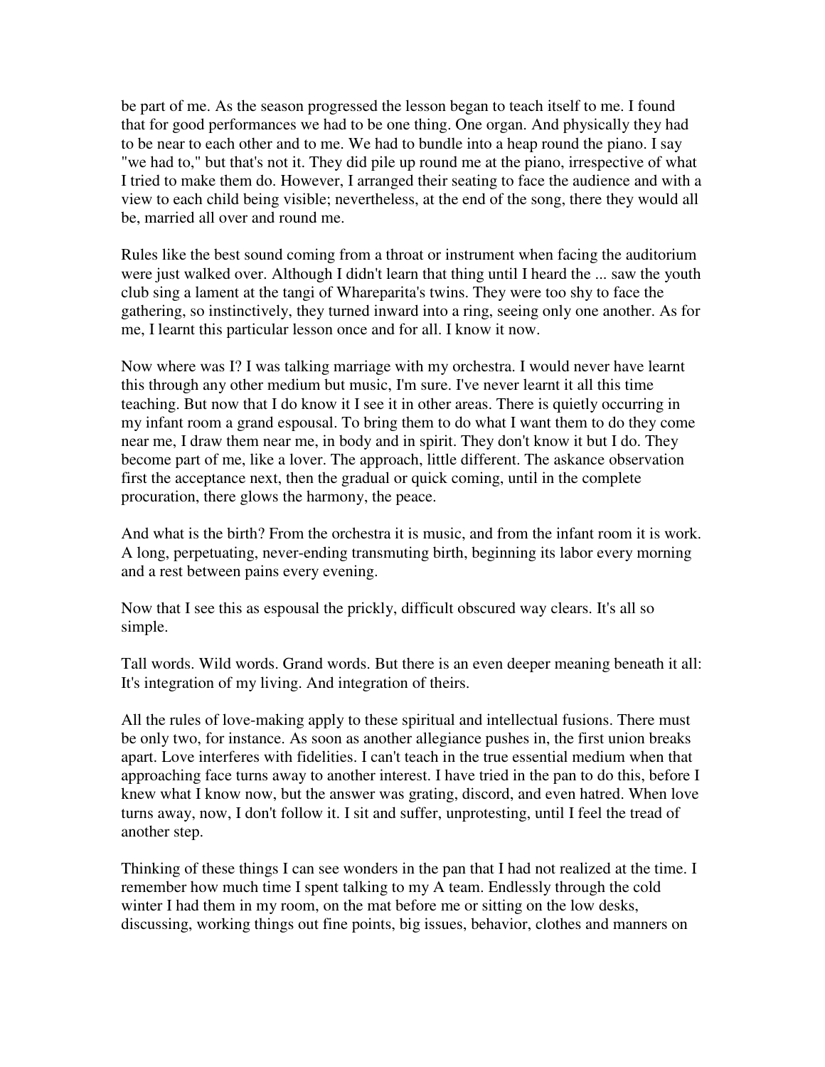be part of me. As the season progressed the lesson began to teach itself to me. I found that for good performances we had to be one thing. One organ. And physically they had to be near to each other and to me. We had to bundle into a heap round the piano. I say "we had to," but that's not it. They did pile up round me at the piano, irrespective of what I tried to make them do. However, I arranged their seating to face the audience and with a view to each child being visible; nevertheless, at the end of the song, there they would all be, married all over and round me.

Rules like the best sound coming from a throat or instrument when facing the auditorium were just walked over. Although I didn't learn that thing until I heard the ... saw the youth club sing a lament at the tangi of Whareparita's twins. They were too shy to face the gathering, so instinctively, they turned inward into a ring, seeing only one another. As for me, I learnt this particular lesson once and for all. I know it now.

Now where was I? I was talking marriage with my orchestra. I would never have learnt this through any other medium but music, I'm sure. I've never learnt it all this time teaching. But now that I do know it I see it in other areas. There is quietly occurring in my infant room a grand espousal. To bring them to do what I want them to do they come near me, I draw them near me, in body and in spirit. They don't know it but I do. They become part of me, like a lover. The approach, little different. The askance observation first the acceptance next, then the gradual or quick coming, until in the complete procuration, there glows the harmony, the peace.

And what is the birth? From the orchestra it is music, and from the infant room it is work. A long, perpetuating, never-ending transmuting birth, beginning its labor every morning and a rest between pains every evening.

Now that I see this as espousal the prickly, difficult obscured way clears. It's all so simple.

Tall words. Wild words. Grand words. But there is an even deeper meaning beneath it all: It's integration of my living. And integration of theirs.

All the rules of love-making apply to these spiritual and intellectual fusions. There must be only two, for instance. As soon as another allegiance pushes in, the first union breaks apart. Love interferes with fidelities. I can't teach in the true essential medium when that approaching face turns away to another interest. I have tried in the pan to do this, before I knew what I know now, but the answer was grating, discord, and even hatred. When love turns away, now, I don't follow it. I sit and suffer, unprotesting, until I feel the tread of another step.

Thinking of these things I can see wonders in the pan that I had not realized at the time. I remember how much time I spent talking to my A team. Endlessly through the cold winter I had them in my room, on the mat before me or sitting on the low desks, discussing, working things out fine points, big issues, behavior, clothes and manners on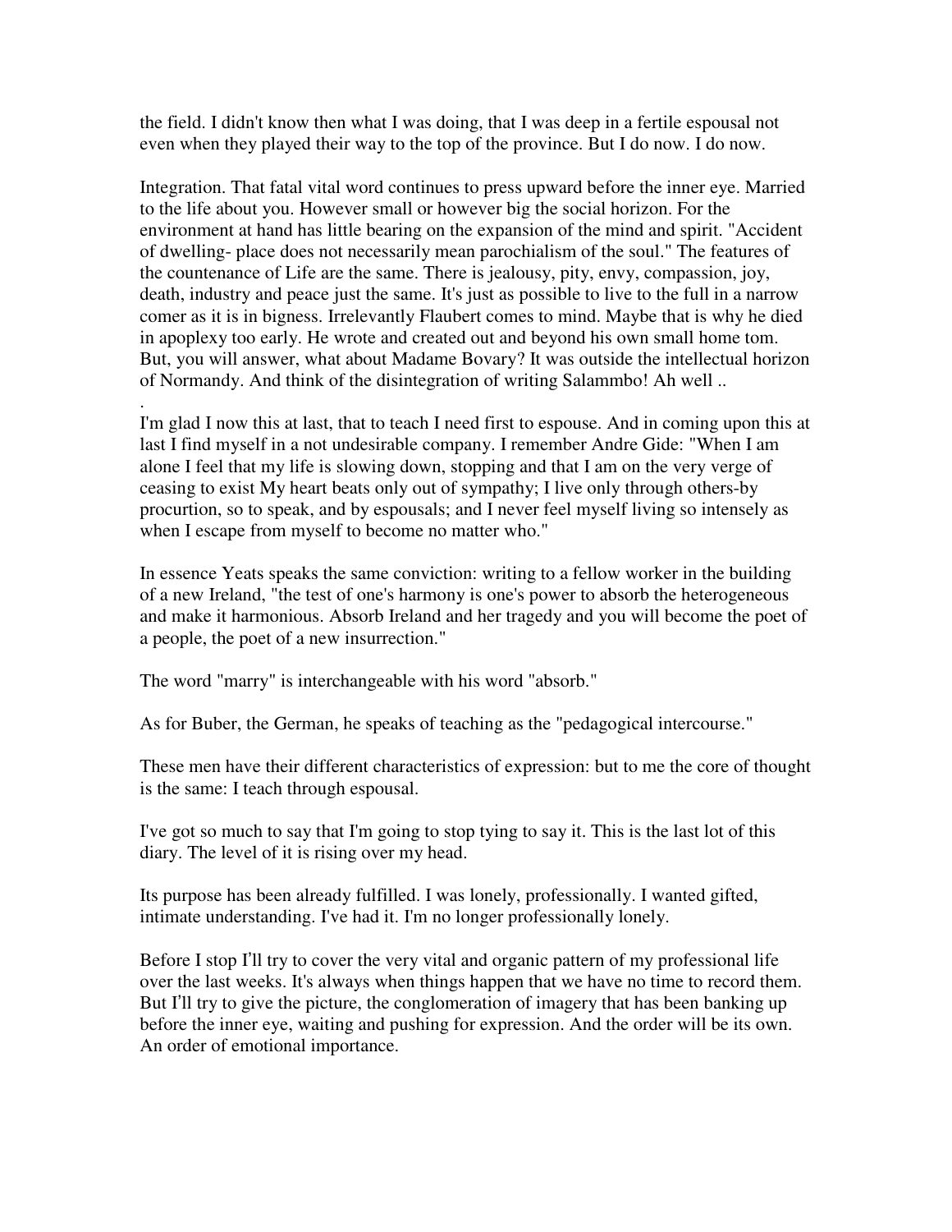the field. I didn't know then what I was doing, that I was deep in a fertile espousal not even when they played their way to the top of the province. But I do now. I do now.

Integration. That fatal vital word continues to press upward before the inner eye. Married to the life about you. However small or however big the social horizon. For the environment at hand has little bearing on the expansion of the mind and spirit. "Accident of dwelling- place does not necessarily mean parochialism of the soul." The features of the countenance of Life are the same. There is jealousy, pity, envy, compassion, joy, death, industry and peace just the same. It's just as possible to live to the full in a narrow comer as it is in bigness. Irrelevantly Flaubert comes to mind. Maybe that is why he died in apoplexy too early. He wrote and created out and beyond his own small home tom. But, you will answer, what about Madame Bovary? It was outside the intellectual horizon of Normandy. And think of the disintegration of writing Salammbo! Ah well ..
.

I'm glad I now this at last, that to teach I need first to espouse. And in coming upon this at last I find myself in a not undesirable company. I remember Andre Gide: "When I am alone I feel that my life is slowing down, stopping and that I am on the very verge of ceasing to exist My heart beats only out of sympathy; I live only through others-by procurtion, so to speak, and by espousals; and I never feel myself living so intensely as when I escape from myself to become no matter who."

In essence Yeats speaks the same conviction: writing to a fellow worker in the building of a new Ireland, "the test of one's harmony is one's power to absorb the heterogeneous and make it harmonious. Absorb Ireland and her tragedy and you will become the poet of a people, the poet of a new insurrection."

The word "marry" is interchangeable with his word "absorb."

As for Buber, the German, he speaks of teaching as the "pedagogical intercourse."

These men have their different characteristics of expression: but to me the core of thought is the same: I teach through espousal.

I've got so much to say that I'm going to stop tying to say it. This is the last lot of this diary. The level of it is rising over my head.

Its purpose has been already fulfilled. I was lonely, professionally. I wanted gifted, intimate understanding. I've had it. I'm no longer professionally lonely.

Before I stop I'll try to cover the very vital and organic pattern of my professional life over the last weeks. It's always when things happen that we have no time to record them. But I'll try to give the picture, the conglomeration of imagery that has been banking up before the inner eye, waiting and pushing for expression. And the order will be its own. An order of emotional importance.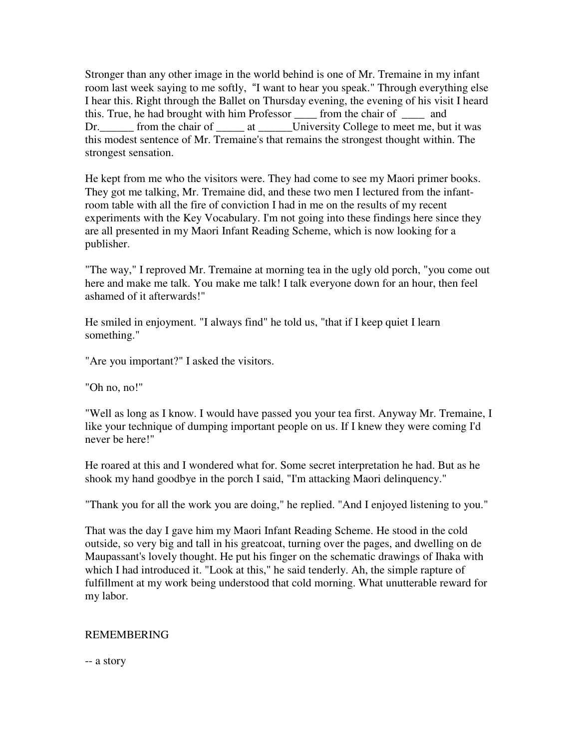Stronger than any other image in the world behind is one of Mr. Tremaine in my infant room last week saying to me softly, "I want to hear you speak." Through everything else I hear this. Right through the Ballet on Thursday evening, the evening of his visit I heard this. True, he had brought with him Professor ____ from the chair of ____ and Dr.______ from the chair of _____ at ______University College to meet me, but it was this modest sentence of Mr. Tremaine's that remains the strongest thought within. The strongest sensation.

He kept from me who the visitors were. They had come to see my Maori primer books. They got me talking, Mr. Tremaine did, and these two men I lectured from the infant-room table with all the fire of conviction I had in me on the results of my recent experiments with the Key Vocabulary. I'm not going into these findings here since they are all presented in my Maori Infant Reading Scheme, which is now looking for a publisher.

"The way," I reproved Mr. Tremaine at morning tea in the ugly old porch, "you come out here and make me talk. You make me talk! I talk everyone down for an hour, then feel ashamed of it afterwards!"

He smiled in enjoyment. "I always find" he told us, "that if I keep quiet I learn something."

"Are you important?" I asked the visitors.

"Oh no, no!"

"Well as long as I know. I would have passed you your tea first. Anyway Mr. Tremaine, I like your technique of dumping important people on us. If I knew they were coming I'd never be here!"

He roared at this and I wondered what for. Some secret interpretation he had. But as he shook my hand goodbye in the porch I said, "I'm attacking Maori delinquency."

"Thank you for all the work you are doing," he replied. "And I enjoyed listening to you."

That was the day I gave him my Maori Infant Reading Scheme. He stood in the cold outside, so very big and tall in his greatcoat, turning over the pages, and dwelling on de Maupassant's lovely thought. He put his finger on the schematic drawings of Ihaka with which I had introduced it. "Look at this," he said tenderly. Ah, the simple rapture of fulfillment at my work being understood that cold morning. What unutterable reward for my labor.

REMEMBERING

-- a story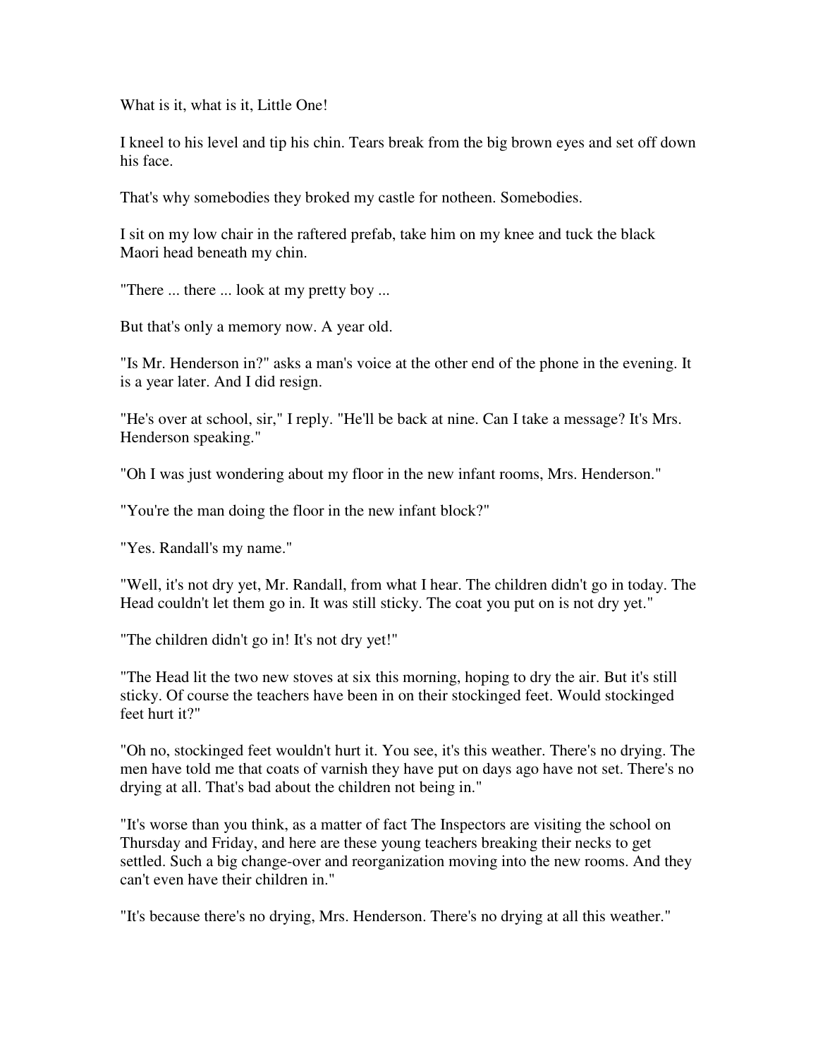What is it, what is it, Little One!

I kneel to his level and tip his chin. Tears break from the big brown eyes and set off down his face.

That's why somebodies they broked my castle for notheen. Somebodies.

I sit on my low chair in the raftered prefab, take him on my knee and tuck the black Maori head beneath my chin.

"There ... there ... look at my pretty boy ...

But that's only a memory now. A year old.

"Is Mr. Henderson in?" asks a man's voice at the other end of the phone in the evening. It is a year later. And I did resign.

"He's over at school, sir," I reply. "He'll be back at nine. Can I take a message? It's Mrs. Henderson speaking."

"Oh I was just wondering about my floor in the new infant rooms, Mrs. Henderson."

"You're the man doing the floor in the new infant block?"

"Yes. Randall's my name."

"Well, it's not dry yet, Mr. Randall, from what I hear. The children didn't go in today. The Head couldn't let them go in. It was still sticky. The coat you put on is not dry yet."

"The children didn't go in! It's not dry yet!"

"The Head lit the two new stoves at six this morning, hoping to dry the air. But it's still sticky. Of course the teachers have been in on their stockinged feet. Would stockinged feet hurt it?"

"Oh no, stockinged feet wouldn't hurt it. You see, it's this weather. There's no drying. The men have told me that coats of varnish they have put on days ago have not set. There's no drying at all. That's bad about the children not being in."

"It's worse than you think, as a matter of fact The Inspectors are visiting the school on Thursday and Friday, and here are these young teachers breaking their necks to get settled. Such a big change-over and reorganization moving into the new rooms. And they can't even have their children in."

"It's because there's no drying, Mrs. Henderson. There's no drying at all this weather."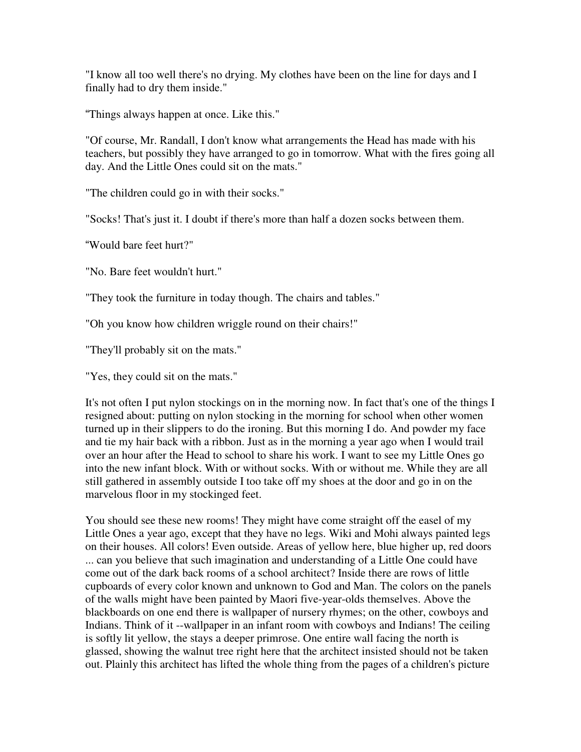"I know all too well there's no drying. My clothes have been on the line for days and I finally had to dry them inside."

"Things always happen at once. Like this."

"Of course, Mr. Randall, I don't know what arrangements the Head has made with his teachers, but possibly they have arranged to go in tomorrow. What with the fires going all day. And the Little Ones could sit on the mats."

"The children could go in with their socks."

"Socks! That's just it. I doubt if there's more than half a dozen socks between them.

"Would bare feet hurt?"

"No. Bare feet wouldn't hurt."

"They took the furniture in today though. The chairs and tables."

"Oh you know how children wriggle round on their chairs!"

"They'll probably sit on the mats."

"Yes, they could sit on the mats."

It's not often I put nylon stockings on in the morning now. In fact that's one of the things I resigned about: putting on nylon stocking in the morning for school when other women turned up in their slippers to do the ironing. But this morning I do. And powder my face and tie my hair back with a ribbon. Just as in the morning a year ago when I would trail over an hour after the Head to school to share his work. I want to see my Little Ones go into the new infant block. With or without socks. With or without me. While they are all still gathered in assembly outside I too take off my shoes at the door and go in on the marvelous floor in my stockinged feet.

You should see these new rooms! They might have come straight off the easel of my Little Ones a year ago, except that they have no legs. Wiki and Mohi always painted legs on their houses. All colors! Even outside. Areas of yellow here, blue higher up, red doors ... can you believe that such imagination and understanding of a Little One could have come out of the dark back rooms of a school architect? Inside there are rows of little cupboards of every color known and unknown to God and Man. The colors on the panels of the walls might have been painted by Maori five-year-olds themselves. Above the blackboards on one end there is wallpaper of nursery rhymes; on the other, cowboys and Indians. Think of it --wallpaper in an infant room with cowboys and Indians! The ceiling is softly lit yellow, the stays a deeper primrose. One entire wall facing the north is glassed, showing the walnut tree right here that the architect insisted should not be taken out. Plainly this architect has lifted the whole thing from the pages of a children's picture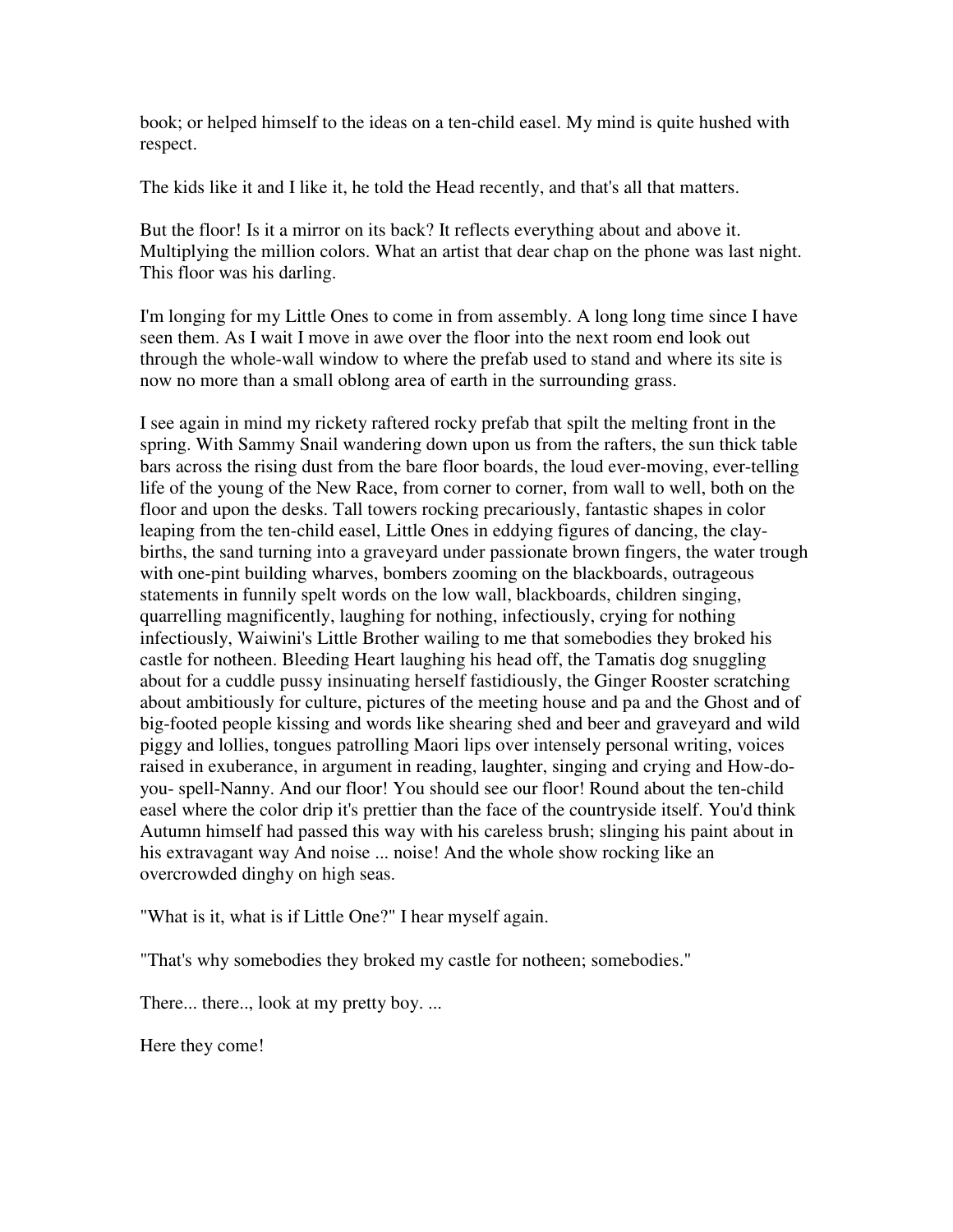book; or helped himself to the ideas on a ten-child easel. My mind is quite hushed with respect.

The kids like it and I like it, he told the Head recently, and that's all that matters.

But the floor! Is it a mirror on its back? It reflects everything about and above it. Multiplying the million colors. What an artist that dear chap on the phone was last night. This floor was his darling.

I'm longing for my Little Ones to come in from assembly. A long long time since I have seen them. As I wait I move in awe over the floor into the next room end look out through the whole-wall window to where the prefab used to stand and where its site is now no more than a small oblong area of earth in the surrounding grass.

I see again in mind my rickety raftered rocky prefab that spilt the melting front in the spring. With Sammy Snail wandering down upon us from the rafters, the sun thick table bars across the rising dust from the bare floor boards, the loud ever-moving, ever-telling life of the young of the New Race, from corner to corner, from wall to well, both on the floor and upon the desks. Tall towers rocking precariously, fantastic shapes in color leaping from the ten-child easel, Little Ones in eddying figures of dancing, the clay-births, the sand turning into a graveyard under passionate brown fingers, the water trough with one-pint building wharves, bombers zooming on the blackboards, outrageous statements in funnily spelt words on the low wall, blackboards, children singing, quarrelling magnificently, laughing for nothing, infectiously, crying for nothing infectiously, Waiwini's Little Brother wailing to me that somebodies they broked his castle for notheen. Bleeding Heart laughing his head off, the Tamatis dog snuggling about for a cuddle pussy insinuating herself fastidiously, the Ginger Rooster scratching about ambitiously for culture, pictures of the meeting house and pa and the Ghost and of big-footed people kissing and words like shearing shed and beer and graveyard and wild piggy and lollies, tongues patrolling Maori lips over intensely personal writing, voices raised in exuberance, in argument in reading, laughter, singing and crying and How-do-you- spell-Nanny. And our floor! You should see our floor! Round about the ten-child easel where the color drip it's prettier than the face of the countryside itself. You'd think Autumn himself had passed this way with his careless brush; slinging his paint about in his extravagant way And noise ... noise! And the whole show rocking like an overcrowded dinghy on high seas.

"What is it, what is if Little One?" I hear myself again.

"That's why somebodies they broked my castle for notheen; somebodies."

There... there.., look at my pretty boy. ...

Here they come!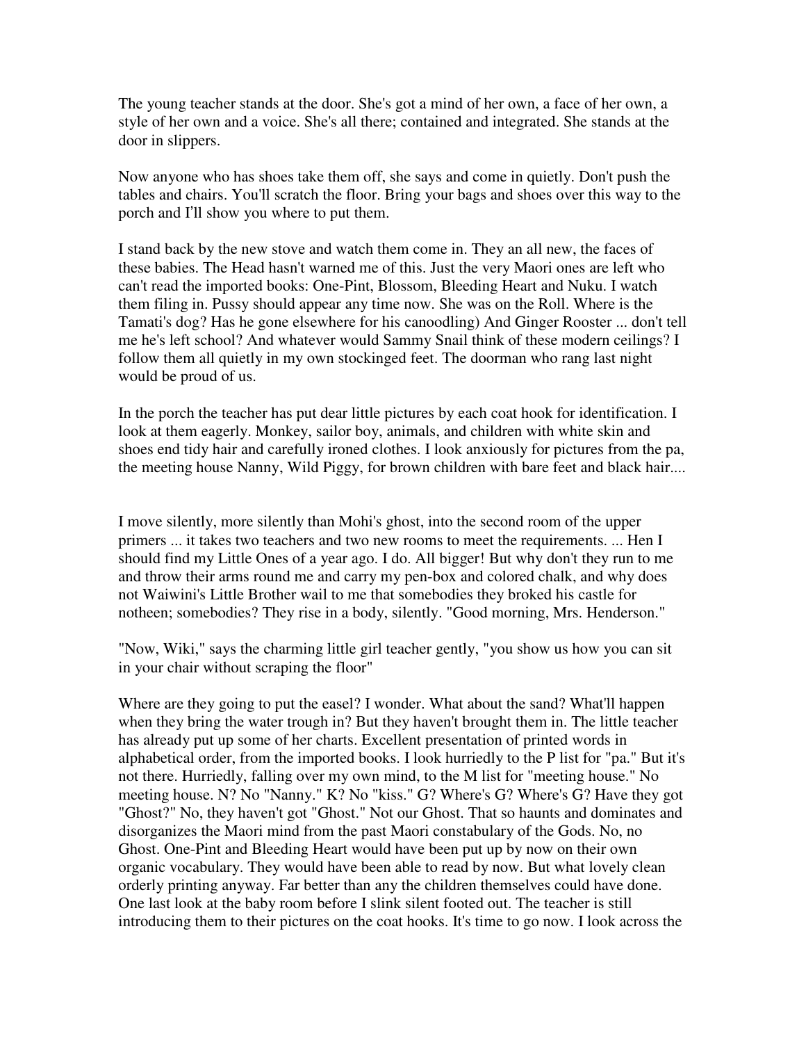The young teacher stands at the door. She's got a mind of her own, a face of her own, a style of her own and a voice. She's all there; contained and integrated. She stands at the door in slippers.

Now anyone who has shoes take them off, she says and come in quietly. Don't push the tables and chairs. You'll scratch the floor. Bring your bags and shoes over this way to the porch and I'll show you where to put them.

I stand back by the new stove and watch them come in. They an all new, the faces of these babies. The Head hasn't warned me of this. Just the very Maori ones are left who can't read the imported books: One-Pint, Blossom, Bleeding Heart and Nuku. I watch them filing in. Pussy should appear any time now. She was on the Roll. Where is the Tamati's dog? Has he gone elsewhere for his canoodling) And Ginger Rooster ... don't tell me he's left school? And whatever would Sammy Snail think of these modern ceilings? I follow them all quietly in my own stockinged feet. The doorman who rang last night would be proud of us.

In the porch the teacher has put dear little pictures by each coat hook for identification. I look at them eagerly. Monkey, sailor boy, animals, and children with white skin and shoes end tidy hair and carefully ironed clothes. I look anxiously for pictures from the pa, the meeting house Nanny, Wild Piggy, for brown children with bare feet and black hair....

I move silently, more silently than Mohi's ghost, into the second room of the upper primers ... it takes two teachers and two new rooms to meet the requirements. ... Hen I should find my Little Ones of a year ago. I do. All bigger! But why don't they run to me and throw their arms round me and carry my pen-box and colored chalk, and why does not Waiwini's Little Brother wail to me that somebodies they broked his castle for notheen; somebodies? They rise in a body, silently. "Good morning, Mrs. Henderson."

"Now, Wiki," says the charming little girl teacher gently, "you show us how you can sit in your chair without scraping the floor"

Where are they going to put the easel? I wonder. What about the sand? What'll happen when they bring the water trough in? But they haven't brought them in. The little teacher has already put up some of her charts. Excellent presentation of printed words in alphabetical order, from the imported books. I look hurriedly to the P list for "pa." But it's not there. Hurriedly, falling over my own mind, to the M list for "meeting house." No meeting house. N? No "Nanny." K? No "kiss." G? Where's G? Where's G? Have they got "Ghost?" No, they haven't got "Ghost." Not our Ghost. That so haunts and dominates and disorganizes the Maori mind from the past Maori constabulary of the Gods. No, no Ghost. One-Pint and Bleeding Heart would have been put up by now on their own organic vocabulary. They would have been able to read by now. But what lovely clean orderly printing anyway. Far better than any the children themselves could have done. One last look at the baby room before I slink silent footed out. The teacher is still introducing them to their pictures on the coat hooks. It's time to go now. I look across the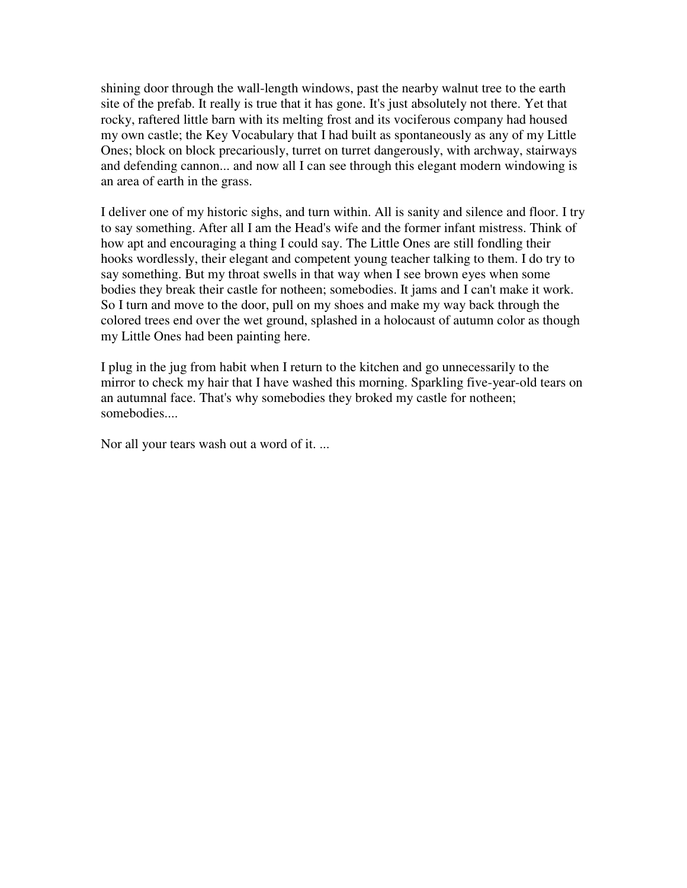shining door through the wall-length windows, past the nearby walnut tree to the earth site of the prefab. It really is true that it has gone. It's just absolutely not there. Yet that rocky, raftered little barn with its melting frost and its vociferous company had housed my own castle; the Key Vocabulary that I had built as spontaneously as any of my Little Ones; block on block precariously, turret on turret dangerously, with archway, stairways and defending cannon... and now all I can see through this elegant modern windowing is an area of earth in the grass.

I deliver one of my historic sighs, and turn within. All is sanity and silence and floor. I try to say something. After all I am the Head's wife and the former infant mistress. Think of how apt and encouraging a thing I could say. The Little Ones are still fondling their hooks wordlessly, their elegant and competent young teacher talking to them. I do try to say something. But my throat swells in that way when I see brown eyes when some bodies they break their castle for notheen; somebodies. It jams and I can't make it work. So I turn and move to the door, pull on my shoes and make my way back through the colored trees end over the wet ground, splashed in a holocaust of autumn color as though my Little Ones had been painting here.

I plug in the jug from habit when I return to the kitchen and go unnecessarily to the mirror to check my hair that I have washed this morning. Sparkling five-year-old tears on an autumnal face. That's why somebodies they broked my castle for notheen; somebodies....

Nor all your tears wash out a word of it. ...